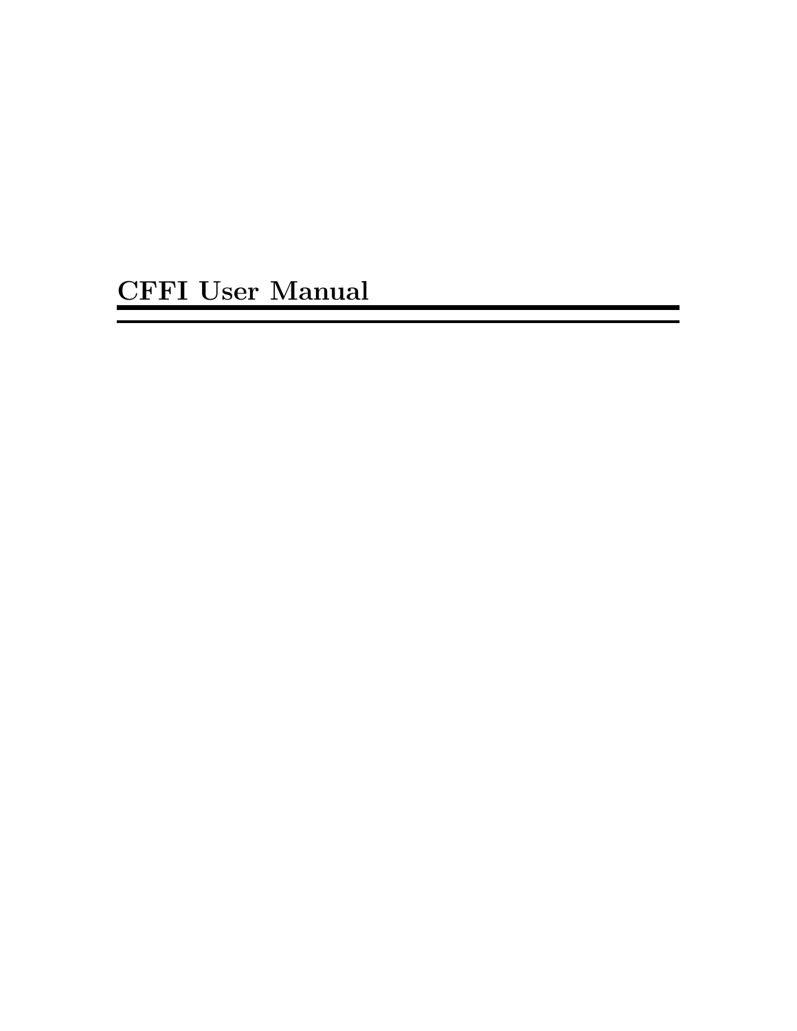# CFFI User Manual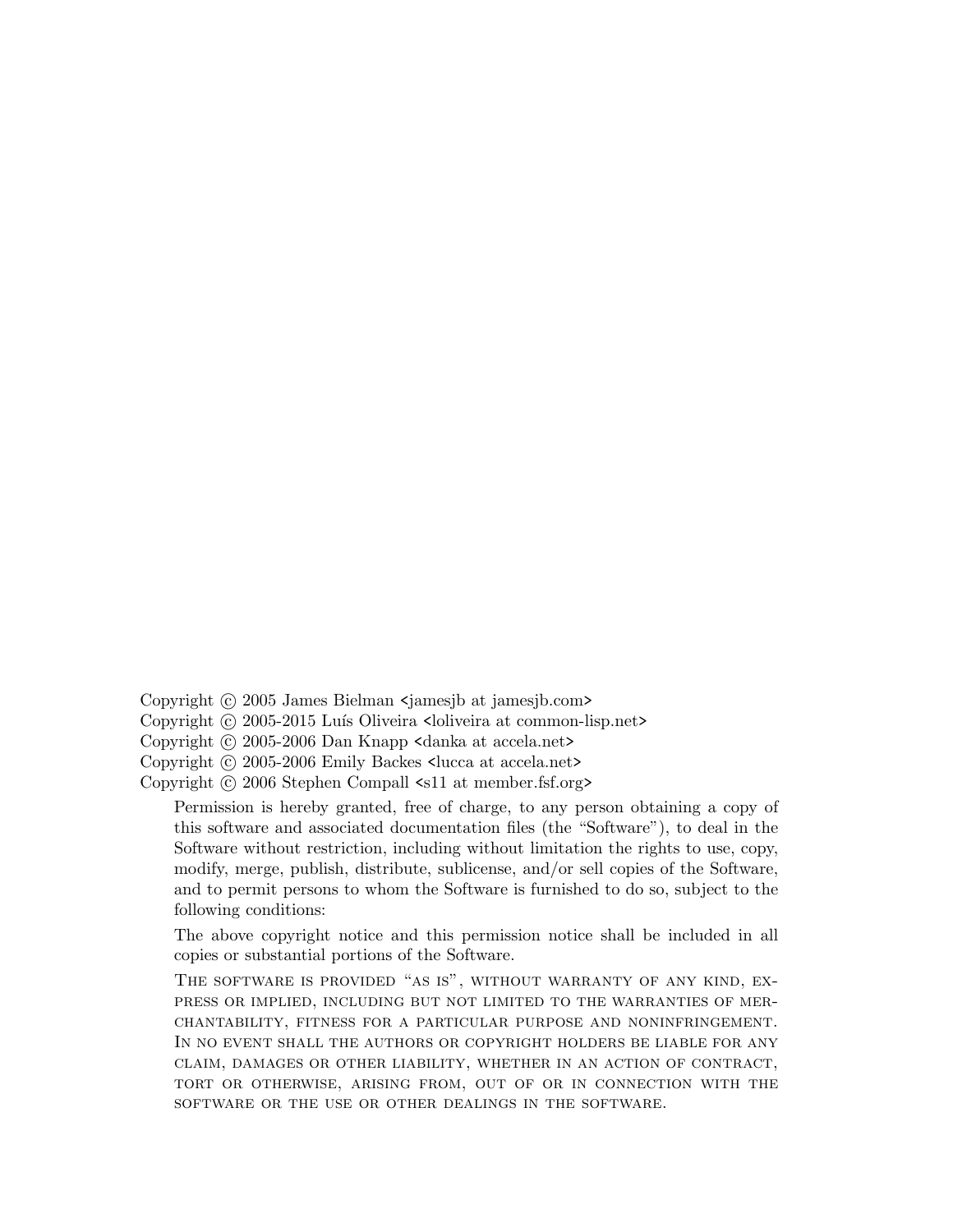Copyright © 2005 James Bielman <jamesjb at jamesjb.com>
Copyright © 2005-2015 Luís Oliveira <loliveira at common-lisp.net>
Copyright © 2005-2006 Dan Knapp <danka at accela.net>
Copyright © 2005-2006 Emily Backes <lucca at accela.net>
Copyright © 2006 Stephen Compall <s11 at member.fsf.org>

> Permission is hereby granted, free of charge, to any person obtaining a copy of this software and associated documentation files (the "Software"), to deal in the Software without restriction, including without limitation the rights to use, copy, modify, merge, publish, distribute, sublicense, and/or sell copies of the Software, and to permit persons to whom the Software is furnished to do so, subject to the following conditions:
>
> The above copyright notice and this permission notice shall be included in all copies or substantial portions of the Software.
>
> THE SOFTWARE IS PROVIDED "AS IS", WITHOUT WARRANTY OF ANY KIND, EXPRESS OR IMPLIED, INCLUDING BUT NOT LIMITED TO THE WARRANTIES OF MERCHANTABILITY, FITNESS FOR A PARTICULAR PURPOSE AND NONINFRINGEMENT. IN NO EVENT SHALL THE AUTHORS OR COPYRIGHT HOLDERS BE LIABLE FOR ANY CLAIM, DAMAGES OR OTHER LIABILITY, WHETHER IN AN ACTION OF CONTRACT, TORT OR OTHERWISE, ARISING FROM, OUT OF OR IN CONNECTION WITH THE SOFTWARE OR THE USE OR OTHER DEALINGS IN THE SOFTWARE.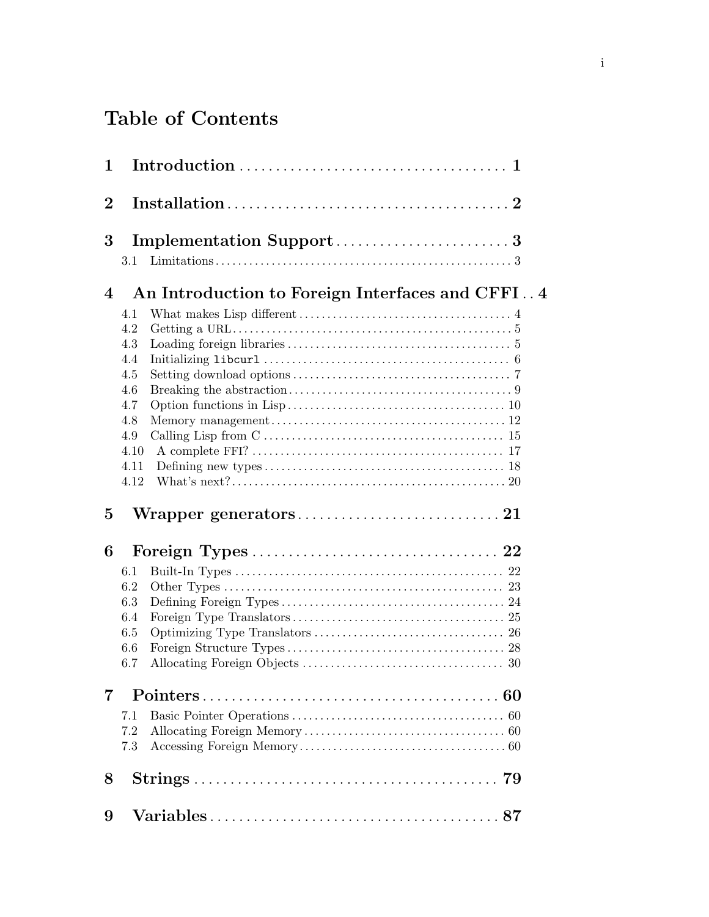# Table of Contents

**1 Introduction** .................................... **1**

**2 Installation** .................................... **2**

**3 Implementation Support** .................................... **3**

- 3.1 Limitations .................................... 3

**4 An Introduction to Foreign Interfaces and CFFI** .. **4**

- 4.1 What makes Lisp different .................................... 4
- 4.2 Getting a URL .................................... 5
- 4.3 Loading foreign libraries .................................... 5
- 4.4 Initializing `libcurl` .................................... 6
- 4.5 Setting download options .................................... 7
- 4.6 Breaking the abstraction .................................... 9
- 4.7 Option functions in Lisp .................................... 10
- 4.8 Memory management .................................... 12
- 4.9 Calling Lisp from C .................................... 15
- 4.10 A complete FFI? .................................... 17
- 4.11 Defining new types .................................... 18
- 4.12 What's next? .................................... 20

**5 Wrapper generators** .................................... **21**

**6 Foreign Types** .................................... **22**

- 6.1 Built-In Types .................................... 22
- 6.2 Other Types .................................... 23
- 6.3 Defining Foreign Types .................................... 24
- 6.4 Foreign Type Translators .................................... 25
- 6.5 Optimizing Type Translators .................................... 26
- 6.6 Foreign Structure Types .................................... 28
- 6.7 Allocating Foreign Objects .................................... 30

**7 Pointers** .................................... **60**

- 7.1 Basic Pointer Operations .................................... 60
- 7.2 Allocating Foreign Memory .................................... 60
- 7.3 Accessing Foreign Memory .................................... 60

**8 Strings** .................................... **79**

**9 Variables** .................................... **87**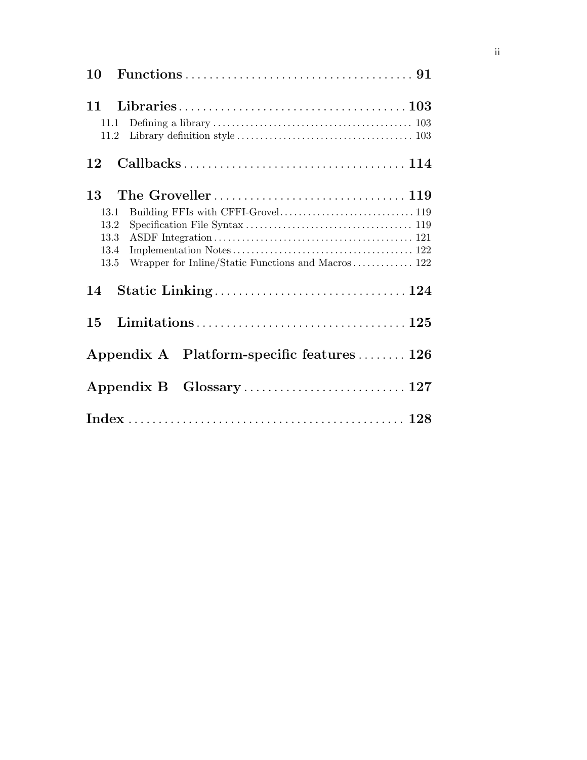**10 Functions** ........................................ **91**

**11 Libraries** ........................................ **103**

- 11.1 Defining a library ........................................ 103
- 11.2 Library definition style ........................................ 103

**12 Callbacks** ........................................ **114**

**13 The Groveller** ........................................ **119**

- 13.1 Building FFIs with CFFI-Grovel ........................................ 119
- 13.2 Specification File Syntax ........................................ 119
- 13.3 ASDF Integration ........................................ 121
- 13.4 Implementation Notes ........................................ 122
- 13.5 Wrapper for Inline/Static Functions and Macros ........................................ 122

**14 Static Linking** ........................................ **124**

**15 Limitations** ........................................ **125**

**Appendix A Platform-specific features** ........................................ **126**

**Appendix B Glossary** ........................................ **127**

**Index** ........................................ **128**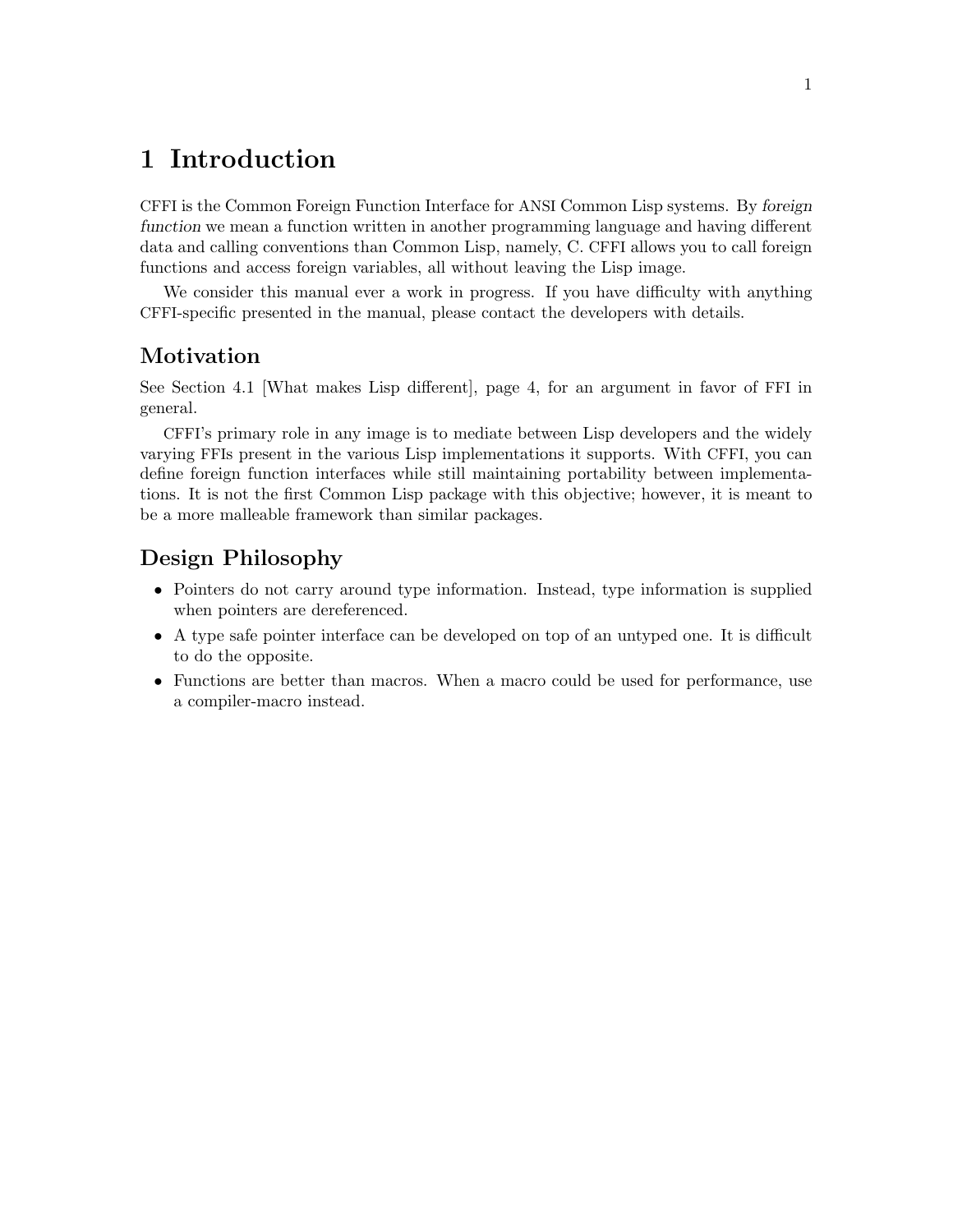# 1 Introduction

CFFI is the Common Foreign Function Interface for ANSI Common Lisp systems. By *foreign function* we mean a function written in another programming language and having different data and calling conventions than Common Lisp, namely, C. CFFI allows you to call foreign functions and access foreign variables, all without leaving the Lisp image.

We consider this manual ever a work in progress. If you have difficulty with anything CFFI-specific presented in the manual, please contact the developers with details.

## Motivation

See Section 4.1 [What makes Lisp different], page 4, for an argument in favor of FFI in general.

CFFI's primary role in any image is to mediate between Lisp developers and the widely varying FFIs present in the various Lisp implementations it supports. With CFFI, you can define foreign function interfaces while still maintaining portability between implementations. It is not the first Common Lisp package with this objective; however, it is meant to be a more malleable framework than similar packages.

## Design Philosophy

- Pointers do not carry around type information. Instead, type information is supplied when pointers are dereferenced.
- A type safe pointer interface can be developed on top of an untyped one. It is difficult to do the opposite.
- Functions are better than macros. When a macro could be used for performance, use a compiler-macro instead.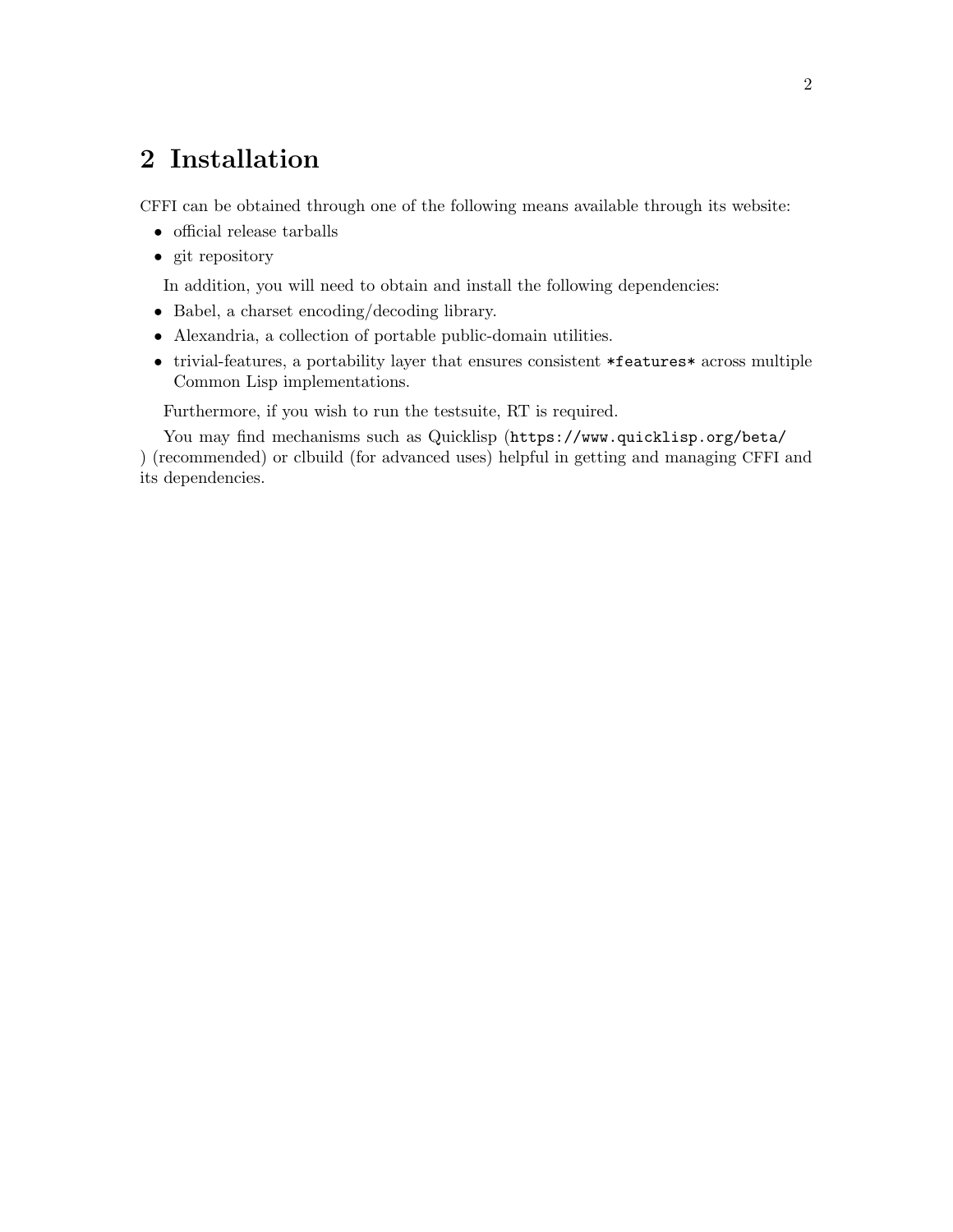# 2 Installation

CFFI can be obtained through one of the following means available through its website:

- official release tarballs
- git repository

In addition, you will need to obtain and install the following dependencies:

- Babel, a charset encoding/decoding library.
- Alexandria, a collection of portable public-domain utilities.
- trivial-features, a portability layer that ensures consistent `*features*` across multiple Common Lisp implementations.

Furthermore, if you wish to run the testsuite, RT is required.

You may find mechanisms such as Quicklisp (`https://www.quicklisp.org/beta/`) (recommended) or clbuild (for advanced uses) helpful in getting and managing CFFI and its dependencies.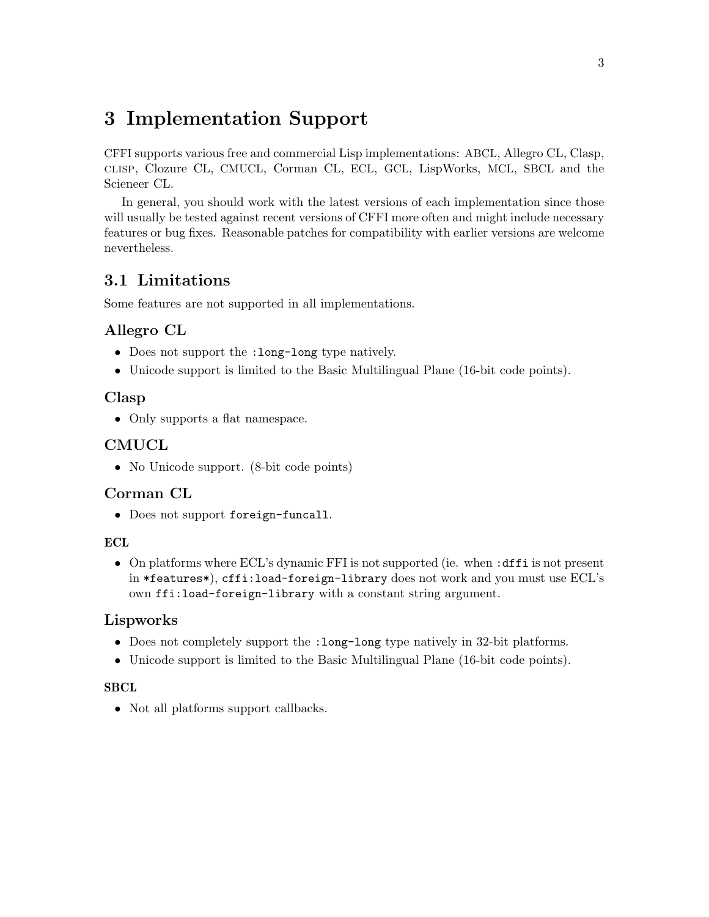# 3 Implementation Support

CFFI supports various free and commercial Lisp implementations: ABCL, Allegro CL, Clasp, CLISP, Clozure CL, CMUCL, Corman CL, ECL, GCL, LispWorks, MCL, SBCL and the Scieneer CL.

In general, you should work with the latest versions of each implementation since those will usually be tested against recent versions of CFFI more often and might include necessary features or bug fixes. Reasonable patches for compatibility with earlier versions are welcome nevertheless.

## 3.1 Limitations

Some features are not supported in all implementations.

### Allegro CL

- Does not support the `:long-long` type natively.
- Unicode support is limited to the Basic Multilingual Plane (16-bit code points).

### Clasp

- Only supports a flat namespace.

### CMUCL

- No Unicode support. (8-bit code points)

### Corman CL

- Does not support `foreign-funcall`.

#### ECL

- On platforms where ECL's dynamic FFI is not supported (ie. when `:dffi` is not present in `*features*`), `cffi:load-foreign-library` does not work and you must use ECL's own `ffi:load-foreign-library` with a constant string argument.

### Lispworks

- Does not completely support the `:long-long` type natively in 32-bit platforms.
- Unicode support is limited to the Basic Multilingual Plane (16-bit code points).

#### SBCL

- Not all platforms support callbacks.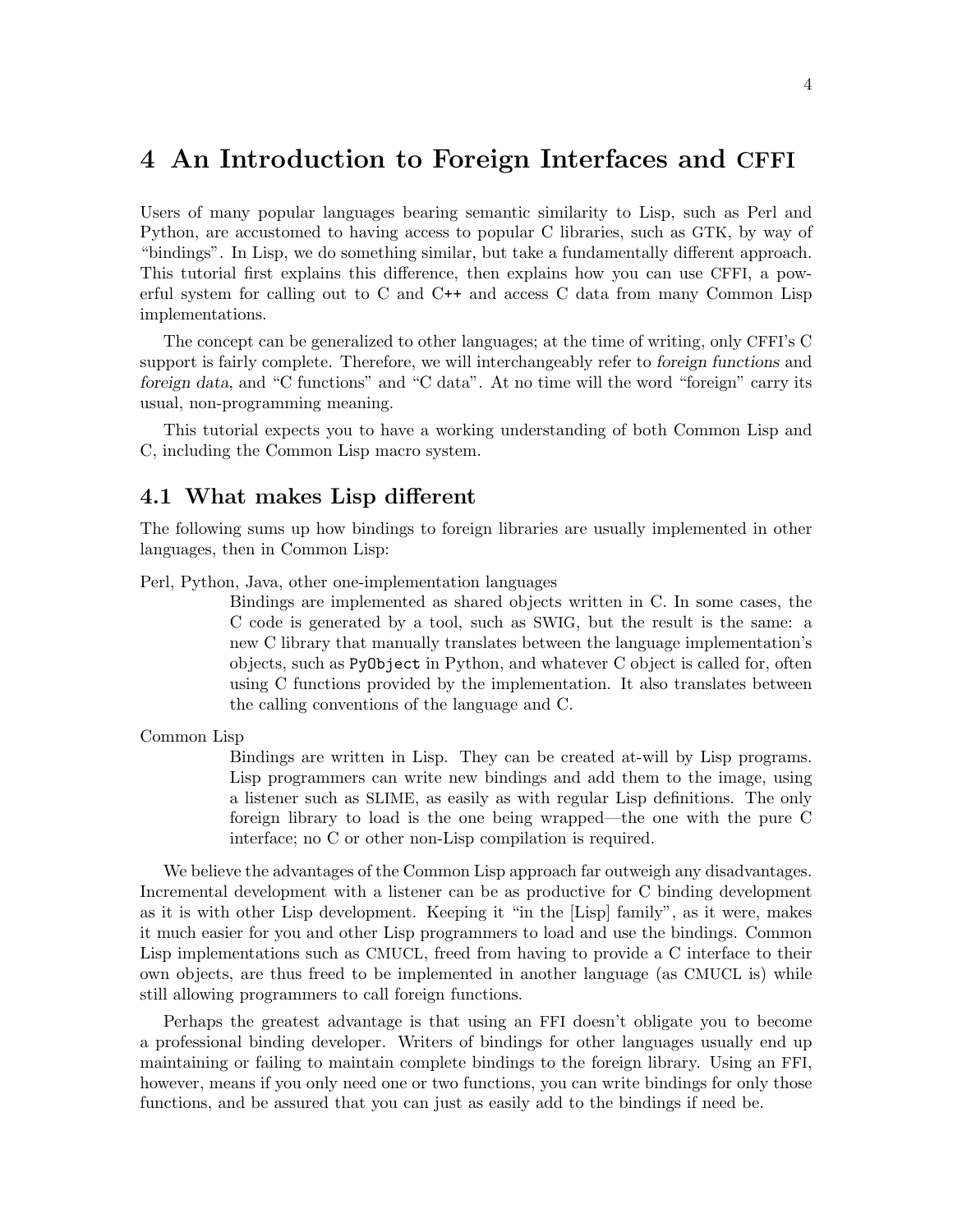# 4 An Introduction to Foreign Interfaces and CFFI

Users of many popular languages bearing semantic similarity to Lisp, such as Perl and Python, are accustomed to having access to popular C libraries, such as GTK, by way of "bindings". In Lisp, we do something similar, but take a fundamentally different approach. This tutorial first explains this difference, then explains how you can use CFFI, a powerful system for calling out to C and C++ and access C data from many Common Lisp implementations.

The concept can be generalized to other languages; at the time of writing, only CFFI's C support is fairly complete. Therefore, we will interchangeably refer to *foreign functions* and *foreign data*, and "C functions" and "C data". At no time will the word "foreign" carry its usual, non-programming meaning.

This tutorial expects you to have a working understanding of both Common Lisp and C, including the Common Lisp macro system.

## 4.1 What makes Lisp different

The following sums up how bindings to foreign libraries are usually implemented in other languages, then in Common Lisp:

Perl, Python, Java, other one-implementation languages
: Bindings are implemented as shared objects written in C. In some cases, the C code is generated by a tool, such as SWIG, but the result is the same: a new C library that manually translates between the language implementation's objects, such as `PyObject` in Python, and whatever C object is called for, often using C functions provided by the implementation. It also translates between the calling conventions of the language and C.

Common Lisp
: Bindings are written in Lisp. They can be created at-will by Lisp programs. Lisp programmers can write new bindings and add them to the image, using a listener such as SLIME, as easily as with regular Lisp definitions. The only foreign library to load is the one being wrapped—the one with the pure C interface; no C or other non-Lisp compilation is required.

We believe the advantages of the Common Lisp approach far outweigh any disadvantages. Incremental development with a listener can be as productive for C binding development as it is with other Lisp development. Keeping it "in the [Lisp] family", as it were, makes it much easier for you and other Lisp programmers to load and use the bindings. Common Lisp implementations such as CMUCL, freed from having to provide a C interface to their own objects, are thus freed to be implemented in another language (as CMUCL is) while still allowing programmers to call foreign functions.

Perhaps the greatest advantage is that using an FFI doesn't obligate you to become a professional binding developer. Writers of bindings for other languages usually end up maintaining or failing to maintain complete bindings to the foreign library. Using an FFI, however, means if you only need one or two functions, you can write bindings for only those functions, and be assured that you can just as easily add to the bindings if need be.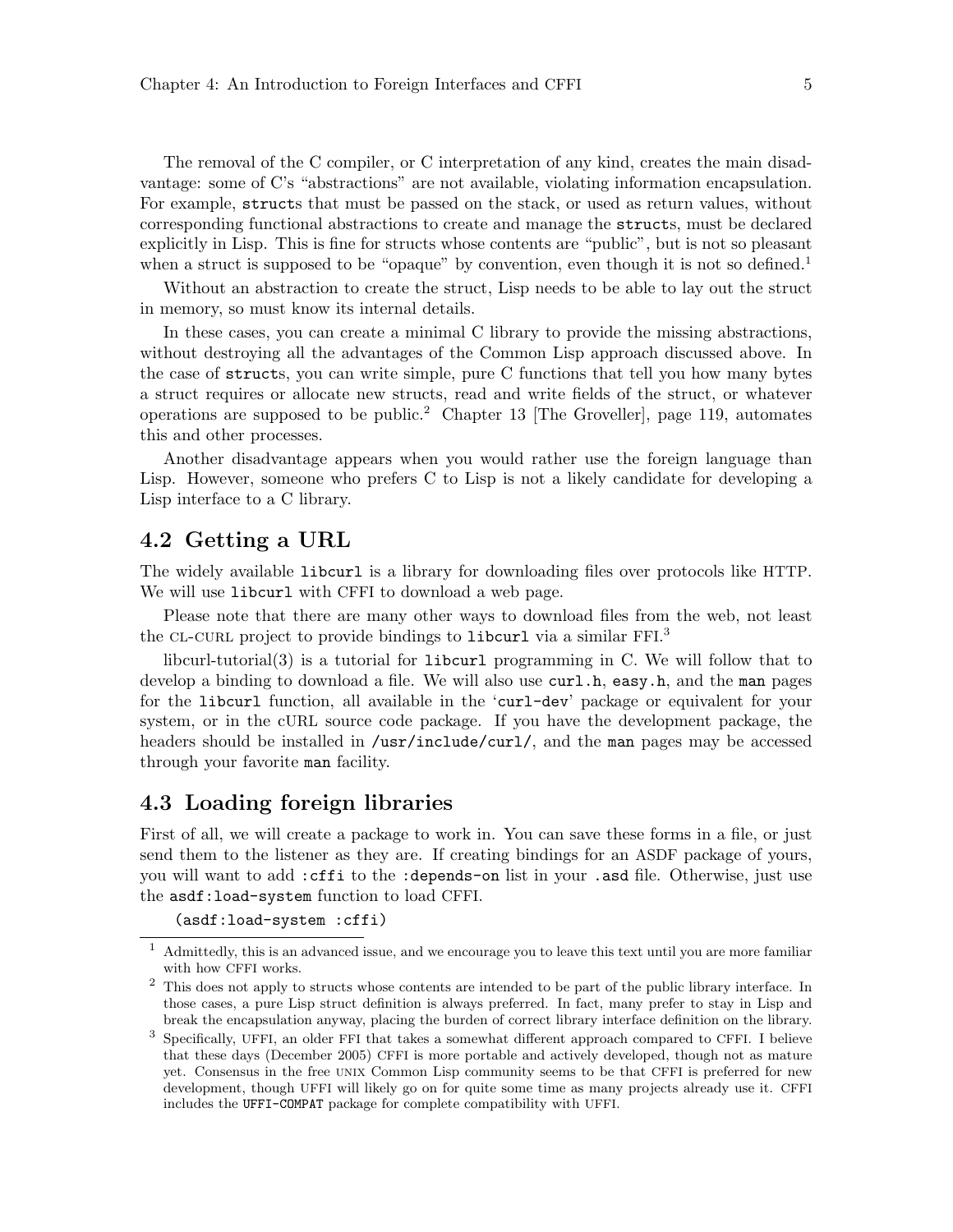The removal of the C compiler, or C interpretation of any kind, creates the main disadvantage: some of C's "abstractions" are not available, violating information encapsulation. For example, `struct`s that must be passed on the stack, or used as return values, without corresponding functional abstractions to create and manage the `struct`s, must be declared explicitly in Lisp. This is fine for structs whose contents are "public", but is not so pleasant when a struct is supposed to be "opaque" by convention, even though it is not so defined.[1]

Without an abstraction to create the struct, Lisp needs to be able to lay out the struct in memory, so must know its internal details.

In these cases, you can create a minimal C library to provide the missing abstractions, without destroying all the advantages of the Common Lisp approach discussed above. In the case of `struct`s, you can write simple, pure C functions that tell you how many bytes a struct requires or allocate new structs, read and write fields of the struct, or whatever operations are supposed to be public.[2] Chapter 13 [The Groveller], page 119, automates this and other processes.

Another disadvantage appears when you would rather use the foreign language than Lisp. However, someone who prefers C to Lisp is not a likely candidate for developing a Lisp interface to a C library.

## 4.2 Getting a URL

The widely available `libcurl` is a library for downloading files over protocols like HTTP. We will use `libcurl` with CFFI to download a web page.

Please note that there are many other ways to download files from the web, not least the CL-CURL project to provide bindings to `libcurl` via a similar FFI.[3]

libcurl-tutorial(3) is a tutorial for `libcurl` programming in C. We will follow that to develop a binding to download a file. We will also use `curl.h`, `easy.h`, and the `man` pages for the `libcurl` function, all available in the '`curl-dev`' package or equivalent for your system, or in the cURL source code package. If you have the development package, the headers should be installed in `/usr/include/curl/`, and the `man` pages may be accessed through your favorite `man` facility.

## 4.3 Loading foreign libraries

First of all, we will create a package to work in. You can save these forms in a file, or just send them to the listener as they are. If creating bindings for an ASDF package of yours, you will want to add `:cffi` to the `:depends-on` list in your `.asd` file. Otherwise, just use the `asdf:load-system` function to load CFFI.

```
(asdf:load-system :cffi)
```

---

[1] Admittedly, this is an advanced issue, and we encourage you to leave this text until you are more familiar with how CFFI works.

[2] This does not apply to structs whose contents are intended to be part of the public library interface. In those cases, a pure Lisp struct definition is always preferred. In fact, many prefer to stay in Lisp and break the encapsulation anyway, placing the burden of correct library interface definition on the library.

[3] Specifically, UFFI, an older FFI that takes a somewhat different approach compared to CFFI. I believe that these days (December 2005) CFFI is more portable and actively developed, though not as mature yet. Consensus in the free UNIX Common Lisp community seems to be that CFFI is preferred for new development, though UFFI will likely go on for quite some time as many projects already use it. CFFI includes the `UFFI-COMPAT` package for complete compatibility with UFFI.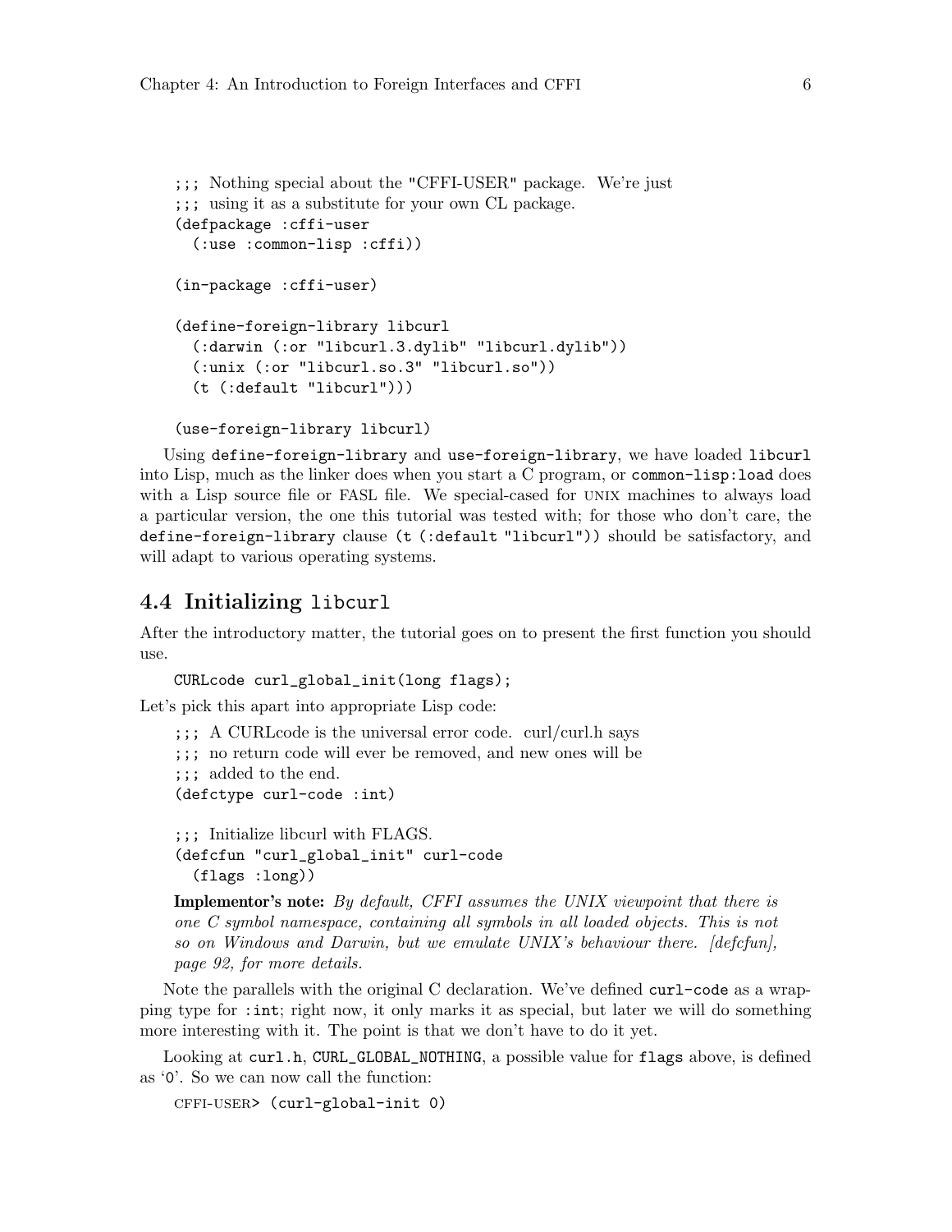```lisp
;;; Nothing special about the "CFFI-USER" package.  We're just
;;; using it as a substitute for your own CL package.
(defpackage :cffi-user
  (:use :common-lisp :cffi))

(in-package :cffi-user)

(define-foreign-library libcurl
  (:darwin (:or "libcurl.3.dylib" "libcurl.dylib"))
  (:unix (:or "libcurl.so.3" "libcurl.so"))
  (t (:default "libcurl")))

(use-foreign-library libcurl)
```

Using `define-foreign-library` and `use-foreign-library`, we have loaded `libcurl` into Lisp, much as the linker does when you start a C program, or `common-lisp:load` does with a Lisp source file or FASL file. We special-cased for UNIX machines to always load a particular version, the one this tutorial was tested with; for those who don't care, the `define-foreign-library` clause `(t (:default "libcurl"))` should be satisfactory, and will adapt to various operating systems.

## 4.4 Initializing `libcurl`

After the introductory matter, the tutorial goes on to present the first function you should use.

```c
CURLcode curl_global_init(long flags);
```

Let's pick this apart into appropriate Lisp code:

```lisp
;;; A CURLcode is the universal error code.  curl/curl.h says
;;; no return code will ever be removed, and new ones will be
;;; added to the end.
(defctype curl-code :int)

;;; Initialize libcurl with FLAGS.
(defcfun "curl_global_init" curl-code
  (flags :long))
```

> **Implementor's note:** *By default, CFFI assumes the UNIX viewpoint that there is one C symbol namespace, containing all symbols in all loaded objects. This is not so on Windows and Darwin, but we emulate UNIX's behaviour there. [defcfun], page 92, for more details.*

Note the parallels with the original C declaration. We've defined `curl-code` as a wrapping type for `:int`; right now, it only marks it as special, but later we will do something more interesting with it. The point is that we don't have to do it yet.

Looking at `curl.h`, `CURL_GLOBAL_NOTHING`, a possible value for `flags` above, is defined as '`0`'. So we can now call the function:

```
CFFI-USER> (curl-global-init 0)
```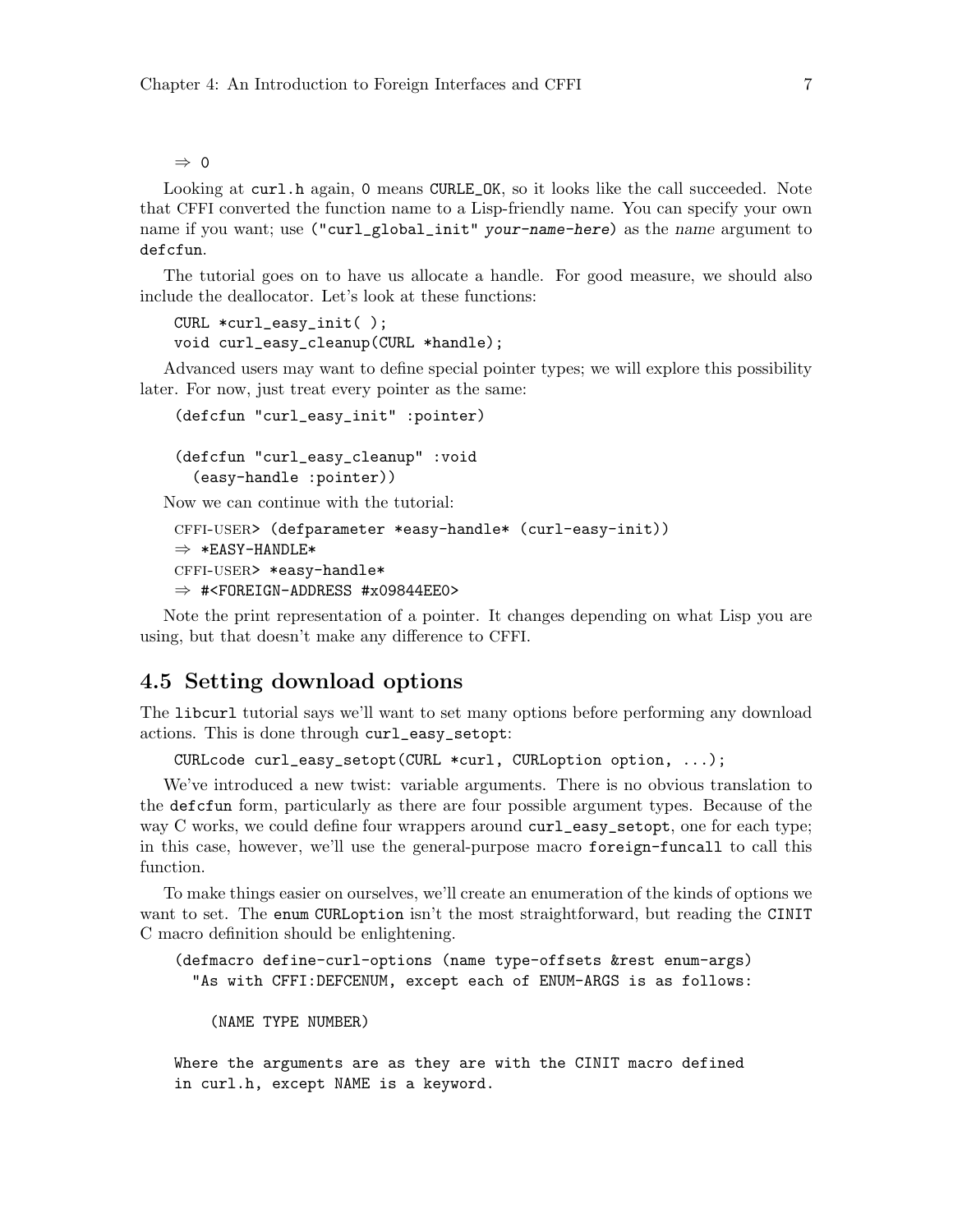```
⇒ 0
```

Looking at `curl.h` again, `0` means `CURLE_OK`, so it looks like the call succeeded. Note that CFFI converted the function name to a Lisp-friendly name. You can specify your own name if you want; use `("curl_global_init" your-name-here)` as the *name* argument to `defcfun`.

The tutorial goes on to have us allocate a handle. For good measure, we should also include the deallocator. Let's look at these functions:

```
CURL *curl_easy_init( );
void curl_easy_cleanup(CURL *handle);
```

Advanced users may want to define special pointer types; we will explore this possibility later. For now, just treat every pointer as the same:

```
(defcfun "curl_easy_init" :pointer)

(defcfun "curl_easy_cleanup" :void
  (easy-handle :pointer))
```

Now we can continue with the tutorial:

```
CFFI-USER> (defparameter *easy-handle* (curl-easy-init))
⇒ *EASY-HANDLE*
CFFI-USER> *easy-handle*
⇒ #<FOREIGN-ADDRESS #x09844EE0>
```

Note the print representation of a pointer. It changes depending on what Lisp you are using, but that doesn't make any difference to CFFI.

## 4.5 Setting download options

The `libcurl` tutorial says we'll want to set many options before performing any download actions. This is done through `curl_easy_setopt`:

```
CURLcode curl_easy_setopt(CURL *curl, CURLoption option, ...);
```

We've introduced a new twist: variable arguments. There is no obvious translation to the `defcfun` form, particularly as there are four possible argument types. Because of the way C works, we could define four wrappers around `curl_easy_setopt`, one for each type; in this case, however, we'll use the general-purpose macro `foreign-funcall` to call this function.

To make things easier on ourselves, we'll create an enumeration of the kinds of options we want to set. The `enum CURLoption` isn't the most straightforward, but reading the `CINIT` C macro definition should be enlightening.

```
(defmacro define-curl-options (name type-offsets &rest enum-args)
  "As with CFFI:DEFCENUM, except each of ENUM-ARGS is as follows:

    (NAME TYPE NUMBER)

Where the arguments are as they are with the CINIT macro defined
in curl.h, except NAME is a keyword.
```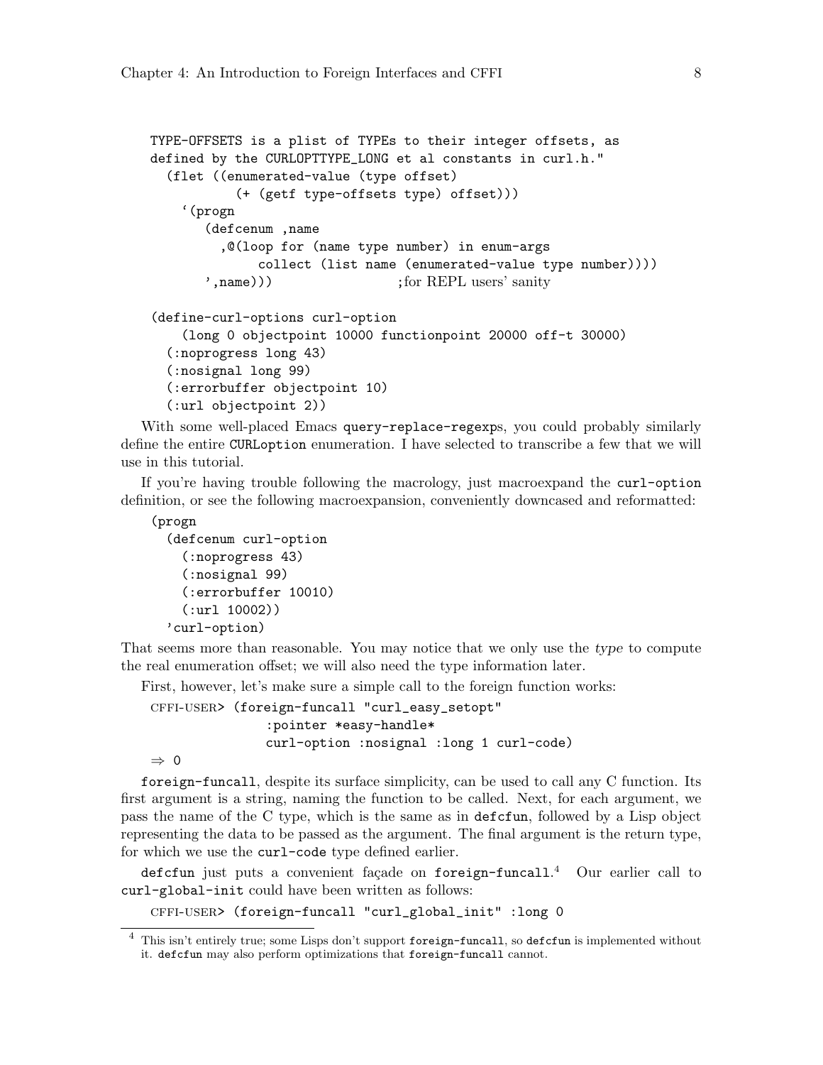```
TYPE-OFFSETS is a plist of TYPEs to their integer offsets, as
defined by the CURLOPTTYPE_LONG et al constants in curl.h."
  (flet ((enumerated-value (type offset)
           (+ (getf type-offsets type) offset)))
    `(progn
       (defcenum ,name
         ,@(loop for (name type number) in enum-args
              collect (list name (enumerated-value type number))))
       ',name)))                ;for REPL users' sanity

(define-curl-options curl-option
    (long 0 objectpoint 10000 functionpoint 20000 off-t 30000)
  (:noprogress long 43)
  (:nosignal long 99)
  (:errorbuffer objectpoint 10)
  (:url objectpoint 2))
```

With some well-placed Emacs `query-replace-regexp`s, you could probably similarly define the entire `CURLoption` enumeration. I have selected to transcribe a few that we will use in this tutorial.

If you're having trouble following the macrology, just macroexpand the `curl-option` definition, or see the following macroexpansion, conveniently downcased and reformatted:

```
(progn
  (defcenum curl-option
    (:noprogress 43)
    (:nosignal 99)
    (:errorbuffer 10010)
    (:url 10002))
  'curl-option)
```

That seems more than reasonable. You may notice that we only use the *type* to compute the real enumeration offset; we will also need the type information later.

First, however, let's make sure a simple call to the foreign function works:

```
CFFI-USER> (foreign-funcall "curl_easy_setopt"
               :pointer *easy-handle*
               curl-option :nosignal :long 1 curl-code)
⇒ 0
```

`foreign-funcall`, despite its surface simplicity, can be used to call any C function. Its first argument is a string, naming the function to be called. Next, for each argument, we pass the name of the C type, which is the same as in `defcfun`, followed by a Lisp object representing the data to be passed as the argument. The final argument is the return type, for which we use the `curl-code` type defined earlier.

`defcfun` just puts a convenient façade on `foreign-funcall`.[4] Our earlier call to `curl-global-init` could have been written as follows:

```
CFFI-USER> (foreign-funcall "curl_global_init" :long 0
```

[4] This isn't entirely true; some Lisps don't support `foreign-funcall`, so `defcfun` is implemented without it. `defcfun` may also perform optimizations that `foreign-funcall` cannot.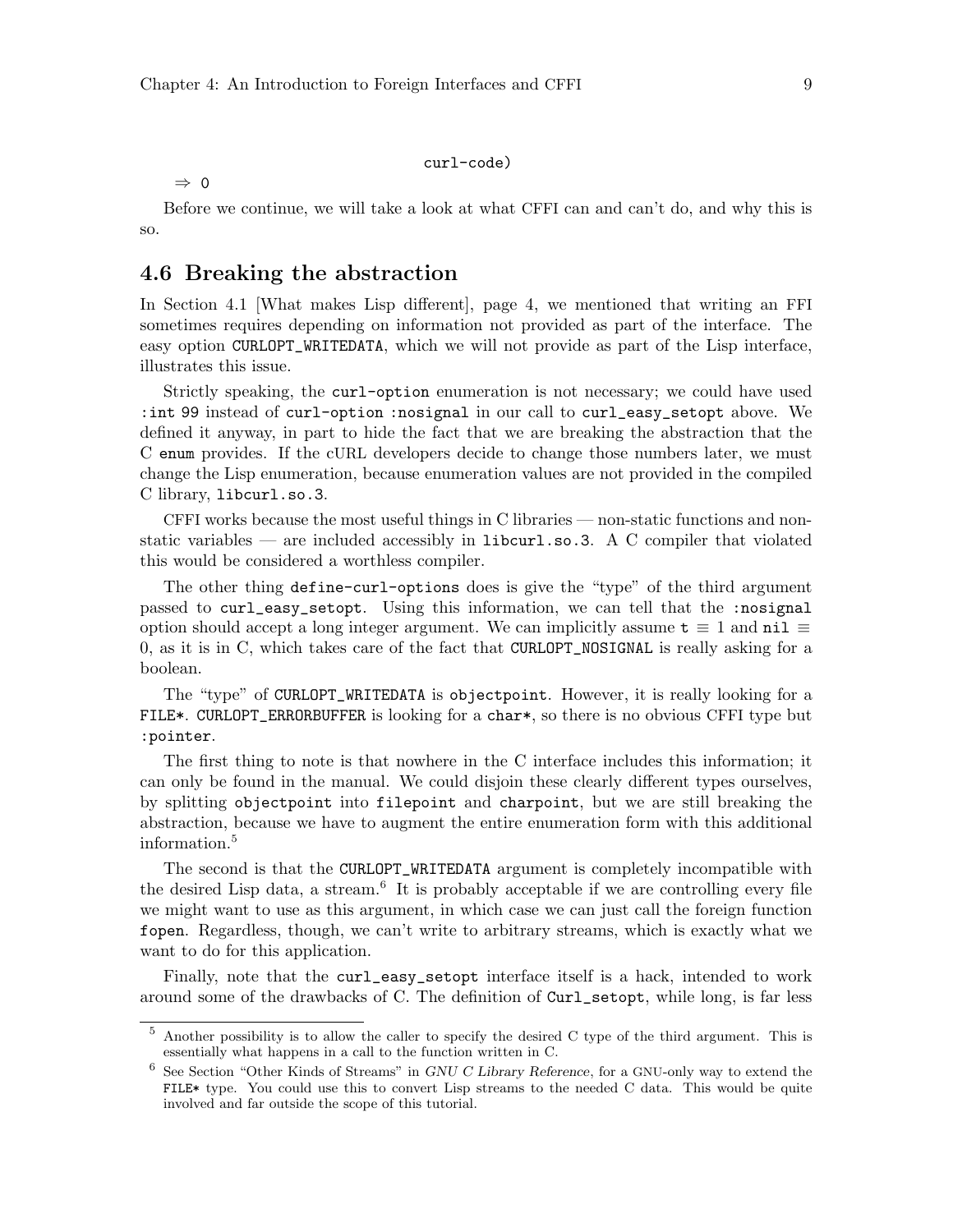```
                              curl-code)
⇒ 0
```

Before we continue, we will take a look at what CFFI can and can't do, and why this is so.

## 4.6 Breaking the abstraction

In Section 4.1 [What makes Lisp different], page 4, we mentioned that writing an FFI sometimes requires depending on information not provided as part of the interface. The easy option `CURLOPT_WRITEDATA`, which we will not provide as part of the Lisp interface, illustrates this issue.

Strictly speaking, the `curl-option` enumeration is not necessary; we could have used `:int 99` instead of `curl-option :nosignal` in our call to `curl_easy_setopt` above. We defined it anyway, in part to hide the fact that we are breaking the abstraction that the C `enum` provides. If the cURL developers decide to change those numbers later, we must change the Lisp enumeration, because enumeration values are not provided in the compiled C library, `libcurl.so.3`.

CFFI works because the most useful things in C libraries — non-static functions and non-static variables — are included accessibly in `libcurl.so.3`. A C compiler that violated this would be considered a worthless compiler.

The other thing `define-curl-options` does is give the "type" of the third argument passed to `curl_easy_setopt`. Using this information, we can tell that the `:nosignal` option should accept a long integer argument. We can implicitly assume `t` ≡ 1 and `nil` ≡ 0, as it is in C, which takes care of the fact that `CURLOPT_NOSIGNAL` is really asking for a boolean.

The "type" of `CURLOPT_WRITEDATA` is `objectpoint`. However, it is really looking for a `FILE*`. `CURLOPT_ERRORBUFFER` is looking for a `char*`, so there is no obvious CFFI type but `:pointer`.

The first thing to note is that nowhere in the C interface includes this information; it can only be found in the manual. We could disjoin these clearly different types ourselves, by splitting `objectpoint` into `filepoint` and `charpoint`, but we are still breaking the abstraction, because we have to augment the entire enumeration form with this additional information.[5]

The second is that the `CURLOPT_WRITEDATA` argument is completely incompatible with the desired Lisp data, a stream.[6] It is probably acceptable if we are controlling every file we might want to use as this argument, in which case we can just call the foreign function `fopen`. Regardless, though, we can't write to arbitrary streams, which is exactly what we want to do for this application.

Finally, note that the `curl_easy_setopt` interface itself is a hack, intended to work around some of the drawbacks of C. The definition of `Curl_setopt`, while long, is far less

---

[5] Another possibility is to allow the caller to specify the desired C type of the third argument. This is essentially what happens in a call to the function written in C.

[6] See Section "Other Kinds of Streams" in *GNU C Library Reference*, for a GNU-only way to extend the `FILE*` type. You could use this to convert Lisp streams to the needed C data. This would be quite involved and far outside the scope of this tutorial.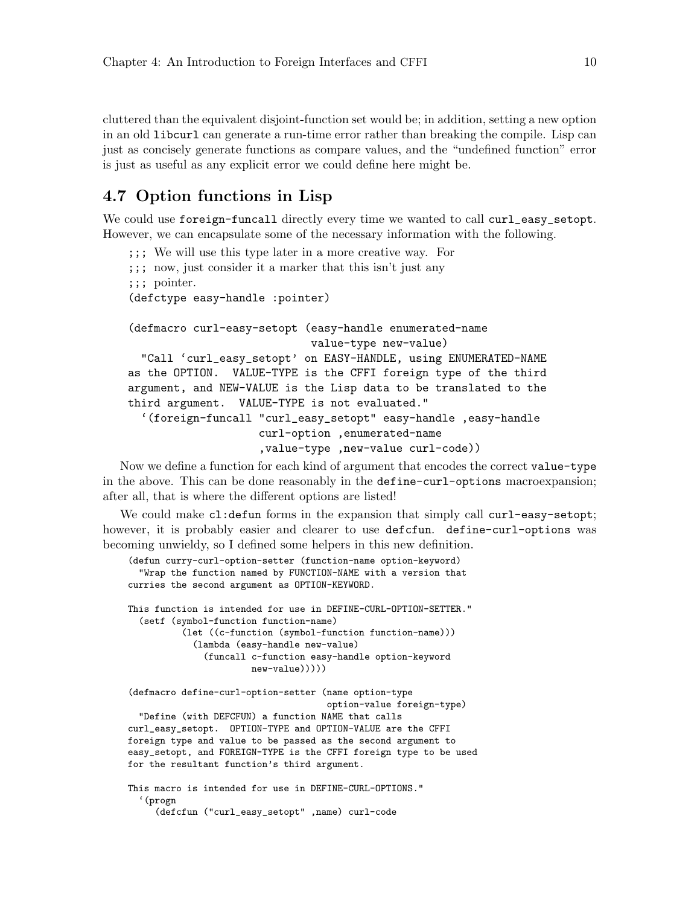cluttered than the equivalent disjoint-function set would be; in addition, setting a new option in an old `libcurl` can generate a run-time error rather than breaking the compile. Lisp can just as concisely generate functions as compare values, and the "undefined function" error is just as useful as any explicit error we could define here might be.

## 4.7 Option functions in Lisp

We could use `foreign-funcall` directly every time we wanted to call `curl_easy_setopt`. However, we can encapsulate some of the necessary information with the following.

```
;;; We will use this type later in a more creative way.  For
;;; now, just consider it a marker that this isn't just any
;;; pointer.
(defctype easy-handle :pointer)

(defmacro curl-easy-setopt (easy-handle enumerated-name
                            value-type new-value)
  "Call `curl_easy_setopt' on EASY-HANDLE, using ENUMERATED-NAME
as the OPTION.  VALUE-TYPE is the CFFI foreign type of the third
argument, and NEW-VALUE is the Lisp data to be translated to the
third argument.  VALUE-TYPE is not evaluated."
  `(foreign-funcall "curl_easy_setopt" easy-handle ,easy-handle
                    curl-option ,enumerated-name
                    ,value-type ,new-value curl-code))
```

Now we define a function for each kind of argument that encodes the correct `value-type` in the above. This can be done reasonably in the `define-curl-options` macroexpansion; after all, that is where the different options are listed!

We could make `cl:defun` forms in the expansion that simply call `curl-easy-setopt`; however, it is probably easier and clearer to use `defcfun`. `define-curl-options` was becoming unwieldy, so I defined some helpers in this new definition.

```
(defun curry-curl-option-setter (function-name option-keyword)
  "Wrap the function named by FUNCTION-NAME with a version that
curries the second argument as OPTION-KEYWORD.

This function is intended for use in DEFINE-CURL-OPTION-SETTER."
  (setf (symbol-function function-name)
          (let ((c-function (symbol-function function-name)))
            (lambda (easy-handle new-value)
              (funcall c-function easy-handle option-keyword
                       new-value)))))

(defmacro define-curl-option-setter (name option-type
                                     option-value foreign-type)
  "Define (with DEFCFUN) a function NAME that calls
curl_easy_setopt.  OPTION-TYPE and OPTION-VALUE are the CFFI
foreign type and value to be passed as the second argument to
easy_setopt, and FOREIGN-TYPE is the CFFI foreign type to be used
for the resultant function's third argument.

This macro is intended for use in DEFINE-CURL-OPTIONS."
  `(progn
     (defcfun ("curl_easy_setopt" ,name) curl-code
```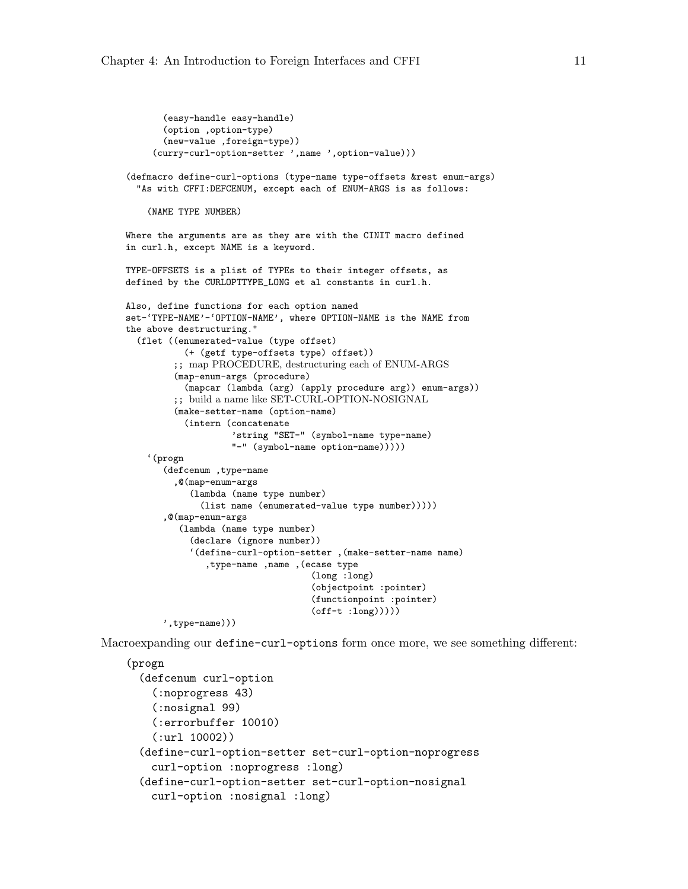```
        (easy-handle easy-handle)
        (option ,option-type)
        (new-value ,foreign-type))
      (curry-curl-option-setter ',name ',option-value)))

(defmacro define-curl-options (type-name type-offsets &rest enum-args)
  "As with CFFI:DEFCENUM, except each of ENUM-ARGS is as follows:

    (NAME TYPE NUMBER)

Where the arguments are as they are with the CINIT macro defined
in curl.h, except NAME is a keyword.

TYPE-OFFSETS is a plist of TYPEs to their integer offsets, as
defined by the CURLOPTTYPE_LONG et al constants in curl.h.

Also, define functions for each option named
set-`TYPE-NAME'-`OPTION-NAME', where OPTION-NAME is the NAME from
the above destructuring."
  (flet ((enumerated-value (type offset)
           (+ (getf type-offsets type) offset))
         ;; map PROCEDURE, destructuring each of ENUM-ARGS
         (map-enum-args (procedure)
           (mapcar (lambda (arg) (apply procedure arg)) enum-args))
         ;; build a name like SET-CURL-OPTION-NOSIGNAL
         (make-setter-name (option-name)
           (intern (concatenate
                    'string "SET-" (symbol-name type-name)
                    "-" (symbol-name option-name)))))
    `(progn
       (defcenum ,type-name
         ,@(map-enum-args
            (lambda (name type number)
              (list name (enumerated-value type number)))))
       ,@(map-enum-args
          (lambda (name type number)
            (declare (ignore number))
            `(define-curl-option-setter ,(make-setter-name name)
               ,type-name ,name ,(ecase type
                                   (long :long)
                                   (objectpoint :pointer)
                                   (functionpoint :pointer)
                                   (off-t :long)))))
       ',type-name)))
```

Macroexpanding our `define-curl-options` form once more, we see something different:

```
(progn
  (defcenum curl-option
    (:noprogress 43)
    (:nosignal 99)
    (:errorbuffer 10010)
    (:url 10002))
  (define-curl-option-setter set-curl-option-noprogress
    curl-option :noprogress :long)
  (define-curl-option-setter set-curl-option-nosignal
    curl-option :nosignal :long)
```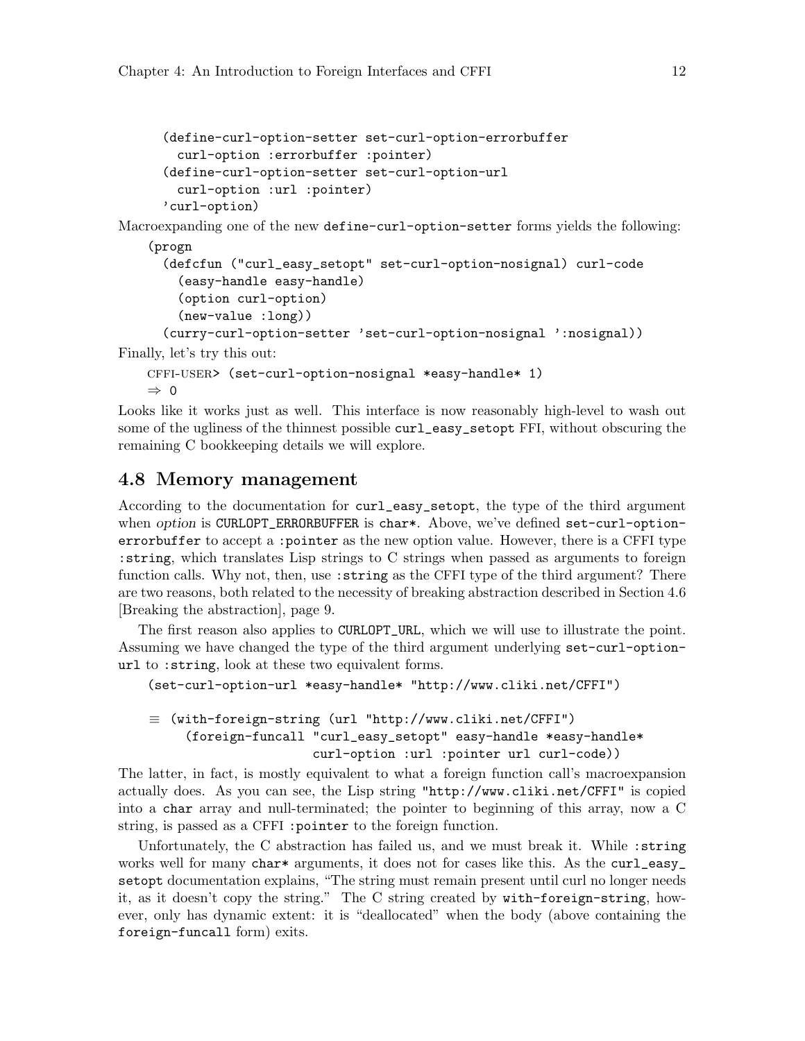```
  (define-curl-option-setter set-curl-option-errorbuffer
    curl-option :errorbuffer :pointer)
  (define-curl-option-setter set-curl-option-url
    curl-option :url :pointer)
  'curl-option)
```

Macroexpanding one of the new `define-curl-option-setter` forms yields the following:

```
(progn
  (defcfun ("curl_easy_setopt" set-curl-option-nosignal) curl-code
    (easy-handle easy-handle)
    (option curl-option)
    (new-value :long))
  (curry-curl-option-setter 'set-curl-option-nosignal ':nosignal))
```

Finally, let's try this out:

```
CFFI-USER> (set-curl-option-nosignal *easy-handle* 1)
⇒ 0
```

Looks like it works just as well. This interface is now reasonably high-level to wash out some of the ugliness of the thinnest possible `curl_easy_setopt` FFI, without obscuring the remaining C bookkeeping details we will explore.

## 4.8 Memory management

According to the documentation for `curl_easy_setopt`, the type of the third argument when *option* is `CURLOPT_ERRORBUFFER` is `char*`. Above, we've defined `set-curl-option-errorbuffer` to accept a `:pointer` as the new option value. However, there is a CFFI type `:string`, which translates Lisp strings to C strings when passed as arguments to foreign function calls. Why not, then, use `:string` as the CFFI type of the third argument? There are two reasons, both related to the necessity of breaking abstraction described in Section 4.6 [Breaking the abstraction], page 9.

The first reason also applies to `CURLOPT_URL`, which we will use to illustrate the point. Assuming we have changed the type of the third argument underlying `set-curl-option-url` to `:string`, look at these two equivalent forms.

```
(set-curl-option-url *easy-handle* "http://www.cliki.net/CFFI")

≡ (with-foreign-string (url "http://www.cliki.net/CFFI")
    (foreign-funcall "curl_easy_setopt" easy-handle *easy-handle*
                     curl-option :url :pointer url curl-code))
```

The latter, in fact, is mostly equivalent to what a foreign function call's macroexpansion actually does. As you can see, the Lisp string `"http://www.cliki.net/CFFI"` is copied into a `char` array and null-terminated; the pointer to beginning of this array, now a C string, is passed as a CFFI `:pointer` to the foreign function.

Unfortunately, the C abstraction has failed us, and we must break it. While `:string` works well for many `char*` arguments, it does not for cases like this. As the `curl_easy_setopt` documentation explains, "The string must remain present until curl no longer needs it, as it doesn't copy the string." The C string created by `with-foreign-string`, however, only has dynamic extent: it is "deallocated" when the body (above containing the `foreign-funcall` form) exits.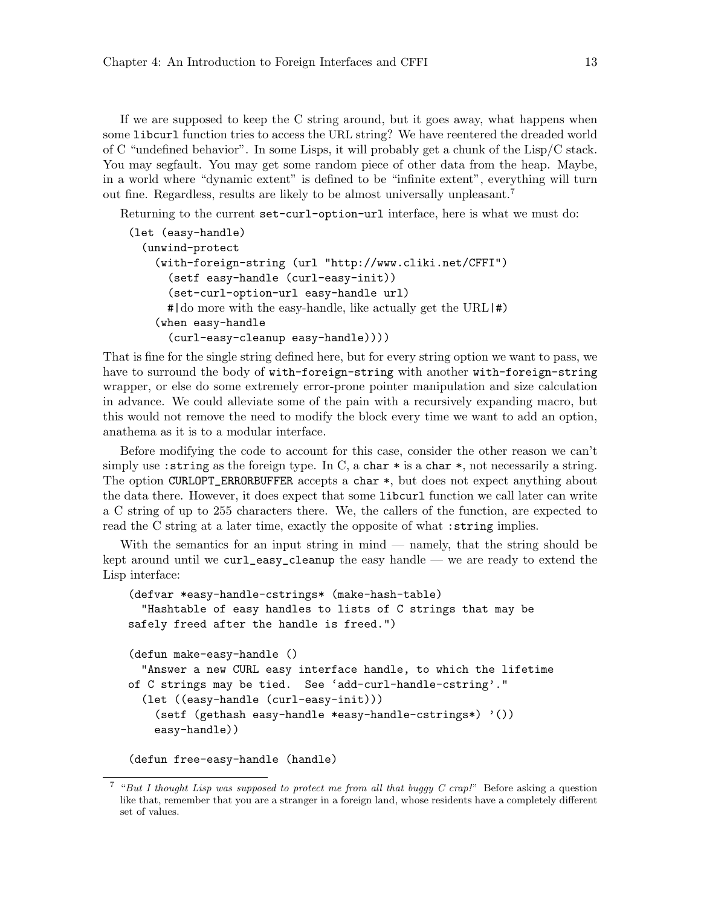If we are supposed to keep the C string around, but it goes away, what happens when some `libcurl` function tries to access the URL string? We have reentered the dreaded world of C "undefined behavior". In some Lisps, it will probably get a chunk of the Lisp/C stack. You may segfault. You may get some random piece of other data from the heap. Maybe, in a world where "dynamic extent" is defined to be "infinite extent", everything will turn out fine. Regardless, results are likely to be almost universally unpleasant.[7]

Returning to the current `set-curl-option-url` interface, here is what we must do:

```
(let (easy-handle)
  (unwind-protect
    (with-foreign-string (url "http://www.cliki.net/CFFI")
      (setf easy-handle (curl-easy-init))
      (set-curl-option-url easy-handle url)
      #|do more with the easy-handle, like actually get the URL|#)
    (when easy-handle
      (curl-easy-cleanup easy-handle))))
```

That is fine for the single string defined here, but for every string option we want to pass, we have to surround the body of `with-foreign-string` with another `with-foreign-string` wrapper, or else do some extremely error-prone pointer manipulation and size calculation in advance. We could alleviate some of the pain with a recursively expanding macro, but this would not remove the need to modify the block every time we want to add an option, anathema as it is to a modular interface.

Before modifying the code to account for this case, consider the other reason we can't simply use `:string` as the foreign type. In C, a `char *` is a `char *`, not necessarily a string. The option `CURLOPT_ERRORBUFFER` accepts a `char *`, but does not expect anything about the data there. However, it does expect that some `libcurl` function we call later can write a C string of up to 255 characters there. We, the callers of the function, are expected to read the C string at a later time, exactly the opposite of what `:string` implies.

With the semantics for an input string in mind — namely, that the string should be kept around until we `curl_easy_cleanup` the easy handle — we are ready to extend the Lisp interface:

```
(defvar *easy-handle-cstrings* (make-hash-table)
  "Hashtable of easy handles to lists of C strings that may be
safely freed after the handle is freed.")

(defun make-easy-handle ()
  "Answer a new CURL easy interface handle, to which the lifetime
of C strings may be tied.  See `add-curl-handle-cstring'."
  (let ((easy-handle (curl-easy-init)))
    (setf (gethash easy-handle *easy-handle-cstrings*) '())
    easy-handle))

(defun free-easy-handle (handle)
```

[7] "*But I thought Lisp was supposed to protect me from all that buggy C crap!*" Before asking a question like that, remember that you are a stranger in a foreign land, whose residents have a completely different set of values.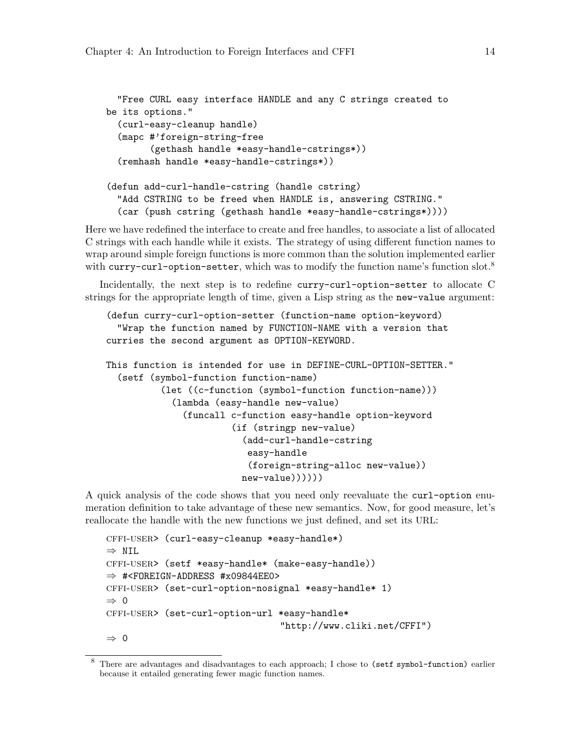```
  "Free CURL easy interface HANDLE and any C strings created to
be its options."
  (curl-easy-cleanup handle)
  (mapc #'foreign-string-free
        (gethash handle *easy-handle-cstrings*))
  (remhash handle *easy-handle-cstrings*))

(defun add-curl-handle-cstring (handle cstring)
  "Add CSTRING to be freed when HANDLE is, answering CSTRING."
  (car (push cstring (gethash handle *easy-handle-cstrings*))))
```

Here we have redefined the interface to create and free handles, to associate a list of allocated C strings with each handle while it exists. The strategy of using different function names to wrap around simple foreign functions is more common than the solution implemented earlier with `curry-curl-option-setter`, which was to modify the function name's function slot.[8]

Incidentally, the next step is to redefine `curry-curl-option-setter` to allocate C strings for the appropriate length of time, given a Lisp string as the `new-value` argument:

```
(defun curry-curl-option-setter (function-name option-keyword)
  "Wrap the function named by FUNCTION-NAME with a version that
curries the second argument as OPTION-KEYWORD.

This function is intended for use in DEFINE-CURL-OPTION-SETTER."
  (setf (symbol-function function-name)
          (let ((c-function (symbol-function function-name)))
            (lambda (easy-handle new-value)
              (funcall c-function easy-handle option-keyword
                       (if (stringp new-value)
                         (add-curl-handle-cstring
                          easy-handle
                          (foreign-string-alloc new-value))
                         new-value))))))
```

A quick analysis of the code shows that you need only reevaluate the `curl-option` enumeration definition to take advantage of these new semantics. Now, for good measure, let's reallocate the handle with the new functions we just defined, and set its URL:

```
CFFI-USER> (curl-easy-cleanup *easy-handle*)
⇒ NIL
CFFI-USER> (setf *easy-handle* (make-easy-handle))
⇒ #<FOREIGN-ADDRESS #x09844EE0>
CFFI-USER> (set-curl-option-nosignal *easy-handle* 1)
⇒ 0
CFFI-USER> (set-curl-option-url *easy-handle*
                                "http://www.cliki.net/CFFI")
⇒ 0
```

[8] There are advantages and disadvantages to each approach; I chose to `(setf symbol-function)` earlier because it entailed generating fewer magic function names.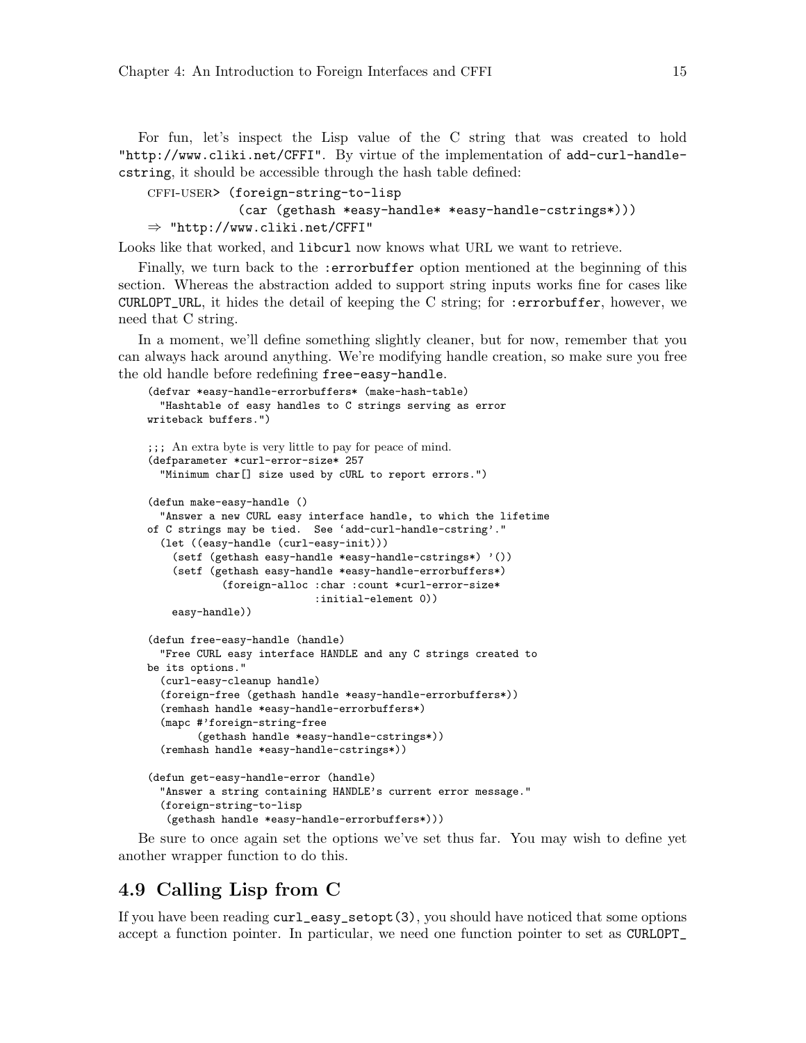For fun, let's inspect the Lisp value of the C string that was created to hold `"http://www.cliki.net/CFFI"`. By virtue of the implementation of `add-curl-handle-cstring`, it should be accessible through the hash table defined:

```
CFFI-USER> (foreign-string-to-lisp
            (car (gethash *easy-handle* *easy-handle-cstrings*)))
⇒ "http://www.cliki.net/CFFI"
```

Looks like that worked, and `libcurl` now knows what URL we want to retrieve.

Finally, we turn back to the `:errorbuffer` option mentioned at the beginning of this section. Whereas the abstraction added to support string inputs works fine for cases like `CURLOPT_URL`, it hides the detail of keeping the C string; for `:errorbuffer`, however, we need that C string.

In a moment, we'll define something slightly cleaner, but for now, remember that you can always hack around anything. We're modifying handle creation, so make sure you free the old handle before redefining `free-easy-handle`.

```
(defvar *easy-handle-errorbuffers* (make-hash-table)
  "Hashtable of easy handles to C strings serving as error
writeback buffers.")

;;; An extra byte is very little to pay for peace of mind.
(defparameter *curl-error-size* 257
  "Minimum char[] size used by cURL to report errors.")

(defun make-easy-handle ()
  "Answer a new CURL easy interface handle, to which the lifetime
of C strings may be tied.  See `add-curl-handle-cstring'."
  (let ((easy-handle (curl-easy-init)))
    (setf (gethash easy-handle *easy-handle-cstrings*) '())
    (setf (gethash easy-handle *easy-handle-errorbuffers*)
          (foreign-alloc :char :count *curl-error-size*
                         :initial-element 0))
    easy-handle))

(defun free-easy-handle (handle)
  "Free CURL easy interface HANDLE and any C strings created to
be its options."
  (curl-easy-cleanup handle)
  (foreign-free (gethash handle *easy-handle-errorbuffers*))
  (remhash handle *easy-handle-errorbuffers*)
  (mapc #'foreign-string-free
        (gethash handle *easy-handle-cstrings*))
  (remhash handle *easy-handle-cstrings*))

(defun get-easy-handle-error (handle)
  "Answer a string containing HANDLE's current error message."
  (foreign-string-to-lisp
   (gethash handle *easy-handle-errorbuffers*)))
```

Be sure to once again set the options we've set thus far. You may wish to define yet another wrapper function to do this.

## 4.9 Calling Lisp from C

If you have been reading `curl_easy_setopt(3)`, you should have noticed that some options accept a function pointer. In particular, we need one function pointer to set as `CURLOPT_`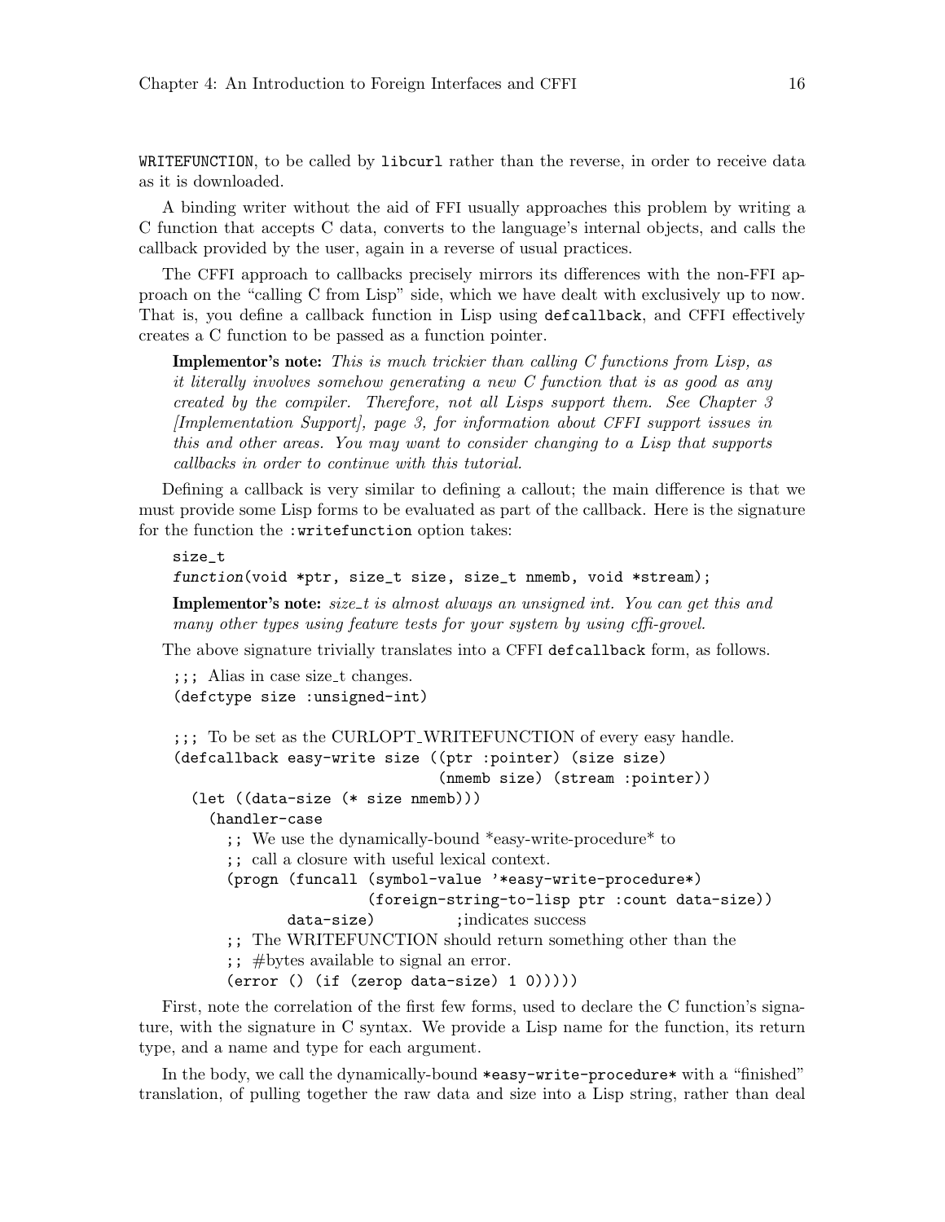WRITEFUNCTION, to be called by `libcurl` rather than the reverse, in order to receive data as it is downloaded.

A binding writer without the aid of FFI usually approaches this problem by writing a C function that accepts C data, converts to the language's internal objects, and calls the callback provided by the user, again in a reverse of usual practices.

The CFFI approach to callbacks precisely mirrors its differences with the non-FFI approach on the "calling C from Lisp" side, which we have dealt with exclusively up to now. That is, you define a callback function in Lisp using `defcallback`, and CFFI effectively creates a C function to be passed as a function pointer.

> **Implementor's note:** *This is much trickier than calling C functions from Lisp, as it literally involves somehow generating a new C function that is as good as any created by the compiler. Therefore, not all Lisps support them. See Chapter 3 [Implementation Support], page 3, for information about CFFI support issues in this and other areas. You may want to consider changing to a Lisp that supports callbacks in order to continue with this tutorial.*

Defining a callback is very similar to defining a callout; the main difference is that we must provide some Lisp forms to be evaluated as part of the callback. Here is the signature for the function the `:writefunction` option takes:

```
size_t
function(void *ptr, size_t size, size_t nmemb, void *stream);
```

> **Implementor's note:** *size_t is almost always an unsigned int. You can get this and many other types using feature tests for your system by using cffi-grovel.*

The above signature trivially translates into a CFFI `defcallback` form, as follows.

```
;;; Alias in case size_t changes.
(defctype size :unsigned-int)

;;; To be set as the CURLOPT_WRITEFUNCTION of every easy handle.
(defcallback easy-write size ((ptr :pointer) (size size)
                              (nmemb size) (stream :pointer))
  (let ((data-size (* size nmemb)))
    (handler-case
      ;; We use the dynamically-bound *easy-write-procedure* to
      ;; call a closure with useful lexical context.
      (progn (funcall (symbol-value '*easy-write-procedure*)
                      (foreign-string-to-lisp ptr :count data-size))
             data-size)          ;indicates success
      ;; The WRITEFUNCTION should return something other than the
      ;; #bytes available to signal an error.
      (error () (if (zerop data-size) 1 0)))))
```

First, note the correlation of the first few forms, used to declare the C function's signature, with the signature in C syntax. We provide a Lisp name for the function, its return type, and a name and type for each argument.

In the body, we call the dynamically-bound `*easy-write-procedure*` with a "finished" translation, of pulling together the raw data and size into a Lisp string, rather than deal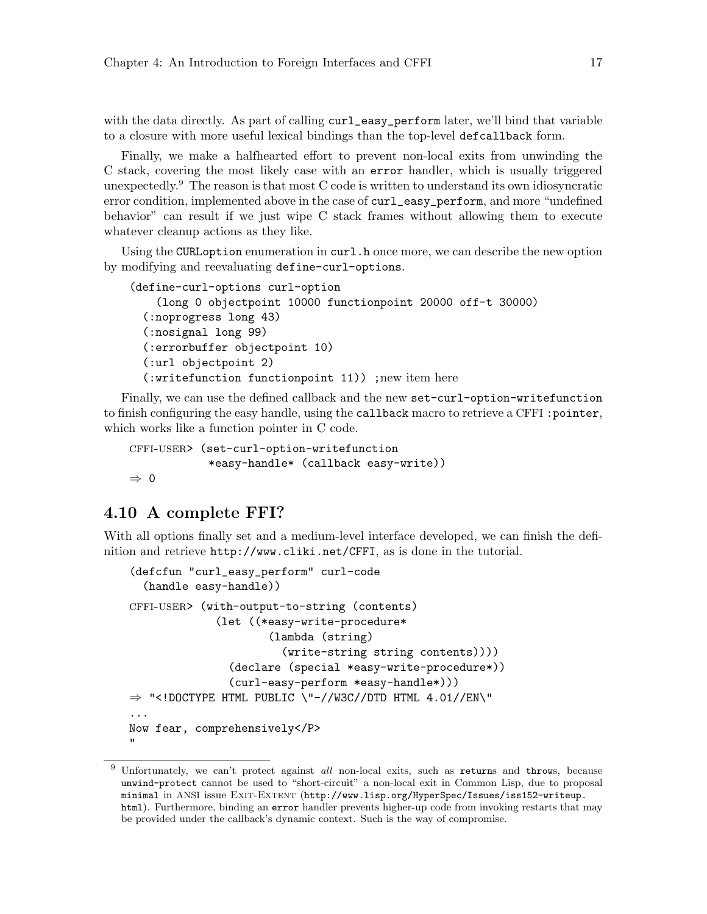with the data directly. As part of calling `curl_easy_perform` later, we'll bind that variable to a closure with more useful lexical bindings than the top-level `defcallback` form.

Finally, we make a halfhearted effort to prevent non-local exits from unwinding the C stack, covering the most likely case with an `error` handler, which is usually triggered unexpectedly.[9] The reason is that most C code is written to understand its own idiosyncratic error condition, implemented above in the case of `curl_easy_perform`, and more "undefined behavior" can result if we just wipe C stack frames without allowing them to execute whatever cleanup actions as they like.

Using the `CURLoption` enumeration in `curl.h` once more, we can describe the new option by modifying and reevaluating `define-curl-options`.

```
(define-curl-options curl-option
    (long 0 objectpoint 10000 functionpoint 20000 off-t 30000)
  (:noprogress long 43)
  (:nosignal long 99)
  (:errorbuffer objectpoint 10)
  (:url objectpoint 2)
  (:writefunction functionpoint 11)) ;new item here
```

Finally, we can use the defined callback and the new `set-curl-option-writefunction` to finish configuring the easy handle, using the `callback` macro to retrieve a CFFI `:pointer`, which works like a function pointer in C code.

```
CFFI-USER> (set-curl-option-writefunction
            *easy-handle* (callback easy-write))
⇒ 0
```

## 4.10 A complete FFI?

With all options finally set and a medium-level interface developed, we can finish the definition and retrieve `http://www.cliki.net/CFFI`, as is done in the tutorial.

```
(defcfun "curl_easy_perform" curl-code
  (handle easy-handle))
```

```
CFFI-USER> (with-output-to-string (contents)
             (let ((*easy-write-procedure*
                     (lambda (string)
                       (write-string string contents))))
               (declare (special *easy-write-procedure*))
               (curl-easy-perform *easy-handle*)))
⇒ "<!DOCTYPE HTML PUBLIC \"-//W3C//DTD HTML 4.01//EN\"
...
Now fear, comprehensively</P>
"
```

---

[9] Unfortunately, we can't protect against *all* non-local exits, such as `return`s and `throw`s, because `unwind-protect` cannot be used to "short-circuit" a non-local exit in Common Lisp, due to proposal `minimal` in ANSI issue EXIT-EXTENT (`http://www.lisp.org/HyperSpec/Issues/iss152-writeup.html`). Furthermore, binding an `error` handler prevents higher-up code from invoking restarts that may be provided under the callback's dynamic context. Such is the way of compromise.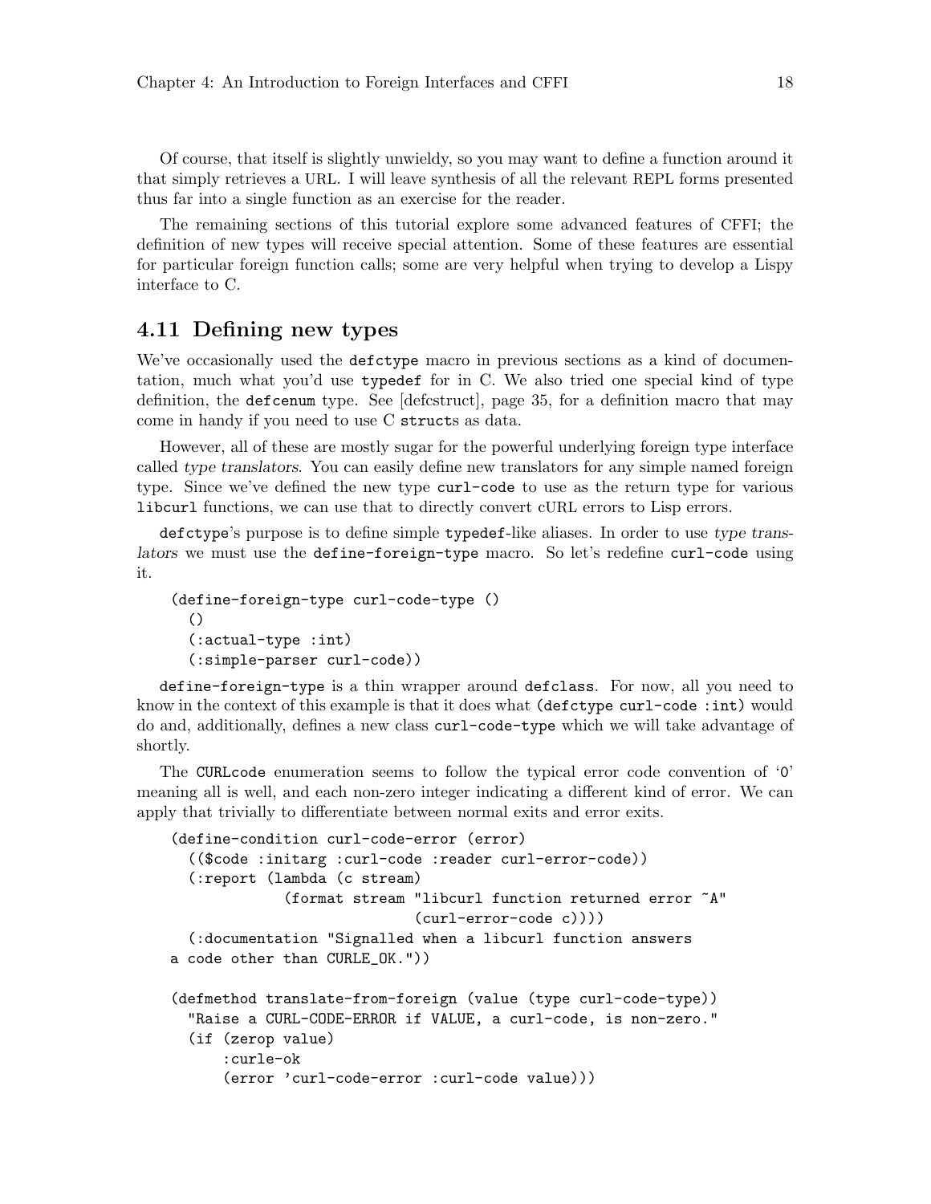Of course, that itself is slightly unwieldy, so you may want to define a function around it that simply retrieves a URL. I will leave synthesis of all the relevant REPL forms presented thus far into a single function as an exercise for the reader.

The remaining sections of this tutorial explore some advanced features of CFFI; the definition of new types will receive special attention. Some of these features are essential for particular foreign function calls; some are very helpful when trying to develop a Lispy interface to C.

## 4.11 Defining new types

We've occasionally used the `defctype` macro in previous sections as a kind of documentation, much what you'd use `typedef` for in C. We also tried one special kind of type definition, the `defcenum` type. See [defcstruct], page 35, for a definition macro that may come in handy if you need to use C `struct`s as data.

However, all of these are mostly sugar for the powerful underlying foreign type interface called *type translators*. You can easily define new translators for any simple named foreign type. Since we've defined the new type `curl-code` to use as the return type for various `libcurl` functions, we can use that to directly convert cURL errors to Lisp errors.

`defctype`'s purpose is to define simple `typedef`-like aliases. In order to use *type translators* we must use the `define-foreign-type` macro. So let's redefine `curl-code` using it.

```
(define-foreign-type curl-code-type ()
  ()
  (:actual-type :int)
  (:simple-parser curl-code))
```

`define-foreign-type` is a thin wrapper around `defclass`. For now, all you need to know in the context of this example is that it does what `(defctype curl-code :int)` would do and, additionally, defines a new class `curl-code-type` which we will take advantage of shortly.

The `CURLcode` enumeration seems to follow the typical error code convention of '`0`' meaning all is well, and each non-zero integer indicating a different kind of error. We can apply that trivially to differentiate between normal exits and error exits.

```
(define-condition curl-code-error (error)
  (($code :initarg :curl-code :reader curl-error-code))
  (:report (lambda (c stream)
             (format stream "libcurl function returned error ~A"
                            (curl-error-code c))))
  (:documentation "Signalled when a libcurl function answers
a code other than CURLE_OK."))

(defmethod translate-from-foreign (value (type curl-code-type))
  "Raise a CURL-CODE-ERROR if VALUE, a curl-code, is non-zero."
  (if (zerop value)
      :curle-ok
      (error 'curl-code-error :curl-code value)))
```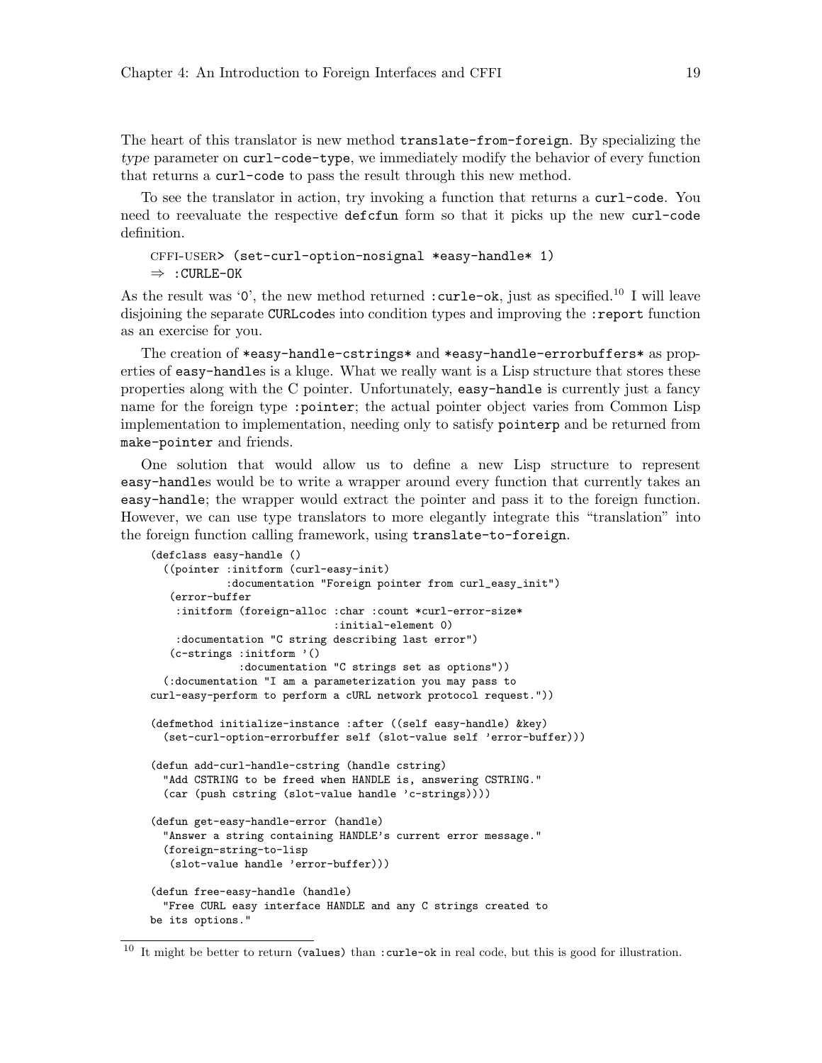The heart of this translator is new method `translate-from-foreign`. By specializing the *type* parameter on `curl-code-type`, we immediately modify the behavior of every function that returns a `curl-code` to pass the result through this new method.

To see the translator in action, try invoking a function that returns a `curl-code`. You need to reevaluate the respective `defcfun` form so that it picks up the new `curl-code` definition.

```
CFFI-USER> (set-curl-option-nosignal *easy-handle* 1)
⇒ :CURLE-OK
```

As the result was '0', the new method returned `:curle-ok`, just as specified.[10] I will leave disjoining the separate `CURLcode`s into condition types and improving the `:report` function as an exercise for you.

The creation of `*easy-handle-cstrings*` and `*easy-handle-errorbuffers*` as properties of `easy-handle`s is a kluge. What we really want is a Lisp structure that stores these properties along with the C pointer. Unfortunately, `easy-handle` is currently just a fancy name for the foreign type `:pointer`; the actual pointer object varies from Common Lisp implementation to implementation, needing only to satisfy `pointerp` and be returned from `make-pointer` and friends.

One solution that would allow us to define a new Lisp structure to represent `easy-handle`s would be to write a wrapper around every function that currently takes an `easy-handle`; the wrapper would extract the pointer and pass it to the foreign function. However, we can use type translators to more elegantly integrate this "translation" into the foreign function calling framework, using `translate-to-foreign`.

```
(defclass easy-handle ()
  ((pointer :initform (curl-easy-init)
            :documentation "Foreign pointer from curl_easy_init")
   (error-buffer
    :initform (foreign-alloc :char :count *curl-error-size*
                             :initial-element 0)
    :documentation "C string describing last error")
   (c-strings :initform '()
              :documentation "C strings set as options"))
  (:documentation "I am a parameterization you may pass to
curl-easy-perform to perform a cURL network protocol request."))

(defmethod initialize-instance :after ((self easy-handle) &key)
  (set-curl-option-errorbuffer self (slot-value self 'error-buffer)))

(defun add-curl-handle-cstring (handle cstring)
  "Add CSTRING to be freed when HANDLE is, answering CSTRING."
  (car (push cstring (slot-value handle 'c-strings))))

(defun get-easy-handle-error (handle)
  "Answer a string containing HANDLE's current error message."
  (foreign-string-to-lisp
   (slot-value handle 'error-buffer)))

(defun free-easy-handle (handle)
  "Free CURL easy interface HANDLE and any C strings created to
be its options."
```

[10] It might be better to return `(values)` than `:curle-ok` in real code, but this is good for illustration.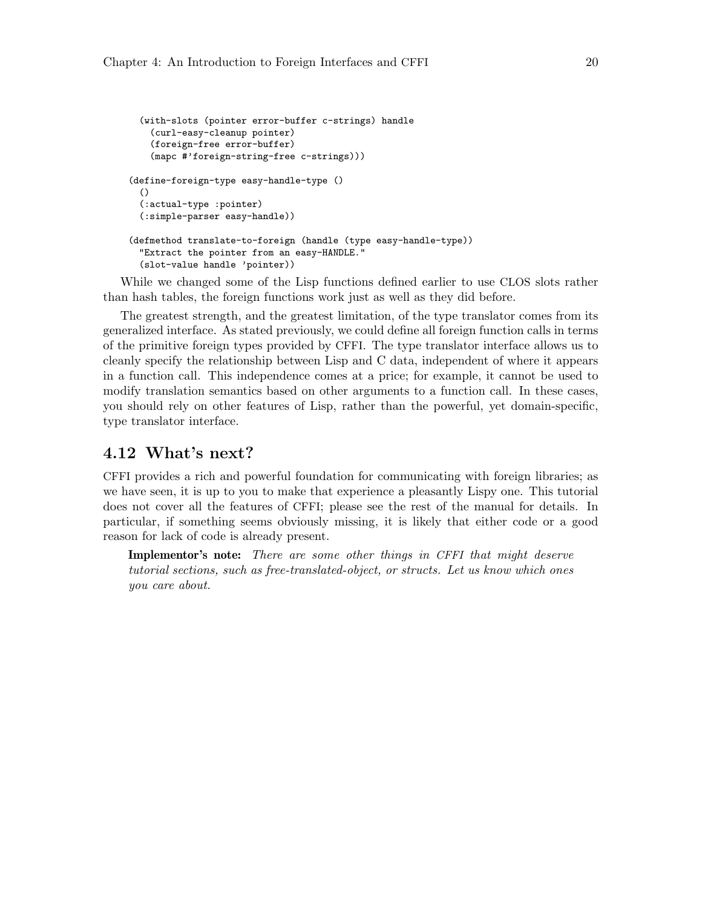```
  (with-slots (pointer error-buffer c-strings) handle
    (curl-easy-cleanup pointer)
    (foreign-free error-buffer)
    (mapc #'foreign-string-free c-strings)))

(define-foreign-type easy-handle-type ()
  ()
  (:actual-type :pointer)
  (:simple-parser easy-handle))

(defmethod translate-to-foreign (handle (type easy-handle-type))
  "Extract the pointer from an easy-HANDLE."
  (slot-value handle 'pointer))
```

While we changed some of the Lisp functions defined earlier to use CLOS slots rather than hash tables, the foreign functions work just as well as they did before.

The greatest strength, and the greatest limitation, of the type translator comes from its generalized interface. As stated previously, we could define all foreign function calls in terms of the primitive foreign types provided by CFFI. The type translator interface allows us to cleanly specify the relationship between Lisp and C data, independent of where it appears in a function call. This independence comes at a price; for example, it cannot be used to modify translation semantics based on other arguments to a function call. In these cases, you should rely on other features of Lisp, rather than the powerful, yet domain-specific, type translator interface.

## 4.12 What's next?

CFFI provides a rich and powerful foundation for communicating with foreign libraries; as we have seen, it is up to you to make that experience a pleasantly Lispy one. This tutorial does not cover all the features of CFFI; please see the rest of the manual for details. In particular, if something seems obviously missing, it is likely that either code or a good reason for lack of code is already present.

> **Implementor's note:** *There are some other things in CFFI that might deserve tutorial sections, such as free-translated-object, or structs. Let us know which ones you care about.*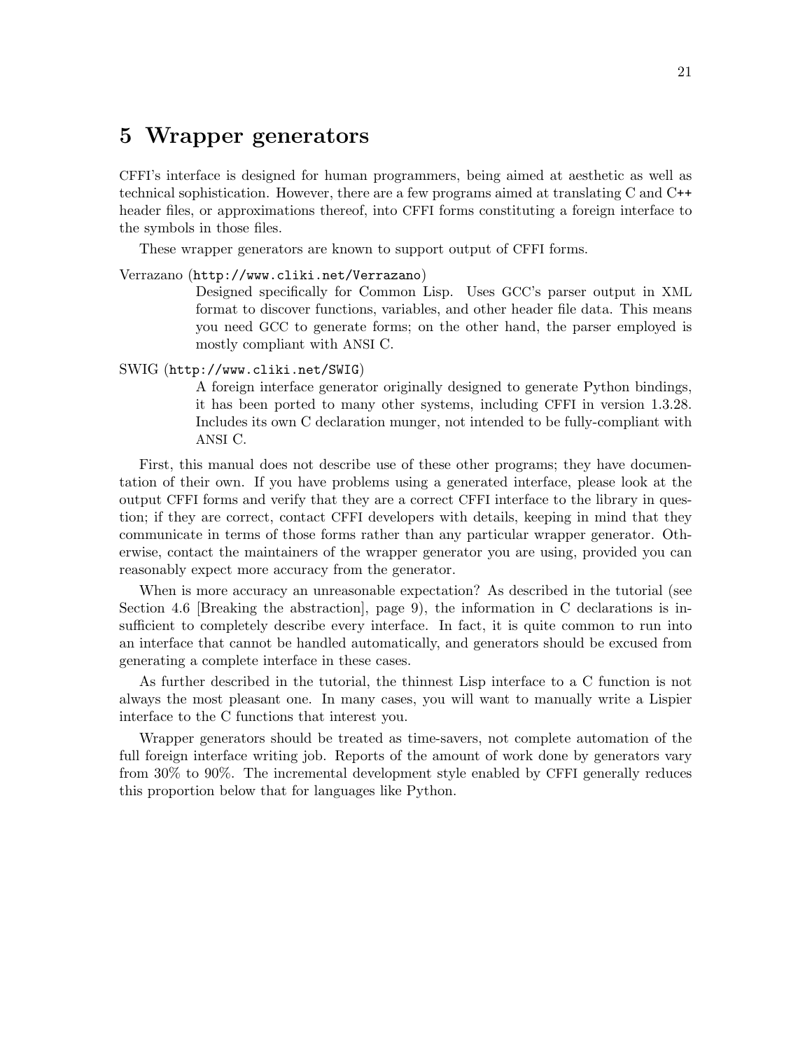# 5 Wrapper generators

CFFI's interface is designed for human programmers, being aimed at aesthetic as well as technical sophistication. However, there are a few programs aimed at translating C and C++ header files, or approximations thereof, into CFFI forms constituting a foreign interface to the symbols in those files.

These wrapper generators are known to support output of CFFI forms.

Verrazano (`http://www.cliki.net/Verrazano`)
: Designed specifically for Common Lisp. Uses GCC's parser output in XML format to discover functions, variables, and other header file data. This means you need GCC to generate forms; on the other hand, the parser employed is mostly compliant with ANSI C.

SWIG (`http://www.cliki.net/SWIG`)
: A foreign interface generator originally designed to generate Python bindings, it has been ported to many other systems, including CFFI in version 1.3.28. Includes its own C declaration munger, not intended to be fully-compliant with ANSI C.

First, this manual does not describe use of these other programs; they have documentation of their own. If you have problems using a generated interface, please look at the output CFFI forms and verify that they are a correct CFFI interface to the library in question; if they are correct, contact CFFI developers with details, keeping in mind that they communicate in terms of those forms rather than any particular wrapper generator. Otherwise, contact the maintainers of the wrapper generator you are using, provided you can reasonably expect more accuracy from the generator.

When is more accuracy an unreasonable expectation? As described in the tutorial (see Section 4.6 [Breaking the abstraction], page 9), the information in C declarations is insufficient to completely describe every interface. In fact, it is quite common to run into an interface that cannot be handled automatically, and generators should be excused from generating a complete interface in these cases.

As further described in the tutorial, the thinnest Lisp interface to a C function is not always the most pleasant one. In many cases, you will want to manually write a Lispier interface to the C functions that interest you.

Wrapper generators should be treated as time-savers, not complete automation of the full foreign interface writing job. Reports of the amount of work done by generators vary from 30% to 90%. The incremental development style enabled by CFFI generally reduces this proportion below that for languages like Python.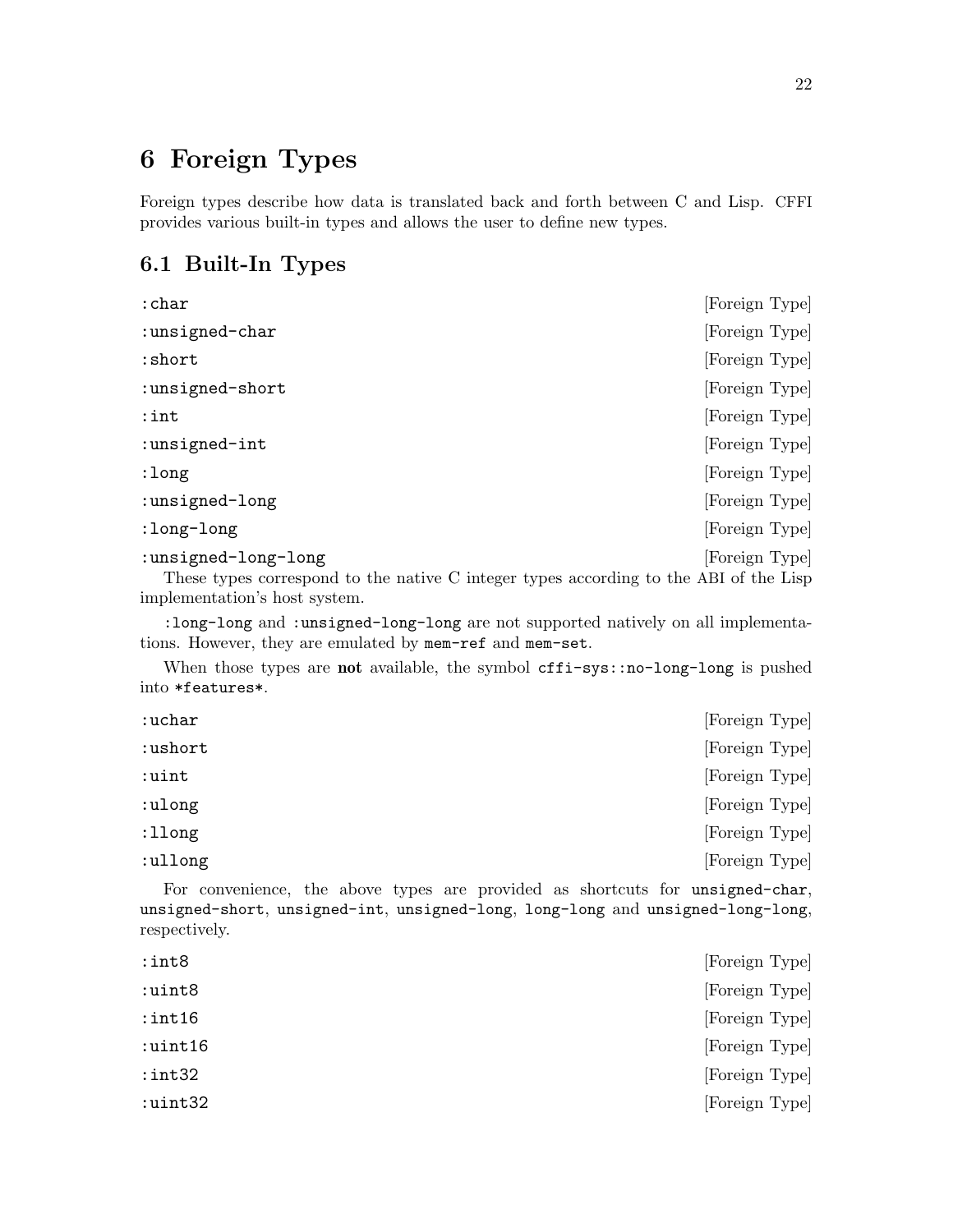# 6 Foreign Types

Foreign types describe how data is translated back and forth between C and Lisp. CFFI provides various built-in types and allows the user to define new types.

## 6.1 Built-In Types

`:char` [Foreign Type]

`:unsigned-char` [Foreign Type]

`:short` [Foreign Type]

`:unsigned-short` [Foreign Type]

`:int` [Foreign Type]

`:unsigned-int` [Foreign Type]

`:long` [Foreign Type]

`:unsigned-long` [Foreign Type]

`:long-long` [Foreign Type]

`:unsigned-long-long` [Foreign Type]

These types correspond to the native C integer types according to the ABI of the Lisp implementation's host system.

`:long-long` and `:unsigned-long-long` are not supported natively on all implementations. However, they are emulated by `mem-ref` and `mem-set`.

When those types are **not** available, the symbol `cffi-sys::no-long-long` is pushed into `*features*`.

`:uchar` [Foreign Type]

`:ushort` [Foreign Type]

`:uint` [Foreign Type]

`:ulong` [Foreign Type]

`:llong` [Foreign Type]

`:ullong` [Foreign Type]

For convenience, the above types are provided as shortcuts for `unsigned-char`, `unsigned-short`, `unsigned-int`, `unsigned-long`, `long-long` and `unsigned-long-long`, respectively.

`:int8` [Foreign Type]

`:uint8` [Foreign Type]

`:int16` [Foreign Type]

`:uint16` [Foreign Type]

`:int32` [Foreign Type]

`:uint32` [Foreign Type]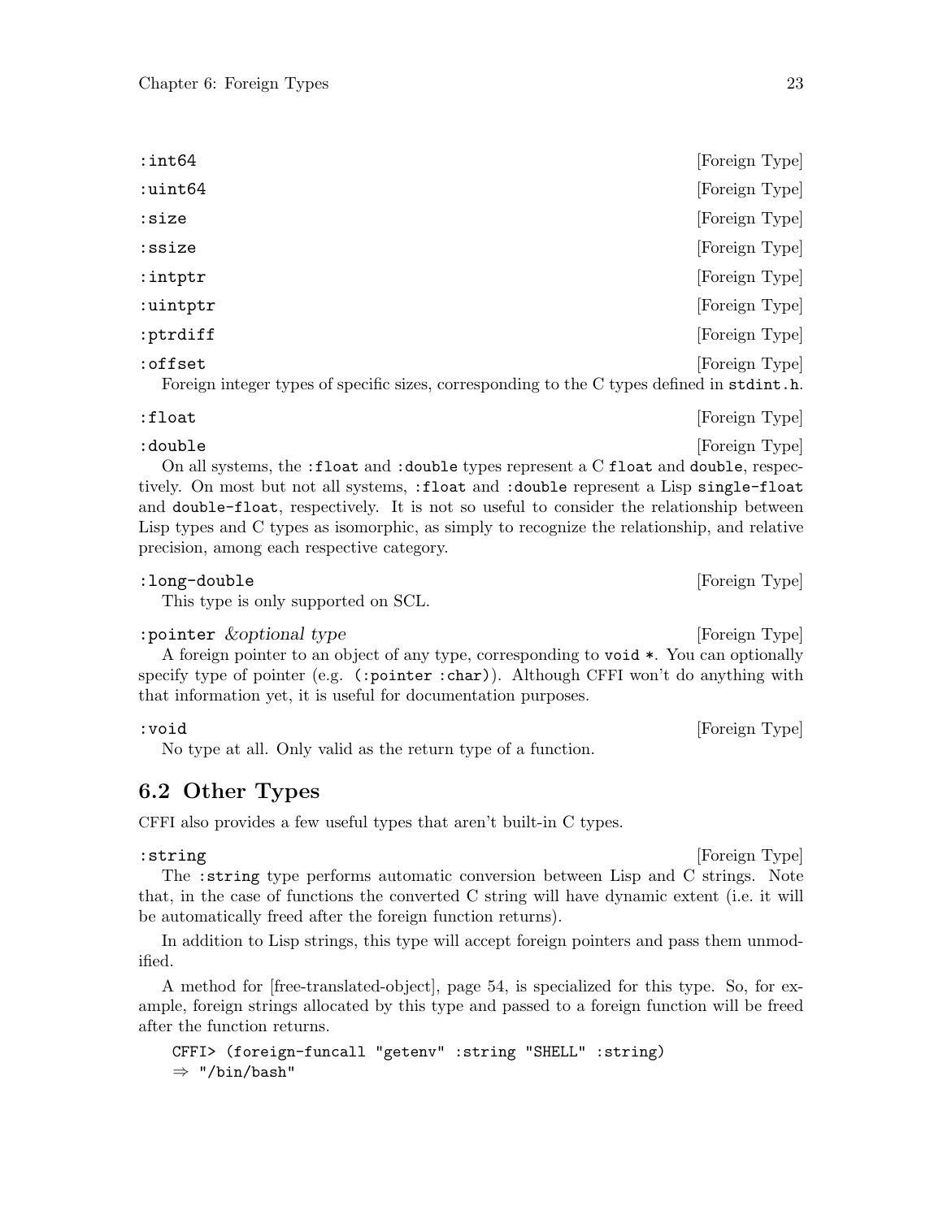`:int64` [Foreign Type]

`:uint64` [Foreign Type]

`:size` [Foreign Type]

`:ssize` [Foreign Type]

`:intptr` [Foreign Type]

`:uintptr` [Foreign Type]

`:ptrdiff` [Foreign Type]

`:offset` [Foreign Type]

Foreign integer types of specific sizes, corresponding to the C types defined in `stdint.h`.

`:float` [Foreign Type]

`:double` [Foreign Type]

On all systems, the `:float` and `:double` types represent a C `float` and `double`, respectively. On most but not all systems, `:float` and `:double` represent a Lisp `single-float` and `double-float`, respectively. It is not so useful to consider the relationship between Lisp types and C types as isomorphic, as simply to recognize the relationship, and relative precision, among each respective category.

`:long-double` [Foreign Type]

This type is only supported on SCL.

`:pointer` *&optional type* [Foreign Type]

A foreign pointer to an object of any type, corresponding to `void *`. You can optionally specify type of pointer (e.g. `(:pointer :char)`). Although CFFI won't do anything with that information yet, it is useful for documentation purposes.

`:void` [Foreign Type]

No type at all. Only valid as the return type of a function.

## 6.2 Other Types

CFFI also provides a few useful types that aren't built-in C types.

`:string` [Foreign Type]

The `:string` type performs automatic conversion between Lisp and C strings. Note that, in the case of functions the converted C string will have dynamic extent (i.e. it will be automatically freed after the foreign function returns).

In addition to Lisp strings, this type will accept foreign pointers and pass them unmodified.

A method for [free-translated-object], page 54, is specialized for this type. So, for example, foreign strings allocated by this type and passed to a foreign function will be freed after the function returns.

```
CFFI> (foreign-funcall "getenv" :string "SHELL" :string)
⇒ "/bin/bash"
```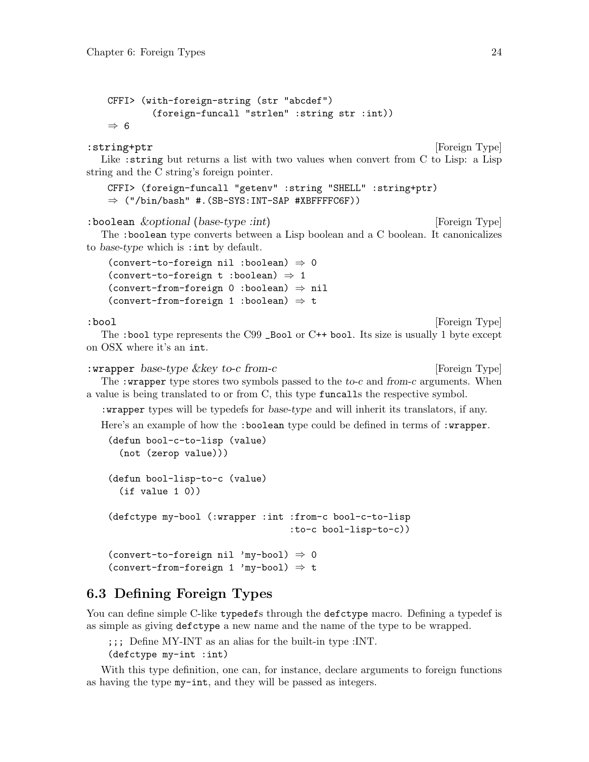```
CFFI> (with-foreign-string (str "abcdef")
        (foreign-funcall "strlen" :string str :int))
⇒ 6
```

**:string+ptr** [Foreign Type]

Like `:string` but returns a list with two values when convert from C to Lisp: a Lisp string and the C string's foreign pointer.

```
CFFI> (foreign-funcall "getenv" :string "SHELL" :string+ptr)
⇒ ("/bin/bash" #.(SB-SYS:INT-SAP #XBFFFFC6F))
```

**:boolean** *&optional (base-type :int)* [Foreign Type]

The `:boolean` type converts between a Lisp boolean and a C boolean. It canonicalizes to *base-type* which is `:int` by default.

```
(convert-to-foreign nil :boolean) ⇒ 0
(convert-to-foreign t :boolean) ⇒ 1
(convert-from-foreign 0 :boolean) ⇒ nil
(convert-from-foreign 1 :boolean) ⇒ t
```

**:bool** [Foreign Type]

The `:bool` type represents the C99 `_Bool` or C++ `bool`. Its size is usually 1 byte except on OSX where it's an `int`.

**:wrapper** *base-type &key to-c from-c* [Foreign Type]

The `:wrapper` type stores two symbols passed to the *to-c* and *from-c* arguments. When a value is being translated to or from C, this type `funcall`s the respective symbol.

`:wrapper` types will be typedefs for *base-type* and will inherit its translators, if any.

Here's an example of how the `:boolean` type could be defined in terms of `:wrapper`.

```
(defun bool-c-to-lisp (value)
  (not (zerop value)))

(defun bool-lisp-to-c (value)
  (if value 1 0))

(defctype my-bool (:wrapper :int :from-c bool-c-to-lisp
                                 :to-c bool-lisp-to-c))

(convert-to-foreign nil 'my-bool) ⇒ 0
(convert-from-foreign 1 'my-bool) ⇒ t
```

## 6.3 Defining Foreign Types

You can define simple C-like `typedef`s through the `defctype` macro. Defining a typedef is as simple as giving `defctype` a new name and the name of the type to be wrapped.

```
;;; Define MY-INT as an alias for the built-in type :INT.
(defctype my-int :int)
```

With this type definition, one can, for instance, declare arguments to foreign functions as having the type `my-int`, and they will be passed as integers.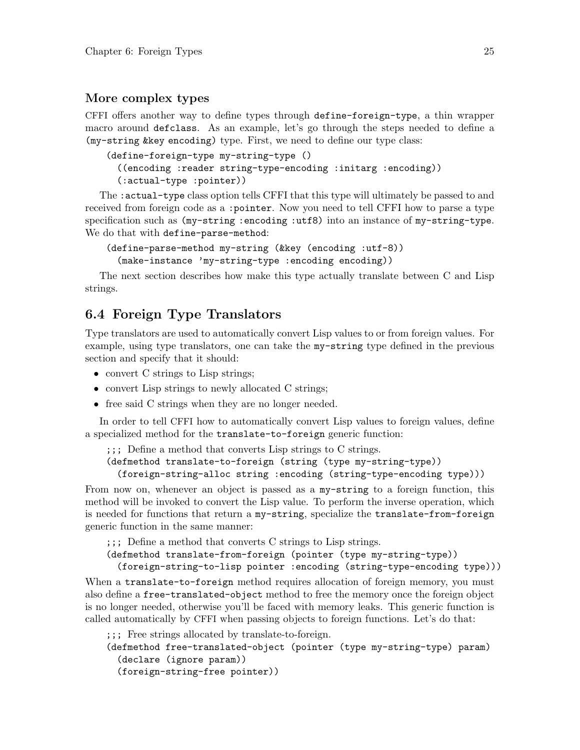### More complex types

CFFI offers another way to define types through `define-foreign-type`, a thin wrapper macro around `defclass`. As an example, let's go through the steps needed to define a `(my-string &key encoding)` type. First, we need to define our type class:

```
(define-foreign-type my-string-type ()
  ((encoding :reader string-type-encoding :initarg :encoding))
  (:actual-type :pointer))
```

The `:actual-type` class option tells CFFI that this type will ultimately be passed to and received from foreign code as a `:pointer`. Now you need to tell CFFI how to parse a type specification such as `(my-string :encoding :utf8)` into an instance of `my-string-type`. We do that with `define-parse-method`:

```
(define-parse-method my-string (&key (encoding :utf-8))
  (make-instance 'my-string-type :encoding encoding))
```

The next section describes how make this type actually translate between C and Lisp strings.

## 6.4 Foreign Type Translators

Type translators are used to automatically convert Lisp values to or from foreign values. For example, using type translators, one can take the `my-string` type defined in the previous section and specify that it should:

- convert C strings to Lisp strings;
- convert Lisp strings to newly allocated C strings;
- free said C strings when they are no longer needed.

In order to tell CFFI how to automatically convert Lisp values to foreign values, define a specialized method for the `translate-to-foreign` generic function:

```
;;; Define a method that converts Lisp strings to C strings.
(defmethod translate-to-foreign (string (type my-string-type))
  (foreign-string-alloc string :encoding (string-type-encoding type)))
```

From now on, whenever an object is passed as a `my-string` to a foreign function, this method will be invoked to convert the Lisp value. To perform the inverse operation, which is needed for functions that return a `my-string`, specialize the `translate-from-foreign` generic function in the same manner:

```
;;; Define a method that converts C strings to Lisp strings.
(defmethod translate-from-foreign (pointer (type my-string-type))
  (foreign-string-to-lisp pointer :encoding (string-type-encoding type)))
```

When a `translate-to-foreign` method requires allocation of foreign memory, you must also define a `free-translated-object` method to free the memory once the foreign object is no longer needed, otherwise you'll be faced with memory leaks. This generic function is called automatically by CFFI when passing objects to foreign functions. Let's do that:

```
;;; Free strings allocated by translate-to-foreign.
(defmethod free-translated-object (pointer (type my-string-type) param)
  (declare (ignore param))
  (foreign-string-free pointer))
```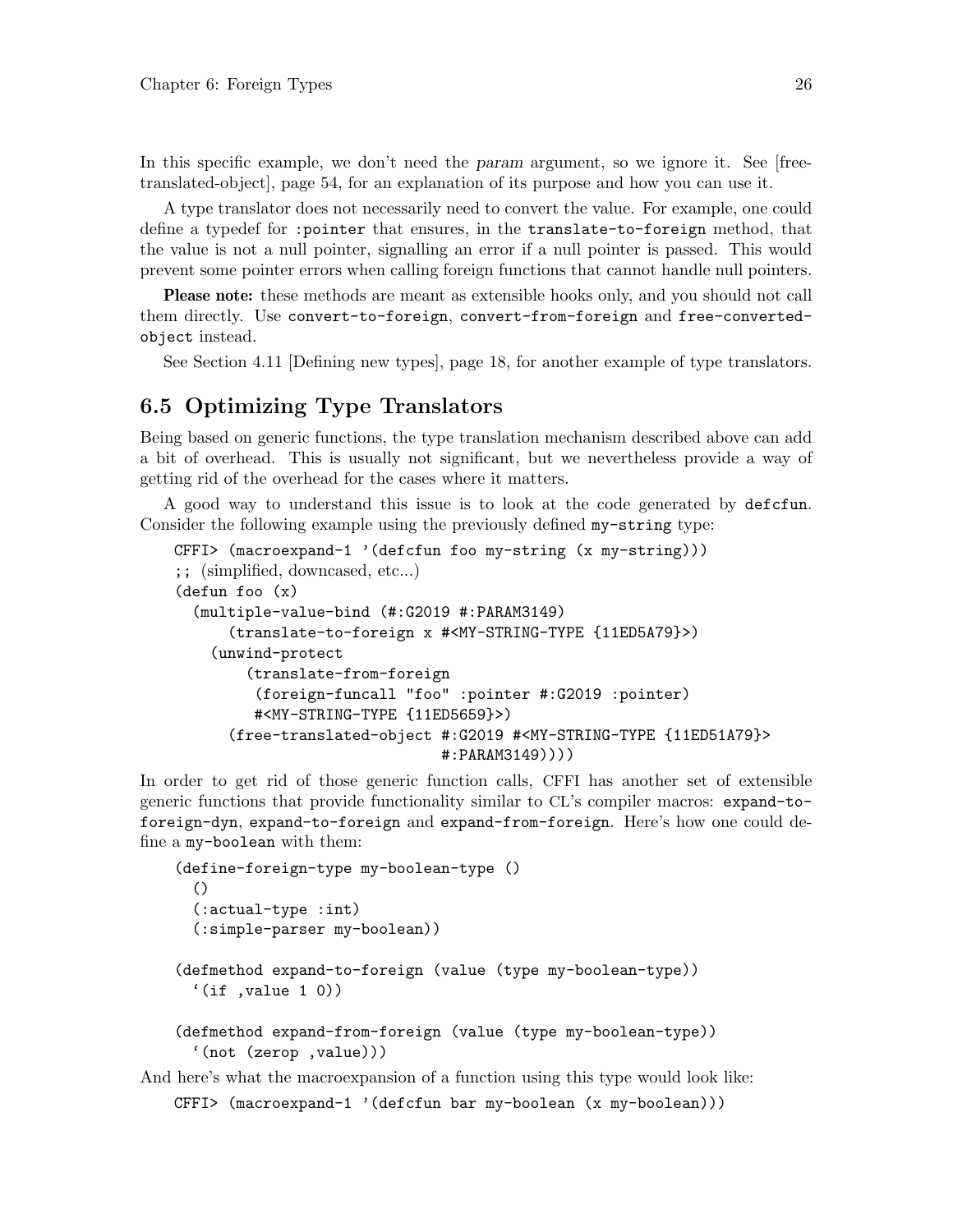In this specific example, we don't need the *param* argument, so we ignore it. See [free-translated-object], page 54, for an explanation of its purpose and how you can use it.

A type translator does not necessarily need to convert the value. For example, one could define a typedef for `:pointer` that ensures, in the `translate-to-foreign` method, that the value is not a null pointer, signalling an error if a null pointer is passed. This would prevent some pointer errors when calling foreign functions that cannot handle null pointers.

**Please note:** these methods are meant as extensible hooks only, and you should not call them directly. Use `convert-to-foreign`, `convert-from-foreign` and `free-converted-object` instead.

See Section 4.11 [Defining new types], page 18, for another example of type translators.

## 6.5 Optimizing Type Translators

Being based on generic functions, the type translation mechanism described above can add a bit of overhead. This is usually not significant, but we nevertheless provide a way of getting rid of the overhead for the cases where it matters.

A good way to understand this issue is to look at the code generated by `defcfun`. Consider the following example using the previously defined `my-string` type:

```
CFFI> (macroexpand-1 '(defcfun foo my-string (x my-string)))
;; (simplified, downcased, etc...)
(defun foo (x)
  (multiple-value-bind (#:G2019 #:PARAM3149)
      (translate-to-foreign x #<MY-STRING-TYPE {11ED5A79}>)
    (unwind-protect
        (translate-from-foreign
         (foreign-funcall "foo" :pointer #:G2019 :pointer)
         #<MY-STRING-TYPE {11ED5659}>)
      (free-translated-object #:G2019 #<MY-STRING-TYPE {11ED51A79}>
                              #:PARAM3149))))
```

In order to get rid of those generic function calls, CFFI has another set of extensible generic functions that provide functionality similar to CL's compiler macros: `expand-to-foreign-dyn`, `expand-to-foreign` and `expand-from-foreign`. Here's how one could define a `my-boolean` with them:

```
(define-foreign-type my-boolean-type ()
  ()
  (:actual-type :int)
  (:simple-parser my-boolean))

(defmethod expand-to-foreign (value (type my-boolean-type))
  `(if ,value 1 0))

(defmethod expand-from-foreign (value (type my-boolean-type))
  `(not (zerop ,value)))
```

And here's what the macroexpansion of a function using this type would look like:

```
CFFI> (macroexpand-1 '(defcfun bar my-boolean (x my-boolean)))
```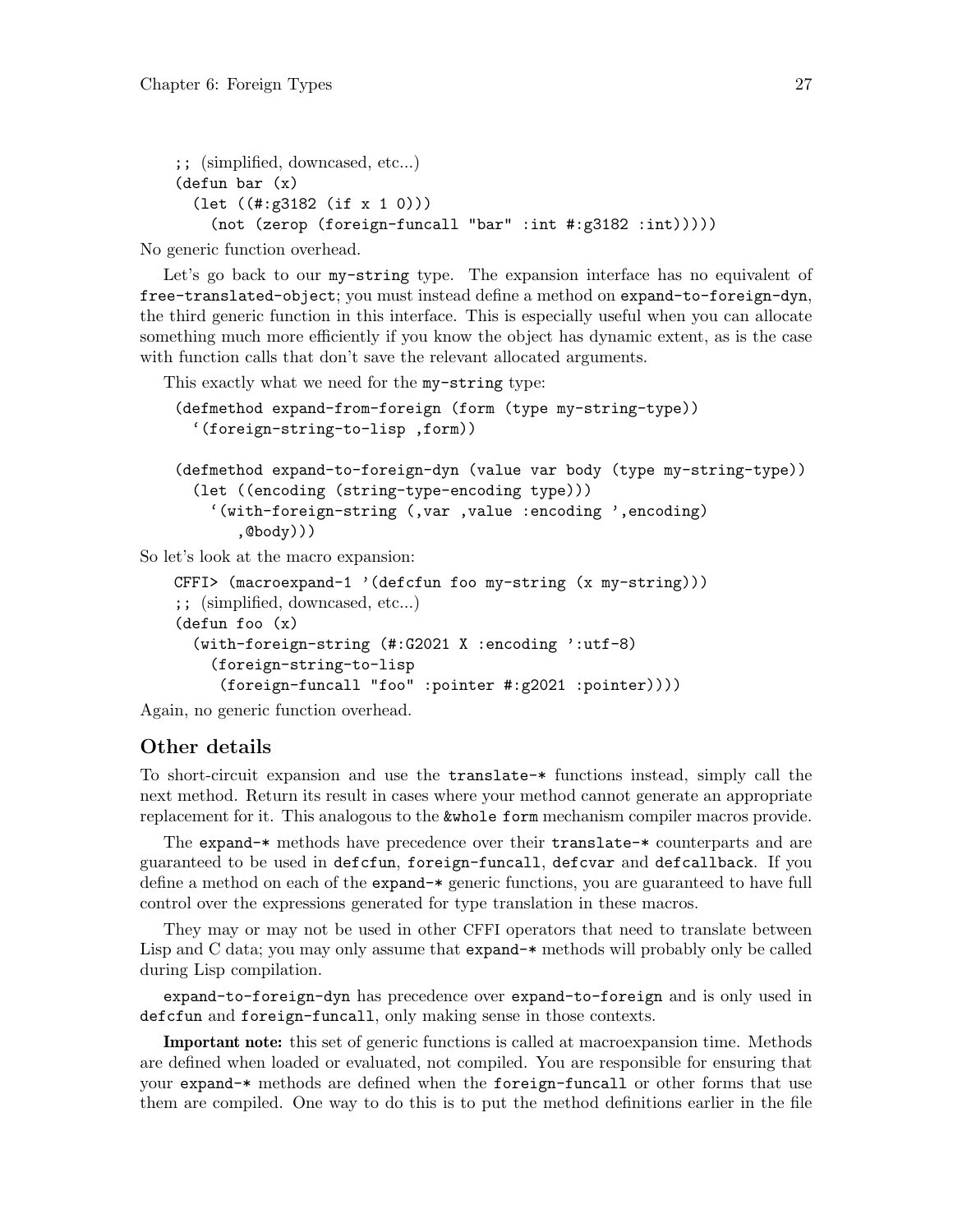```
;; (simplified, downcased, etc...)
(defun bar (x)
  (let ((#:g3182 (if x 1 0)))
    (not (zerop (foreign-funcall "bar" :int #:g3182 :int)))))
```

No generic function overhead.

Let's go back to our `my-string` type. The expansion interface has no equivalent of `free-translated-object`; you must instead define a method on `expand-to-foreign-dyn`, the third generic function in this interface. This is especially useful when you can allocate something much more efficiently if you know the object has dynamic extent, as is the case with function calls that don't save the relevant allocated arguments.

This exactly what we need for the `my-string` type:

```
(defmethod expand-from-foreign (form (type my-string-type))
  `(foreign-string-to-lisp ,form))

(defmethod expand-to-foreign-dyn (value var body (type my-string-type))
  (let ((encoding (string-type-encoding type)))
    `(with-foreign-string (,var ,value :encoding ',encoding)
       ,@body)))
```

So let's look at the macro expansion:

```
CFFI> (macroexpand-1 '(defcfun foo my-string (x my-string)))
;; (simplified, downcased, etc...)
(defun foo (x)
  (with-foreign-string (#:G2021 X :encoding ':utf-8)
    (foreign-string-to-lisp
     (foreign-funcall "foo" :pointer #:g2021 :pointer))))
```

Again, no generic function overhead.

## Other details

To short-circuit expansion and use the `translate-*` functions instead, simply call the next method. Return its result in cases where your method cannot generate an appropriate replacement for it. This analogous to the `&whole form` mechanism compiler macros provide.

The `expand-*` methods have precedence over their `translate-*` counterparts and are guaranteed to be used in `defcfun`, `foreign-funcall`, `defcvar` and `defcallback`. If you define a method on each of the `expand-*` generic functions, you are guaranteed to have full control over the expressions generated for type translation in these macros.

They may or may not be used in other CFFI operators that need to translate between Lisp and C data; you may only assume that `expand-*` methods will probably only be called during Lisp compilation.

`expand-to-foreign-dyn` has precedence over `expand-to-foreign` and is only used in `defcfun` and `foreign-funcall`, only making sense in those contexts.

**Important note:** this set of generic functions is called at macroexpansion time. Methods are defined when loaded or evaluated, not compiled. You are responsible for ensuring that your `expand-*` methods are defined when the `foreign-funcall` or other forms that use them are compiled. One way to do this is to put the method definitions earlier in the file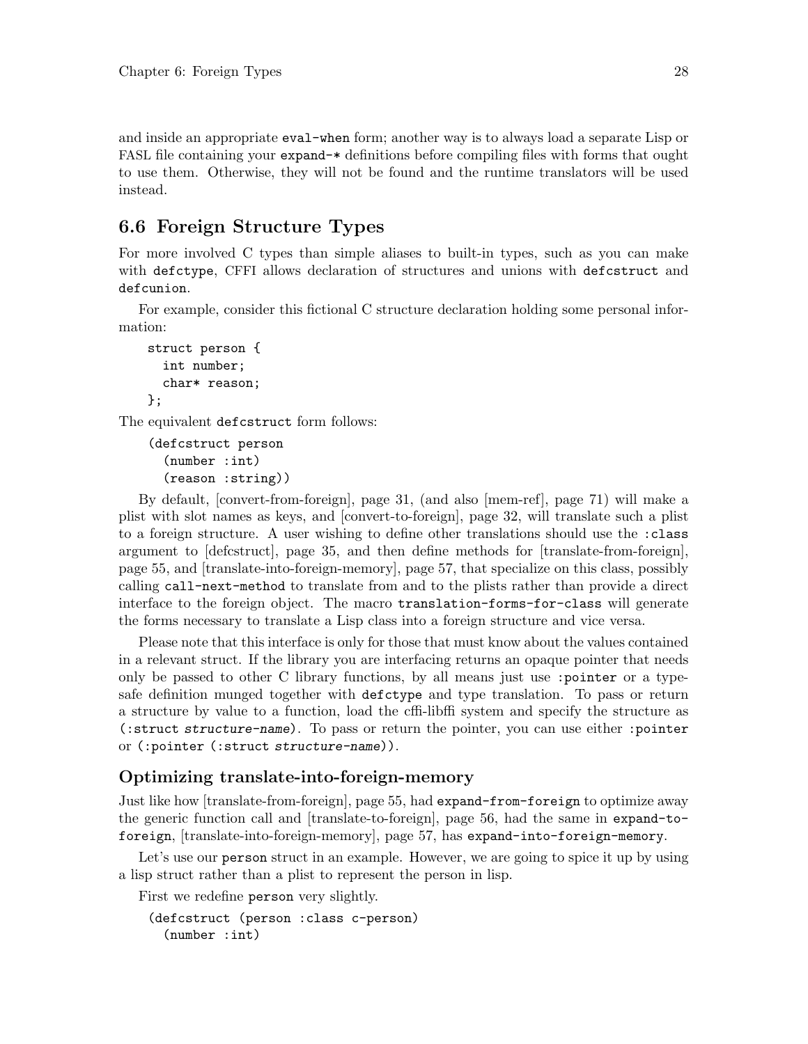and inside an appropriate `eval-when` form; another way is to always load a separate Lisp or FASL file containing your `expand-*` definitions before compiling files with forms that ought to use them. Otherwise, they will not be found and the runtime translators will be used instead.

## 6.6 Foreign Structure Types

For more involved C types than simple aliases to built-in types, such as you can make with `defctype`, CFFI allows declaration of structures and unions with `defcstruct` and `defcunion`.

For example, consider this fictional C structure declaration holding some personal information:

```
struct person {
  int number;
  char* reason;
};
```

The equivalent `defcstruct` form follows:

```
(defcstruct person
  (number :int)
  (reason :string))
```

By default, [convert-from-foreign], page 31, (and also [mem-ref], page 71) will make a plist with slot names as keys, and [convert-to-foreign], page 32, will translate such a plist to a foreign structure. A user wishing to define other translations should use the `:class` argument to [defcstruct], page 35, and then define methods for [translate-from-foreign], page 55, and [translate-into-foreign-memory], page 57, that specialize on this class, possibly calling `call-next-method` to translate from and to the plists rather than provide a direct interface to the foreign object. The macro `translation-forms-for-class` will generate the forms necessary to translate a Lisp class into a foreign structure and vice versa.

Please note that this interface is only for those that must know about the values contained in a relevant struct. If the library you are interfacing returns an opaque pointer that needs only be passed to other C library functions, by all means just use `:pointer` or a type-safe definition munged together with `defctype` and type translation. To pass or return a structure by value to a function, load the cffi-libffi system and specify the structure as `(:struct structure-name)`. To pass or return the pointer, you can use either `:pointer` or `(:pointer (:struct structure-name))`.

### Optimizing translate-into-foreign-memory

Just like how [translate-from-foreign], page 55, had `expand-from-foreign` to optimize away the generic function call and [translate-to-foreign], page 56, had the same in `expand-to-foreign`, [translate-into-foreign-memory], page 57, has `expand-into-foreign-memory`.

Let's use our `person` struct in an example. However, we are going to spice it up by using a lisp struct rather than a plist to represent the person in lisp.

First we redefine `person` very slightly.

```
(defcstruct (person :class c-person)
  (number :int)
```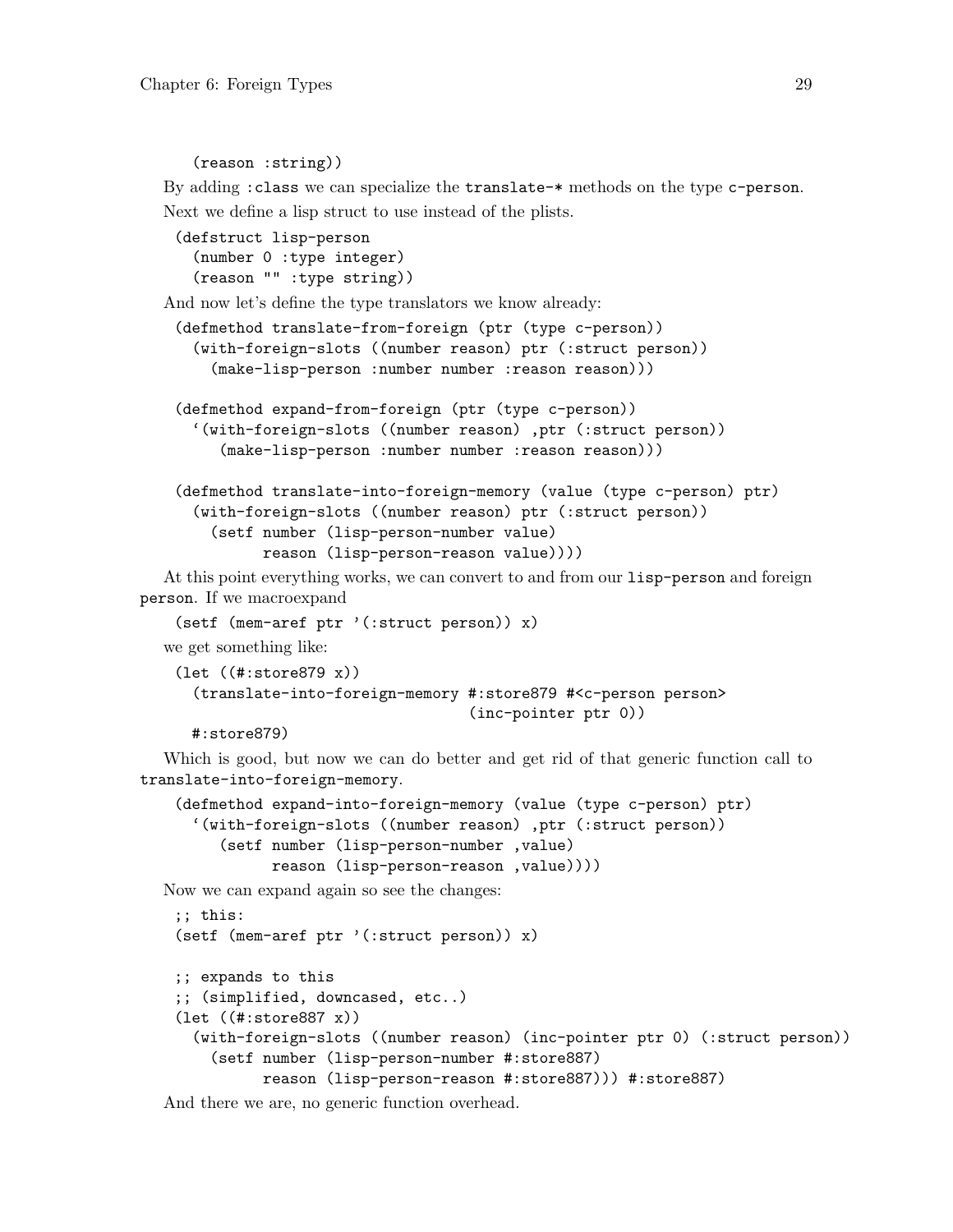```
  (reason :string))
```

By adding `:class` we can specialize the `translate-*` methods on the type `c-person`.

Next we define a lisp struct to use instead of the plists.

```
(defstruct lisp-person
  (number 0 :type integer)
  (reason "" :type string))
```

And now let's define the type translators we know already:

```
(defmethod translate-from-foreign (ptr (type c-person))
  (with-foreign-slots ((number reason) ptr (:struct person))
    (make-lisp-person :number number :reason reason)))

(defmethod expand-from-foreign (ptr (type c-person))
  `(with-foreign-slots ((number reason) ,ptr (:struct person))
     (make-lisp-person :number number :reason reason)))

(defmethod translate-into-foreign-memory (value (type c-person) ptr)
  (with-foreign-slots ((number reason) ptr (:struct person))
    (setf number (lisp-person-number value)
          reason (lisp-person-reason value))))
```

At this point everything works, we can convert to and from our `lisp-person` and foreign `person`. If we macroexpand

```
(setf (mem-aref ptr '(:struct person)) x)
```

we get something like:

```
(let ((#:store879 x))
  (translate-into-foreign-memory #:store879 #<c-person person>
                                 (inc-pointer ptr 0))
  #:store879)
```

Which is good, but now we can do better and get rid of that generic function call to `translate-into-foreign-memory`.

```
(defmethod expand-into-foreign-memory (value (type c-person) ptr)
  `(with-foreign-slots ((number reason) ,ptr (:struct person))
     (setf number (lisp-person-number ,value)
           reason (lisp-person-reason ,value))))
```

Now we can expand again so see the changes:

```
;; this:
(setf (mem-aref ptr '(:struct person)) x)

;; expands to this
;; (simplified, downcased, etc..)
(let ((#:store887 x))
  (with-foreign-slots ((number reason) (inc-pointer ptr 0) (:struct person))
    (setf number (lisp-person-number #:store887)
          reason (lisp-person-reason #:store887))) #:store887)
```

And there we are, no generic function overhead.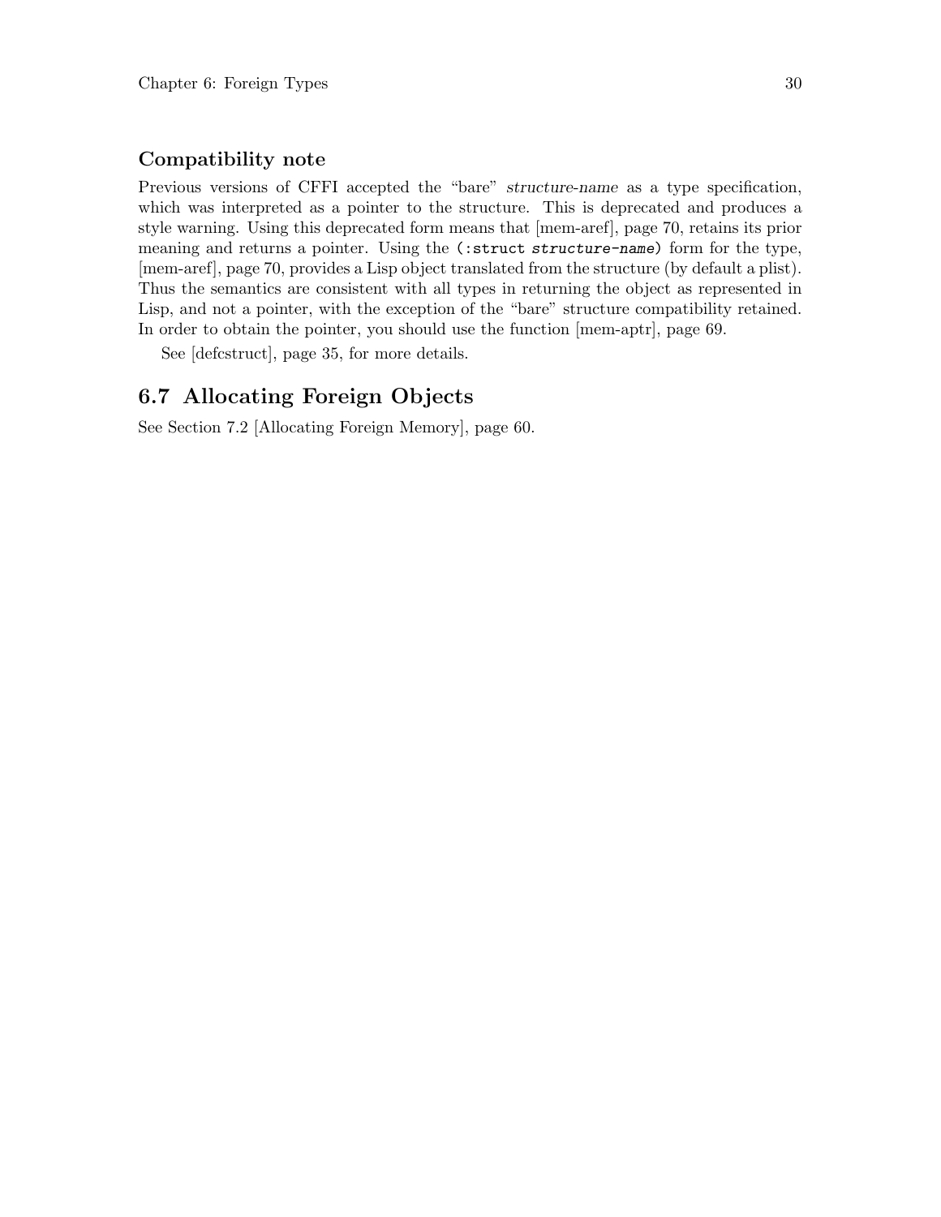### Compatibility note

Previous versions of CFFI accepted the "bare" *structure-name* as a type specification, which was interpreted as a pointer to the structure. This is deprecated and produces a style warning. Using this deprecated form means that [mem-aref], page 70, retains its prior meaning and returns a pointer. Using the `(:struct structure-name)` form for the type, [mem-aref], page 70, provides a Lisp object translated from the structure (by default a plist). Thus the semantics are consistent with all types in returning the object as represented in Lisp, and not a pointer, with the exception of the "bare" structure compatibility retained. In order to obtain the pointer, you should use the function [mem-aptr], page 69.

See [defcstruct], page 35, for more details.

## 6.7 Allocating Foreign Objects

See Section 7.2 [Allocating Foreign Memory], page 60.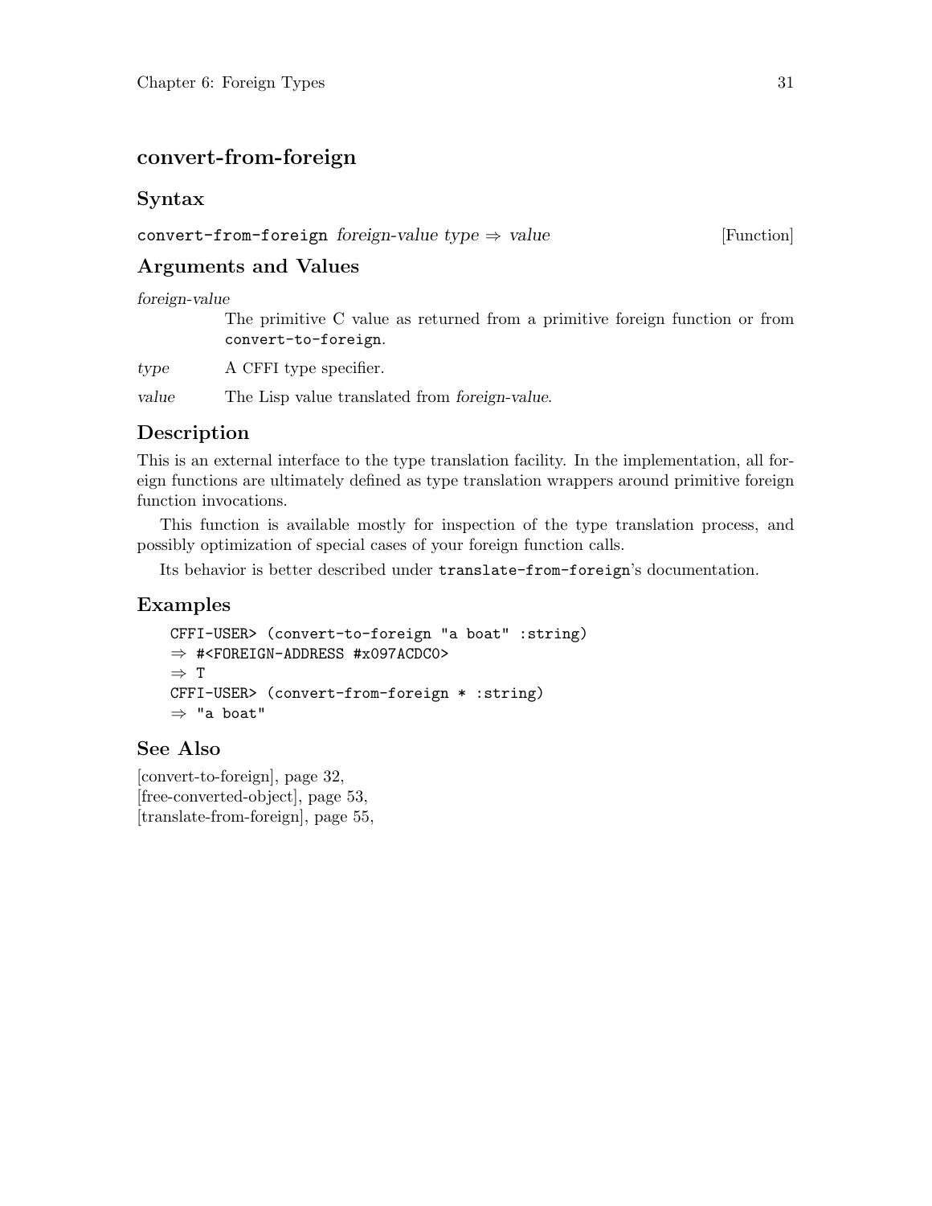# convert-from-foreign

## Syntax

`convert-from-foreign` *foreign-value type* ⇒ *value* [Function]

## Arguments and Values

*foreign-value*
: The primitive C value as returned from a primitive foreign function or from `convert-to-foreign`.

*type*
: A CFFI type specifier.

*value*
: The Lisp value translated from *foreign-value*.

## Description

This is an external interface to the type translation facility. In the implementation, all foreign functions are ultimately defined as type translation wrappers around primitive foreign function invocations.

This function is available mostly for inspection of the type translation process, and possibly optimization of special cases of your foreign function calls.

Its behavior is better described under `translate-from-foreign`'s documentation.

## Examples

```
CFFI-USER> (convert-to-foreign "a boat" :string)
⇒ #<FOREIGN-ADDRESS #x097ACDC0>
⇒ T
CFFI-USER> (convert-from-foreign * :string)
⇒ "a boat"
```

## See Also

[convert-to-foreign], page 32,
[free-converted-object], page 53,
[translate-from-foreign], page 55,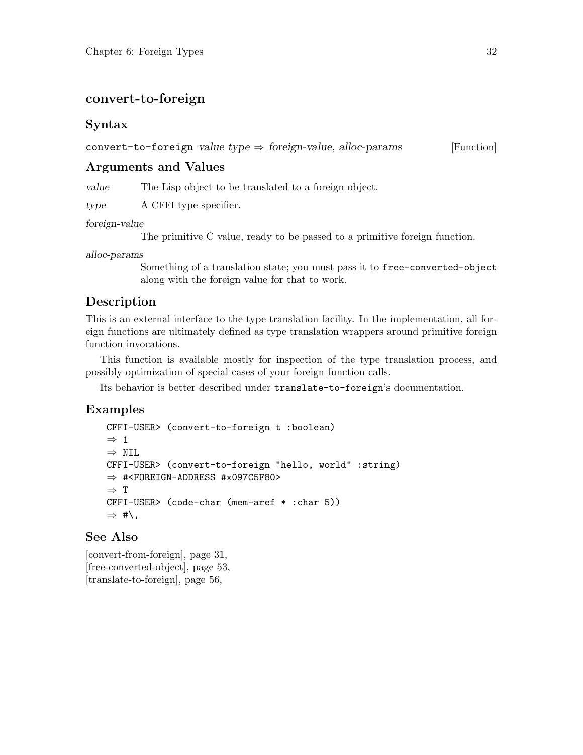## convert-to-foreign

### Syntax

`convert-to-foreign` *value type* ⇒ *foreign-value, alloc-params* [Function]

### Arguments and Values

*value* The Lisp object to be translated to a foreign object.

*type* A CFFI type specifier.

*foreign-value*
The primitive C value, ready to be passed to a primitive foreign function.

*alloc-params*
Something of a translation state; you must pass it to `free-converted-object` along with the foreign value for that to work.

### Description

This is an external interface to the type translation facility. In the implementation, all foreign functions are ultimately defined as type translation wrappers around primitive foreign function invocations.

This function is available mostly for inspection of the type translation process, and possibly optimization of special cases of your foreign function calls.

Its behavior is better described under `translate-to-foreign`'s documentation.

### Examples

```
CFFI-USER> (convert-to-foreign t :boolean)
⇒ 1
⇒ NIL
CFFI-USER> (convert-to-foreign "hello, world" :string)
⇒ #<FOREIGN-ADDRESS #x097C5F80>
⇒ T
CFFI-USER> (code-char (mem-aref * :char 5))
⇒ #\,
```

### See Also

[convert-from-foreign], page 31,
[free-converted-object], page 53,
[translate-to-foreign], page 56,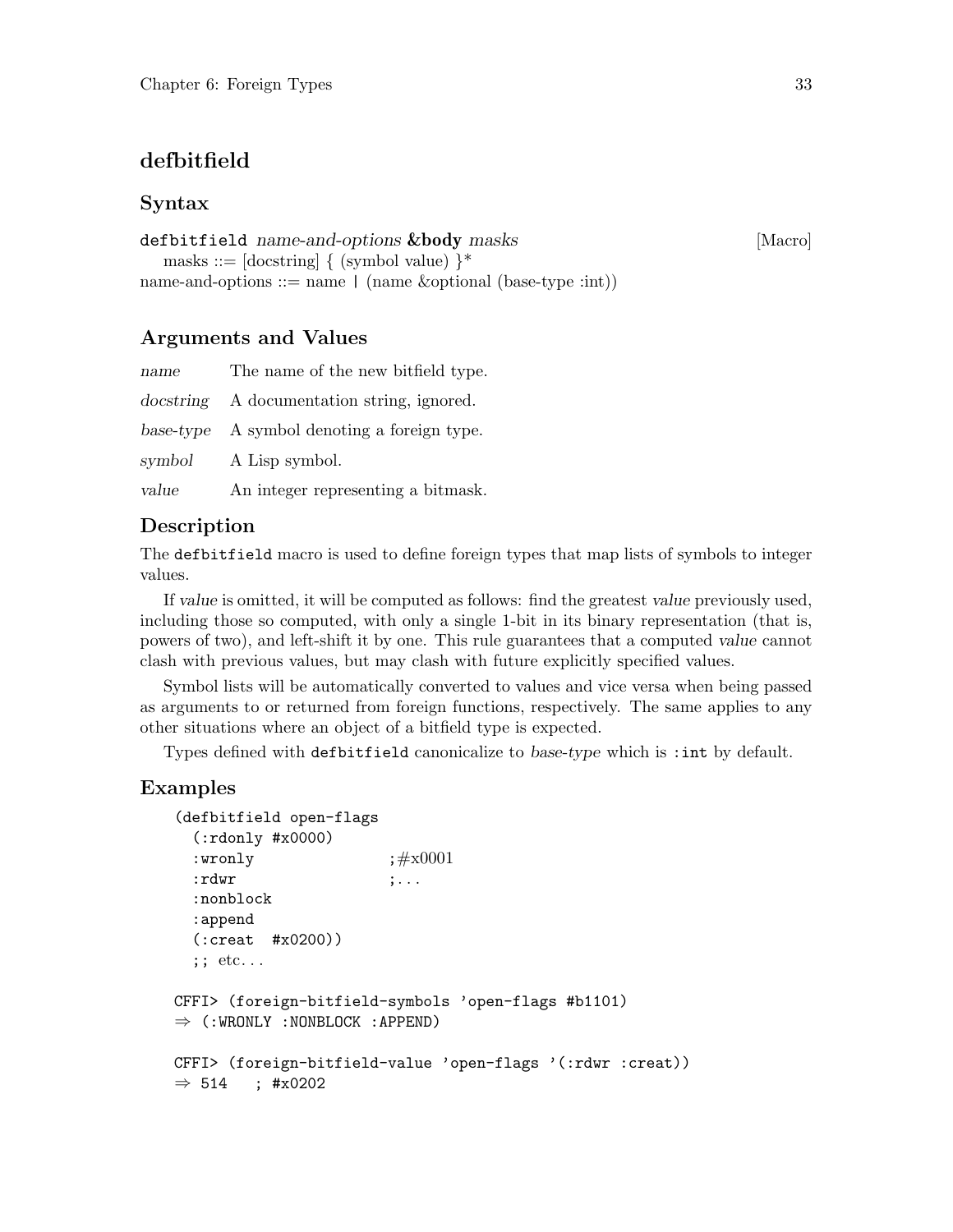## defbitfield

### Syntax

`defbitfield` *name-and-options* **&body** *masks* [Macro]

masks ::= [docstring] { (symbol value) }*

name-and-options ::= name | (name &optional (base-type :int))

### Arguments and Values

*name* The name of the new bitfield type.

*docstring* A documentation string, ignored.

*base-type* A symbol denoting a foreign type.

*symbol* A Lisp symbol.

*value* An integer representing a bitmask.

### Description

The `defbitfield` macro is used to define foreign types that map lists of symbols to integer values.

If *value* is omitted, it will be computed as follows: find the greatest *value* previously used, including those so computed, with only a single 1-bit in its binary representation (that is, powers of two), and left-shift it by one. This rule guarantees that a computed *value* cannot clash with previous values, but may clash with future explicitly specified values.

Symbol lists will be automatically converted to values and vice versa when being passed as arguments to or returned from foreign functions, respectively. The same applies to any other situations where an object of a bitfield type is expected.

Types defined with `defbitfield` canonicalize to *base-type* which is `:int` by default.

### Examples

```
(defbitfield open-flags
  (:rdonly #x0000)
  :wronly               ;#x0001
  :rdwr                 ;...
  :nonblock
  :append
  (:creat  #x0200))
  ;; etc...

CFFI> (foreign-bitfield-symbols 'open-flags #b1101)
⇒ (:WRONLY :NONBLOCK :APPEND)

CFFI> (foreign-bitfield-value 'open-flags '(:rdwr :creat))
⇒ 514   ; #x0202
```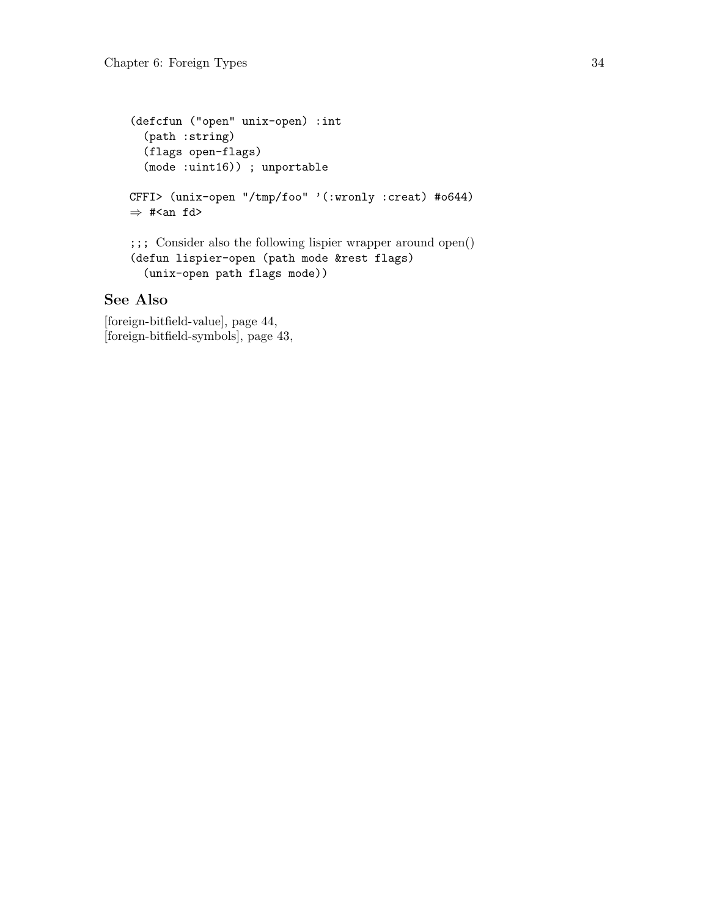```
(defcfun ("open" unix-open) :int
  (path :string)
  (flags open-flags)
  (mode :uint16)) ; unportable

CFFI> (unix-open "/tmp/foo" '(:wronly :creat) #o644)
⇒ #<an fd>

;;; Consider also the following lispier wrapper around open()
(defun lispier-open (path mode &rest flags)
  (unix-open path flags mode))
```

### See Also

[foreign-bitfield-value], page 44,
[foreign-bitfield-symbols], page 43,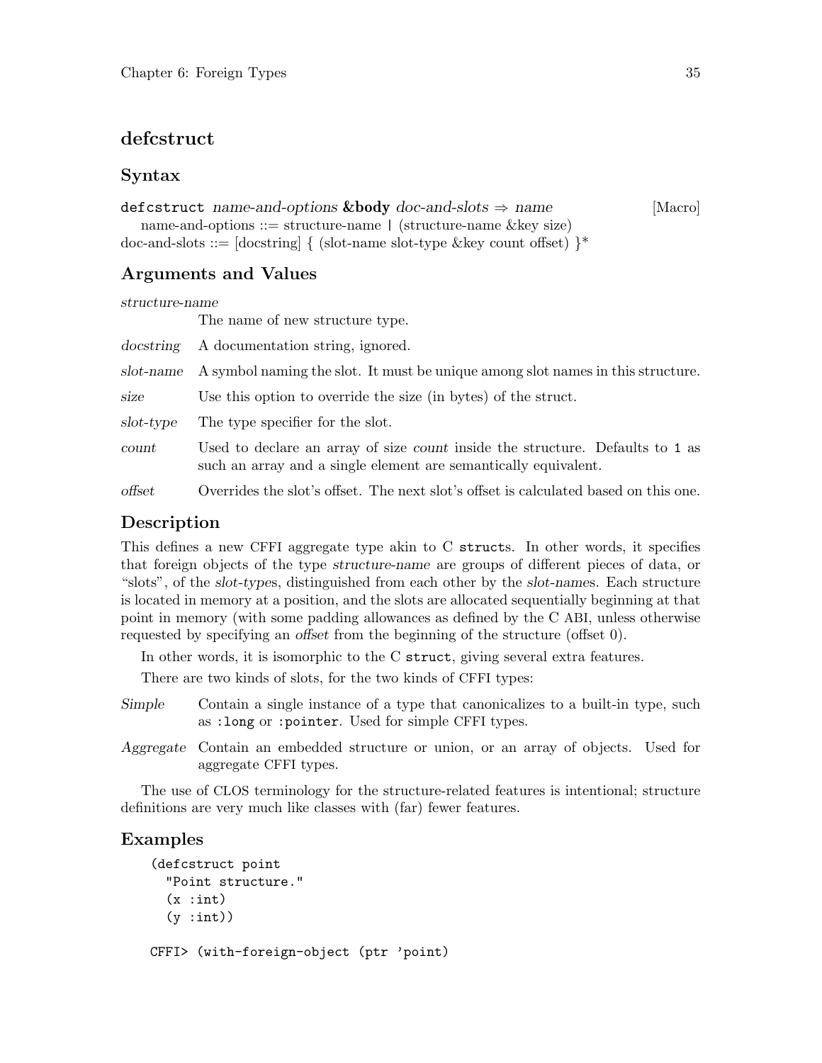## defcstruct

### Syntax

`defcstruct` *name-and-options* **&body** *doc-and-slots* ⇒ *name* [Macro]

name-and-options ::= structure-name | (structure-name &key size)

doc-and-slots ::= [docstring] { (slot-name slot-type &key count offset) }*

### Arguments and Values

*structure-name*
: The name of new structure type.

*docstring*
: A documentation string, ignored.

*slot-name*
: A symbol naming the slot. It must be unique among slot names in this structure.

*size*
: Use this option to override the size (in bytes) of the struct.

*slot-type*
: The type specifier for the slot.

*count*
: Used to declare an array of size *count* inside the structure. Defaults to `1` as such an array and a single element are semantically equivalent.

*offset*
: Overrides the slot's offset. The next slot's offset is calculated based on this one.

### Description

This defines a new CFFI aggregate type akin to C `struct`s. In other words, it specifies that foreign objects of the type *structure-name* are groups of different pieces of data, or "slots", of the *slot-type*s, distinguished from each other by the *slot-name*s. Each structure is located in memory at a position, and the slots are allocated sequentially beginning at that point in memory (with some padding allowances as defined by the C ABI, unless otherwise requested by specifying an *offset* from the beginning of the structure (offset 0).

In other words, it is isomorphic to the C `struct`, giving several extra features.

There are two kinds of slots, for the two kinds of CFFI types:

*Simple*
: Contain a single instance of a type that canonicalizes to a built-in type, such as `:long` or `:pointer`. Used for simple CFFI types.

*Aggregate*
: Contain an embedded structure or union, or an array of objects. Used for aggregate CFFI types.

The use of CLOS terminology for the structure-related features is intentional; structure definitions are very much like classes with (far) fewer features.

### Examples

```
(defcstruct point
  "Point structure."
  (x :int)
  (y :int))

CFFI> (with-foreign-object (ptr 'point)
```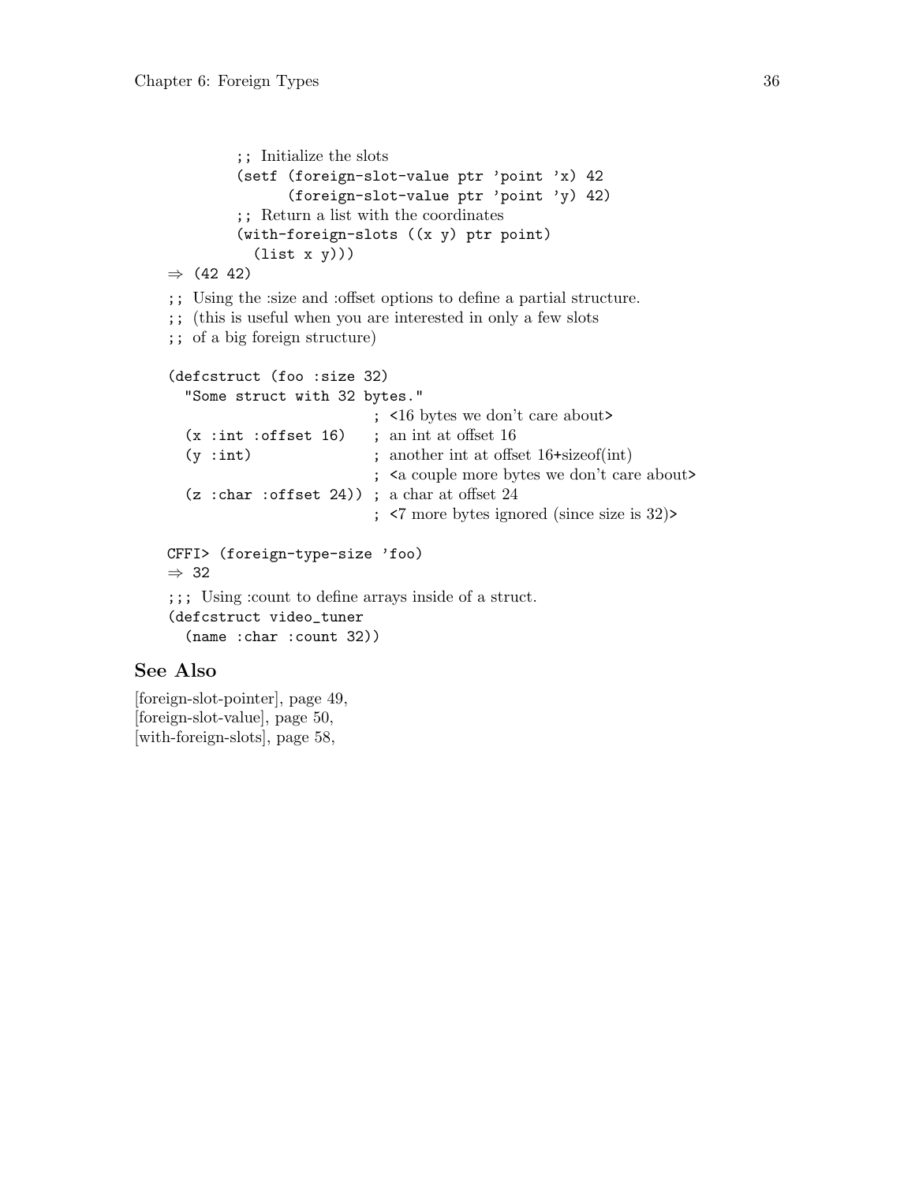```
          ;; Initialize the slots
          (setf (foreign-slot-value ptr 'point 'x) 42
                (foreign-slot-value ptr 'point 'y) 42)
          ;; Return a list with the coordinates
          (with-foreign-slots ((x y) ptr point)
            (list x y)))
⇒ (42 42)

;; Using the :size and :offset options to define a partial structure.
;; (this is useful when you are interested in only a few slots
;; of a big foreign structure)

(defcstruct (foo :size 32)
  "Some struct with 32 bytes."
                          ; <16 bytes we don't care about>
  (x :int :offset 16)     ; an int at offset 16
  (y :int)                ; another int at offset 16+sizeof(int)
                          ; <a couple more bytes we don't care about>
  (z :char :offset 24))   ; a char at offset 24
                          ; <7 more bytes ignored (since size is 32)>

CFFI> (foreign-type-size 'foo)
⇒ 32

;;; Using :count to define arrays inside of a struct.
(defcstruct video_tuner
  (name :char :count 32))
```

## See Also

[foreign-slot-pointer], page 49,
[foreign-slot-value], page 50,
[with-foreign-slots], page 58,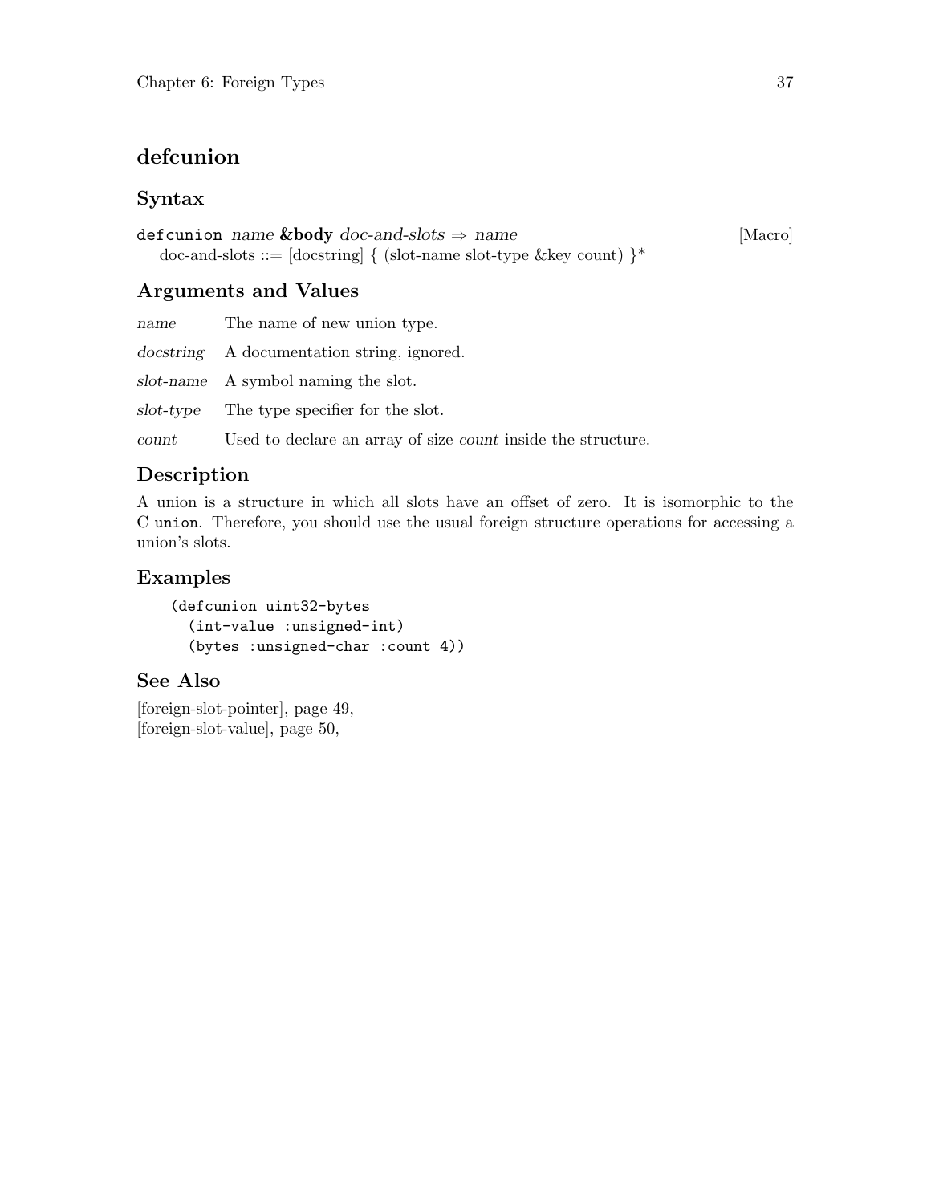## defcunion

### Syntax

**defcunion** *name* **&body** *doc-and-slots* ⇒ *name* [Macro]

doc-and-slots ::= [docstring] { (slot-name slot-type &key count) }*

### Arguments and Values

*name* The name of new union type.

*docstring* A documentation string, ignored.

*slot-name* A symbol naming the slot.

*slot-type* The type specifier for the slot.

*count* Used to declare an array of size *count* inside the structure.

### Description

A union is a structure in which all slots have an offset of zero. It is isomorphic to the C `union`. Therefore, you should use the usual foreign structure operations for accessing a union's slots.

### Examples

```
(defcunion uint32-bytes
  (int-value :unsigned-int)
  (bytes :unsigned-char :count 4))
```

### See Also

[foreign-slot-pointer], page 49,
[foreign-slot-value], page 50,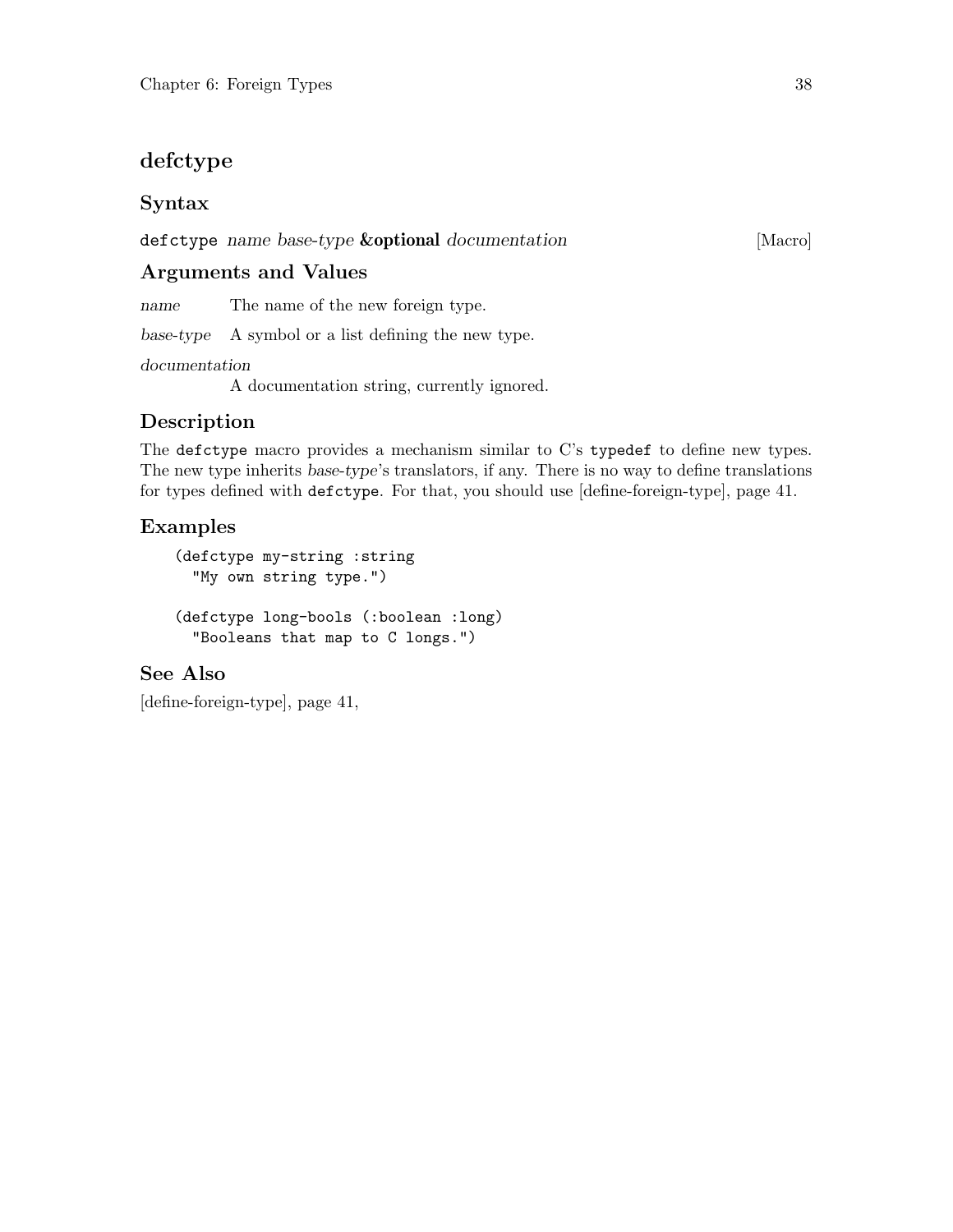# defctype

## Syntax

`defctype` *name base-type* **&optional** *documentation* [Macro]

## Arguments and Values

*name* The name of the new foreign type.

*base-type* A symbol or a list defining the new type.

*documentation*
A documentation string, currently ignored.

## Description

The `defctype` macro provides a mechanism similar to C's `typedef` to define new types. The new type inherits *base-type*'s translators, if any. There is no way to define translations for types defined with `defctype`. For that, you should use [define-foreign-type], page 41.

## Examples

```
(defctype my-string :string
  "My own string type.")

(defctype long-bools (:boolean :long)
  "Booleans that map to C longs.")
```

## See Also

[define-foreign-type], page 41,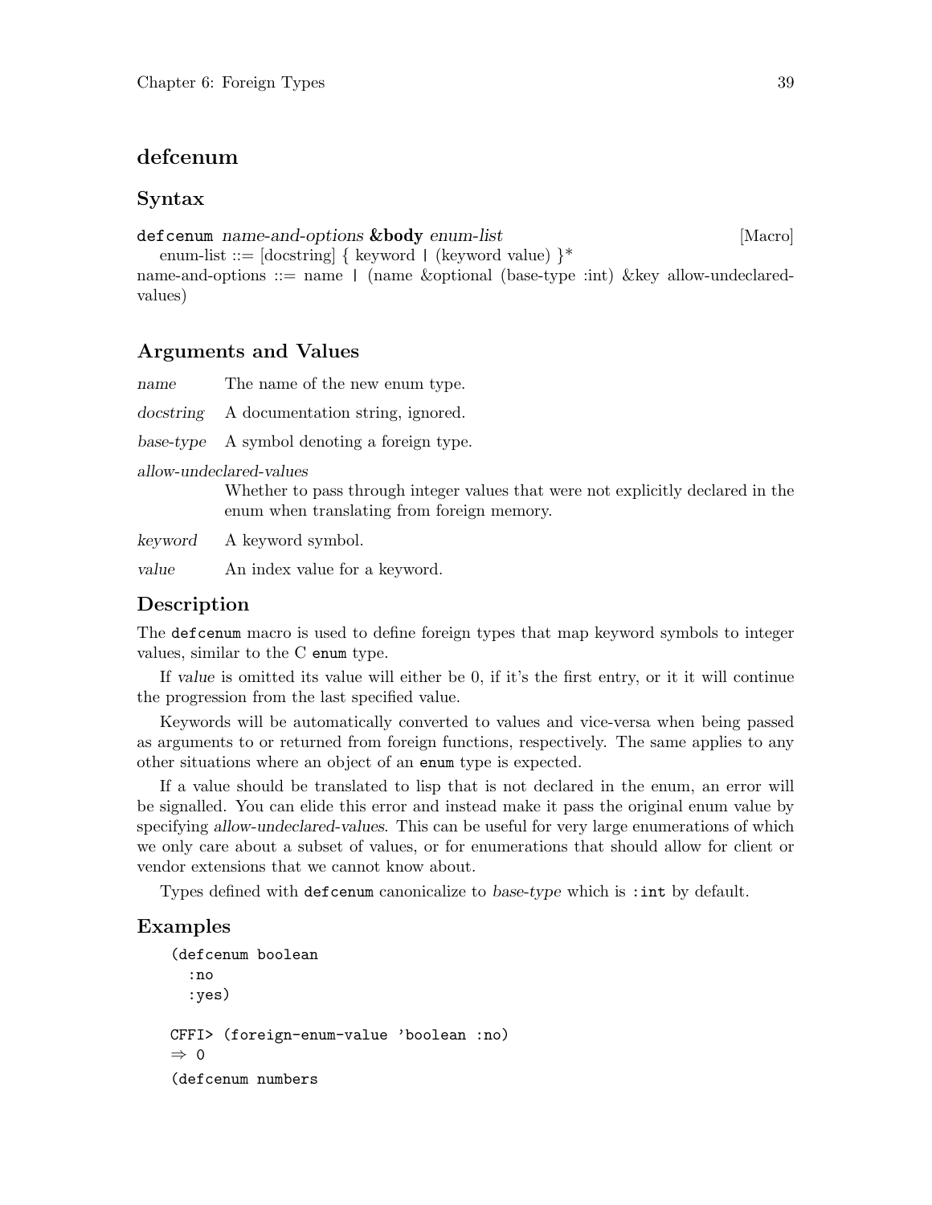## defcenum

### Syntax

`defcenum` *name-and-options* **&body** *enum-list* [Macro]

enum-list ::= [docstring] { keyword | (keyword value) }*
name-and-options ::= name | (name &optional (base-type :int) &key allow-undeclared-values)

### Arguments and Values

*name* The name of the new enum type.

*docstring* A documentation string, ignored.

*base-type* A symbol denoting a foreign type.

*allow-undeclared-values*
Whether to pass through integer values that were not explicitly declared in the enum when translating from foreign memory.

*keyword* A keyword symbol.

*value* An index value for a keyword.

### Description

The `defcenum` macro is used to define foreign types that map keyword symbols to integer values, similar to the C `enum` type.

If *value* is omitted its value will either be 0, if it's the first entry, or it it will continue the progression from the last specified value.

Keywords will be automatically converted to values and vice-versa when being passed as arguments to or returned from foreign functions, respectively. The same applies to any other situations where an object of an `enum` type is expected.

If a value should be translated to lisp that is not declared in the enum, an error will be signalled. You can elide this error and instead make it pass the original enum value by specifying *allow-undeclared-values*. This can be useful for very large enumerations of which we only care about a subset of values, or for enumerations that should allow for client or vendor extensions that we cannot know about.

Types defined with `defcenum` canonicalize to *base-type* which is `:int` by default.

### Examples

```
(defcenum boolean
  :no
  :yes)

CFFI> (foreign-enum-value 'boolean :no)
⇒ 0
(defcenum numbers
```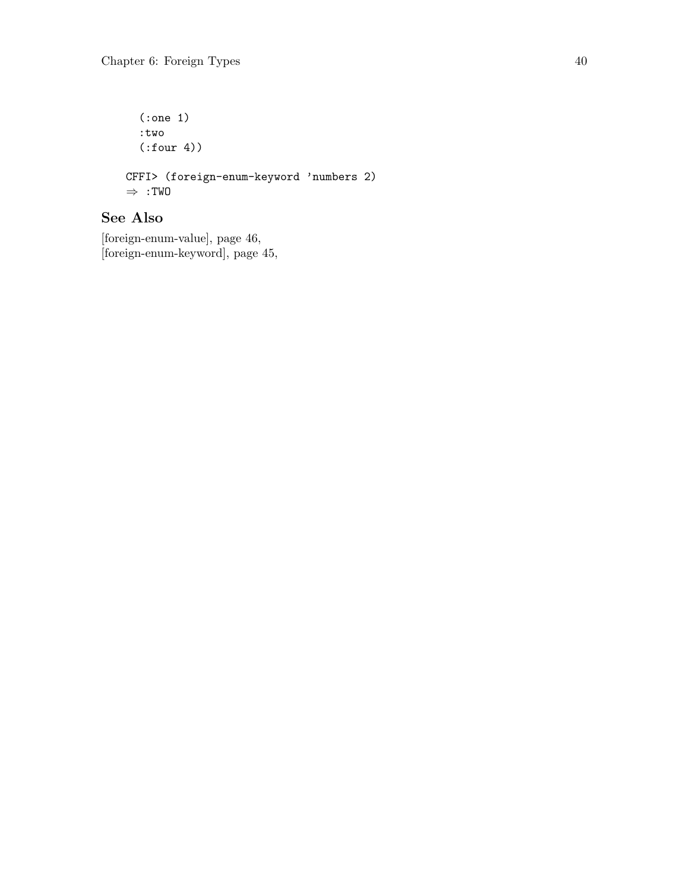```
  (:one 1)
  :two
  (:four 4))

CFFI> (foreign-enum-keyword 'numbers 2)
⇒ :TWO
```

### See Also

[foreign-enum-value], page 46,
[foreign-enum-keyword], page 45,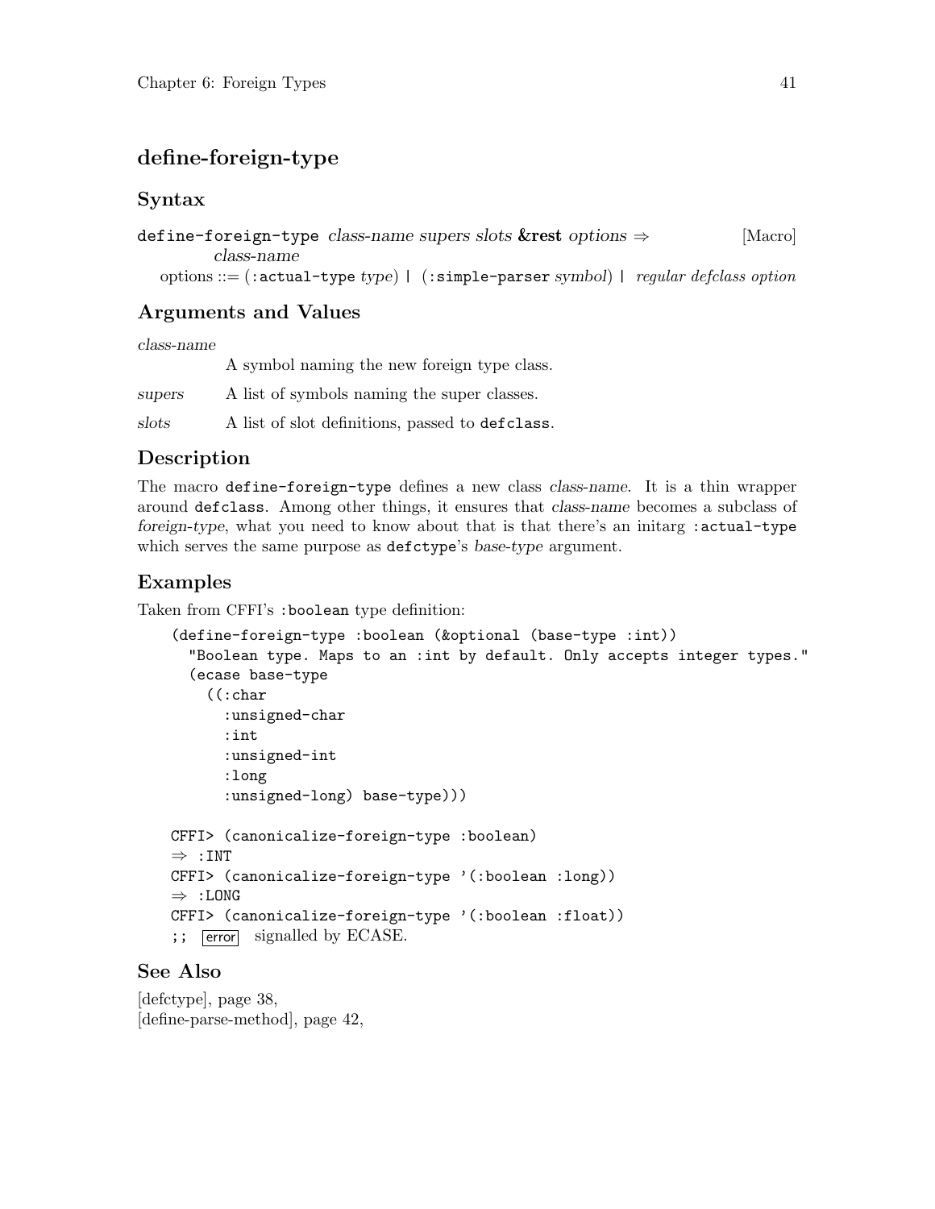## define-foreign-type

### Syntax

`define-foreign-type` *class-name supers slots* **&rest** *options* ⇒ *class-name* [Macro]

options ::= (`:actual-type` *type*) | (`:simple-parser` *symbol*) | *regular defclass option*

### Arguments and Values

*class-name*
A symbol naming the new foreign type class.

*supers* A list of symbols naming the super classes.

*slots* A list of slot definitions, passed to `defclass`.

### Description

The macro `define-foreign-type` defines a new class *class-name*. It is a thin wrapper around `defclass`. Among other things, it ensures that *class-name* becomes a subclass of *foreign-type*, what you need to know about that is that there's an initarg `:actual-type` which serves the same purpose as `defctype`'s *base-type* argument.

### Examples

Taken from CFFI's `:boolean` type definition:

```
(define-foreign-type :boolean (&optional (base-type :int))
  "Boolean type. Maps to an :int by default. Only accepts integer types."
  (ecase base-type
    ((:char
      :unsigned-char
      :int
      :unsigned-int
      :long
      :unsigned-long) base-type)))

CFFI> (canonicalize-foreign-type :boolean)
⇒ :INT
CFFI> (canonicalize-foreign-type '(:boolean :long))
⇒ :LONG
CFFI> (canonicalize-foreign-type '(:boolean :float))
;; error signalled by ECASE.
```

### See Also

[defctype], page 38,
[define-parse-method], page 42,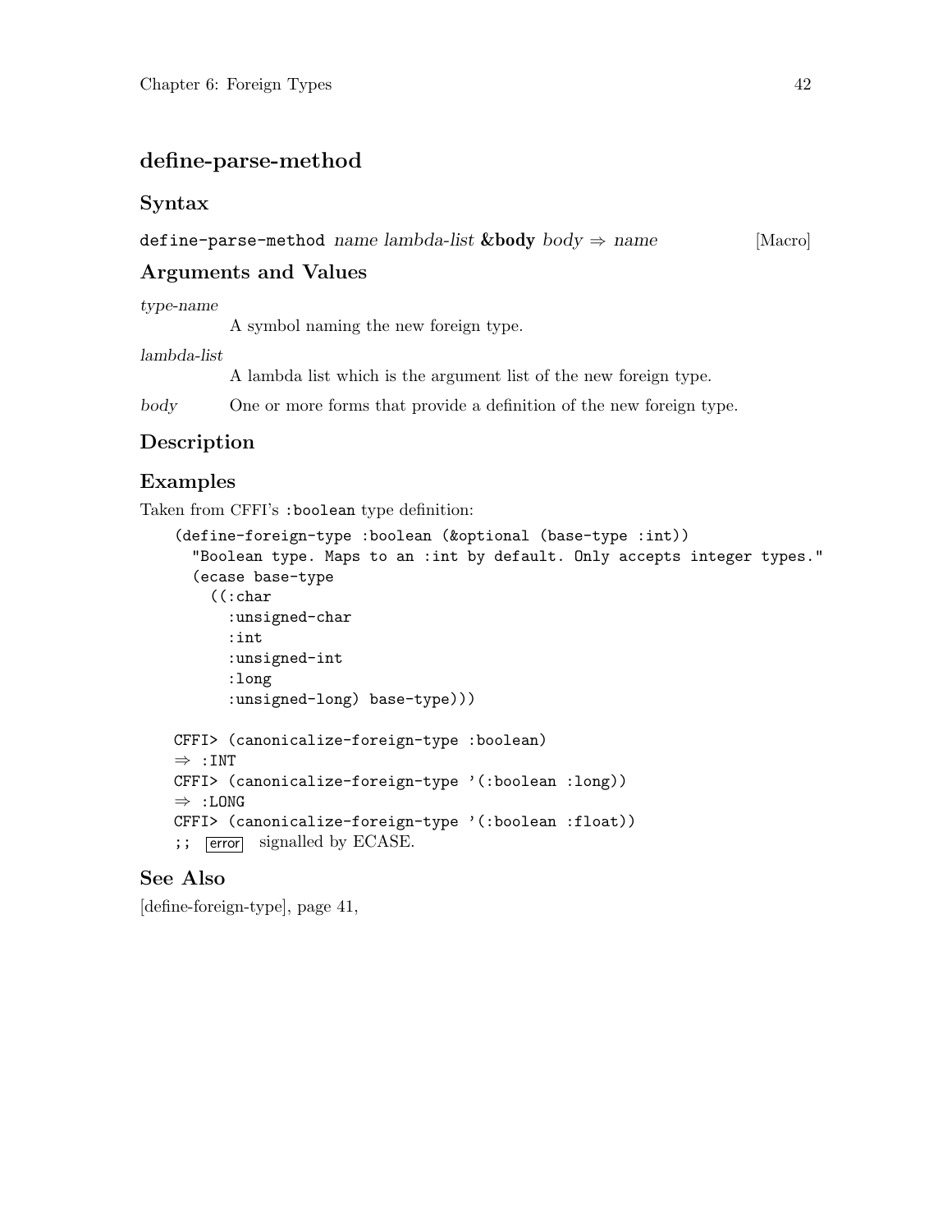## define-parse-method

### Syntax

`define-parse-method` *name lambda-list* **&body** *body* ⇒ *name* [Macro]

### Arguments and Values

*type-name*
: A symbol naming the new foreign type.

*lambda-list*
: A lambda list which is the argument list of the new foreign type.

*body*
: One or more forms that provide a definition of the new foreign type.

### Description

### Examples

Taken from CFFI's `:boolean` type definition:

```
(define-foreign-type :boolean (&optional (base-type :int))
  "Boolean type. Maps to an :int by default. Only accepts integer types."
  (ecase base-type
    ((:char
      :unsigned-char
      :int
      :unsigned-int
      :long
      :unsigned-long) base-type)))

CFFI> (canonicalize-foreign-type :boolean)
⇒ :INT
CFFI> (canonicalize-foreign-type '(:boolean :long))
⇒ :LONG
CFFI> (canonicalize-foreign-type '(:boolean :float))
;; error  signalled by ECASE.
```

### See Also

[define-foreign-type], page 41,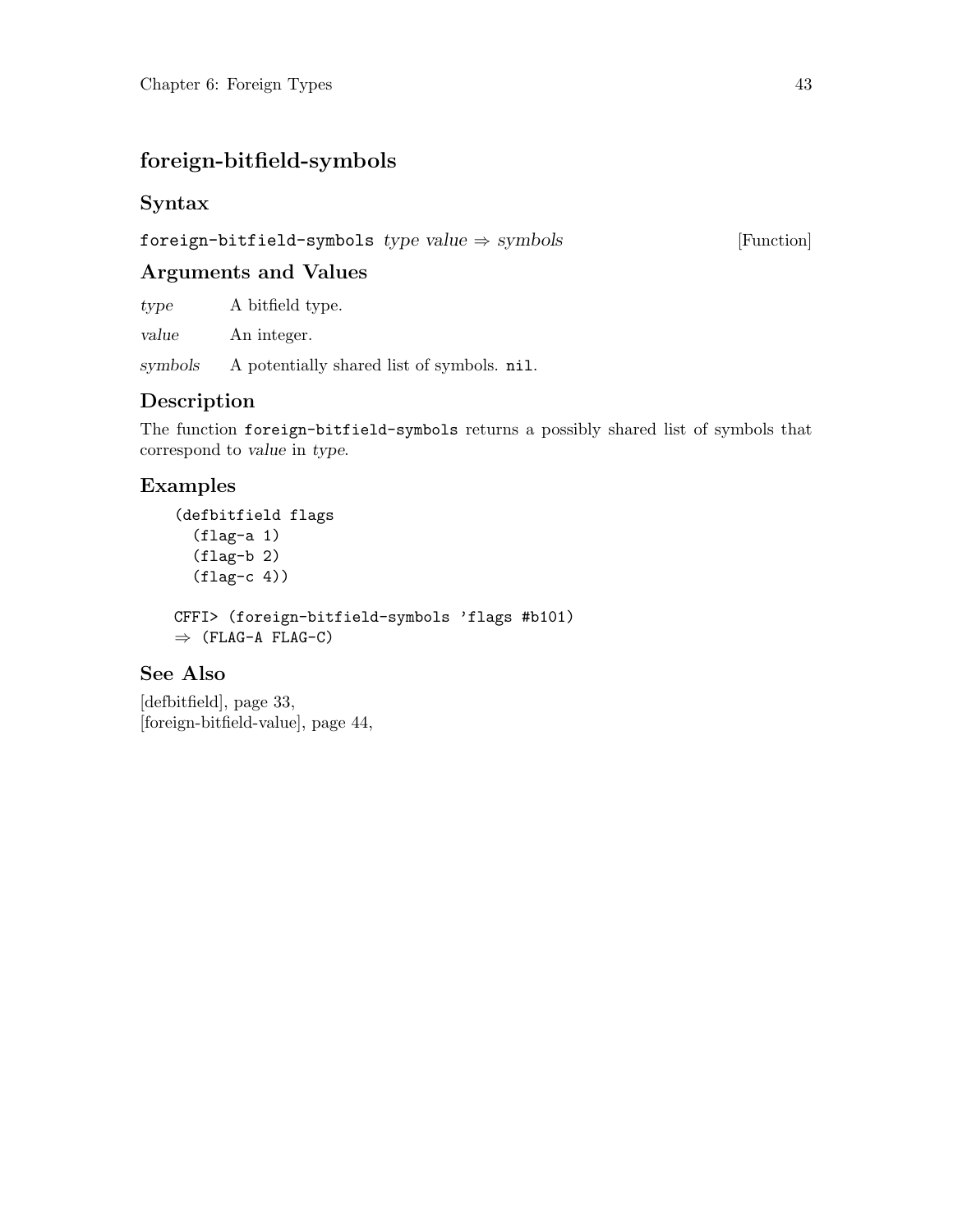## foreign-bitfield-symbols

### Syntax

`foreign-bitfield-symbols` *type value* ⇒ *symbols* [Function]

### Arguments and Values

*type* A bitfield type.

*value* An integer.

*symbols* A potentially shared list of symbols. `nil`.

### Description

The function `foreign-bitfield-symbols` returns a possibly shared list of symbols that correspond to *value* in *type*.

### Examples

```
(defbitfield flags
  (flag-a 1)
  (flag-b 2)
  (flag-c 4))

CFFI> (foreign-bitfield-symbols 'flags #b101)
⇒ (FLAG-A FLAG-C)
```

### See Also

[defbitfield], page 33,
[foreign-bitfield-value], page 44,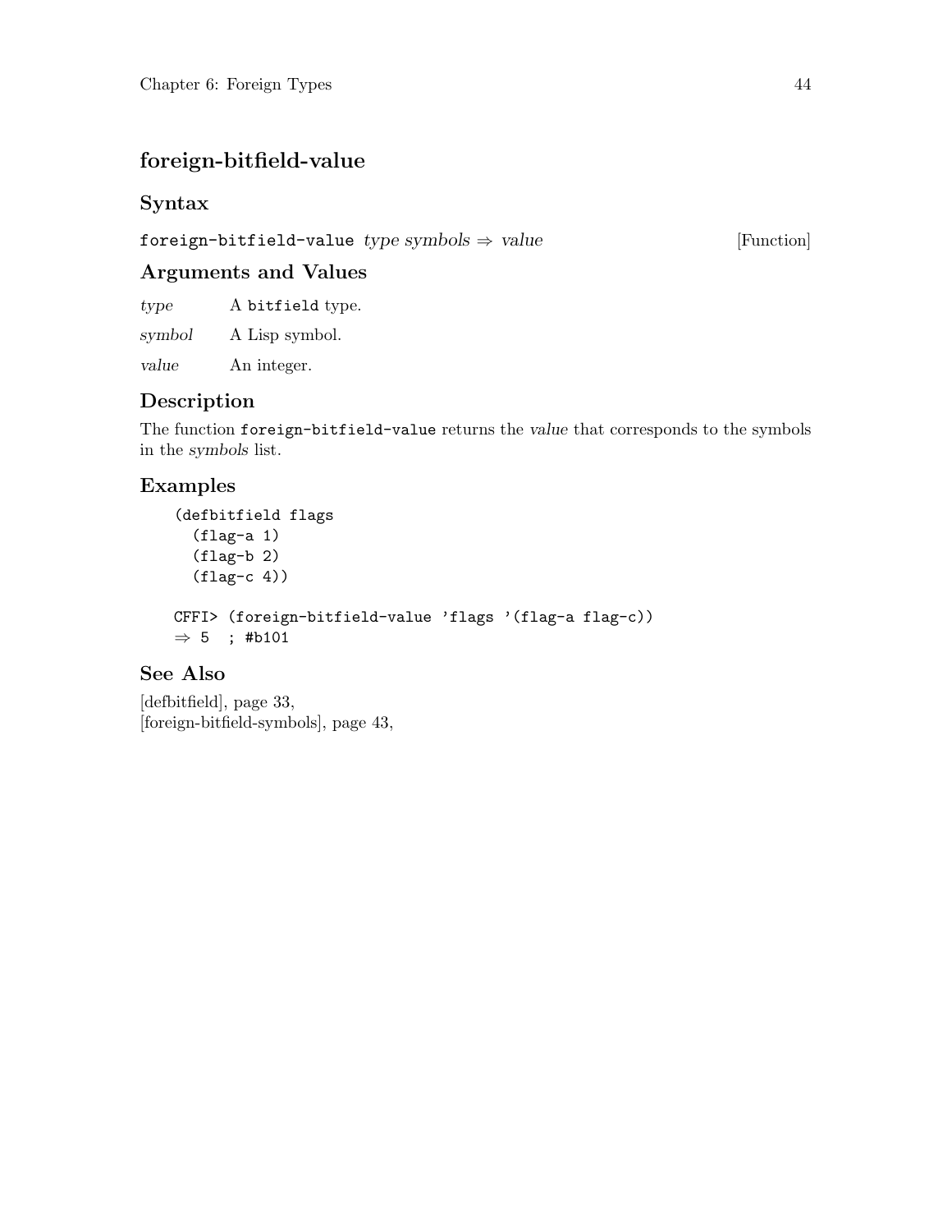## foreign-bitfield-value

### Syntax

`foreign-bitfield-value` *type symbols* ⇒ *value* [Function]

### Arguments and Values

*type* A `bitfield` type.

*symbol* A Lisp symbol.

*value* An integer.

### Description

The function `foreign-bitfield-value` returns the *value* that corresponds to the symbols in the *symbols* list.

### Examples

```
(defbitfield flags
  (flag-a 1)
  (flag-b 2)
  (flag-c 4))

CFFI> (foreign-bitfield-value 'flags '(flag-a flag-c))
⇒ 5  ; #b101
```

### See Also

[defbitfield], page 33,
[foreign-bitfield-symbols], page 43,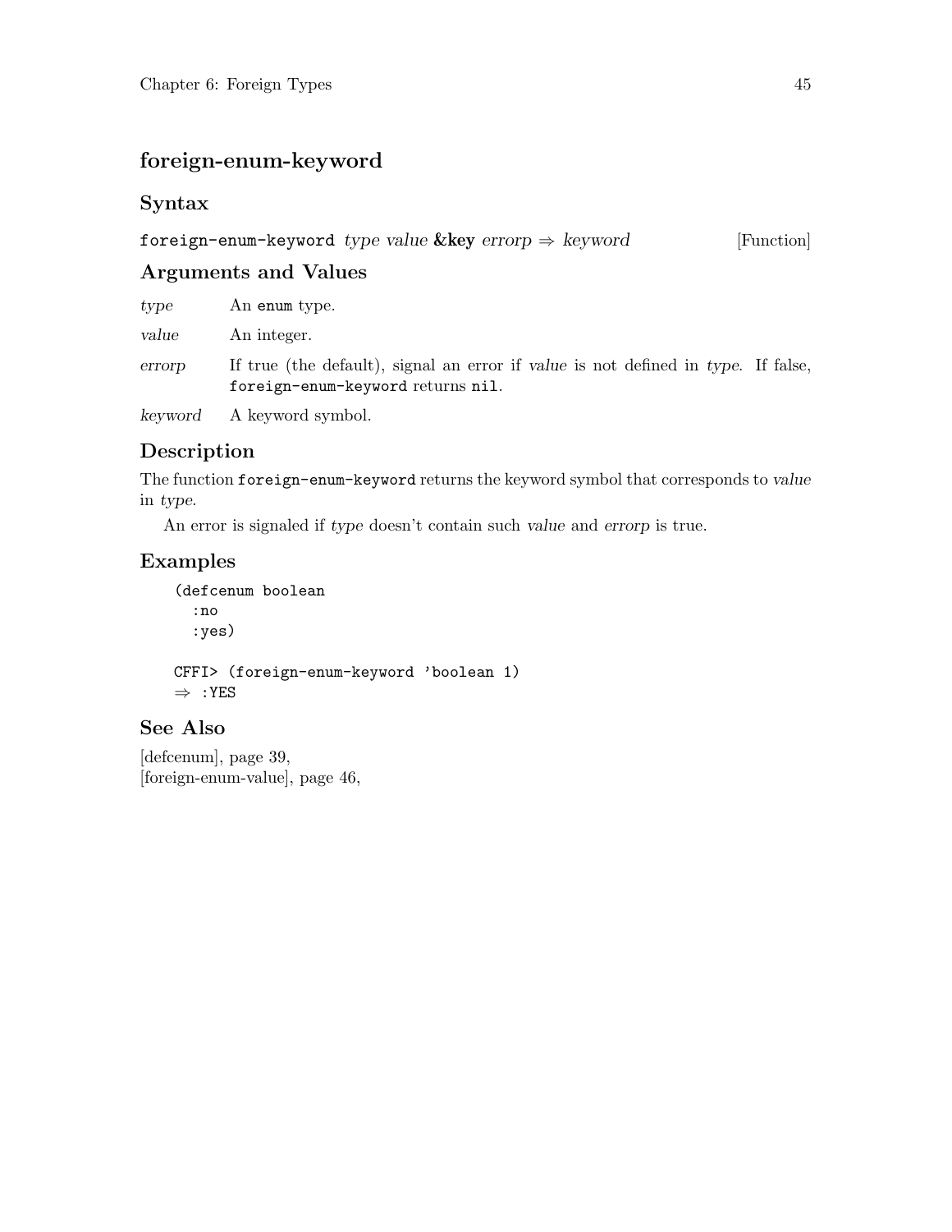## foreign-enum-keyword

### Syntax

`foreign-enum-keyword` *type value* **&key** *errorp* ⇒ *keyword* [Function]

### Arguments and Values

*type* An `enum` type.

*value* An integer.

*errorp* If true (the default), signal an error if *value* is not defined in *type*. If false, `foreign-enum-keyword` returns `nil`.

*keyword* A keyword symbol.

### Description

The function `foreign-enum-keyword` returns the keyword symbol that corresponds to *value* in *type*.

An error is signaled if *type* doesn't contain such *value* and *errorp* is true.

### Examples

```
(defcenum boolean
  :no
  :yes)

CFFI> (foreign-enum-keyword 'boolean 1)
⇒ :YES
```

### See Also

[defcenum], page 39,
[foreign-enum-value], page 46,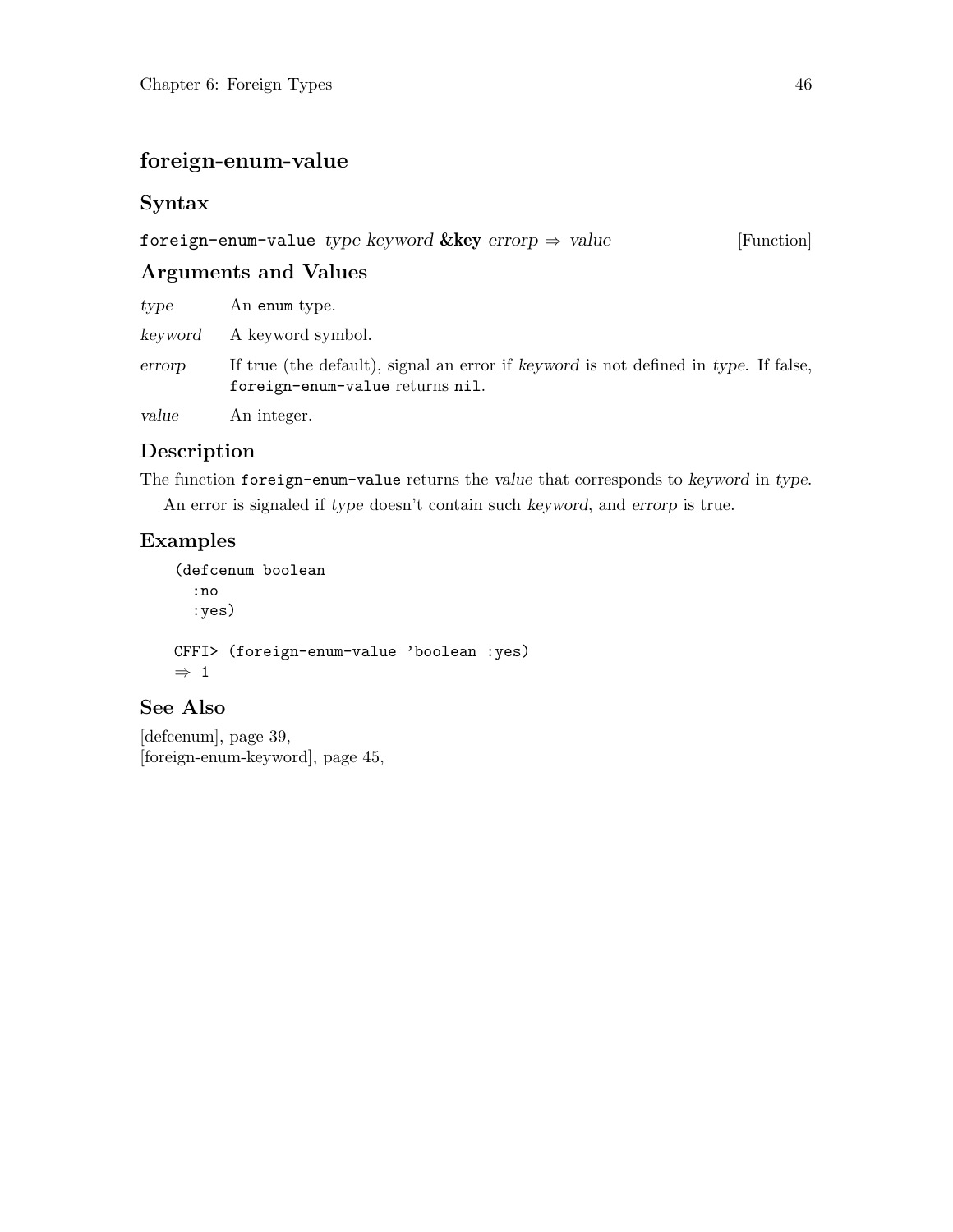## foreign-enum-value

### Syntax

`foreign-enum-value` *type keyword* **&key** *errorp* ⇒ *value* [Function]

### Arguments and Values

*type* An `enum` type.

*keyword* A keyword symbol.

*errorp* If true (the default), signal an error if *keyword* is not defined in *type*. If false, `foreign-enum-value` returns `nil`.

*value* An integer.

### Description

The function `foreign-enum-value` returns the *value* that corresponds to *keyword* in *type*.

An error is signaled if *type* doesn't contain such *keyword*, and *errorp* is true.

### Examples

```
(defcenum boolean
  :no
  :yes)

CFFI> (foreign-enum-value 'boolean :yes)
⇒ 1
```

### See Also

[defcenum], page 39,
[foreign-enum-keyword], page 45,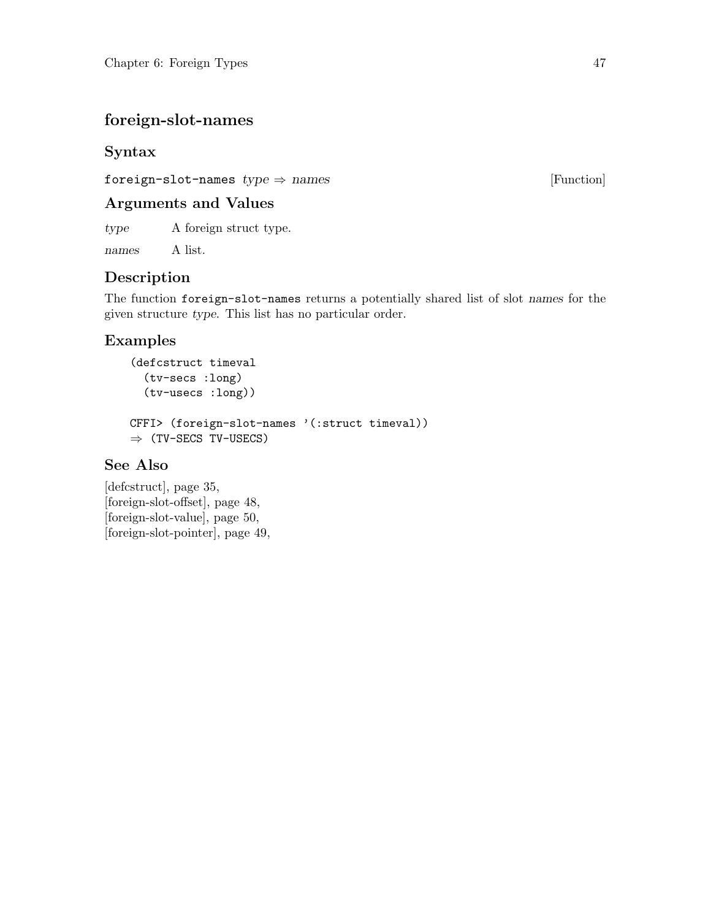## foreign-slot-names

### Syntax

`foreign-slot-names` *type* ⇒ *names* [Function]

### Arguments and Values

*type* A foreign struct type.

*names* A list.

### Description

The function `foreign-slot-names` returns a potentially shared list of slot *names* for the given structure *type*. This list has no particular order.

### Examples

```
(defcstruct timeval
  (tv-secs :long)
  (tv-usecs :long))

CFFI> (foreign-slot-names '(:struct timeval))
⇒ (TV-SECS TV-USECS)
```

### See Also

[defcstruct], page 35,
[foreign-slot-offset], page 48,
[foreign-slot-value], page 50,
[foreign-slot-pointer], page 49,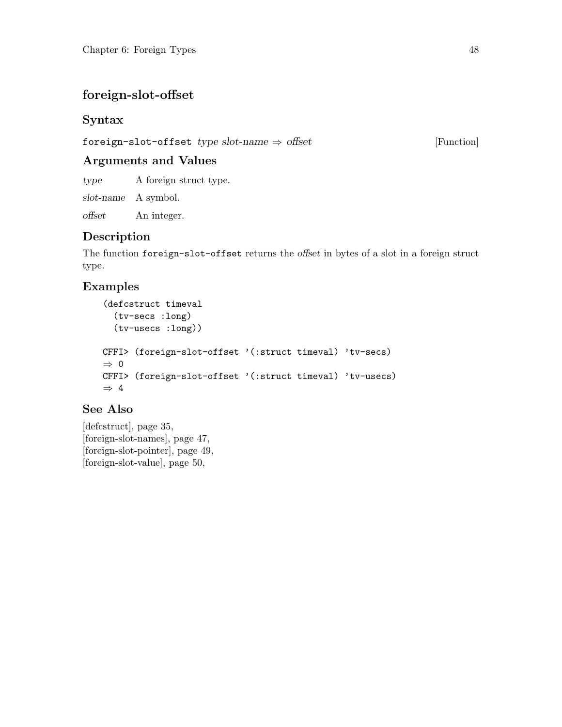## foreign-slot-offset

### Syntax

`foreign-slot-offset` *type slot-name* ⇒ *offset* [Function]

### Arguments and Values

*type* A foreign struct type.

*slot-name* A symbol.

*offset* An integer.

### Description

The function `foreign-slot-offset` returns the *offset* in bytes of a slot in a foreign struct type.

### Examples

```
(defcstruct timeval
  (tv-secs :long)
  (tv-usecs :long))

CFFI> (foreign-slot-offset '(:struct timeval) 'tv-secs)
⇒ 0
CFFI> (foreign-slot-offset '(:struct timeval) 'tv-usecs)
⇒ 4
```

### See Also

[defcstruct], page 35,
[foreign-slot-names], page 47,
[foreign-slot-pointer], page 49,
[foreign-slot-value], page 50,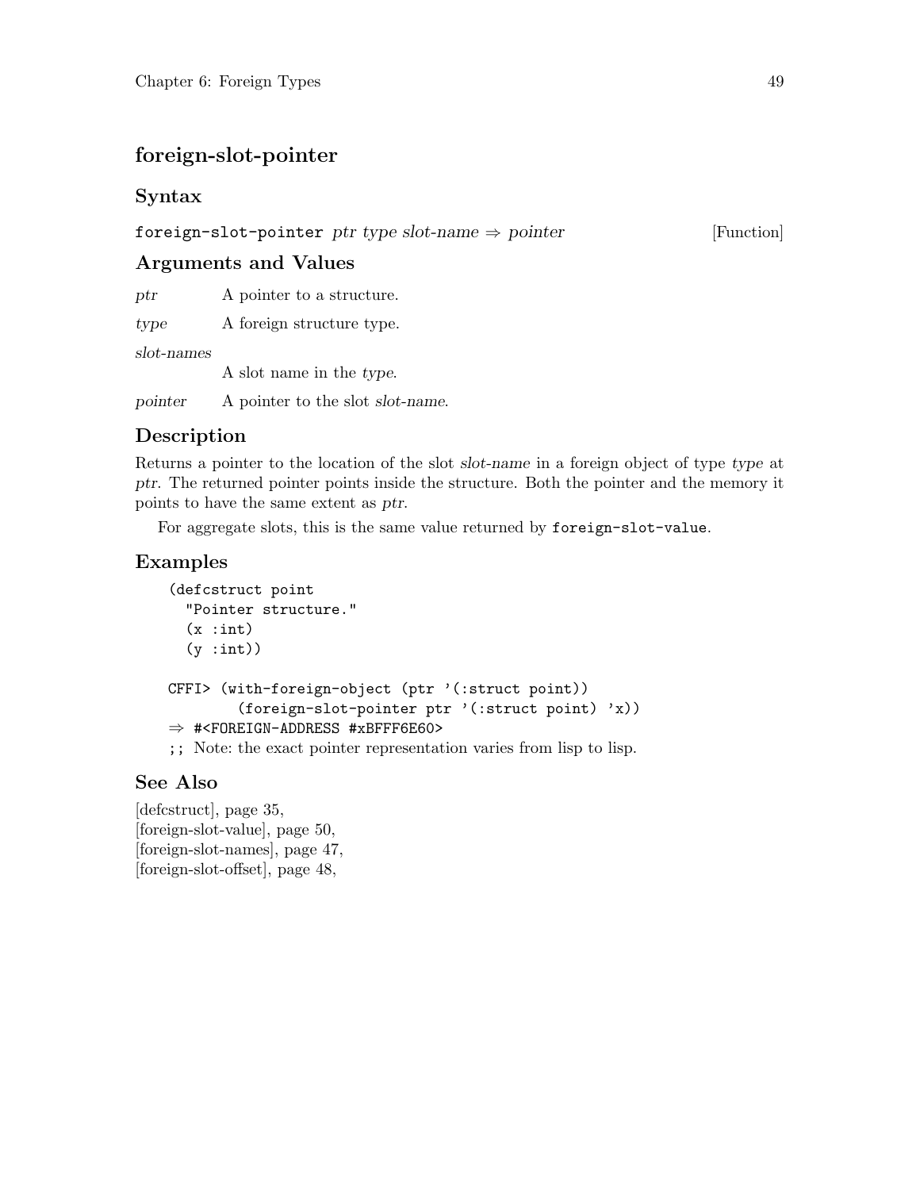## foreign-slot-pointer

### Syntax

`foreign-slot-pointer` *ptr type slot-name* ⇒ *pointer* [Function]

### Arguments and Values

*ptr* A pointer to a structure.

*type* A foreign structure type.

*slot-names*
A slot name in the *type*.

*pointer* A pointer to the slot *slot-name*.

### Description

Returns a pointer to the location of the slot *slot-name* in a foreign object of type *type* at *ptr*. The returned pointer points inside the structure. Both the pointer and the memory it points to have the same extent as *ptr*.

For aggregate slots, this is the same value returned by `foreign-slot-value`.

### Examples

```
(defcstruct point
  "Pointer structure."
  (x :int)
  (y :int))

CFFI> (with-foreign-object (ptr '(:struct point))
        (foreign-slot-pointer ptr '(:struct point) 'x))
⇒ #<FOREIGN-ADDRESS #xBFFF6E60>
;; Note: the exact pointer representation varies from lisp to lisp.
```

### See Also

[defcstruct], page 35,
[foreign-slot-value], page 50,
[foreign-slot-names], page 47,
[foreign-slot-offset], page 48,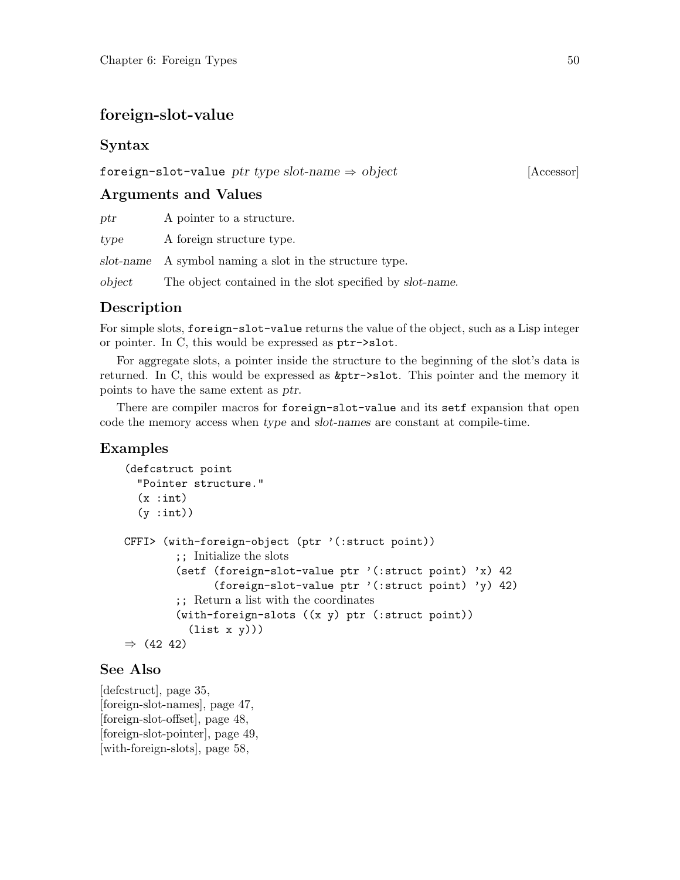## foreign-slot-value

### Syntax

`foreign-slot-value` *ptr type slot-name* ⇒ *object* [Accessor]

### Arguments and Values

*ptr* A pointer to a structure.

*type* A foreign structure type.

*slot-name* A symbol naming a slot in the structure type.

*object* The object contained in the slot specified by *slot-name*.

### Description

For simple slots, `foreign-slot-value` returns the value of the object, such as a Lisp integer or pointer. In C, this would be expressed as `ptr->slot`.

For aggregate slots, a pointer inside the structure to the beginning of the slot's data is returned. In C, this would be expressed as `&ptr->slot`. This pointer and the memory it points to have the same extent as *ptr*.

There are compiler macros for `foreign-slot-value` and its `setf` expansion that open code the memory access when *type* and *slot-names* are constant at compile-time.

### Examples

```
(defcstruct point
  "Pointer structure."
  (x :int)
  (y :int))

CFFI> (with-foreign-object (ptr '(:struct point))
        ;; Initialize the slots
        (setf (foreign-slot-value ptr '(:struct point) 'x) 42
              (foreign-slot-value ptr '(:struct point) 'y) 42)
        ;; Return a list with the coordinates
        (with-foreign-slots ((x y) ptr (:struct point))
          (list x y)))
⇒ (42 42)
```

### See Also

[defcstruct], page 35,
[foreign-slot-names], page 47,
[foreign-slot-offset], page 48,
[foreign-slot-pointer], page 49,
[with-foreign-slots], page 58,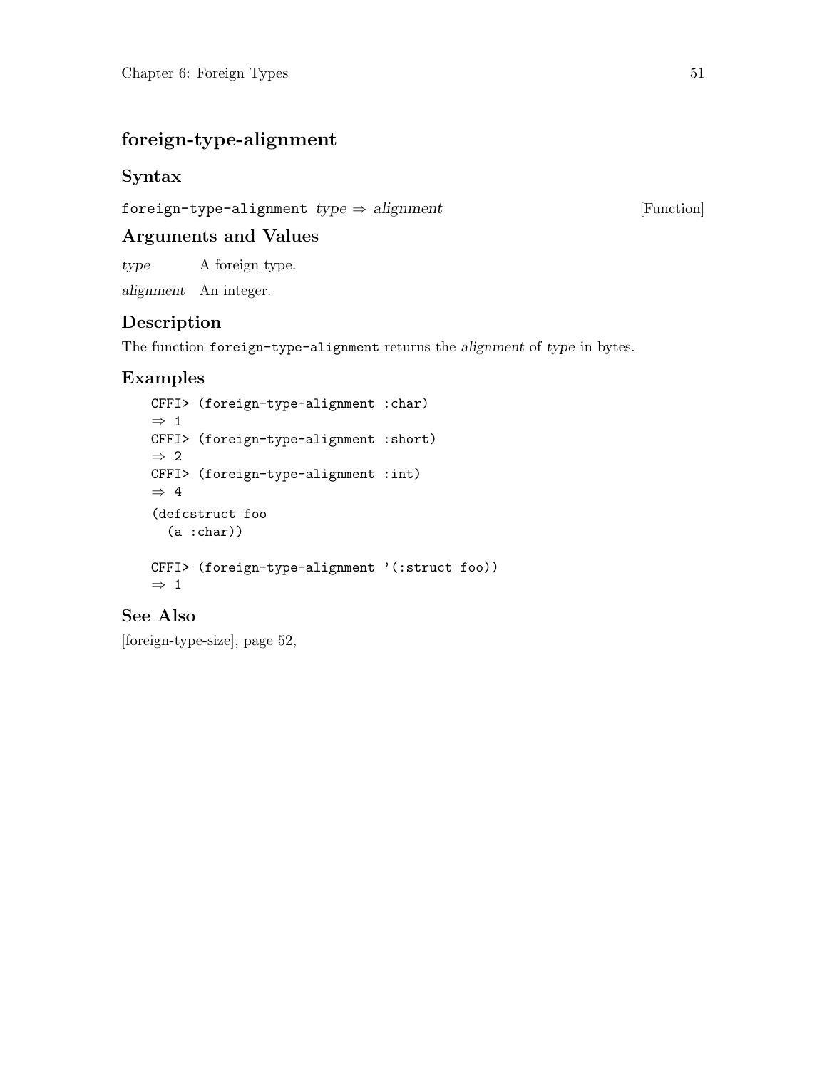## foreign-type-alignment

### Syntax

`foreign-type-alignment` *type* ⇒ *alignment* [Function]

### Arguments and Values

*type* A foreign type.

*alignment* An integer.

### Description

The function `foreign-type-alignment` returns the *alignment* of *type* in bytes.

### Examples

```
CFFI> (foreign-type-alignment :char)
⇒ 1
CFFI> (foreign-type-alignment :short)
⇒ 2
CFFI> (foreign-type-alignment :int)
⇒ 4
(defcstruct foo
  (a :char))

CFFI> (foreign-type-alignment '(:struct foo))
⇒ 1
```

### See Also

[foreign-type-size], page 52,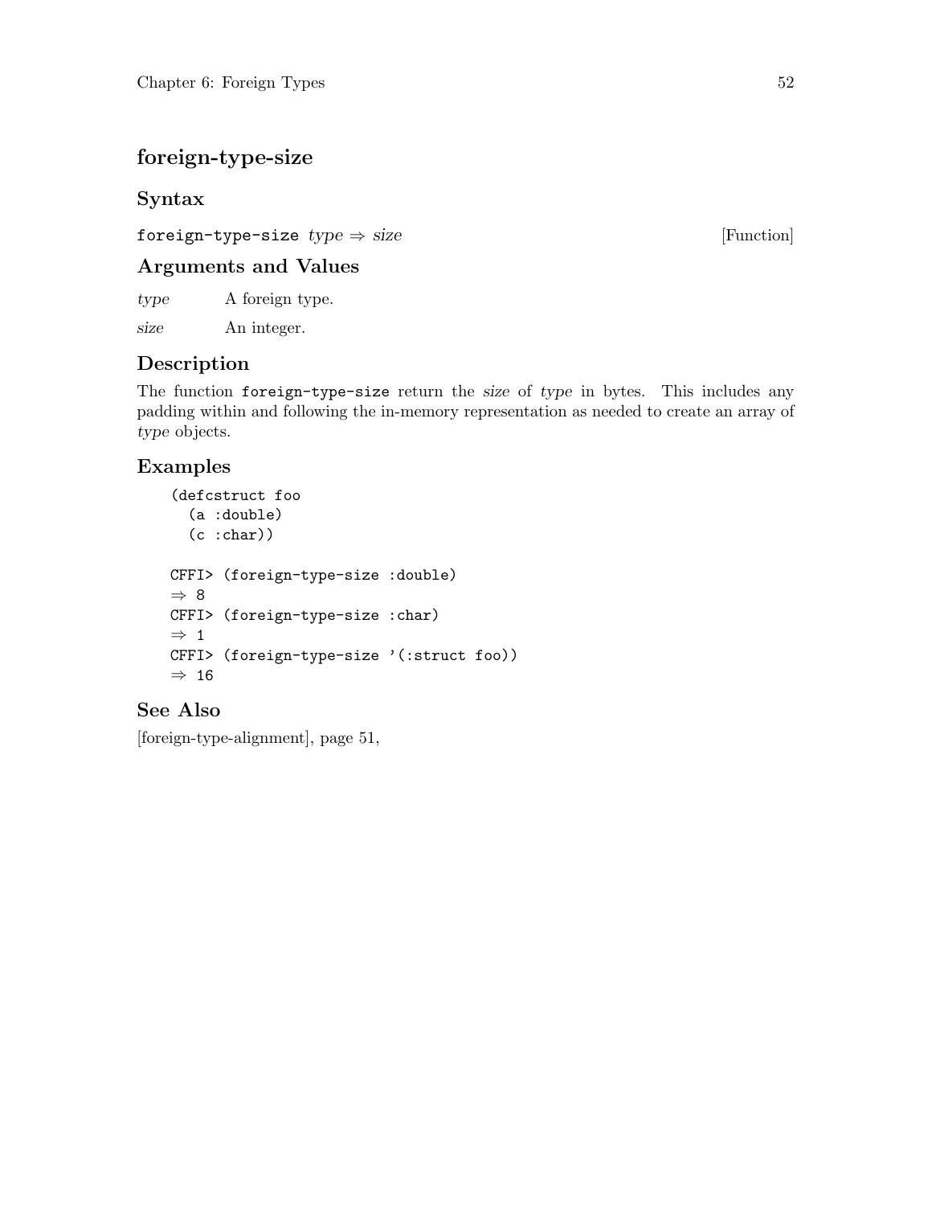## foreign-type-size

### Syntax

`foreign-type-size` *type* ⇒ *size* [Function]

### Arguments and Values

*type* A foreign type.

*size* An integer.

### Description

The function `foreign-type-size` return the *size* of *type* in bytes. This includes any padding within and following the in-memory representation as needed to create an array of *type* objects.

### Examples

```
(defcstruct foo
  (a :double)
  (c :char))

CFFI> (foreign-type-size :double)
⇒ 8
CFFI> (foreign-type-size :char)
⇒ 1
CFFI> (foreign-type-size '(:struct foo))
⇒ 16
```

### See Also

[foreign-type-alignment], page 51,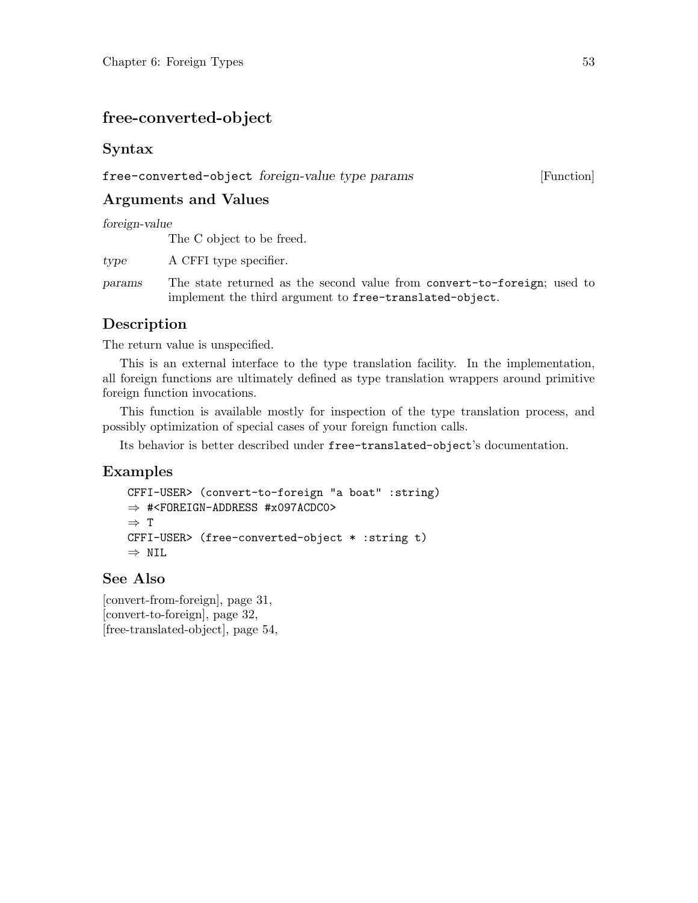## free-converted-object

### Syntax

`free-converted-object` *foreign-value type params* [Function]

### Arguments and Values

*foreign-value*
: The C object to be freed.

*type*
: A CFFI type specifier.

*params*
: The state returned as the second value from `convert-to-foreign`; used to implement the third argument to `free-translated-object`.

### Description

The return value is unspecified.

This is an external interface to the type translation facility. In the implementation, all foreign functions are ultimately defined as type translation wrappers around primitive foreign function invocations.

This function is available mostly for inspection of the type translation process, and possibly optimization of special cases of your foreign function calls.

Its behavior is better described under `free-translated-object`'s documentation.

### Examples

```
CFFI-USER> (convert-to-foreign "a boat" :string)
⇒ #<FOREIGN-ADDRESS #x097ACDC0>
⇒ T
CFFI-USER> (free-converted-object * :string t)
⇒ NIL
```

### See Also

[convert-from-foreign], page 31,
[convert-to-foreign], page 32,
[free-translated-object], page 54,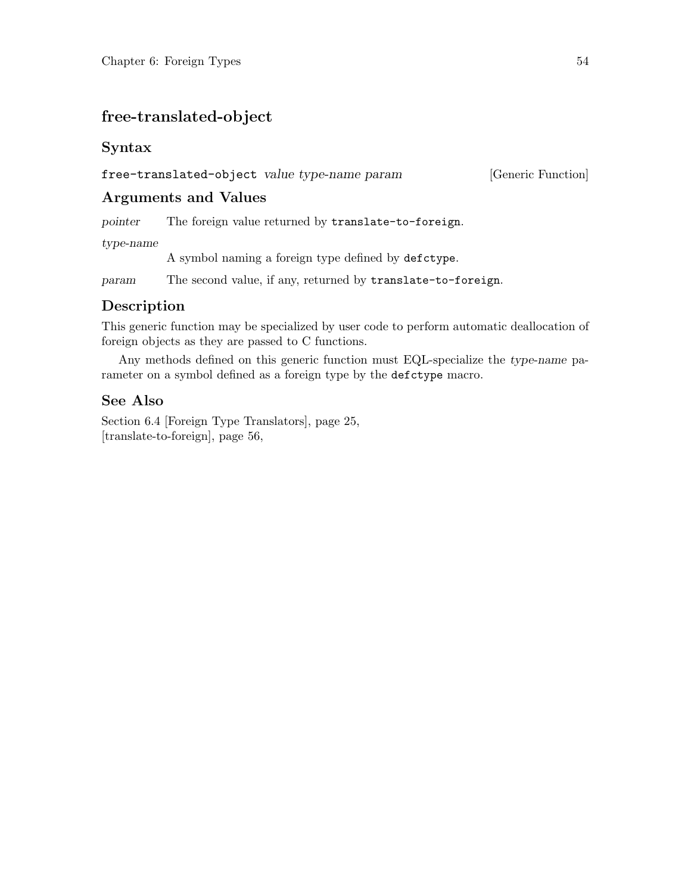## free-translated-object

### Syntax

`free-translated-object` *value type-name param* [Generic Function]

### Arguments and Values

*pointer* The foreign value returned by `translate-to-foreign`.

*type-name* A symbol naming a foreign type defined by `defctype`.

*param* The second value, if any, returned by `translate-to-foreign`.

### Description

This generic function may be specialized by user code to perform automatic deallocation of foreign objects as they are passed to C functions.

Any methods defined on this generic function must EQL-specialize the *type-name* parameter on a symbol defined as a foreign type by the `defctype` macro.

### See Also

Section 6.4 [Foreign Type Translators], page 25,
[translate-to-foreign], page 56,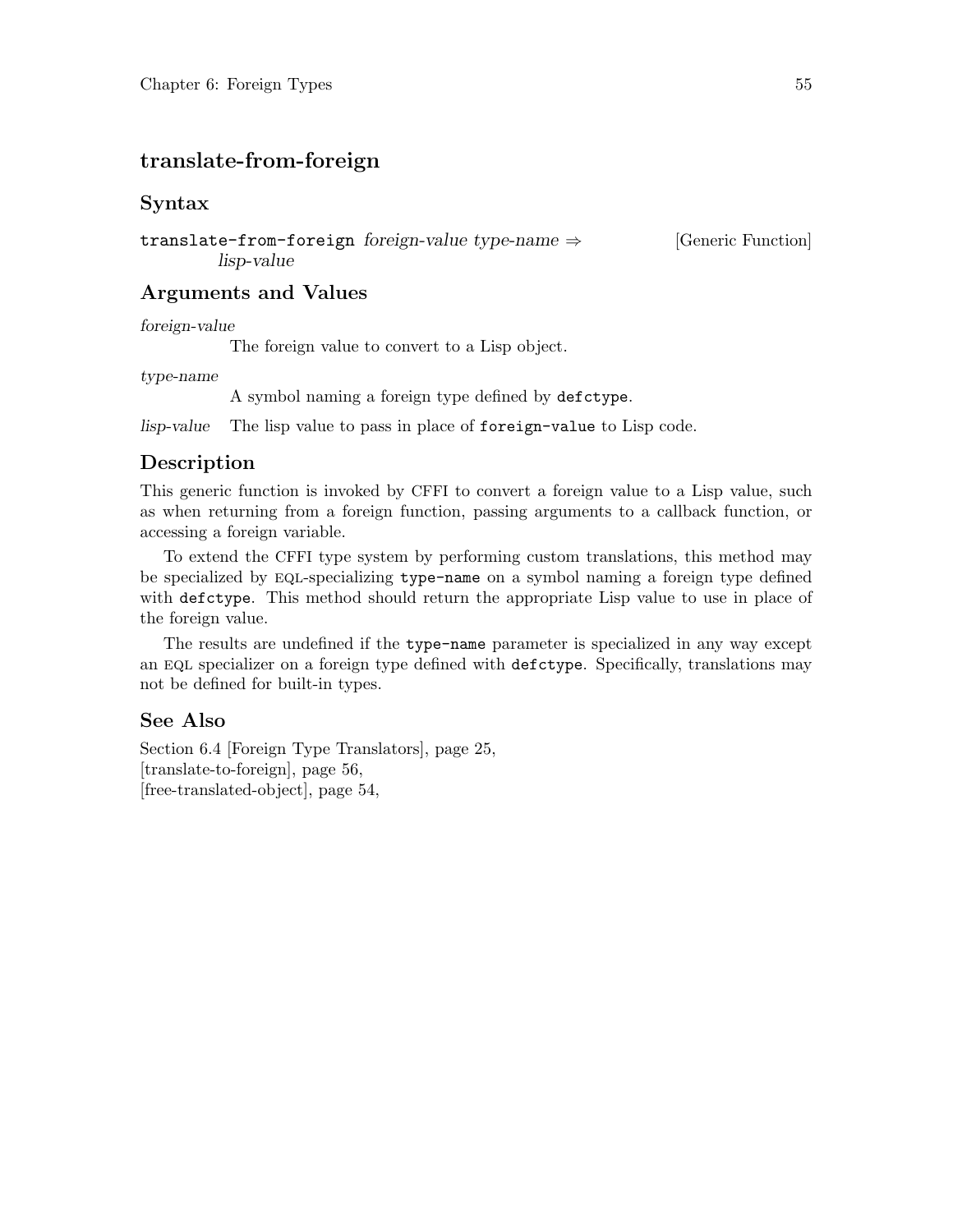## translate-from-foreign

### Syntax

`translate-from-foreign` *foreign-value type-name* ⇒ *lisp-value* [Generic Function]

### Arguments and Values

*foreign-value*
: The foreign value to convert to a Lisp object.

*type-name*
: A symbol naming a foreign type defined by `defctype`.

*lisp-value*
: The lisp value to pass in place of `foreign-value` to Lisp code.

### Description

This generic function is invoked by CFFI to convert a foreign value to a Lisp value, such as when returning from a foreign function, passing arguments to a callback function, or accessing a foreign variable.

To extend the CFFI type system by performing custom translations, this method may be specialized by EQL-specializing `type-name` on a symbol naming a foreign type defined with `defctype`. This method should return the appropriate Lisp value to use in place of the foreign value.

The results are undefined if the `type-name` parameter is specialized in any way except an EQL specializer on a foreign type defined with `defctype`. Specifically, translations may not be defined for built-in types.

### See Also

Section 6.4 [Foreign Type Translators], page 25,
[translate-to-foreign], page 56,
[free-translated-object], page 54,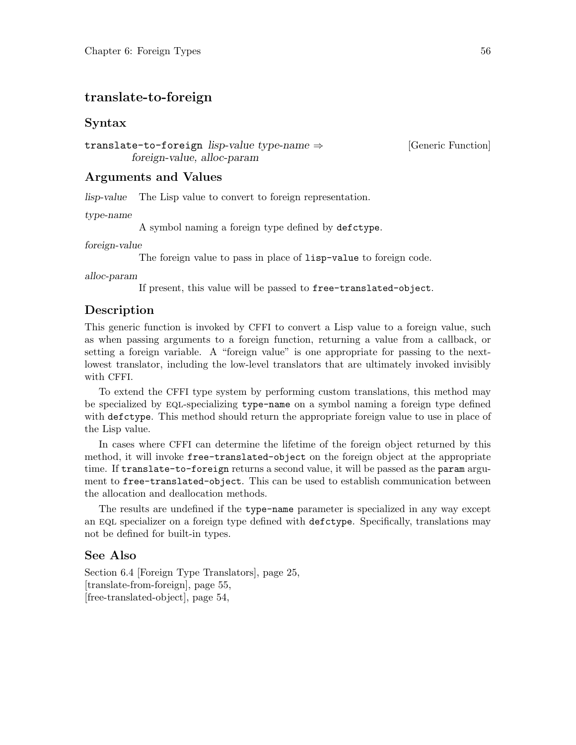## translate-to-foreign

### Syntax

`translate-to-foreign` *lisp-value type-name* ⇒ *foreign-value, alloc-param* [Generic Function]

### Arguments and Values

*lisp-value* The Lisp value to convert to foreign representation.

*type-name*
A symbol naming a foreign type defined by `defctype`.

*foreign-value*
The foreign value to pass in place of `lisp-value` to foreign code.

*alloc-param*
If present, this value will be passed to `free-translated-object`.

### Description

This generic function is invoked by CFFI to convert a Lisp value to a foreign value, such as when passing arguments to a foreign function, returning a value from a callback, or setting a foreign variable. A "foreign value" is one appropriate for passing to the next-lowest translator, including the low-level translators that are ultimately invoked invisibly with CFFI.

To extend the CFFI type system by performing custom translations, this method may be specialized by EQL-specializing `type-name` on a symbol naming a foreign type defined with `defctype`. This method should return the appropriate foreign value to use in place of the Lisp value.

In cases where CFFI can determine the lifetime of the foreign object returned by this method, it will invoke `free-translated-object` on the foreign object at the appropriate time. If `translate-to-foreign` returns a second value, it will be passed as the `param` argument to `free-translated-object`. This can be used to establish communication between the allocation and deallocation methods.

The results are undefined if the `type-name` parameter is specialized in any way except an EQL specializer on a foreign type defined with `defctype`. Specifically, translations may not be defined for built-in types.

### See Also

Section 6.4 [Foreign Type Translators], page 25,
[translate-from-foreign], page 55,
[free-translated-object], page 54,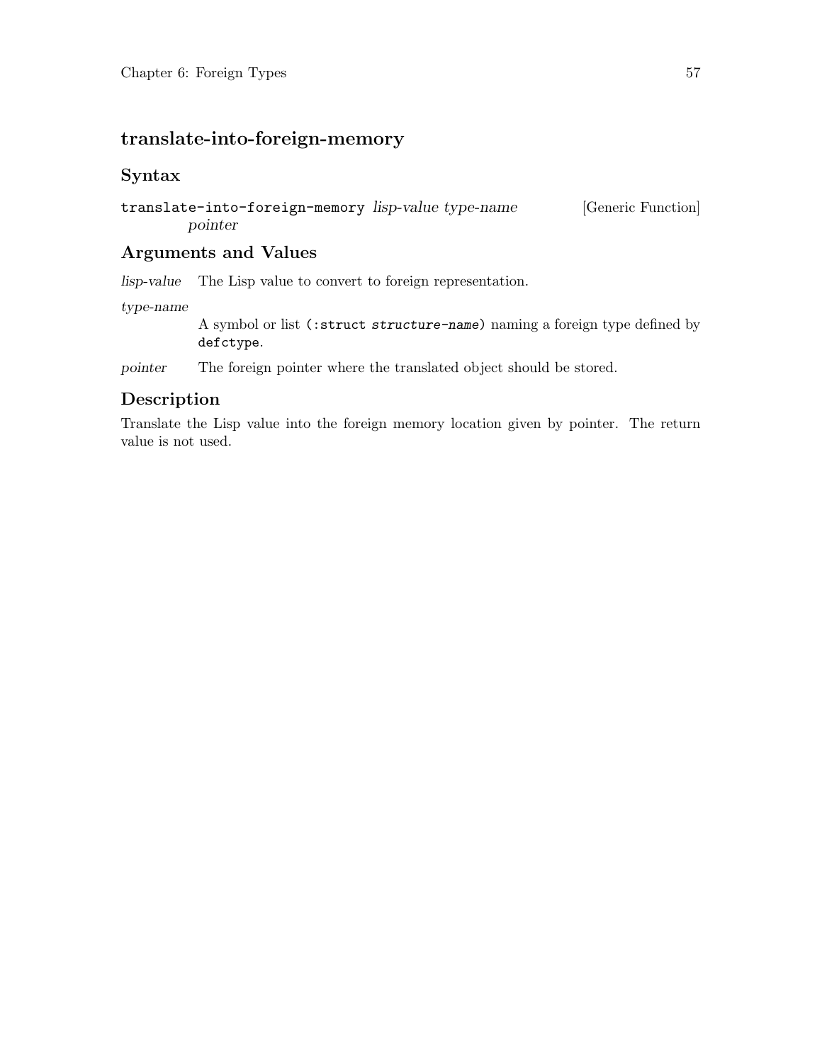## translate-into-foreign-memory

### Syntax

`translate-into-foreign-memory` *lisp-value type-name pointer* [Generic Function]

### Arguments and Values

*lisp-value* The Lisp value to convert to foreign representation.

*type-name*
A symbol or list `(:struct` *`structure-name`*`)` naming a foreign type defined by `defctype`.

*pointer* The foreign pointer where the translated object should be stored.

### Description

Translate the Lisp value into the foreign memory location given by pointer. The return value is not used.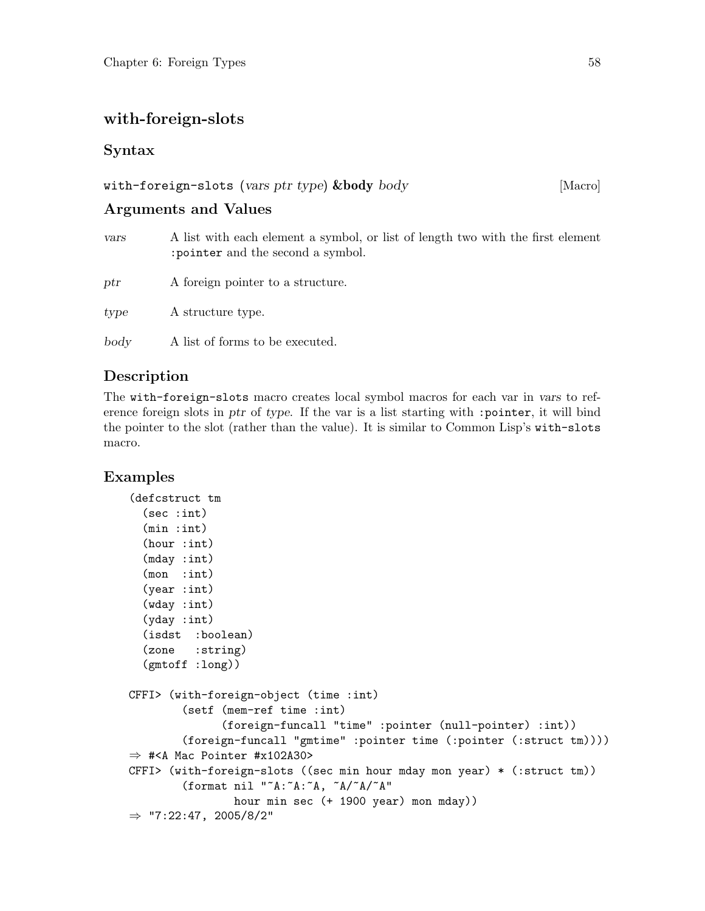## with-foreign-slots

### Syntax

**with-foreign-slots** (*vars ptr type*) **&body** *body* [Macro]

### Arguments and Values

*vars* A list with each element a symbol, or list of length two with the first element `:pointer` and the second a symbol.

*ptr* A foreign pointer to a structure.

*type* A structure type.

*body* A list of forms to be executed.

### Description

The `with-foreign-slots` macro creates local symbol macros for each var in *vars* to reference foreign slots in *ptr* of *type*. If the var is a list starting with `:pointer`, it will bind the pointer to the slot (rather than the value). It is similar to Common Lisp's `with-slots` macro.

### Examples

```
(defcstruct tm
  (sec :int)
  (min :int)
  (hour :int)
  (mday :int)
  (mon  :int)
  (year :int)
  (wday :int)
  (yday :int)
  (isdst  :boolean)
  (zone   :string)
  (gmtoff :long))

CFFI> (with-foreign-object (time :int)
        (setf (mem-ref time :int)
              (foreign-funcall "time" :pointer (null-pointer) :int))
        (foreign-funcall "gmtime" :pointer time (:pointer (:struct tm))))
⇒ #<A Mac Pointer #x102A30>
CFFI> (with-foreign-slots ((sec min hour mday mon year) * (:struct tm))
        (format nil "~A:~A:~A, ~A/~A/~A"
                hour min sec (+ 1900 year) mon mday))
⇒ "7:22:47, 2005/8/2"
```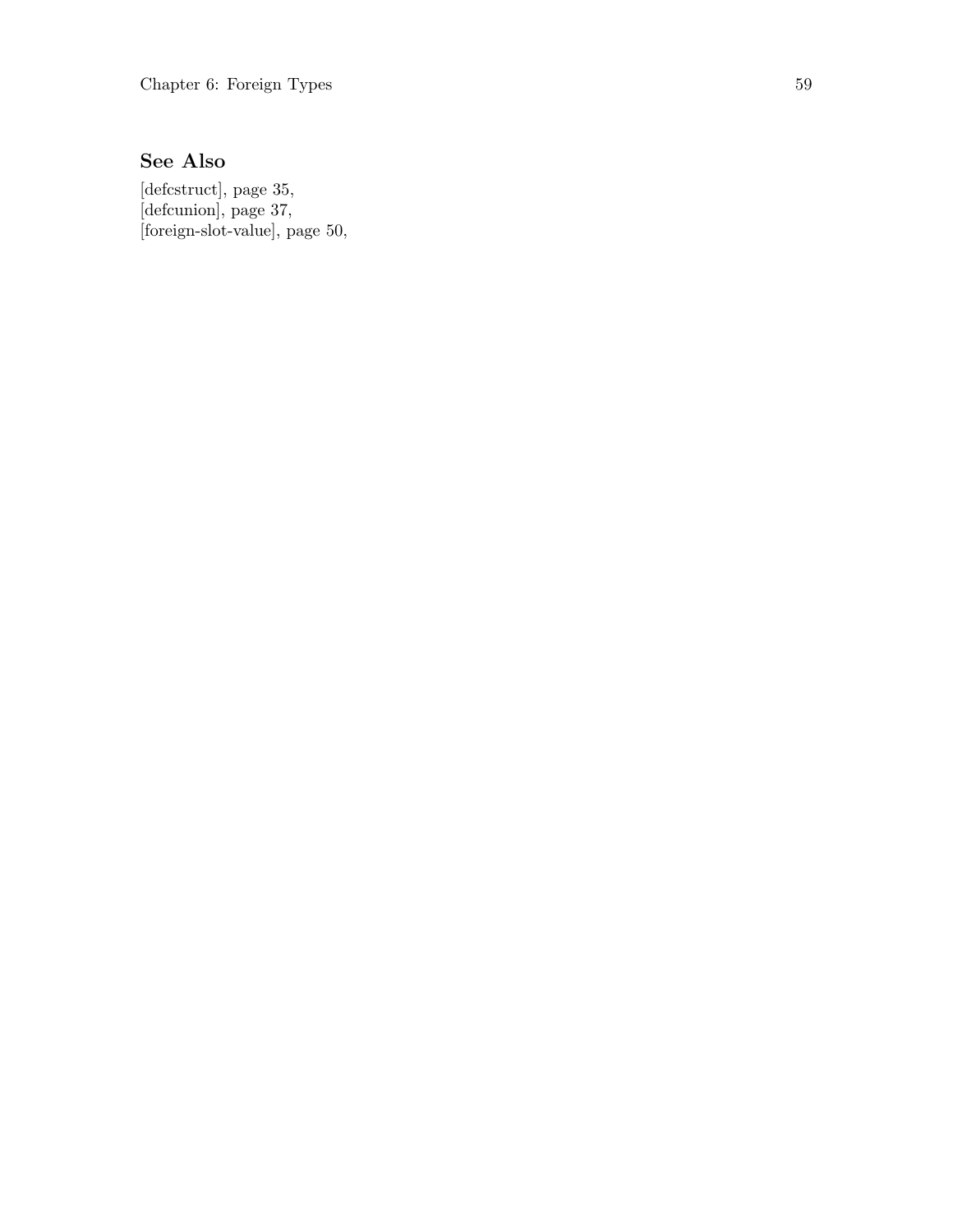## See Also

[defcstruct], page 35,
[defcunion], page 37,
[foreign-slot-value], page 50,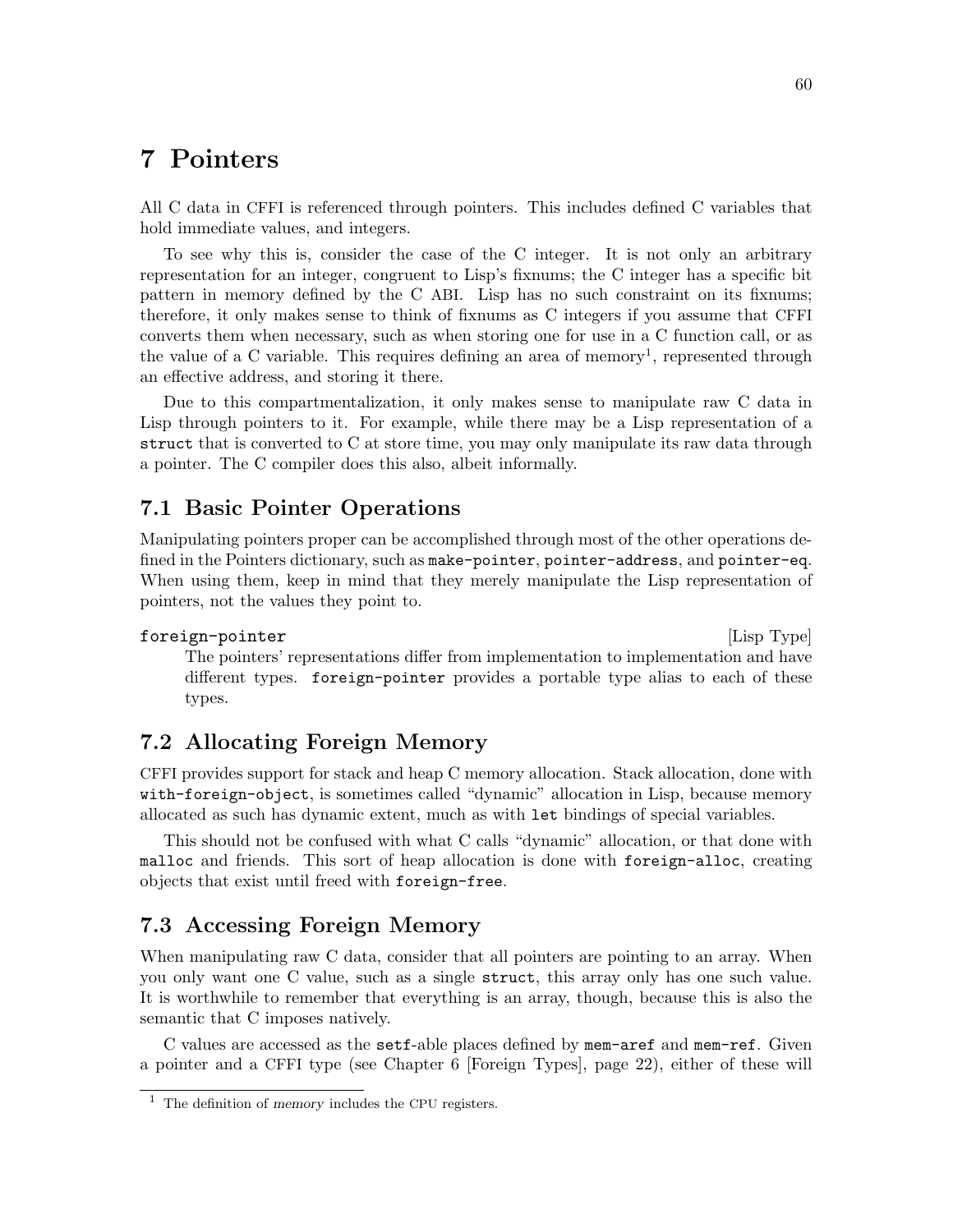# 7 Pointers

All C data in CFFI is referenced through pointers. This includes defined C variables that hold immediate values, and integers.

To see why this is, consider the case of the C integer. It is not only an arbitrary representation for an integer, congruent to Lisp's fixnums; the C integer has a specific bit pattern in memory defined by the C ABI. Lisp has no such constraint on its fixnums; therefore, it only makes sense to think of fixnums as C integers if you assume that CFFI converts them when necessary, such as when storing one for use in a C function call, or as the value of a C variable. This requires defining an area of memory[1], represented through an effective address, and storing it there.

Due to this compartmentalization, it only makes sense to manipulate raw C data in Lisp through pointers to it. For example, while there may be a Lisp representation of a `struct` that is converted to C at store time, you may only manipulate its raw data through a pointer. The C compiler does this also, albeit informally.

## 7.1 Basic Pointer Operations

Manipulating pointers proper can be accomplished through most of the other operations defined in the Pointers dictionary, such as `make-pointer`, `pointer-address`, and `pointer-eq`. When using them, keep in mind that they merely manipulate the Lisp representation of pointers, not the values they point to.

`foreign-pointer` [Lisp Type]

The pointers' representations differ from implementation to implementation and have different types. `foreign-pointer` provides a portable type alias to each of these types.

## 7.2 Allocating Foreign Memory

CFFI provides support for stack and heap C memory allocation. Stack allocation, done with `with-foreign-object`, is sometimes called "dynamic" allocation in Lisp, because memory allocated as such has dynamic extent, much as with `let` bindings of special variables.

This should not be confused with what C calls "dynamic" allocation, or that done with `malloc` and friends. This sort of heap allocation is done with `foreign-alloc`, creating objects that exist until freed with `foreign-free`.

## 7.3 Accessing Foreign Memory

When manipulating raw C data, consider that all pointers are pointing to an array. When you only want one C value, such as a single `struct`, this array only has one such value. It is worthwhile to remember that everything is an array, though, because this is also the semantic that C imposes natively.

C values are accessed as the `setf`-able places defined by `mem-aref` and `mem-ref`. Given a pointer and a CFFI type (see Chapter 6 [Foreign Types], page 22), either of these will

---

[1] The definition of *memory* includes the CPU registers.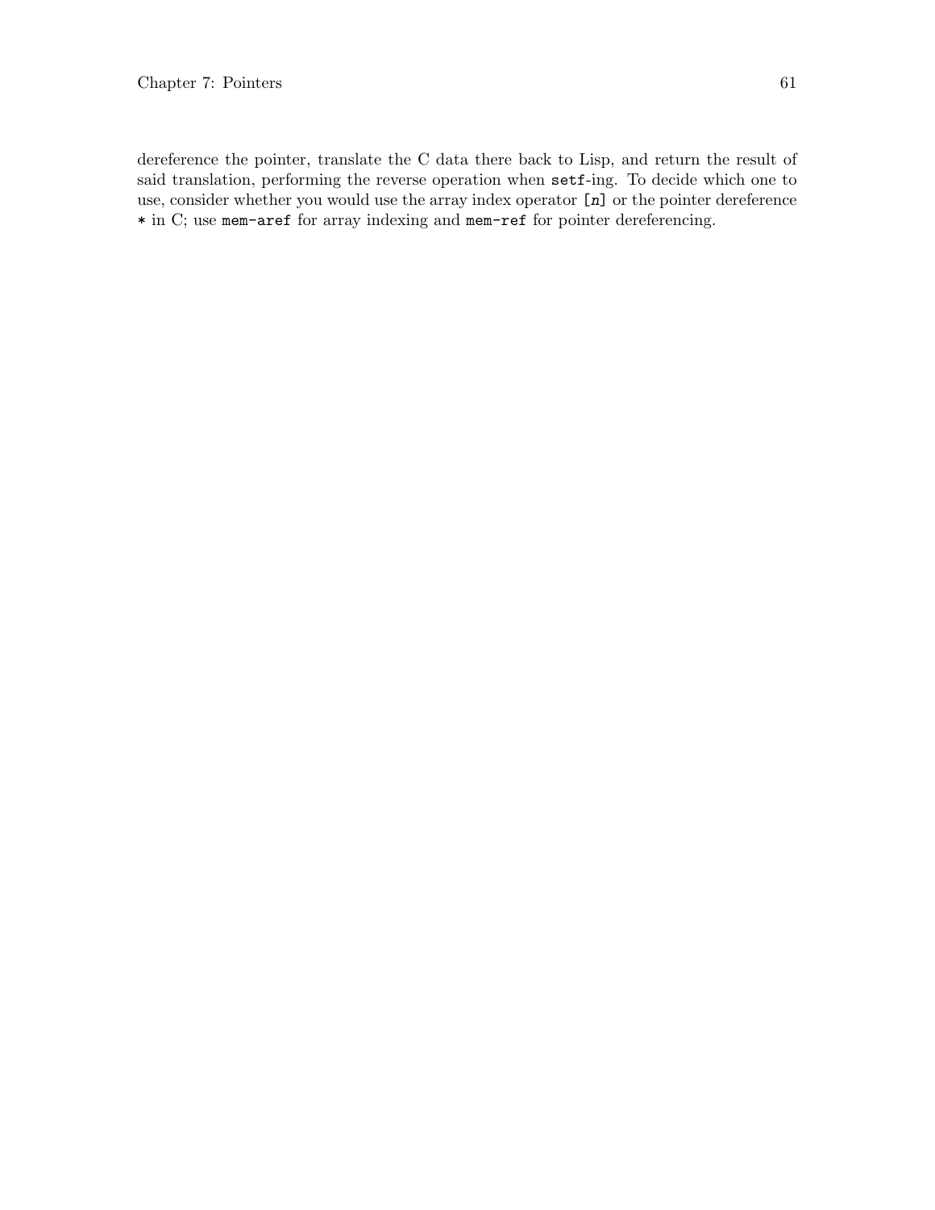dereference the pointer, translate the C data there back to Lisp, and return the result of said translation, performing the reverse operation when `setf`-ing. To decide which one to use, consider whether you would use the array index operator `[n]` or the pointer dereference `*` in C; use `mem-aref` for array indexing and `mem-ref` for pointer dereferencing.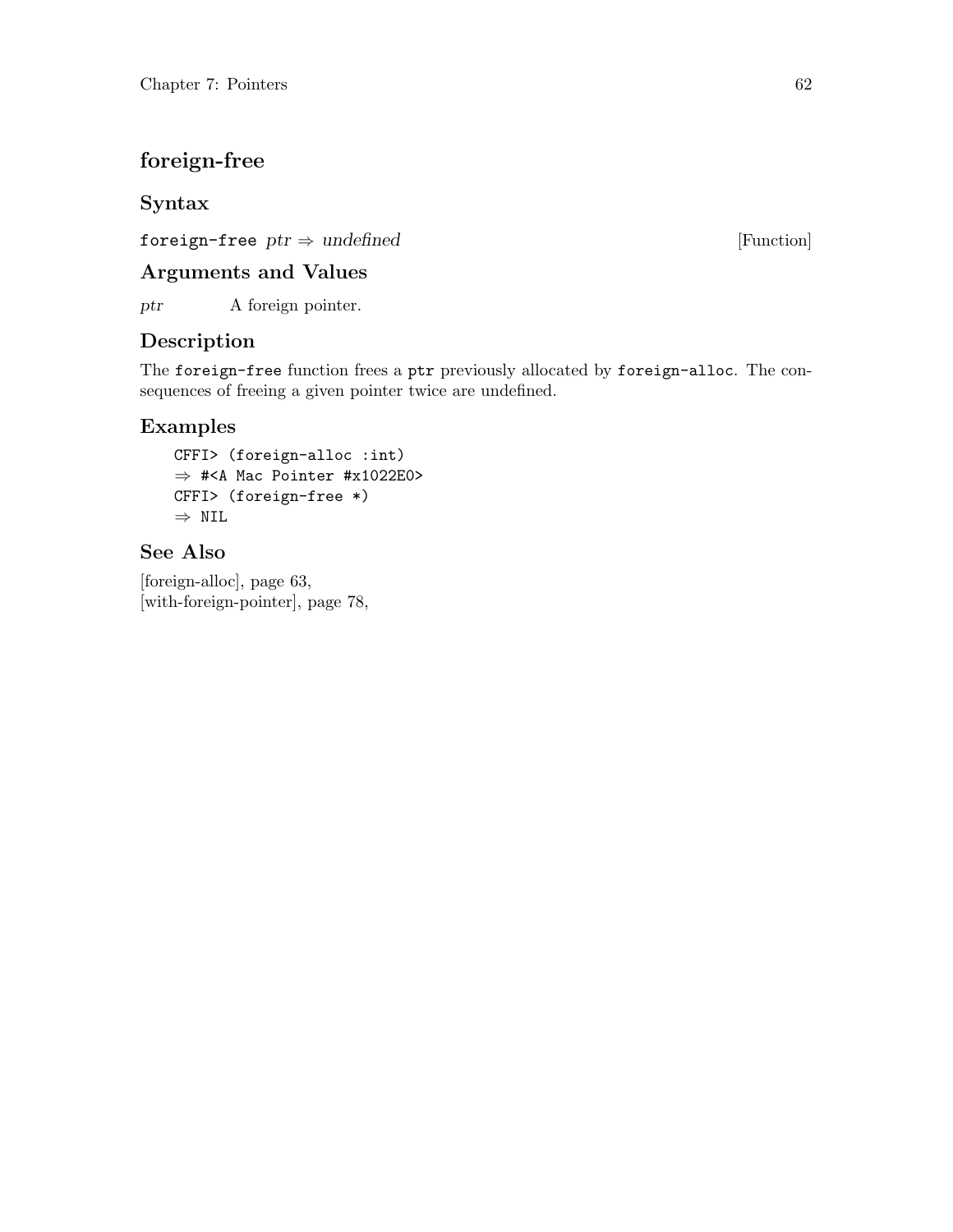# foreign-free

## Syntax

`foreign-free` *ptr* ⇒ *undefined* [Function]

## Arguments and Values

*ptr* A foreign pointer.

## Description

The `foreign-free` function frees a `ptr` previously allocated by `foreign-alloc`. The consequences of freeing a given pointer twice are undefined.

## Examples

```
CFFI> (foreign-alloc :int)
⇒ #<A Mac Pointer #x1022E0>
CFFI> (foreign-free *)
⇒ NIL
```

## See Also

[foreign-alloc], page 63,
[with-foreign-pointer], page 78,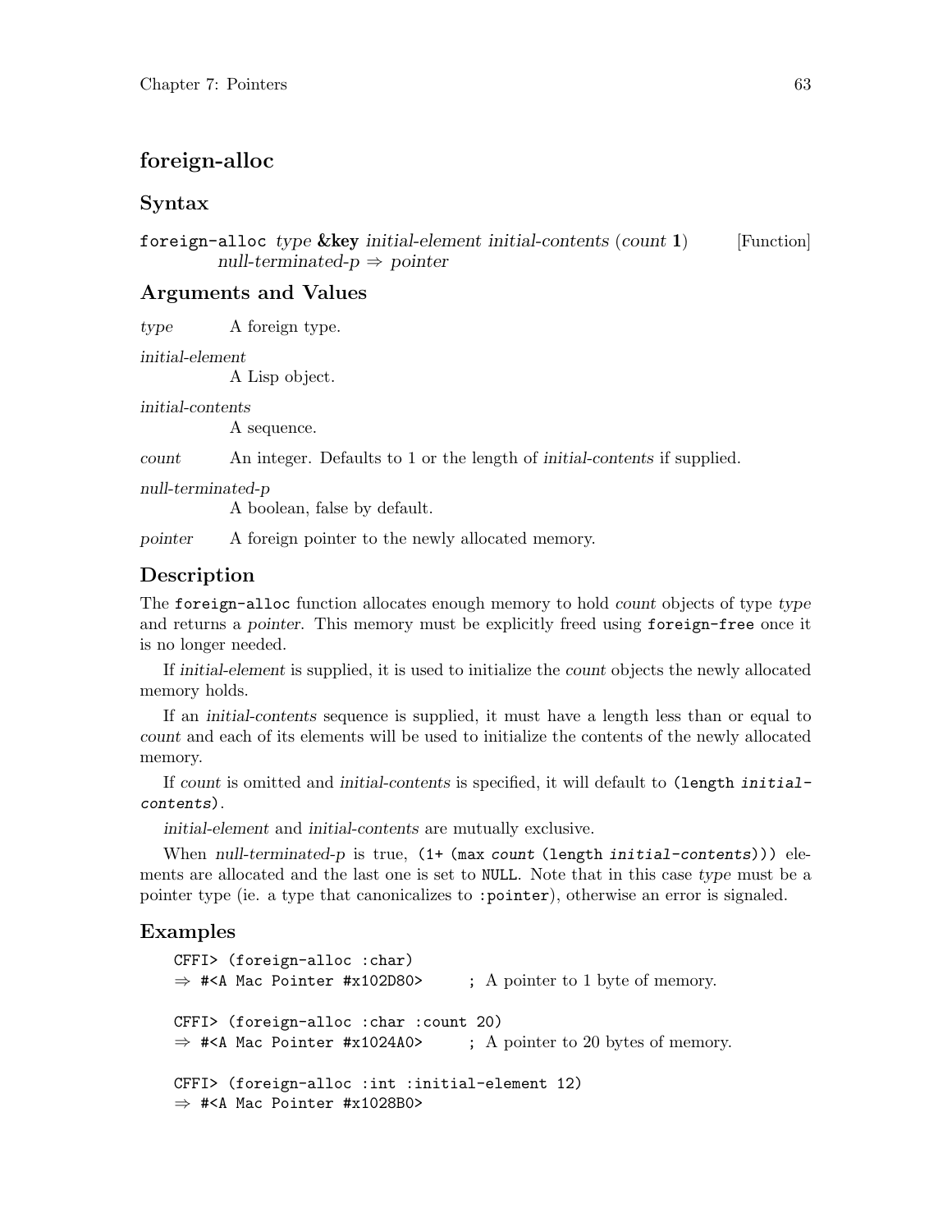## foreign-alloc

### Syntax

`foreign-alloc` *type* **&key** *initial-element initial-contents* (*count* **1**) *null-terminated-p* ⇒ *pointer* [Function]

### Arguments and Values

*type* A foreign type.

*initial-element*
A Lisp object.

*initial-contents*
A sequence.

*count* An integer. Defaults to 1 or the length of *initial-contents* if supplied.

*null-terminated-p*
A boolean, false by default.

*pointer* A foreign pointer to the newly allocated memory.

### Description

The `foreign-alloc` function allocates enough memory to hold *count* objects of type *type* and returns a *pointer*. This memory must be explicitly freed using `foreign-free` once it is no longer needed.

If *initial-element* is supplied, it is used to initialize the *count* objects the newly allocated memory holds.

If an *initial-contents* sequence is supplied, it must have a length less than or equal to *count* and each of its elements will be used to initialize the contents of the newly allocated memory.

If *count* is omitted and *initial-contents* is specified, it will default to `(length initial-contents)`.

*initial-element* and *initial-contents* are mutually exclusive.

When *null-terminated-p* is true, `(1+ (max count (length initial-contents)))` elements are allocated and the last one is set to `NULL`. Note that in this case *type* must be a pointer type (ie. a type that canonicalizes to `:pointer`), otherwise an error is signaled.

### Examples

```
CFFI> (foreign-alloc :char)
⇒ #<A Mac Pointer #x102D80>     ; A pointer to 1 byte of memory.

CFFI> (foreign-alloc :char :count 20)
⇒ #<A Mac Pointer #x1024A0>     ; A pointer to 20 bytes of memory.

CFFI> (foreign-alloc :int :initial-element 12)
⇒ #<A Mac Pointer #x1028B0>
```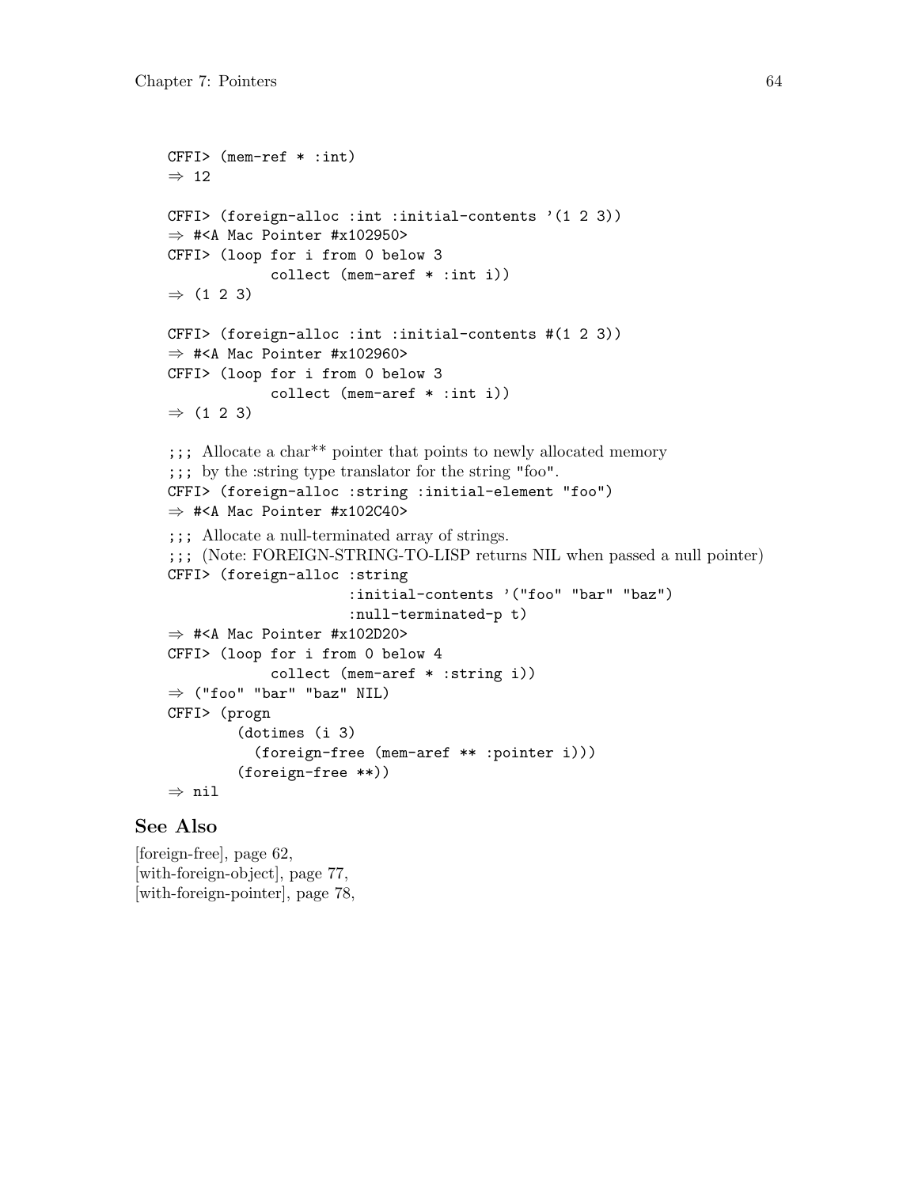```
CFFI> (mem-ref * :int)
⇒ 12

CFFI> (foreign-alloc :int :initial-contents '(1 2 3))
⇒ #<A Mac Pointer #x102950>
CFFI> (loop for i from 0 below 3
            collect (mem-aref * :int i))
⇒ (1 2 3)

CFFI> (foreign-alloc :int :initial-contents #(1 2 3))
⇒ #<A Mac Pointer #x102960>
CFFI> (loop for i from 0 below 3
            collect (mem-aref * :int i))
⇒ (1 2 3)

;;; Allocate a char** pointer that points to newly allocated memory
;;; by the :string type translator for the string "foo".
CFFI> (foreign-alloc :string :initial-element "foo")
⇒ #<A Mac Pointer #x102C40>

;;; Allocate a null-terminated array of strings.
;;; (Note: FOREIGN-STRING-TO-LISP returns NIL when passed a null pointer)
CFFI> (foreign-alloc :string
                     :initial-contents '("foo" "bar" "baz")
                     :null-terminated-p t)
⇒ #<A Mac Pointer #x102D20>
CFFI> (loop for i from 0 below 4
            collect (mem-aref * :string i))
⇒ ("foo" "bar" "baz" NIL)
CFFI> (progn
        (dotimes (i 3)
          (foreign-free (mem-aref ** :pointer i)))
        (foreign-free **))
⇒ nil
```

## See Also

[foreign-free], page 62,
[with-foreign-object], page 77,
[with-foreign-pointer], page 78,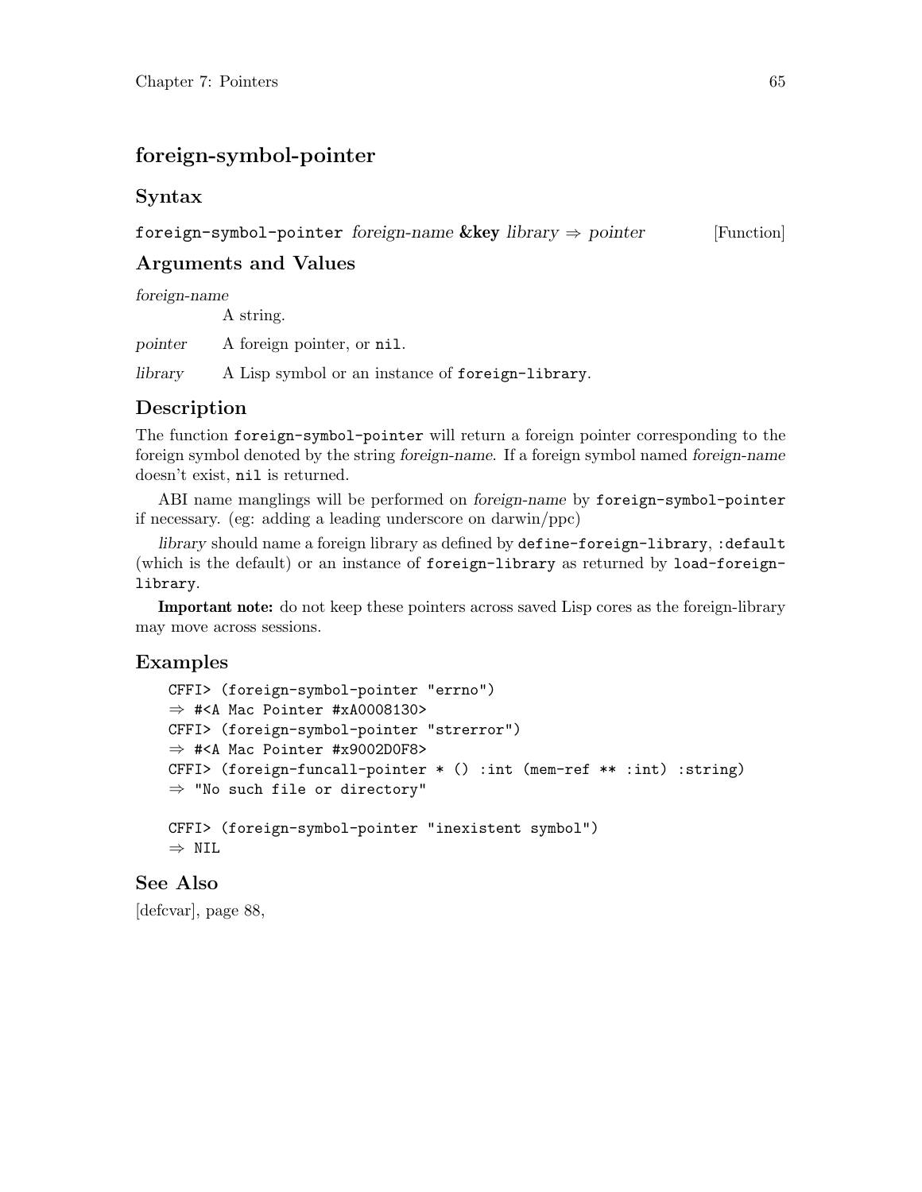# foreign-symbol-pointer

## Syntax

`foreign-symbol-pointer` *foreign-name* **&key** *library* ⇒ *pointer* [Function]

## Arguments and Values

*foreign-name*
: A string.

*pointer*
: A foreign pointer, or `nil`.

*library*
: A Lisp symbol or an instance of `foreign-library`.

## Description

The function `foreign-symbol-pointer` will return a foreign pointer corresponding to the foreign symbol denoted by the string *foreign-name*. If a foreign symbol named *foreign-name* doesn't exist, `nil` is returned.

ABI name manglings will be performed on *foreign-name* by `foreign-symbol-pointer` if necessary. (eg: adding a leading underscore on darwin/ppc)

*library* should name a foreign library as defined by `define-foreign-library`, `:default` (which is the default) or an instance of `foreign-library` as returned by `load-foreign-library`.

**Important note:** do not keep these pointers across saved Lisp cores as the foreign-library may move across sessions.

## Examples

```
CFFI> (foreign-symbol-pointer "errno")
⇒ #<A Mac Pointer #xA0008130>
CFFI> (foreign-symbol-pointer "strerror")
⇒ #<A Mac Pointer #x9002D0F8>
CFFI> (foreign-funcall-pointer * () :int (mem-ref ** :int) :string)
⇒ "No such file or directory"

CFFI> (foreign-symbol-pointer "inexistent symbol")
⇒ NIL
```

## See Also

[defcvar], page 88,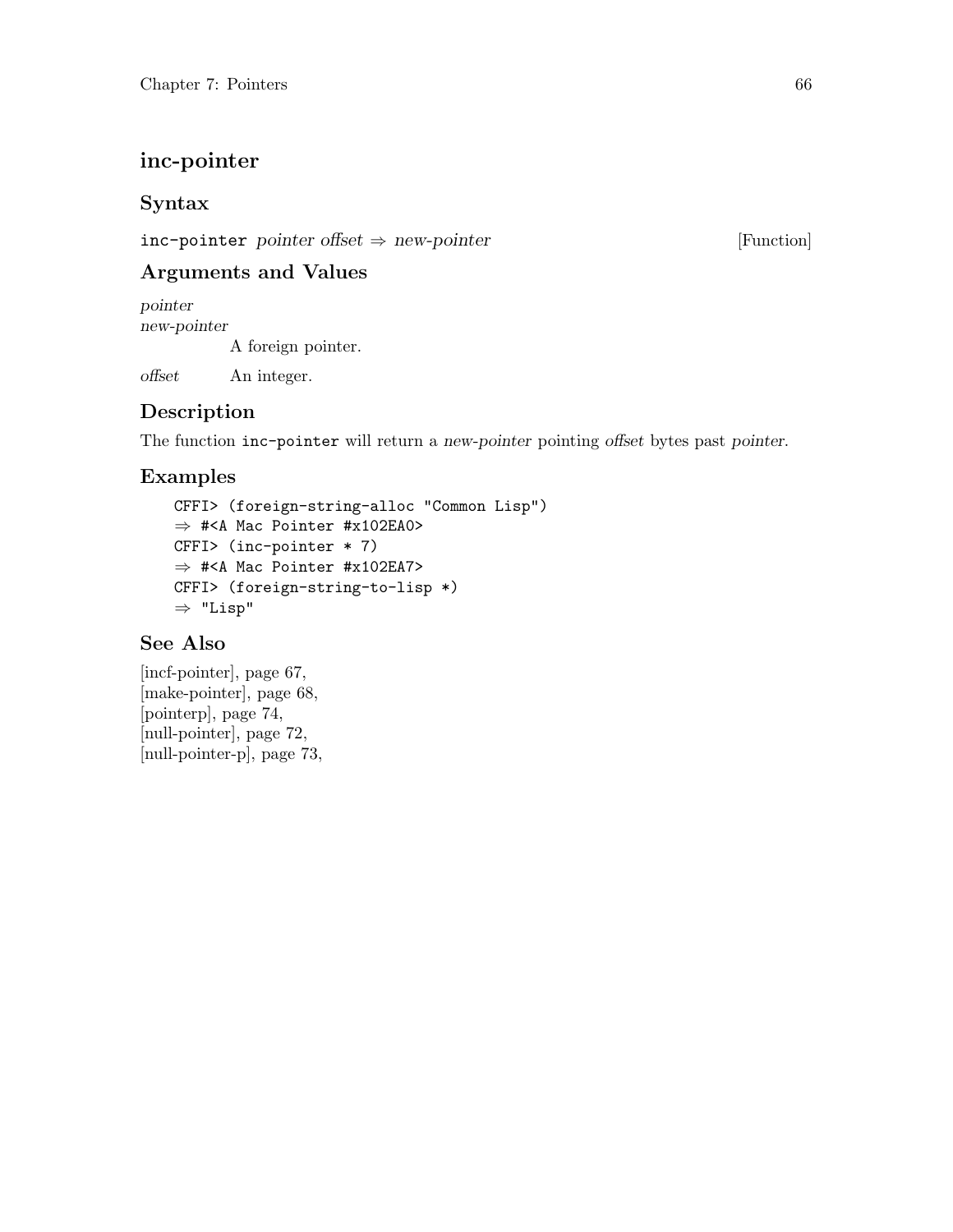## inc-pointer

### Syntax

`inc-pointer` *pointer offset* ⇒ *new-pointer* [Function]

### Arguments and Values

*pointer*
*new-pointer*
 A foreign pointer.

*offset* An integer.

### Description

The function `inc-pointer` will return a *new-pointer* pointing *offset* bytes past *pointer*.

### Examples

```
CFFI> (foreign-string-alloc "Common Lisp")
⇒ #<A Mac Pointer #x102EA0>
CFFI> (inc-pointer * 7)
⇒ #<A Mac Pointer #x102EA7>
CFFI> (foreign-string-to-lisp *)
⇒ "Lisp"
```

### See Also

[incf-pointer], page 67,
[make-pointer], page 68,
[pointerp], page 74,
[null-pointer], page 72,
[null-pointer-p], page 73,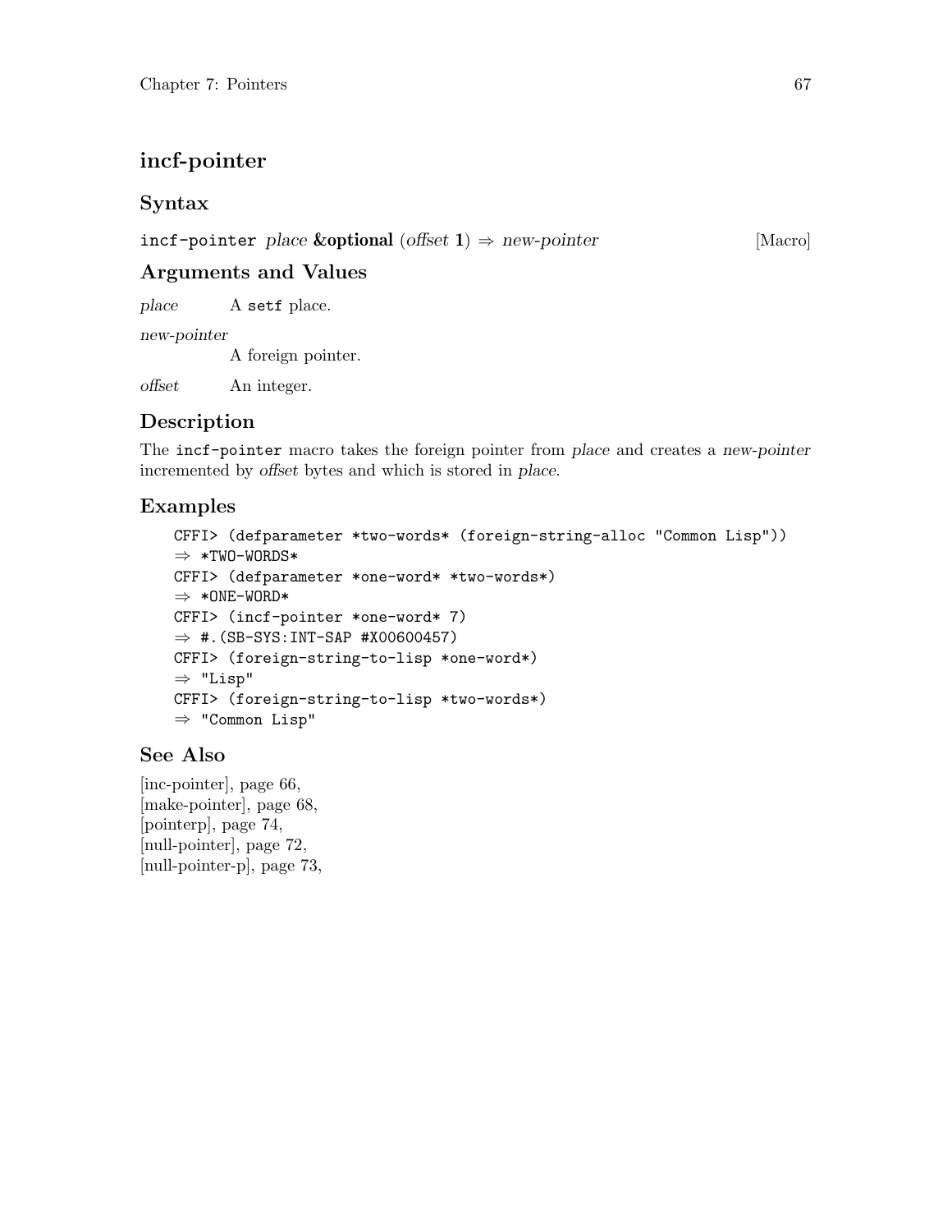## incf-pointer

### Syntax

`incf-pointer` *place* **&optional** (*offset* **1**) ⇒ *new-pointer* [Macro]

### Arguments and Values

*place* A `setf` place.

*new-pointer*
A foreign pointer.

*offset* An integer.

### Description

The `incf-pointer` macro takes the foreign pointer from *place* and creates a *new-pointer* incremented by *offset* bytes and which is stored in *place*.

### Examples

```
CFFI> (defparameter *two-words* (foreign-string-alloc "Common Lisp"))
⇒ *TWO-WORDS*
CFFI> (defparameter *one-word* *two-words*)
⇒ *ONE-WORD*
CFFI> (incf-pointer *one-word* 7)
⇒ #.(SB-SYS:INT-SAP #X00600457)
CFFI> (foreign-string-to-lisp *one-word*)
⇒ "Lisp"
CFFI> (foreign-string-to-lisp *two-words*)
⇒ "Common Lisp"
```

### See Also

[inc-pointer], page 66,
[make-pointer], page 68,
[pointerp], page 74,
[null-pointer], page 72,
[null-pointer-p], page 73,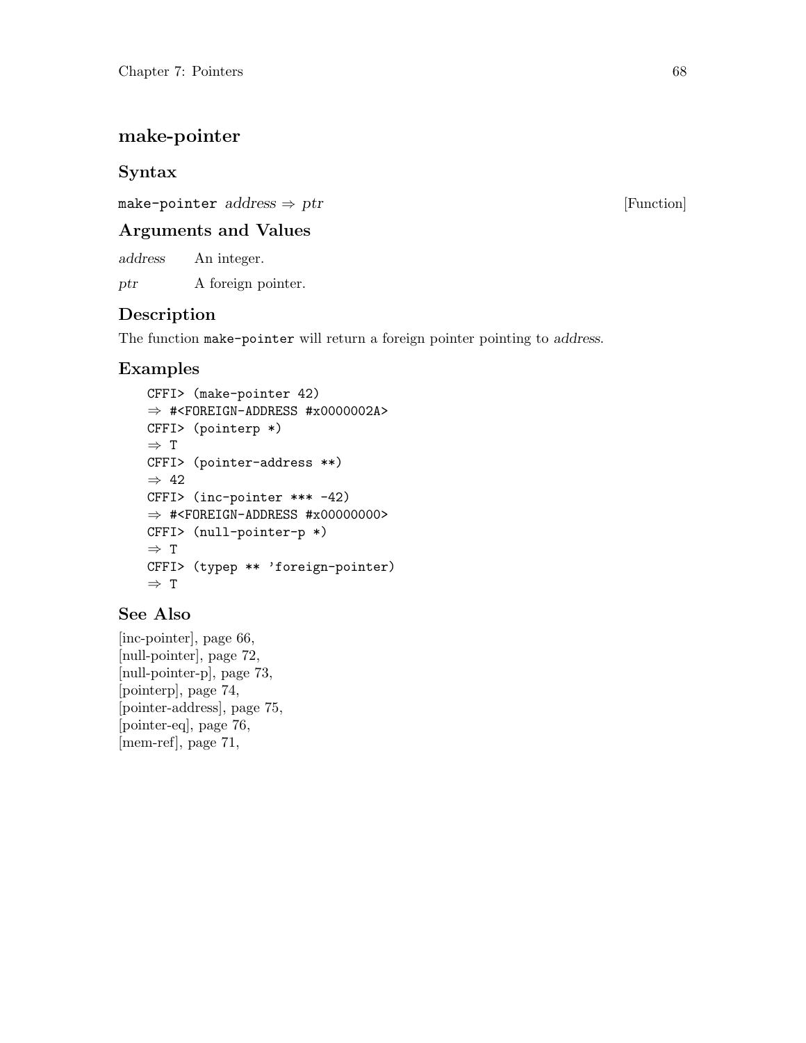## make-pointer

### Syntax

`make-pointer` *address* ⇒ *ptr* [Function]

### Arguments and Values

*address* An integer.

*ptr* A foreign pointer.

### Description

The function `make-pointer` will return a foreign pointer pointing to *address*.

### Examples

```
CFFI> (make-pointer 42)
⇒ #<FOREIGN-ADDRESS #x0000002A>
CFFI> (pointerp *)
⇒ T
CFFI> (pointer-address **)
⇒ 42
CFFI> (inc-pointer *** -42)
⇒ #<FOREIGN-ADDRESS #x00000000>
CFFI> (null-pointer-p *)
⇒ T
CFFI> (typep ** 'foreign-pointer)
⇒ T
```

### See Also

[inc-pointer], page 66,
[null-pointer], page 72,
[null-pointer-p], page 73,
[pointerp], page 74,
[pointer-address], page 75,
[pointer-eq], page 76,
[mem-ref], page 71,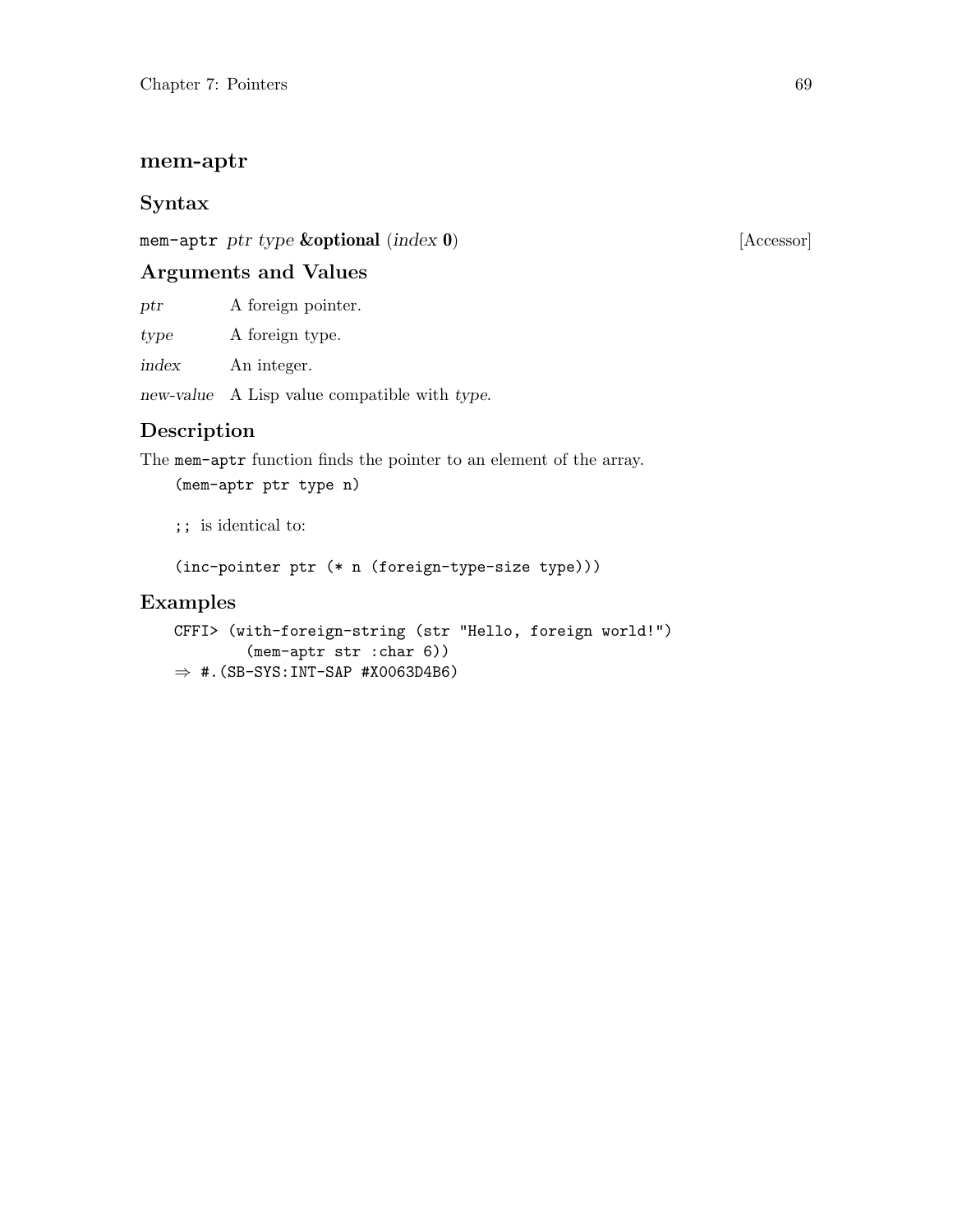## mem-aptr

### Syntax

`mem-aptr` *ptr type* **&optional** (*index* **0**) [Accessor]

### Arguments and Values

*ptr* A foreign pointer.

*type* A foreign type.

*index* An integer.

*new-value* A Lisp value compatible with *type*.

### Description

The `mem-aptr` function finds the pointer to an element of the array.

```
(mem-aptr ptr type n)

;; is identical to:

(inc-pointer ptr (* n (foreign-type-size type)))
```

### Examples

```
CFFI> (with-foreign-string (str "Hello, foreign world!")
        (mem-aptr str :char 6))
⇒ #.(SB-SYS:INT-SAP #X0063D4B6)
```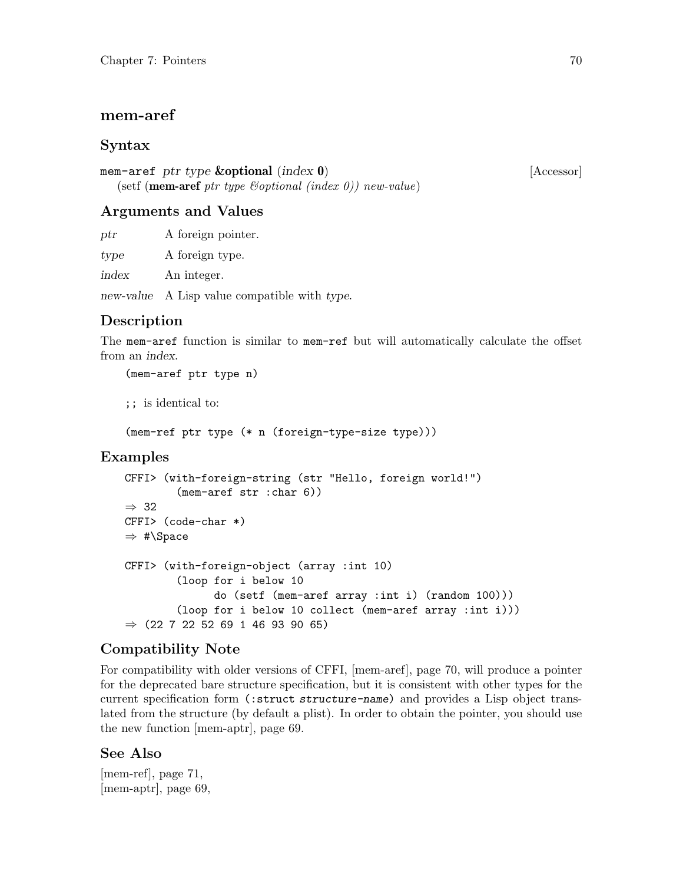## mem-aref

### Syntax

**mem-aref** *ptr type* **&optional** (*index* **0**) [Accessor]
(setf (**mem-aref** *ptr type &optional (index 0)) new-value*)

### Arguments and Values

*ptr* A foreign pointer.

*type* A foreign type.

*index* An integer.

*new-value* A Lisp value compatible with *type*.

### Description

The `mem-aref` function is similar to `mem-ref` but will automatically calculate the offset from an *index*.

```
(mem-aref ptr type n)

;; is identical to:

(mem-ref ptr type (* n (foreign-type-size type)))
```

### Examples

```
CFFI> (with-foreign-string (str "Hello, foreign world!")
        (mem-aref str :char 6))
⇒ 32
CFFI> (code-char *)
⇒ #\Space

CFFI> (with-foreign-object (array :int 10)
        (loop for i below 10
              do (setf (mem-aref array :int i) (random 100)))
        (loop for i below 10 collect (mem-aref array :int i)))
⇒ (22 7 22 52 69 1 46 93 90 65)
```

### Compatibility Note

For compatibility with older versions of CFFI, [mem-aref], page 70, will produce a pointer for the deprecated bare structure specification, but it is consistent with other types for the current specification form `(:struct structure-name)` and provides a Lisp object translated from the structure (by default a plist). In order to obtain the pointer, you should use the new function [mem-aptr], page 69.

### See Also

[mem-ref], page 71,
[mem-aptr], page 69,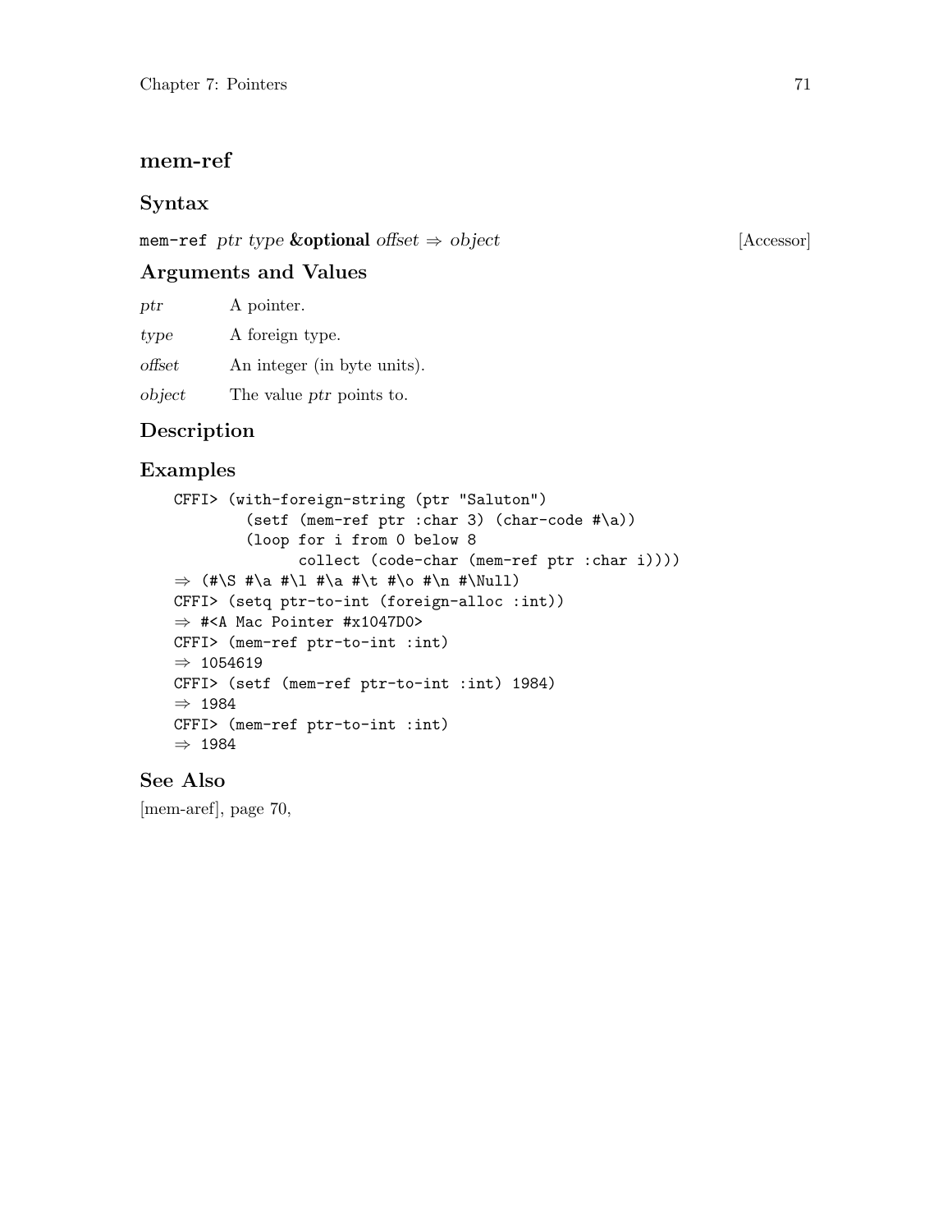## mem-ref

### Syntax

`mem-ref` *ptr type* **&optional** *offset* ⇒ *object* [Accessor]

### Arguments and Values

*ptr* A pointer.

*type* A foreign type.

*offset* An integer (in byte units).

*object* The value *ptr* points to.

### Description

### Examples

```
CFFI> (with-foreign-string (ptr "Saluton")
        (setf (mem-ref ptr :char 3) (char-code #\a))
        (loop for i from 0 below 8
              collect (code-char (mem-ref ptr :char i))))
⇒ (#\S #\a #\l #\a #\t #\o #\n #\Null)
CFFI> (setq ptr-to-int (foreign-alloc :int))
⇒ #<A Mac Pointer #x1047D0>
CFFI> (mem-ref ptr-to-int :int)
⇒ 1054619
CFFI> (setf (mem-ref ptr-to-int :int) 1984)
⇒ 1984
CFFI> (mem-ref ptr-to-int :int)
⇒ 1984
```

### See Also

[mem-aref], page 70,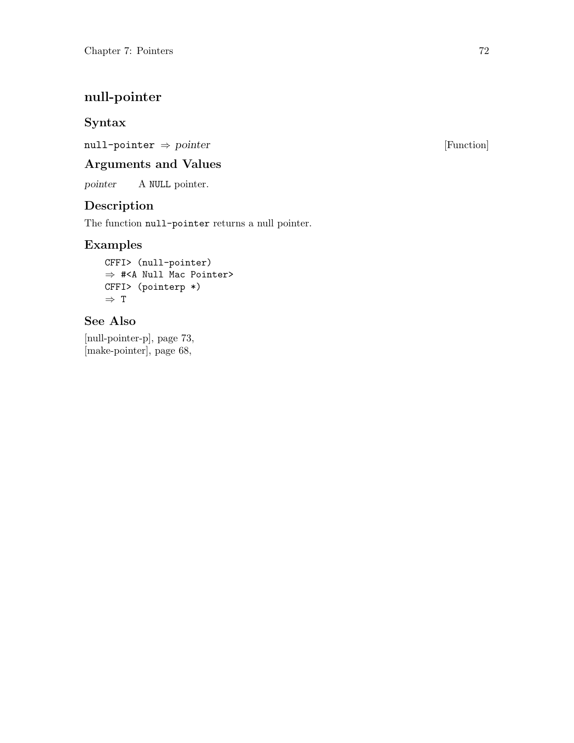## null-pointer

### Syntax

`null-pointer` ⇒ *pointer* [Function]

### Arguments and Values

*pointer* A `NULL` pointer.

### Description

The function `null-pointer` returns a null pointer.

### Examples

```
CFFI> (null-pointer)
⇒ #<A Null Mac Pointer>
CFFI> (pointerp *)
⇒ T
```

### See Also

[null-pointer-p], page 73,
[make-pointer], page 68,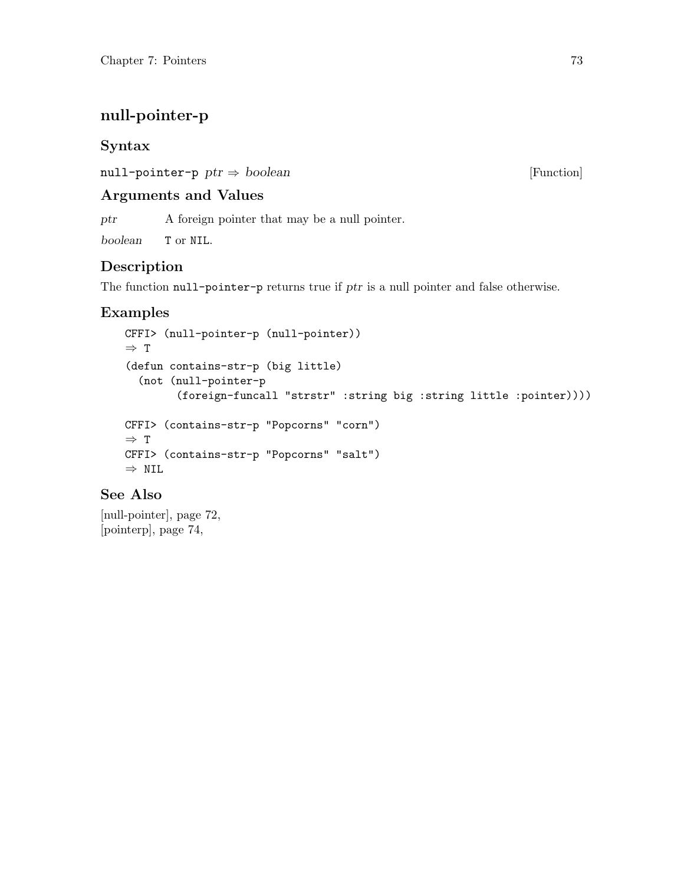# null-pointer-p

## Syntax

`null-pointer-p` *ptr* ⇒ *boolean* [Function]

## Arguments and Values

*ptr* A foreign pointer that may be a null pointer.

*boolean* `T` or `NIL`.

## Description

The function `null-pointer-p` returns true if *ptr* is a null pointer and false otherwise.

## Examples

```
CFFI> (null-pointer-p (null-pointer))
⇒ T
(defun contains-str-p (big little)
  (not (null-pointer-p
        (foreign-funcall "strstr" :string big :string little :pointer))))

CFFI> (contains-str-p "Popcorns" "corn")
⇒ T
CFFI> (contains-str-p "Popcorns" "salt")
⇒ NIL
```

## See Also

[null-pointer], page 72,
[pointerp], page 74,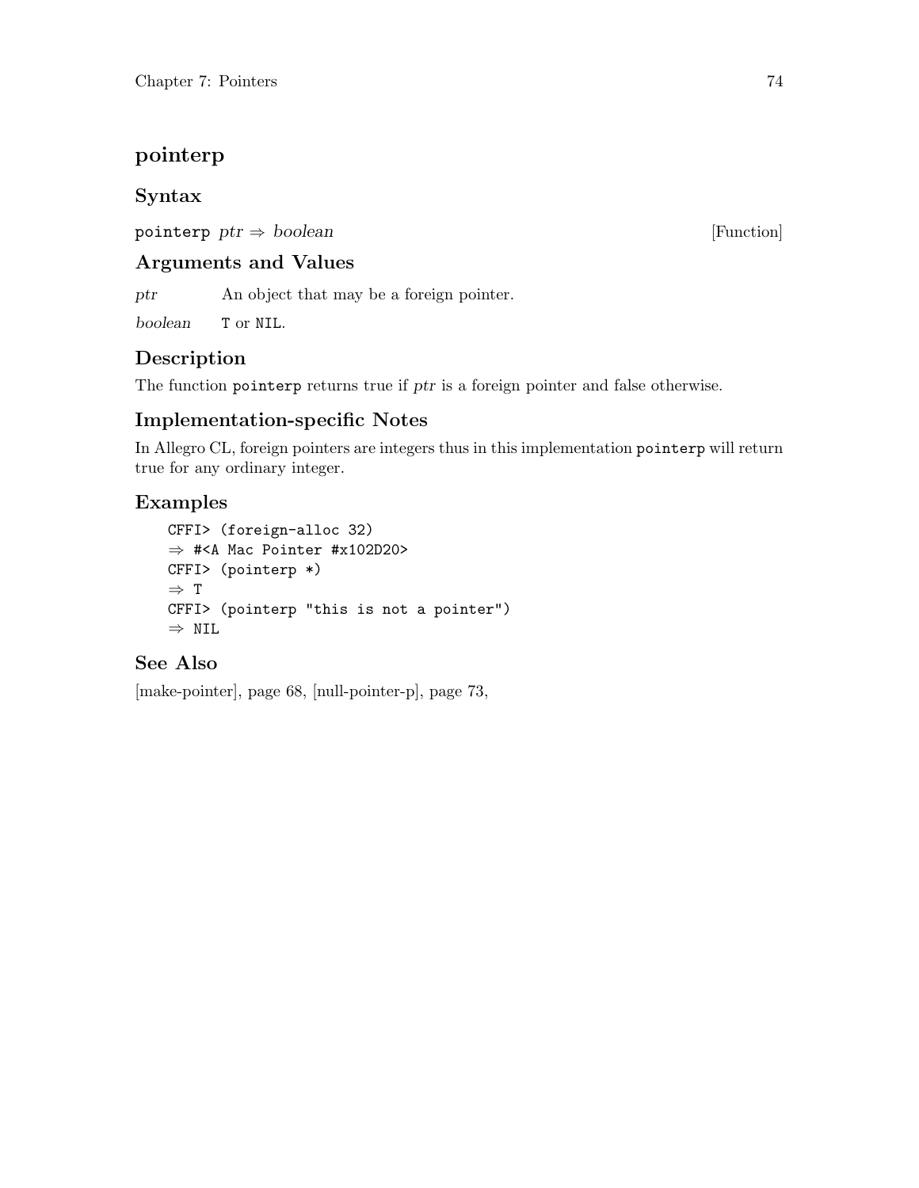## pointerp

### Syntax

`pointerp` *ptr* ⇒ *boolean* [Function]

### Arguments and Values

*ptr* An object that may be a foreign pointer.

*boolean* `T` or `NIL`.

### Description

The function `pointerp` returns true if *ptr* is a foreign pointer and false otherwise.

### Implementation-specific Notes

In Allegro CL, foreign pointers are integers thus in this implementation `pointerp` will return true for any ordinary integer.

### Examples

```
CFFI> (foreign-alloc 32)
⇒ #<A Mac Pointer #x102D20>
CFFI> (pointerp *)
⇒ T
CFFI> (pointerp "this is not a pointer")
⇒ NIL
```

### See Also

[make-pointer], page 68, [null-pointer-p], page 73,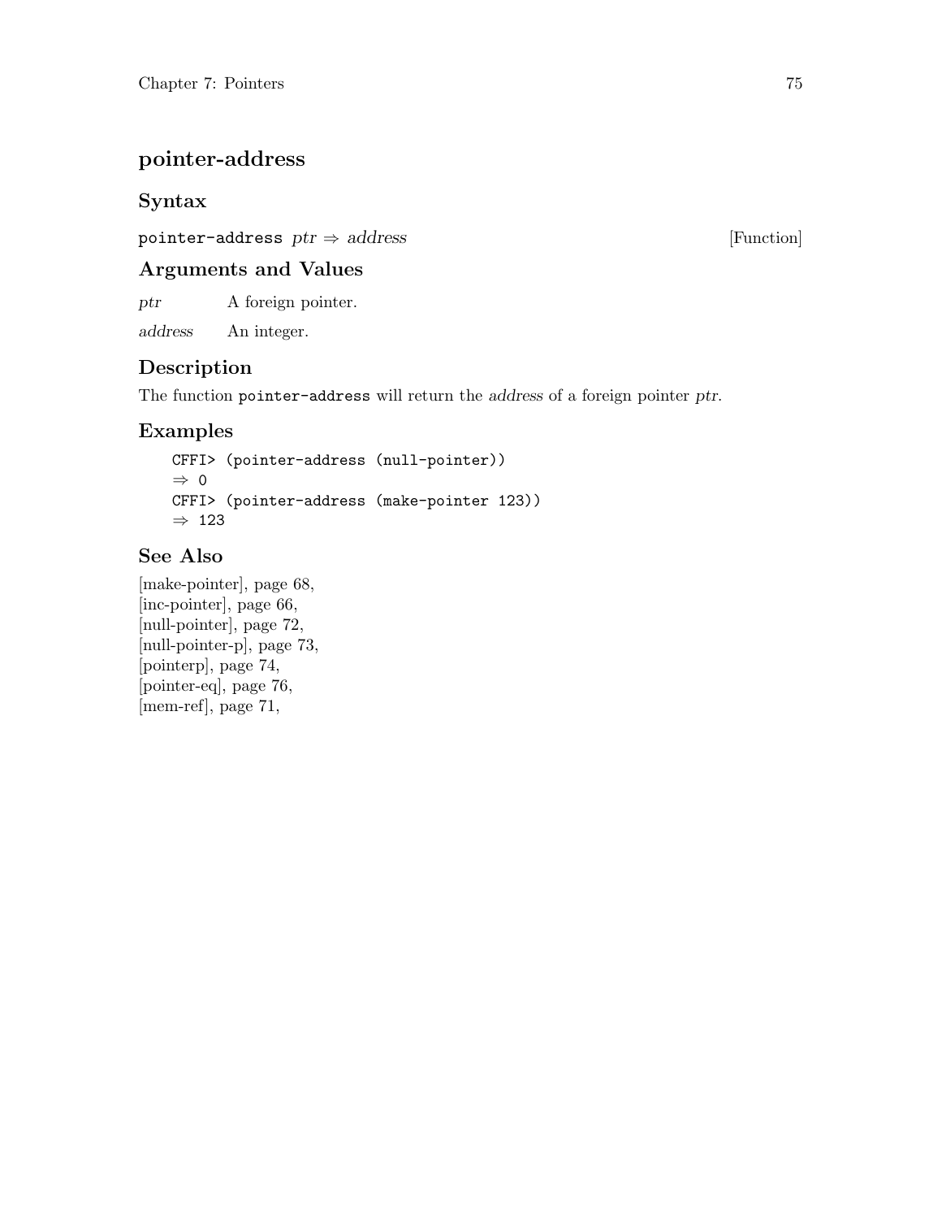# pointer-address

## Syntax

`pointer-address` *ptr* ⇒ *address* [Function]

## Arguments and Values

*ptr* A foreign pointer.

*address* An integer.

## Description

The function `pointer-address` will return the *address* of a foreign pointer *ptr*.

## Examples

```
CFFI> (pointer-address (null-pointer))
⇒ 0
CFFI> (pointer-address (make-pointer 123))
⇒ 123
```

## See Also

[make-pointer], page 68,
[inc-pointer], page 66,
[null-pointer], page 72,
[null-pointer-p], page 73,
[pointerp], page 74,
[pointer-eq], page 76,
[mem-ref], page 71,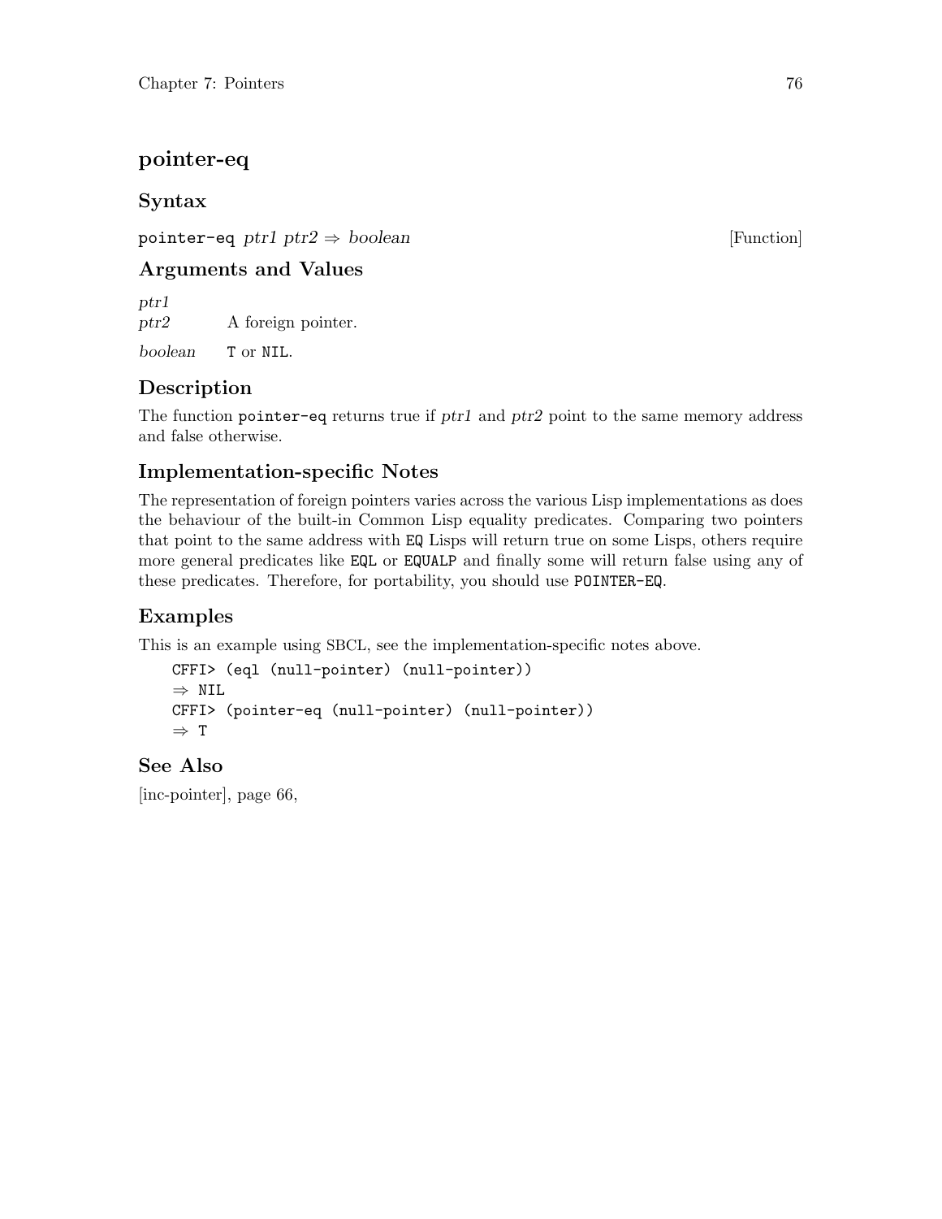## pointer-eq

### Syntax

`pointer-eq` *ptr1 ptr2* ⇒ *boolean* [Function]

### Arguments and Values

*ptr1*
*ptr2* A foreign pointer.

*boolean* `T` or `NIL`.

### Description

The function `pointer-eq` returns true if *ptr1* and *ptr2* point to the same memory address and false otherwise.

### Implementation-specific Notes

The representation of foreign pointers varies across the various Lisp implementations as does the behaviour of the built-in Common Lisp equality predicates. Comparing two pointers that point to the same address with `EQ` Lisps will return true on some Lisps, others require more general predicates like `EQL` or `EQUALP` and finally some will return false using any of these predicates. Therefore, for portability, you should use `POINTER-EQ`.

### Examples

This is an example using SBCL, see the implementation-specific notes above.

```
CFFI> (eql (null-pointer) (null-pointer))
⇒ NIL
CFFI> (pointer-eq (null-pointer) (null-pointer))
⇒ T
```

### See Also

[inc-pointer], page 66,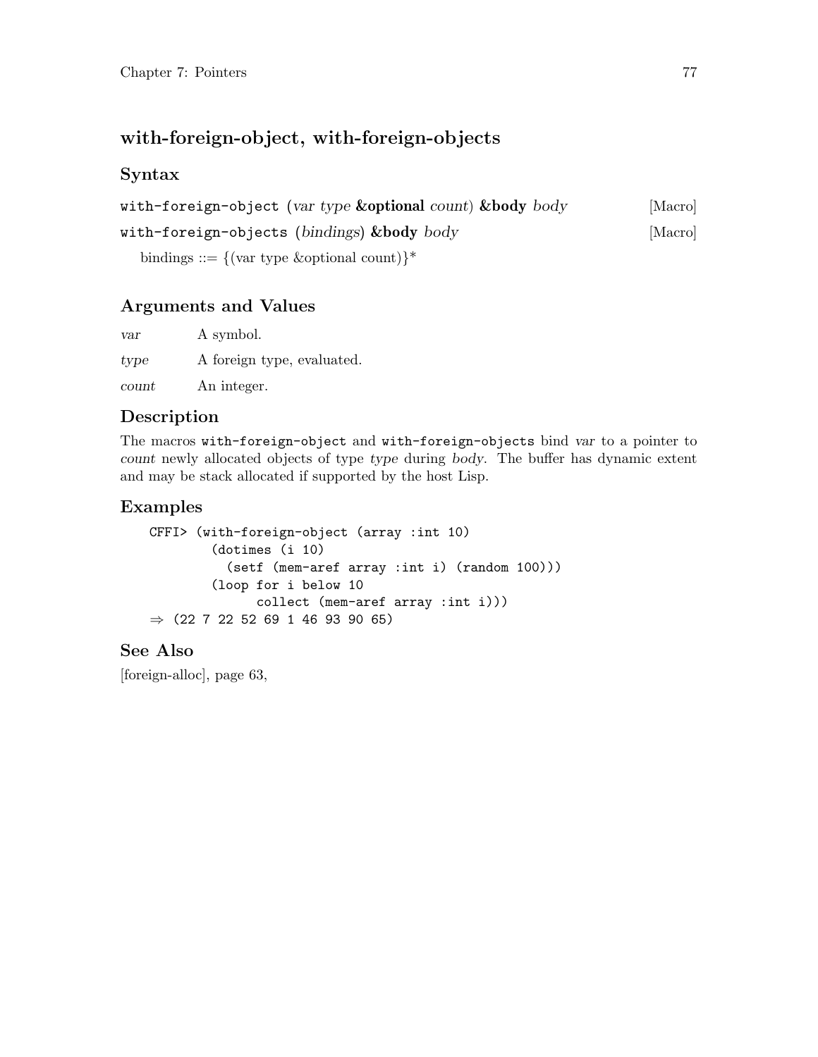## with-foreign-object, with-foreign-objects

### Syntax

`with-foreign-object` (*var type* **&optional** *count*) **&body** *body* [Macro]

`with-foreign-objects` (*bindings*) **&body** *body* [Macro]

bindings ::= {(var type &optional count)}*

### Arguments and Values

*var* A symbol.

*type* A foreign type, evaluated.

*count* An integer.

### Description

The macros `with-foreign-object` and `with-foreign-objects` bind *var* to a pointer to *count* newly allocated objects of type *type* during *body*. The buffer has dynamic extent and may be stack allocated if supported by the host Lisp.

### Examples

```
CFFI> (with-foreign-object (array :int 10)
        (dotimes (i 10)
          (setf (mem-aref array :int i) (random 100)))
        (loop for i below 10
              collect (mem-aref array :int i)))
⇒ (22 7 22 52 69 1 46 93 90 65)
```

### See Also

[foreign-alloc], page 63,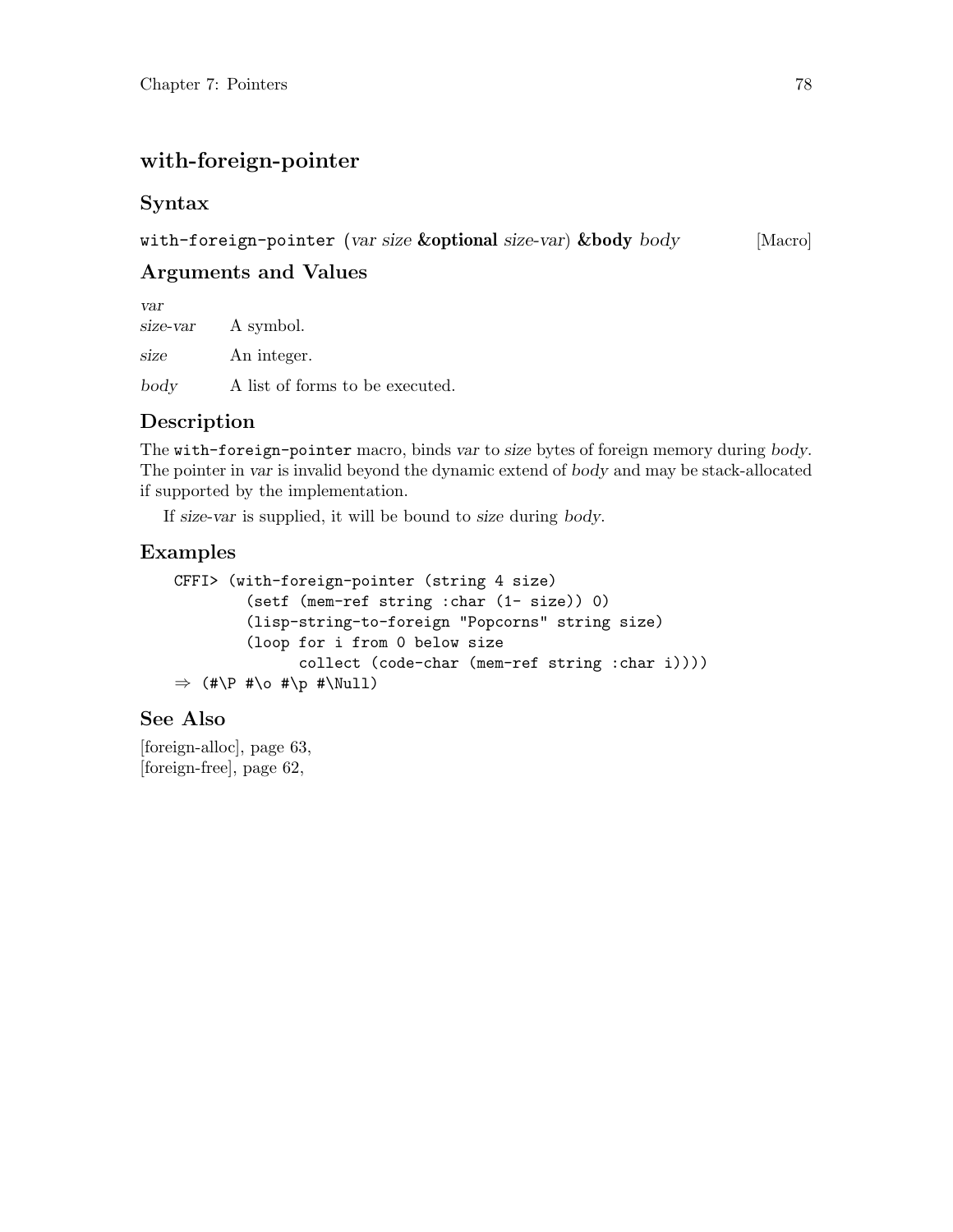## with-foreign-pointer

### Syntax

`with-foreign-pointer` (*var size* **&optional** *size-var*) **&body** *body* [Macro]

### Arguments and Values

*var*
*size-var* A symbol.

*size* An integer.

*body* A list of forms to be executed.

### Description

The `with-foreign-pointer` macro, binds *var* to *size* bytes of foreign memory during *body*. The pointer in *var* is invalid beyond the dynamic extend of *body* and may be stack-allocated if supported by the implementation.

If *size-var* is supplied, it will be bound to *size* during *body*.

### Examples

```
CFFI> (with-foreign-pointer (string 4 size)
        (setf (mem-ref string :char (1- size)) 0)
        (lisp-string-to-foreign "Popcorns" string size)
        (loop for i from 0 below size
              collect (code-char (mem-ref string :char i))))
⇒ (#\P #\o #\p #\Null)
```

### See Also

[foreign-alloc], page 63,
[foreign-free], page 62,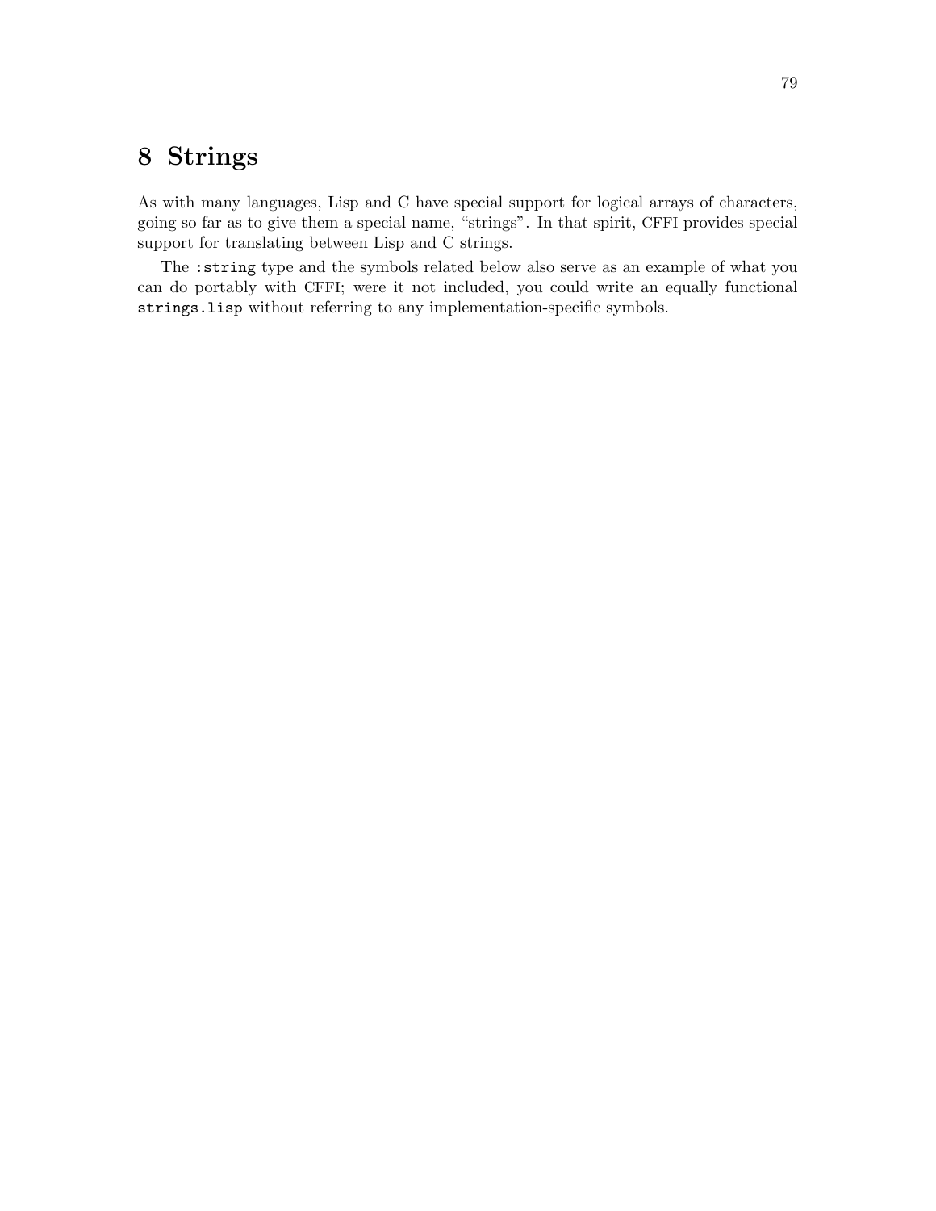# 8 Strings

As with many languages, Lisp and C have special support for logical arrays of characters, going so far as to give them a special name, “strings”. In that spirit, CFFI provides special support for translating between Lisp and C strings.

The `:string` type and the symbols related below also serve as an example of what you can do portably with CFFI; were it not included, you could write an equally functional `strings.lisp` without referring to any implementation-specific symbols.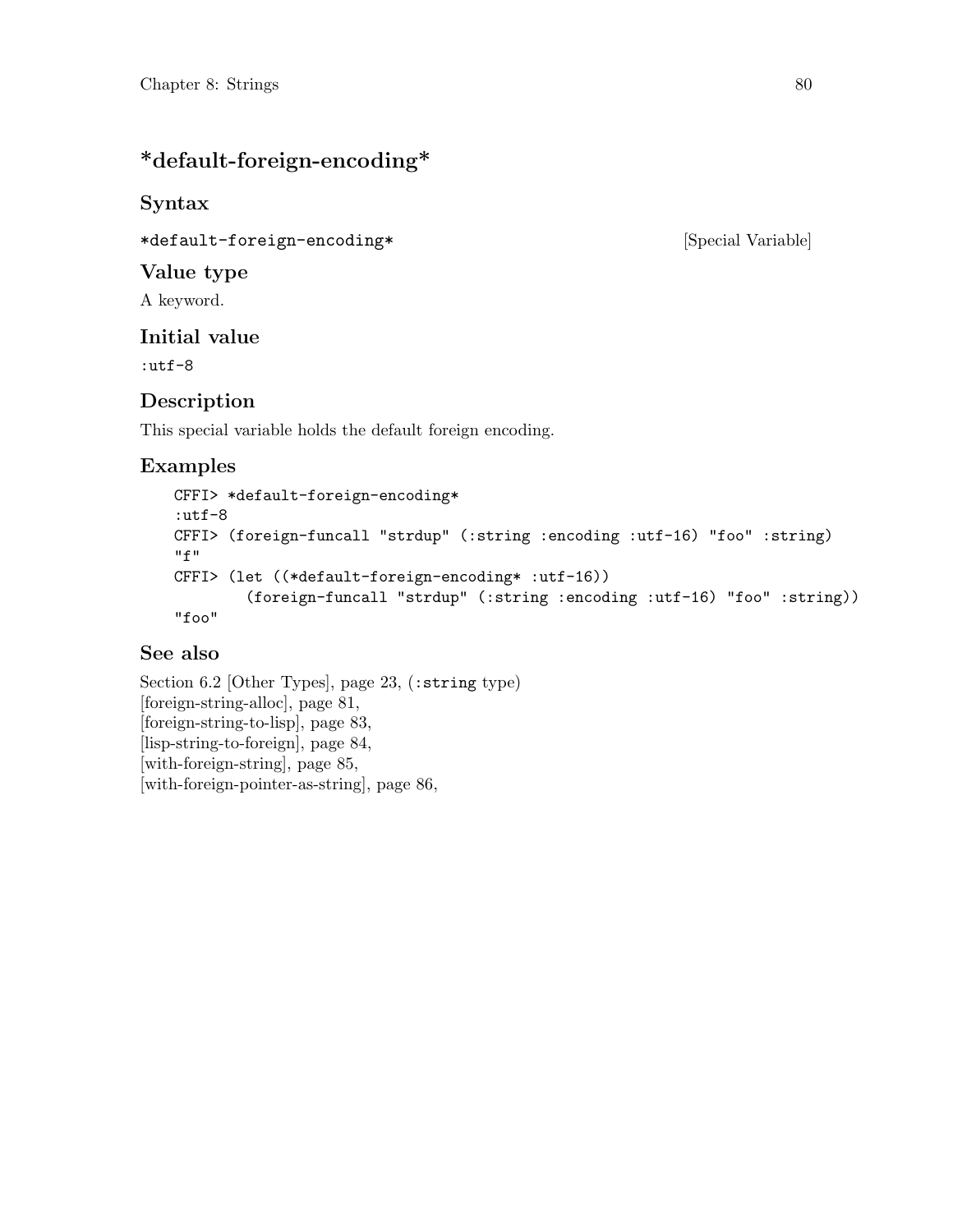# *default-foreign-encoding*

## Syntax

`*default-foreign-encoding*` [Special Variable]

## Value type

A keyword.

## Initial value

`:utf-8`

## Description

This special variable holds the default foreign encoding.

## Examples

```
CFFI> *default-foreign-encoding*
:utf-8
CFFI> (foreign-funcall "strdup" (:string :encoding :utf-16) "foo" :string)
"f"
CFFI> (let ((*default-foreign-encoding* :utf-16))
        (foreign-funcall "strdup" (:string :encoding :utf-16) "foo" :string))
"foo"
```

## See also

Section 6.2 [Other Types], page 23, (`:string` type)
[foreign-string-alloc], page 81,
[foreign-string-to-lisp], page 83,
[lisp-string-to-foreign], page 84,
[with-foreign-string], page 85,
[with-foreign-pointer-as-string], page 86,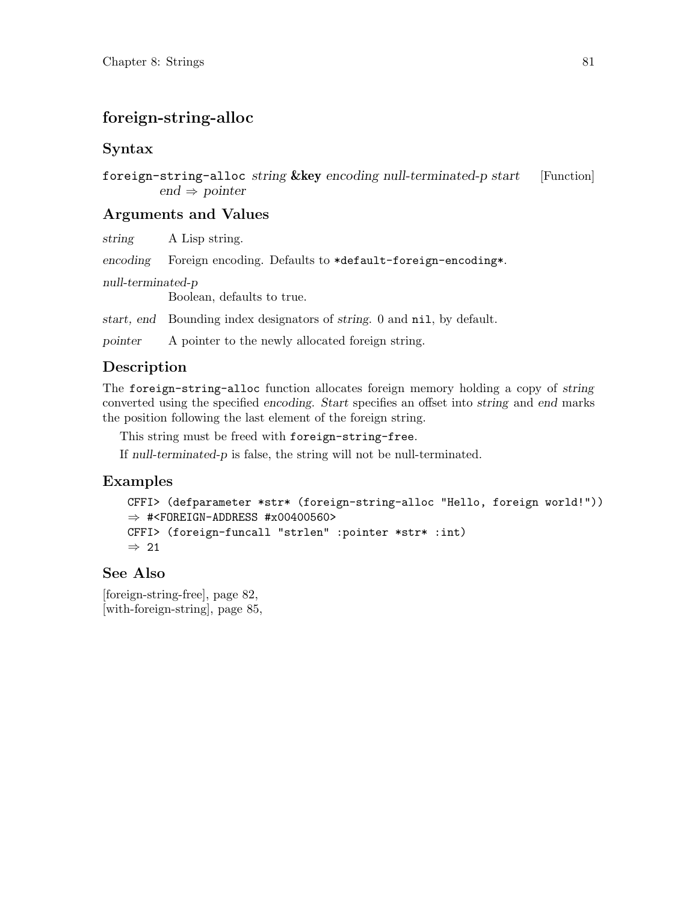## foreign-string-alloc

### Syntax

`foreign-string-alloc` *string* **&key** *encoding null-terminated-p start end* ⇒ *pointer* [Function]

### Arguments and Values

*string* A Lisp string.

*encoding* Foreign encoding. Defaults to `*default-foreign-encoding*`.

*null-terminated-p*
Boolean, defaults to true.

*start, end* Bounding index designators of *string*. 0 and `nil`, by default.

*pointer* A pointer to the newly allocated foreign string.

### Description

The `foreign-string-alloc` function allocates foreign memory holding a copy of *string* converted using the specified *encoding*. *Start* specifies an offset into *string* and *end* marks the position following the last element of the foreign string.

This string must be freed with `foreign-string-free`.

If *null-terminated-p* is false, the string will not be null-terminated.

### Examples

```
CFFI> (defparameter *str* (foreign-string-alloc "Hello, foreign world!"))
⇒ #<FOREIGN-ADDRESS #x00400560>
CFFI> (foreign-funcall "strlen" :pointer *str* :int)
⇒ 21
```

### See Also

[foreign-string-free], page 82,
[with-foreign-string], page 85,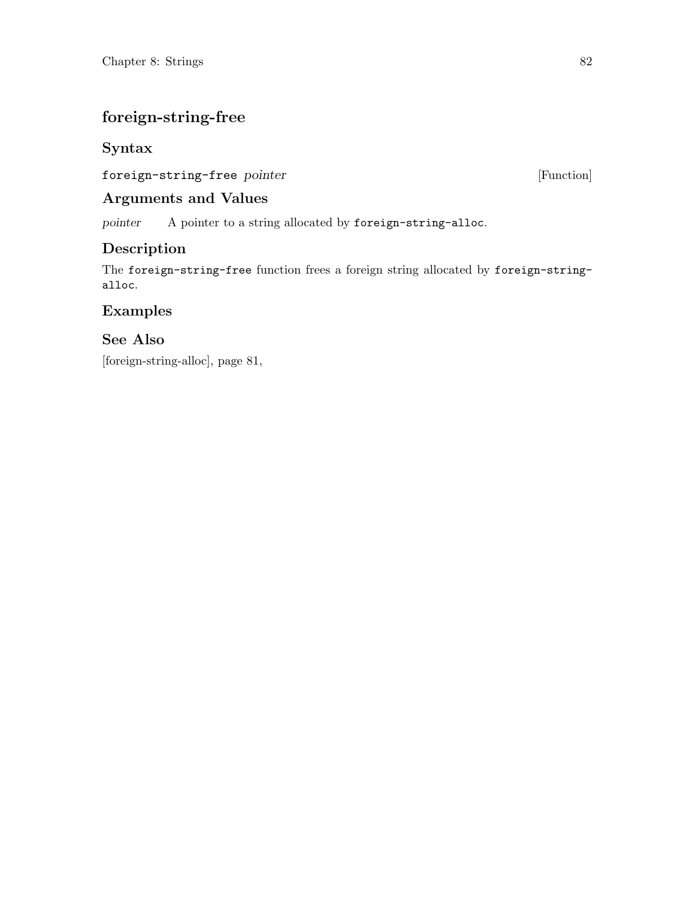## foreign-string-free

### Syntax

`foreign-string-free` *pointer* [Function]

### Arguments and Values

*pointer* A pointer to a string allocated by `foreign-string-alloc`.

### Description

The `foreign-string-free` function frees a foreign string allocated by `foreign-string-alloc`.

### Examples

### See Also

[foreign-string-alloc], page 81,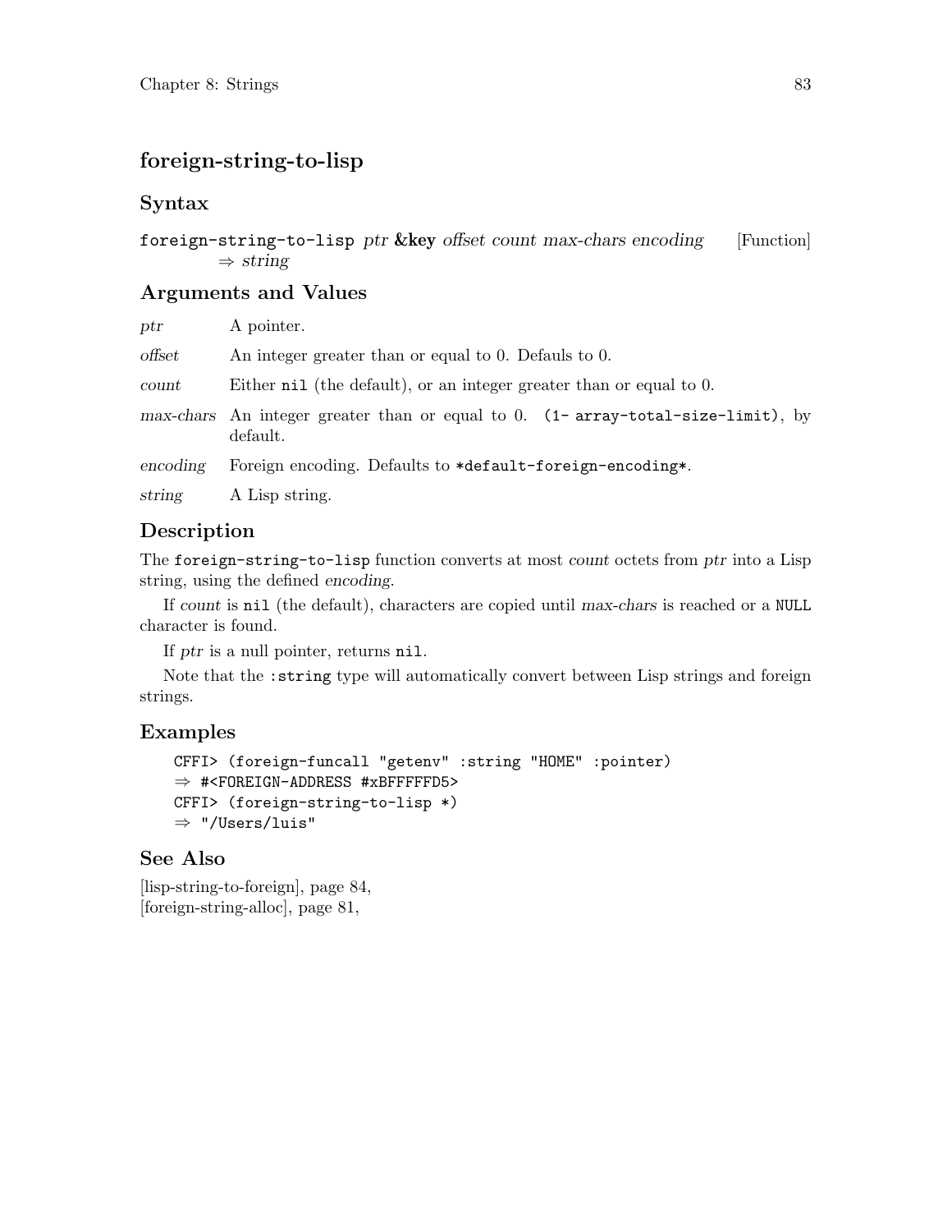## foreign-string-to-lisp

### Syntax

foreign-string-to-lisp *ptr* **&key** *offset count max-chars encoding* [Function]
⇒ *string*

### Arguments and Values

*ptr* A pointer.

*offset* An integer greater than or equal to 0. Defauls to 0.

*count* Either `nil` (the default), or an integer greater than or equal to 0.

*max-chars* An integer greater than or equal to 0. `(1- array-total-size-limit)`, by default.

*encoding* Foreign encoding. Defaults to `*default-foreign-encoding*`.

*string* A Lisp string.

### Description

The `foreign-string-to-lisp` function converts at most *count* octets from *ptr* into a Lisp string, using the defined *encoding*.

If *count* is `nil` (the default), characters are copied until *max-chars* is reached or a `NULL` character is found.

If *ptr* is a null pointer, returns `nil`.

Note that the `:string` type will automatically convert between Lisp strings and foreign strings.

### Examples

```
CFFI> (foreign-funcall "getenv" :string "HOME" :pointer)
⇒ #<FOREIGN-ADDRESS #xBFFFFFD5>
CFFI> (foreign-string-to-lisp *)
⇒ "/Users/luis"
```

### See Also

[lisp-string-to-foreign], page 84,
[foreign-string-alloc], page 81,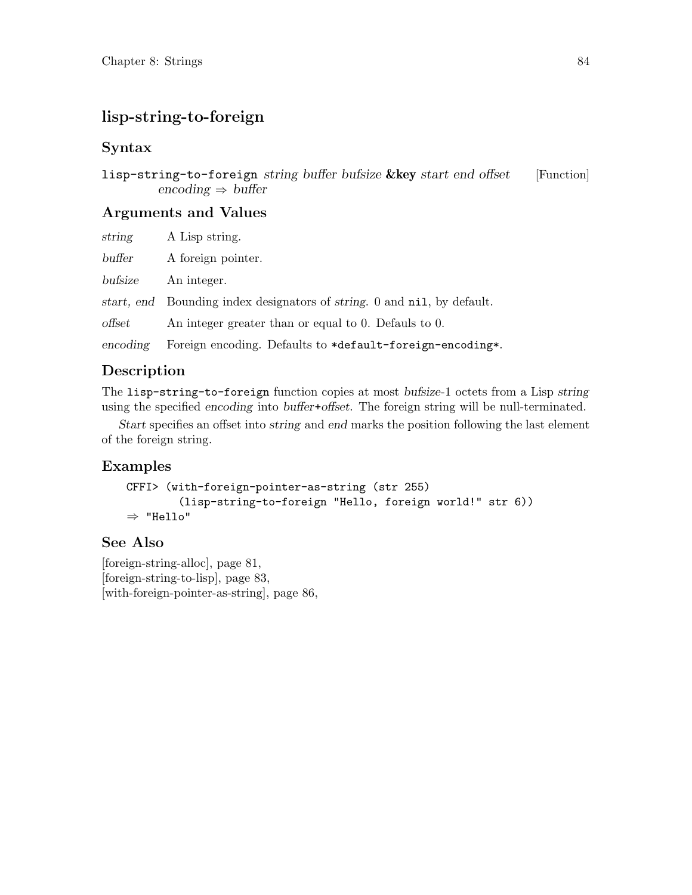## lisp-string-to-foreign

### Syntax

**lisp-string-to-foreign** *string buffer bufsize* **&key** *start end offset encoding* ⇒ *buffer* [Function]

### Arguments and Values

*string* A Lisp string.

*buffer* A foreign pointer.

*bufsize* An integer.

*start, end* Bounding index designators of *string*. 0 and `nil`, by default.

*offset* An integer greater than or equal to 0. Defauls to 0.

*encoding* Foreign encoding. Defaults to `*default-foreign-encoding*`.

### Description

The `lisp-string-to-foreign` function copies at most *bufsize*-1 octets from a Lisp *string* using the specified *encoding* into *buffer*+*offset*. The foreign string will be null-terminated.

*Start* specifies an offset into *string* and *end* marks the position following the last element of the foreign string.

### Examples

```
CFFI> (with-foreign-pointer-as-string (str 255)
        (lisp-string-to-foreign "Hello, foreign world!" str 6))
⇒ "Hello"
```

### See Also

[foreign-string-alloc], page 81,
[foreign-string-to-lisp], page 83,
[with-foreign-pointer-as-string], page 86,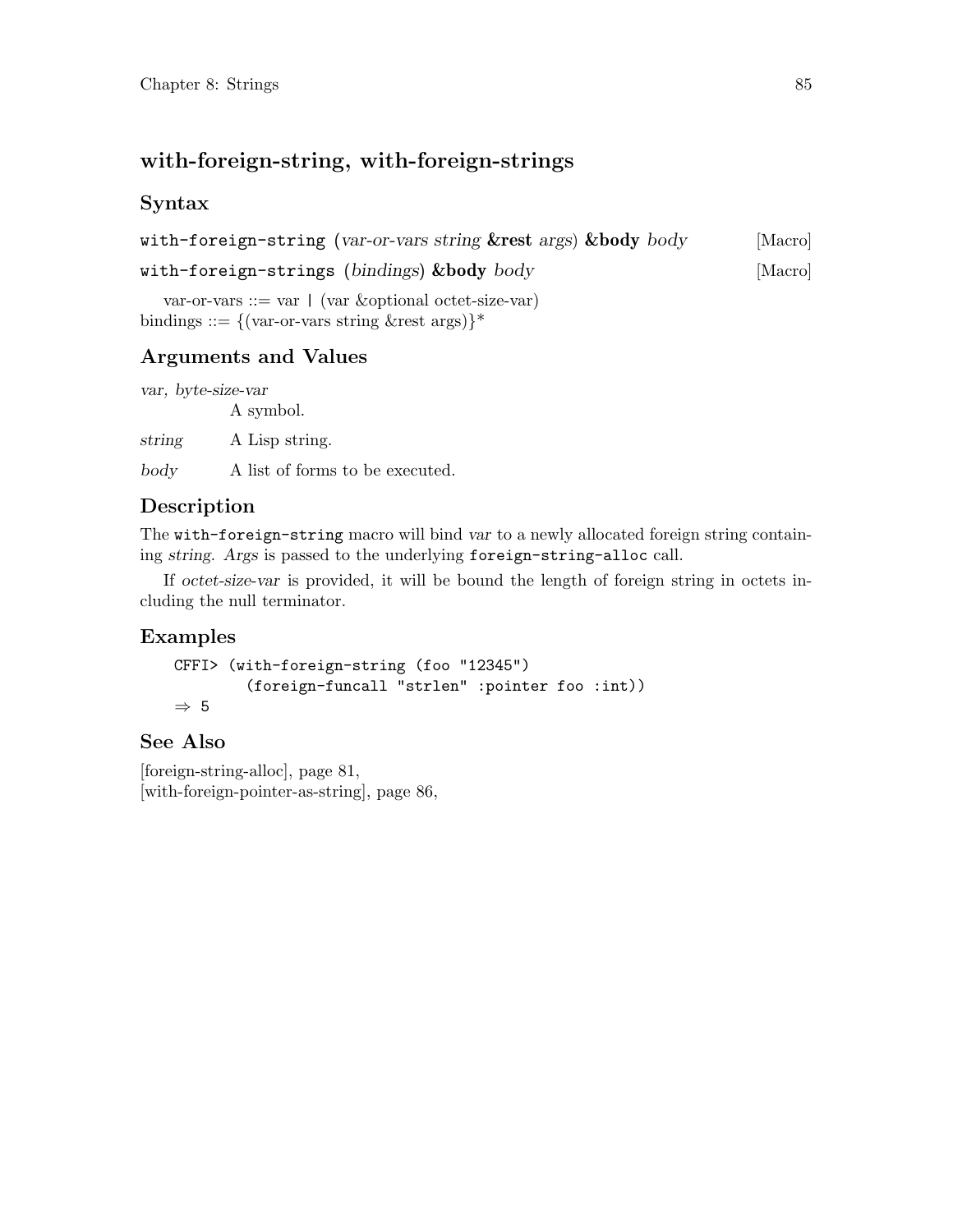## with-foreign-string, with-foreign-strings

### Syntax

**with-foreign-string** (*var-or-vars string* **&rest** *args*) **&body** *body* [Macro]

**with-foreign-strings** (*bindings*) **&body** *body* [Macro]

var-or-vars ::= var | (var &optional octet-size-var)
bindings ::= {(var-or-vars string &rest args)}*

### Arguments and Values

*var, byte-size-var*
: A symbol.

*string*
: A Lisp string.

*body*
: A list of forms to be executed.

### Description

The `with-foreign-string` macro will bind *var* to a newly allocated foreign string containing *string*. *Args* is passed to the underlying `foreign-string-alloc` call.

If *octet-size-var* is provided, it will be bound the length of foreign string in octets including the null terminator.

### Examples

```
CFFI> (with-foreign-string (foo "12345")
        (foreign-funcall "strlen" :pointer foo :int))
⇒ 5
```

### See Also

[foreign-string-alloc], page 81,
[with-foreign-pointer-as-string], page 86,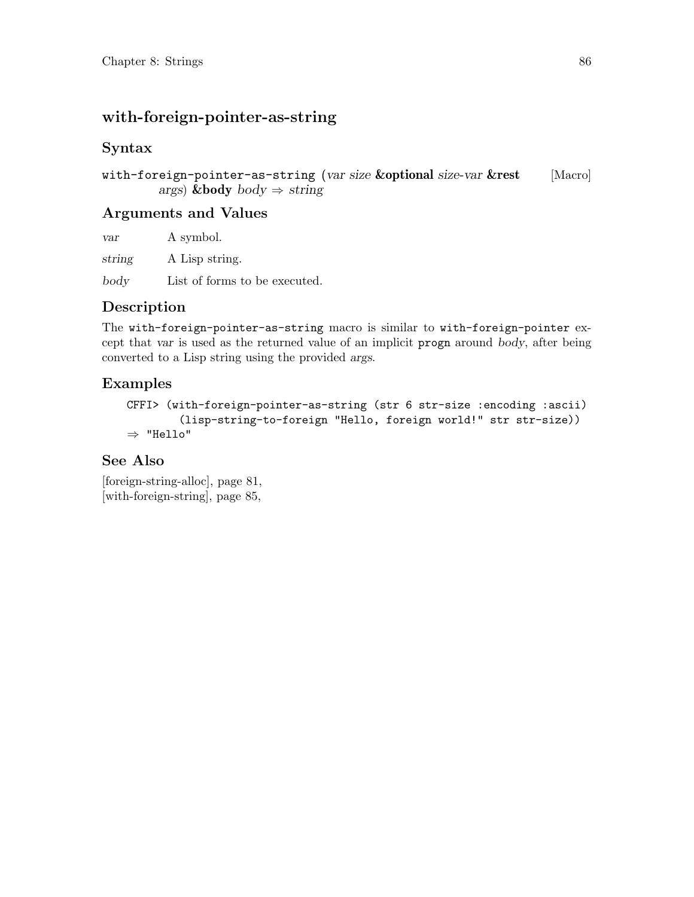## with-foreign-pointer-as-string

### Syntax

`with-foreign-pointer-as-string` (*var size* **&optional** *size-var* **&rest** *args*) **&body** *body* ⇒ *string* [Macro]

### Arguments and Values

*var* A symbol.

*string* A Lisp string.

*body* List of forms to be executed.

### Description

The `with-foreign-pointer-as-string` macro is similar to `with-foreign-pointer` except that *var* is used as the returned value of an implicit `progn` around *body*, after being converted to a Lisp string using the provided *args*.

### Examples

```
CFFI> (with-foreign-pointer-as-string (str 6 str-size :encoding :ascii)
        (lisp-string-to-foreign "Hello, foreign world!" str str-size))
⇒ "Hello"
```

### See Also

[foreign-string-alloc], page 81,
[with-foreign-string], page 85,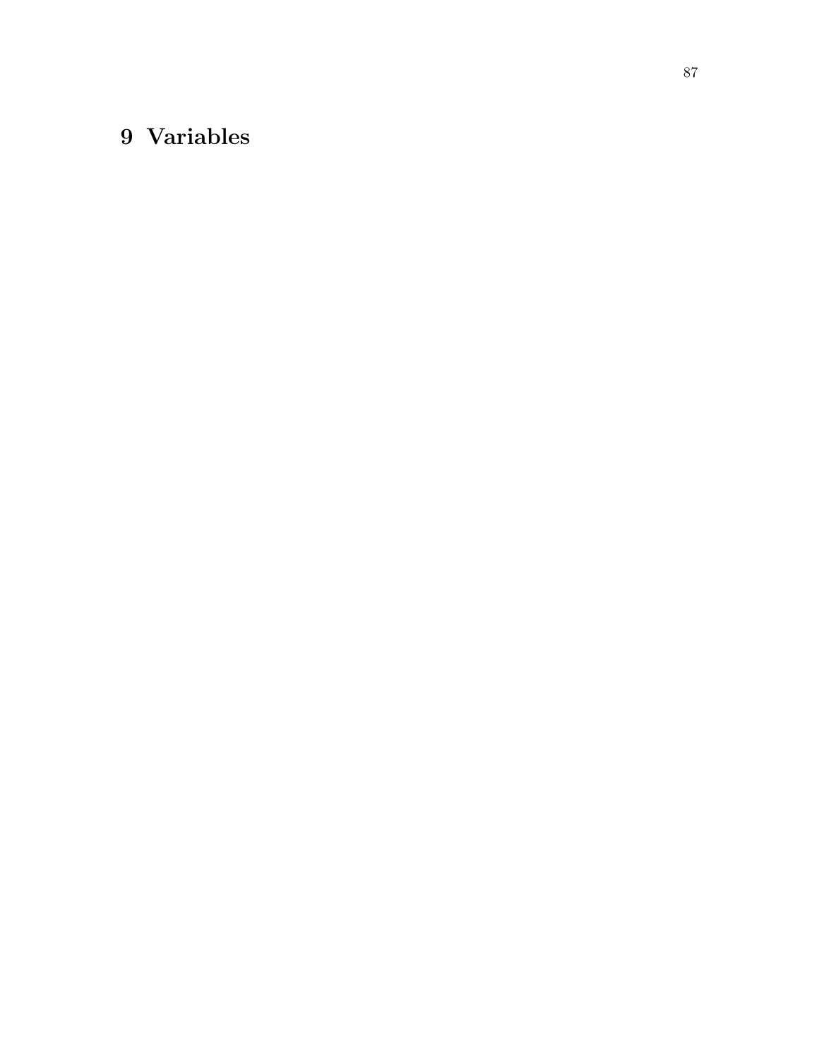# 9 Variables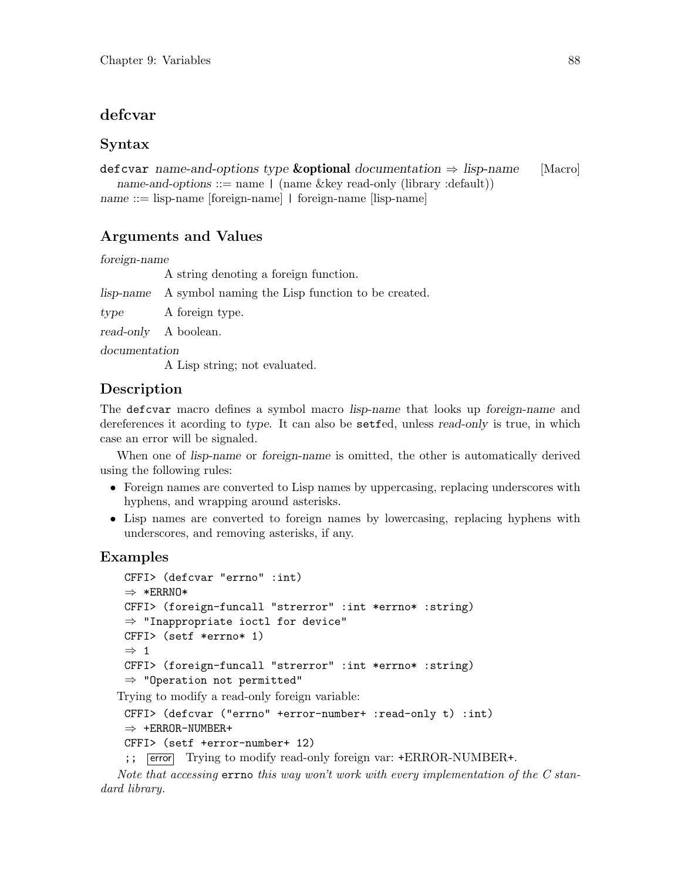## defcvar

### Syntax

`defcvar` *name-and-options type* **&optional** *documentation* ⇒ *lisp-name* [Macro]

*name-and-options* ::= name | (name &key read-only (library :default))
*name* ::= lisp-name [foreign-name] | foreign-name [lisp-name]

### Arguments and Values

*foreign-name*
A string denoting a foreign function.

*lisp-name* A symbol naming the Lisp function to be created.

*type* A foreign type.

*read-only* A boolean.

*documentation*
A Lisp string; not evaluated.

### Description

The `defcvar` macro defines a symbol macro *lisp-name* that looks up *foreign-name* and dereferences it acording to *type*. It can also be `setf`ed, unless *read-only* is true, in which case an error will be signaled.

When one of *lisp-name* or *foreign-name* is omitted, the other is automatically derived using the following rules:

- Foreign names are converted to Lisp names by uppercasing, replacing underscores with hyphens, and wrapping around asterisks.
- Lisp names are converted to foreign names by lowercasing, replacing hyphens with underscores, and removing asterisks, if any.

### Examples

```
CFFI> (defcvar "errno" :int)
⇒ *ERRNO*
CFFI> (foreign-funcall "strerror" :int *errno* :string)
⇒ "Inappropriate ioctl for device"
CFFI> (setf *errno* 1)
⇒ 1
CFFI> (foreign-funcall "strerror" :int *errno* :string)
⇒ "Operation not permitted"
```

Trying to modify a read-only foreign variable:

```
CFFI> (defcvar ("errno" +error-number+ :read-only t) :int)
⇒ +ERROR-NUMBER+
CFFI> (setf +error-number+ 12)
;; error Trying to modify read-only foreign var: +ERROR-NUMBER+.
```

*Note that accessing* `errno` *this way won't work with every implementation of the C standard library.*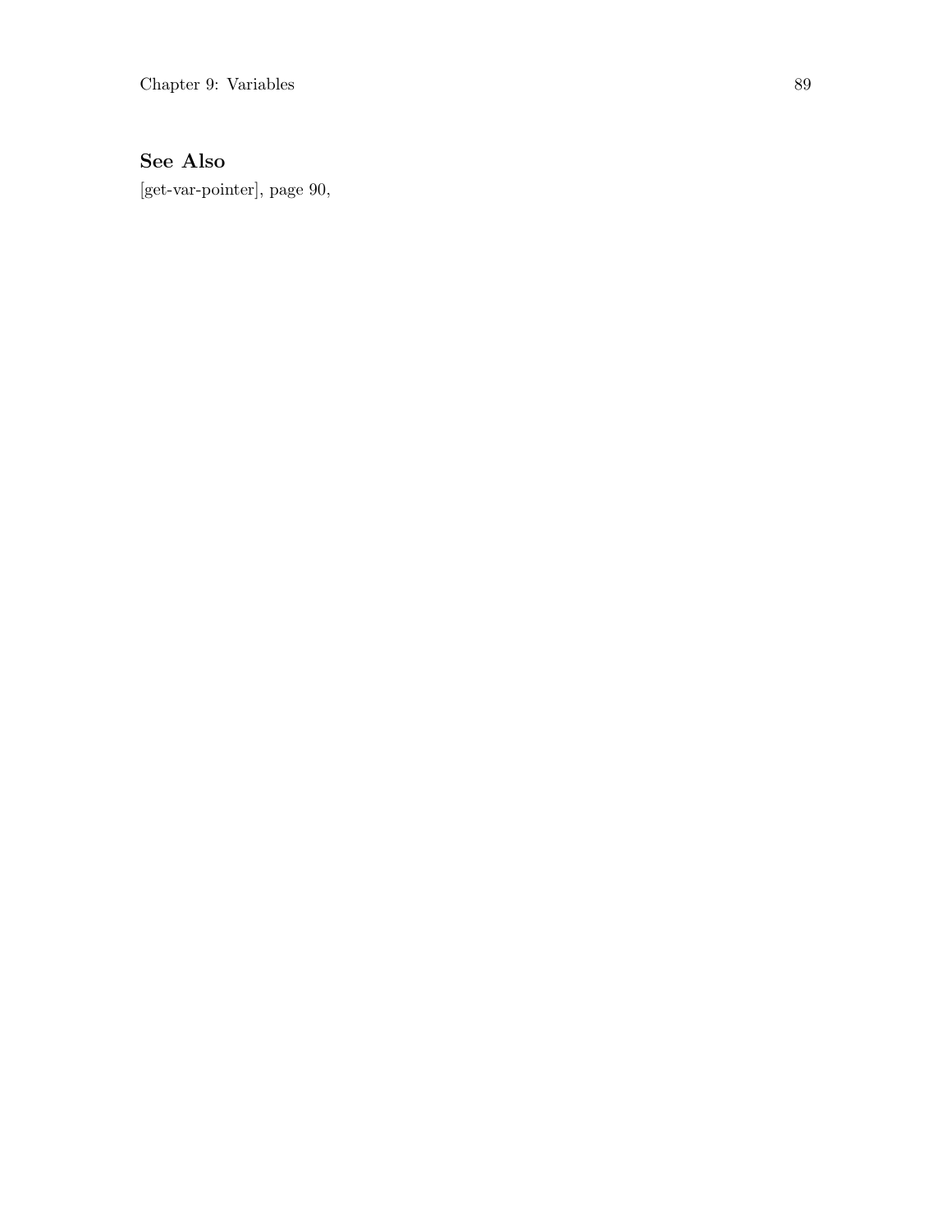### See Also

[get-var-pointer], page 90,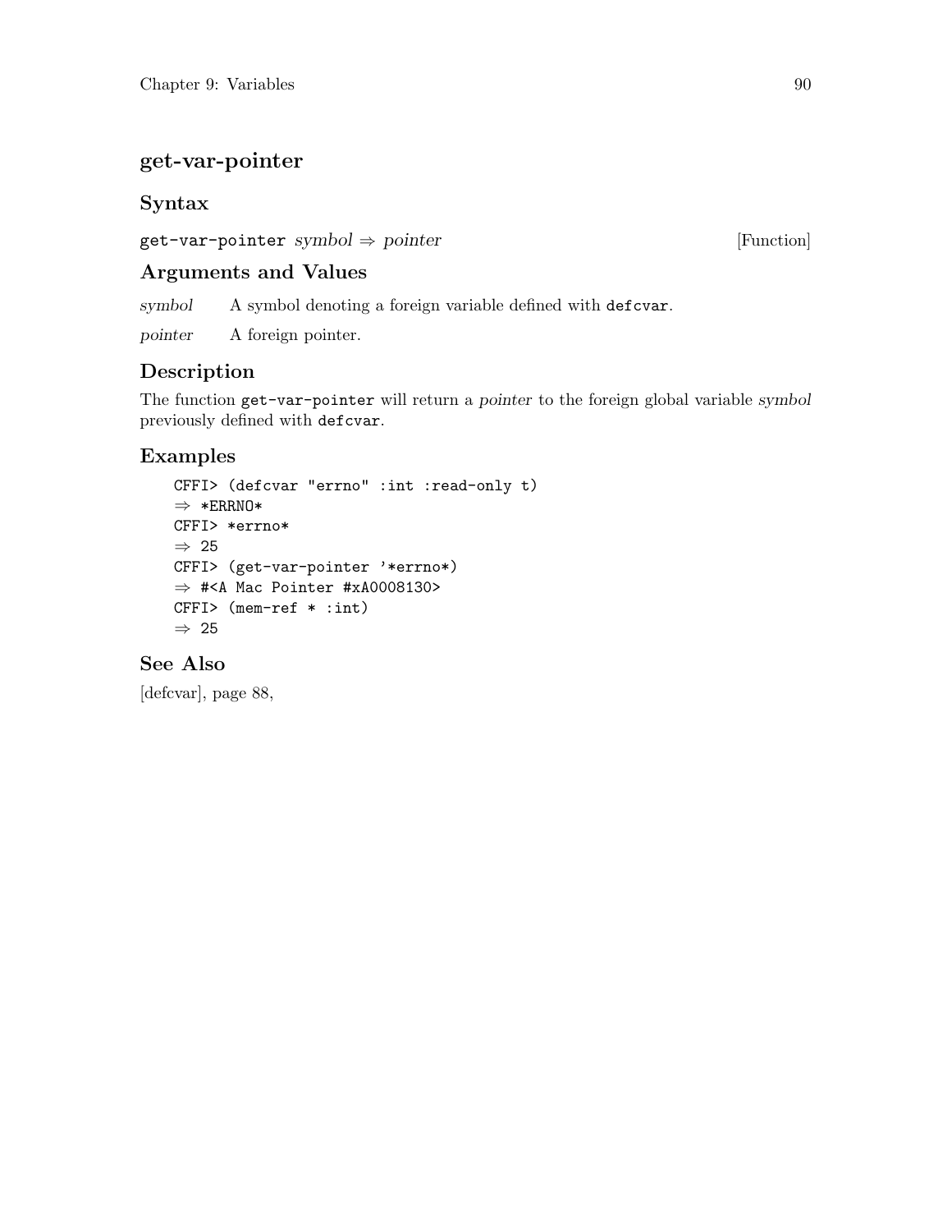## get-var-pointer

### Syntax

`get-var-pointer` *symbol* ⇒ *pointer* [Function]

### Arguments and Values

*symbol* A symbol denoting a foreign variable defined with `defcvar`.

*pointer* A foreign pointer.

### Description

The function `get-var-pointer` will return a *pointer* to the foreign global variable *symbol* previously defined with `defcvar`.

### Examples

```
CFFI> (defcvar "errno" :int :read-only t)
⇒ *ERRNO*
CFFI> *errno*
⇒ 25
CFFI> (get-var-pointer '*errno*)
⇒ #<A Mac Pointer #xA0008130>
CFFI> (mem-ref * :int)
⇒ 25
```

### See Also

[defcvar], page 88,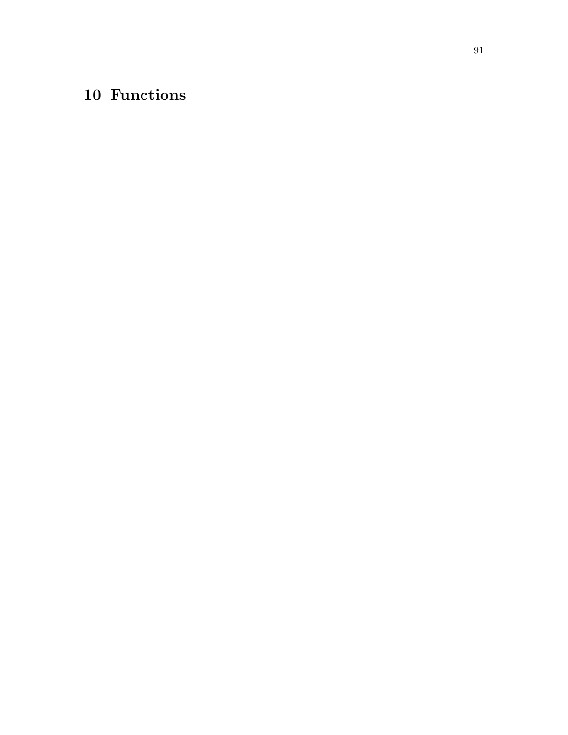# 10 Functions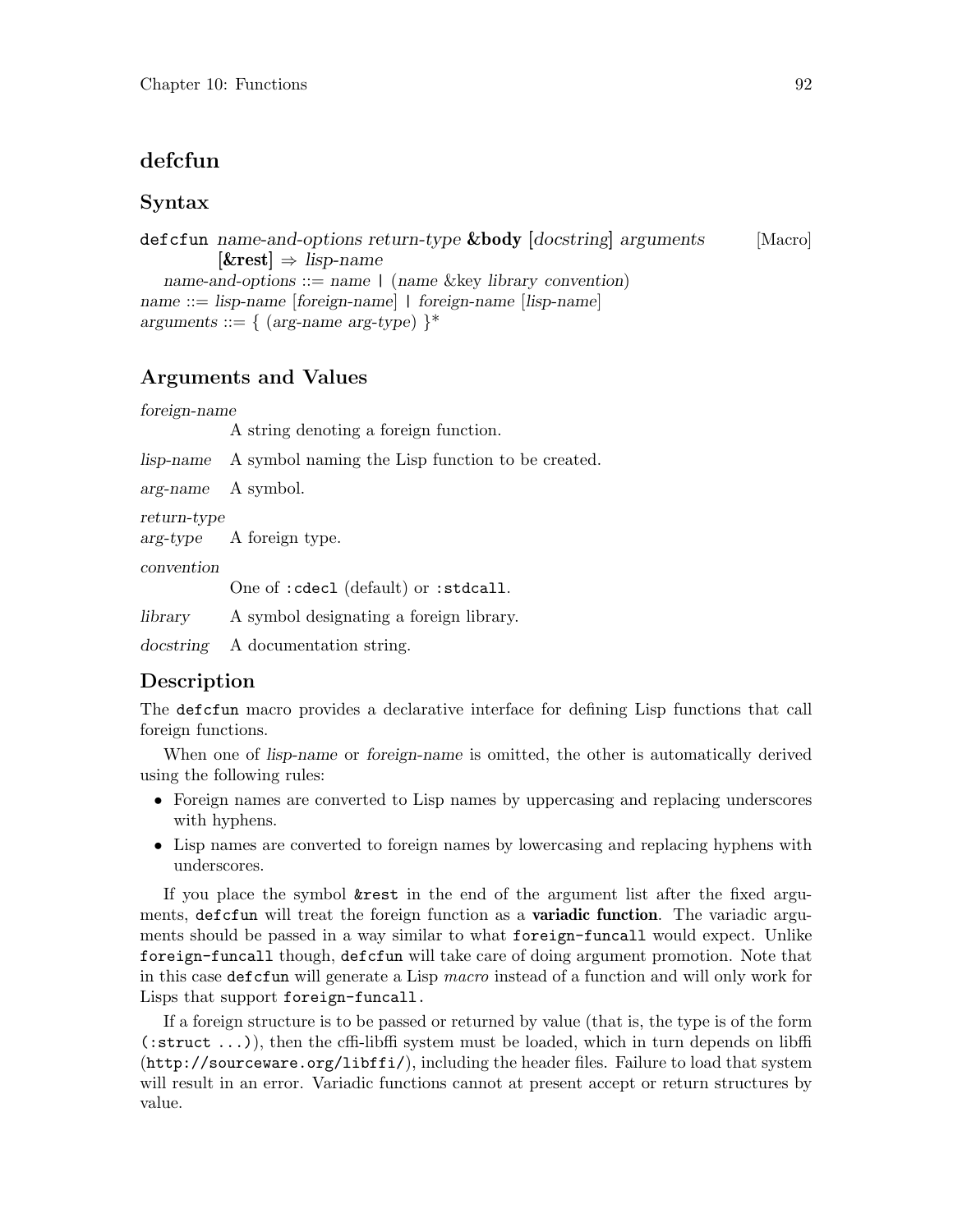## defcfun

### Syntax

`defcfun` *name-and-options return-type* **&body** [*docstring*] *arguments* [**&rest**] ⇒ *lisp-name* [Macro]

*name-and-options* ::= *name* | (*name* &key *library convention*)
*name* ::= *lisp-name* [*foreign-name*] | *foreign-name* [*lisp-name*]
*arguments* ::= { (*arg-name arg-type*) }*

### Arguments and Values

*foreign-name*
A string denoting a foreign function.

*lisp-name* A symbol naming the Lisp function to be created.

*arg-name* A symbol.

*return-type*
*arg-type* A foreign type.

*convention*
One of `:cdecl` (default) or `:stdcall`.

*library* A symbol designating a foreign library.

*docstring* A documentation string.

### Description

The `defcfun` macro provides a declarative interface for defining Lisp functions that call foreign functions.

When one of *lisp-name* or *foreign-name* is omitted, the other is automatically derived using the following rules:

- Foreign names are converted to Lisp names by uppercasing and replacing underscores with hyphens.
- Lisp names are converted to foreign names by lowercasing and replacing hyphens with underscores.

If you place the symbol `&rest` in the end of the argument list after the fixed arguments, `defcfun` will treat the foreign function as a **variadic function**. The variadic arguments should be passed in a way similar to what `foreign-funcall` would expect. Unlike `foreign-funcall` though, `defcfun` will take care of doing argument promotion. Note that in this case `defcfun` will generate a Lisp *macro* instead of a function and will only work for Lisps that support `foreign-funcall.`

If a foreign structure is to be passed or returned by value (that is, the type is of the form `(:struct ...)`), then the cffi-libffi system must be loaded, which in turn depends on libffi (`http://sourceware.org/libffi/`), including the header files. Failure to load that system will result in an error. Variadic functions cannot at present accept or return structures by value.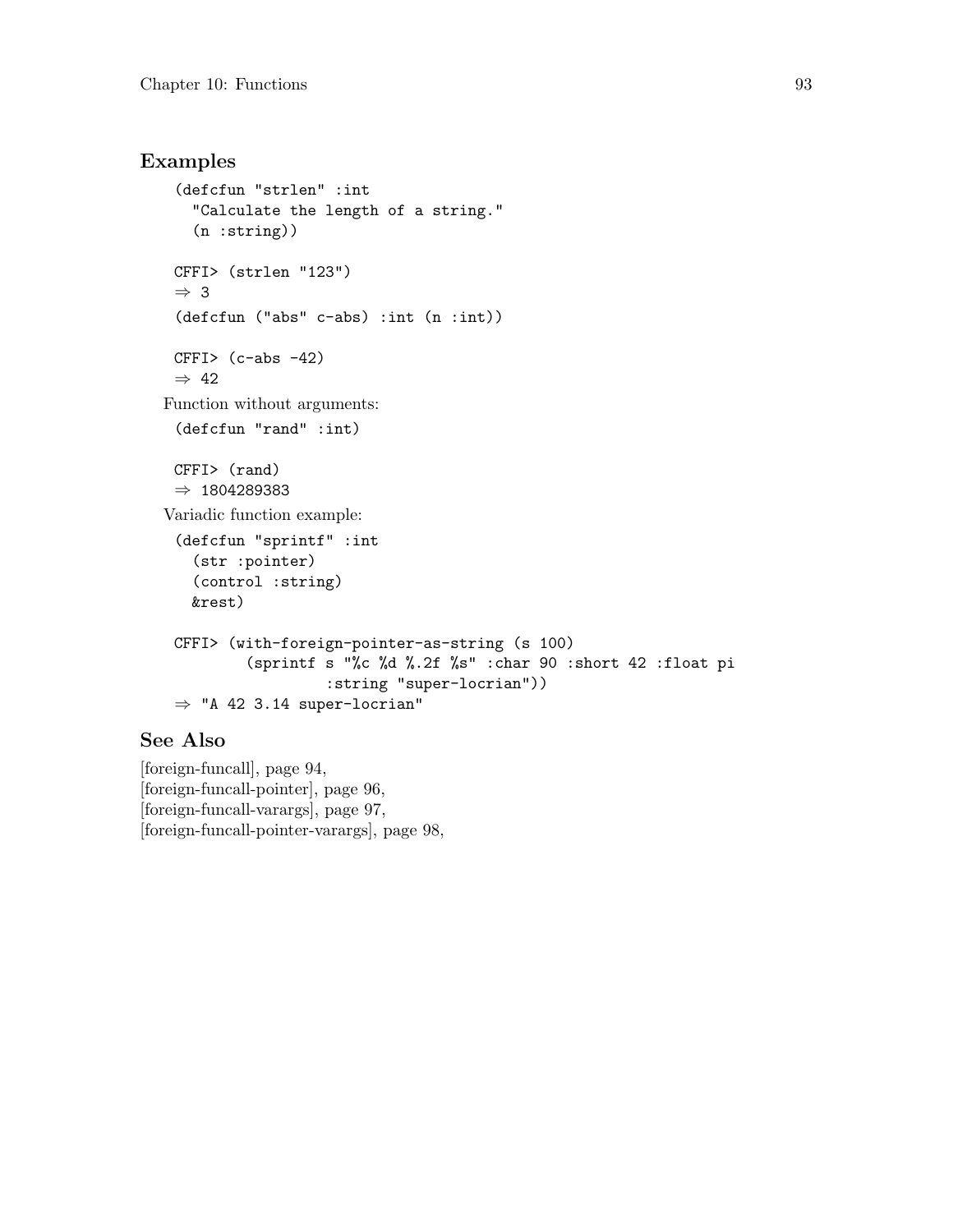## Examples

```
(defcfun "strlen" :int
  "Calculate the length of a string."
  (n :string))

CFFI> (strlen "123")
⇒ 3
```

```
(defcfun ("abs" c-abs) :int (n :int))

CFFI> (c-abs -42)
⇒ 42
```

Function without arguments:

```
(defcfun "rand" :int)

CFFI> (rand)
⇒ 1804289383
```

Variadic function example:

```
(defcfun "sprintf" :int
  (str :pointer)
  (control :string)
  &rest)

CFFI> (with-foreign-pointer-as-string (s 100)
        (sprintf s "%c %d %.2f %s" :char 90 :short 42 :float pi
                 :string "super-locrian"))
⇒ "A 42 3.14 super-locrian"
```

## See Also

[foreign-funcall], page 94,
[foreign-funcall-pointer], page 96,
[foreign-funcall-varargs], page 97,
[foreign-funcall-pointer-varargs], page 98,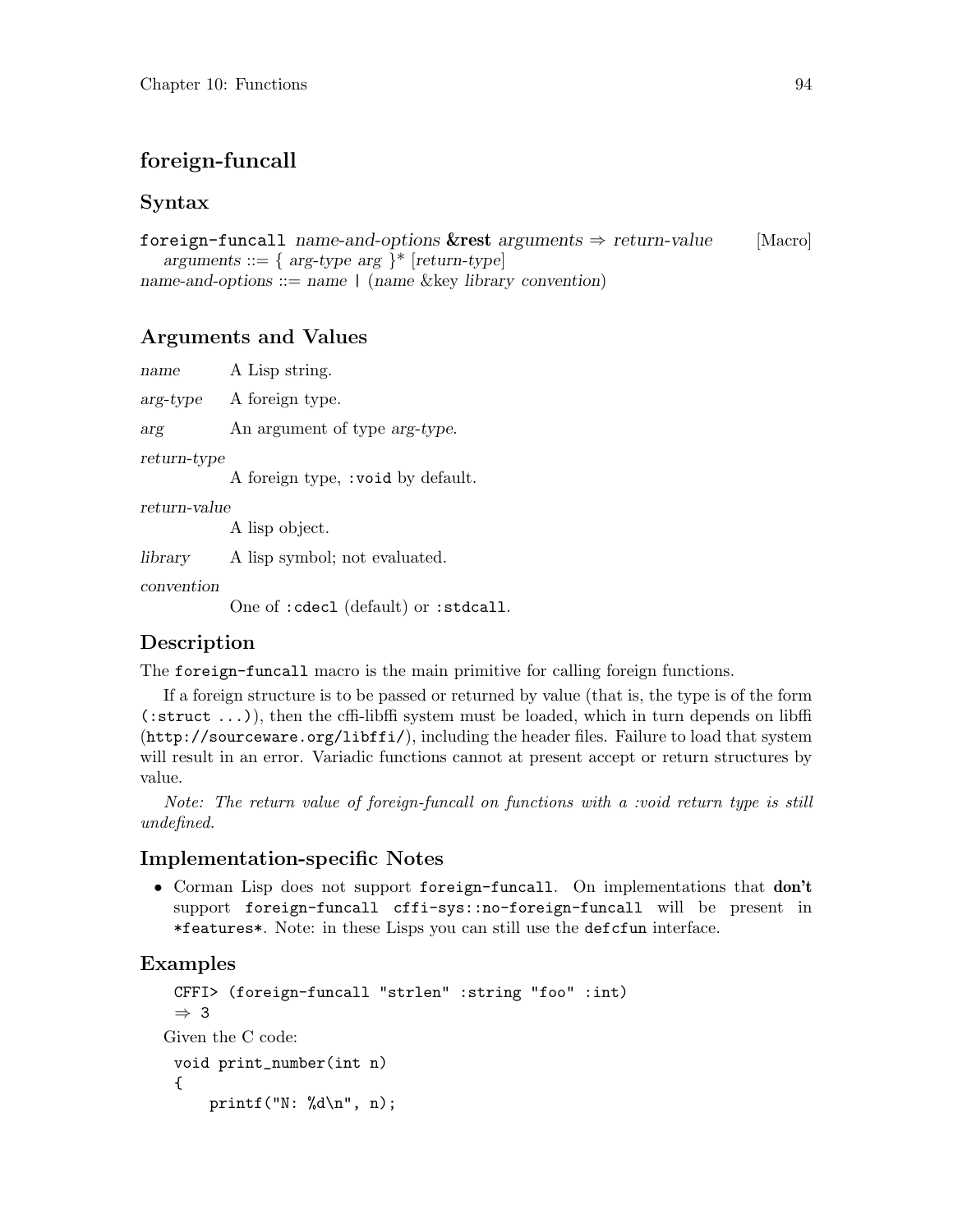## foreign-funcall

### Syntax

`foreign-funcall` *name-and-options* **&rest** *arguments* ⇒ *return-value* [Macro]

*arguments* ::= { *arg-type arg* }* [*return-type*]

*name-and-options* ::= *name* | (*name* &key *library convention*)

### Arguments and Values

*name* A Lisp string.

*arg-type* A foreign type.

*arg* An argument of type *arg-type*.

*return-type*
A foreign type, `:void` by default.

*return-value*
A lisp object.

*library* A lisp symbol; not evaluated.

*convention*
One of `:cdecl` (default) or `:stdcall`.

### Description

The `foreign-funcall` macro is the main primitive for calling foreign functions.

If a foreign structure is to be passed or returned by value (that is, the type is of the form `(:struct ...)`), then the cffi-libffi system must be loaded, which in turn depends on libffi (`http://sourceware.org/libffi/`), including the header files. Failure to load that system will result in an error. Variadic functions cannot at present accept or return structures by value.

*Note: The return value of foreign-funcall on functions with a :void return type is still undefined.*

### Implementation-specific Notes

- Corman Lisp does not support `foreign-funcall`. On implementations that **don't** support `foreign-funcall cffi-sys::no-foreign-funcall` will be present in `*features*`. Note: in these Lisps you can still use the `defcfun` interface.

### Examples

```
CFFI> (foreign-funcall "strlen" :string "foo" :int)
⇒ 3
```

Given the C code:

```
void print_number(int n)
{
    printf("N: %d\n", n);
```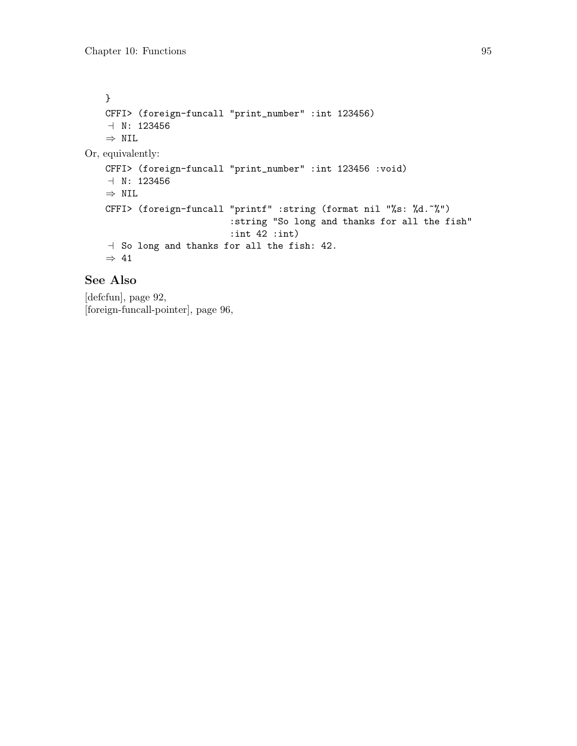```
}
CFFI> (foreign-funcall "print_number" :int 123456)
⊣ N: 123456
⇒ NIL
```

Or, equivalently:

```
CFFI> (foreign-funcall "print_number" :int 123456 :void)
⊣ N: 123456
⇒ NIL
CFFI> (foreign-funcall "printf" :string (format nil "%s: %d.~%")
                       :string "So long and thanks for all the fish"
                       :int 42 :int)
⊣ So long and thanks for all the fish: 42.
⇒ 41
```

## See Also

[defcfun], page 92,
[foreign-funcall-pointer], page 96,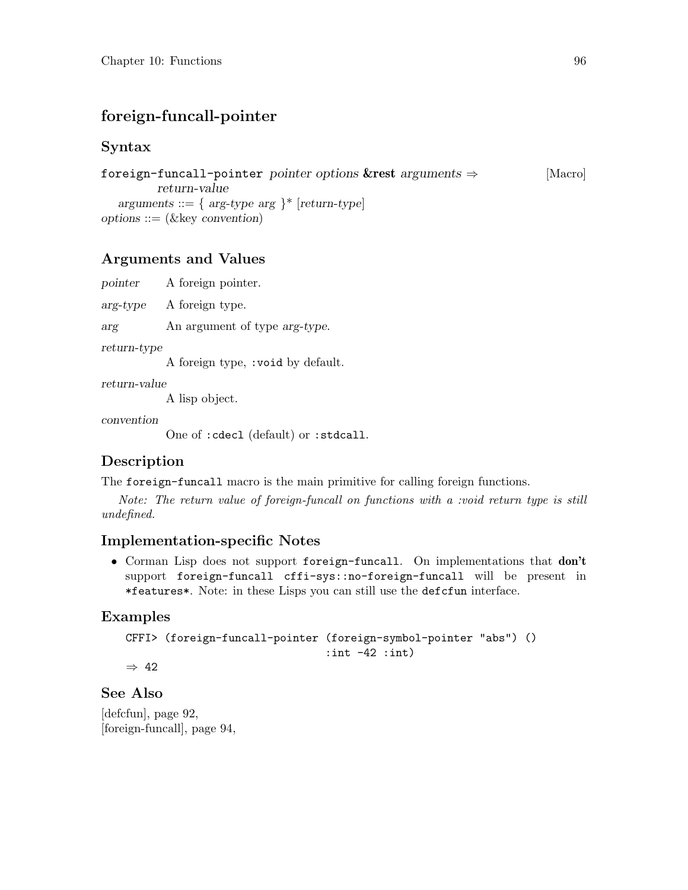# foreign-funcall-pointer

## Syntax

`foreign-funcall-pointer` *pointer options* **&rest** *arguments* ⇒ *return-value* [Macro]

*arguments* ::= { *arg-type arg* }* [*return-type*]

*options* ::= (&key *convention*)

## Arguments and Values

*pointer* A foreign pointer.

*arg-type* A foreign type.

*arg* An argument of type *arg-type*.

*return-type*
A foreign type, `:void` by default.

*return-value*
A lisp object.

*convention*
One of `:cdecl` (default) or `:stdcall`.

## Description

The `foreign-funcall` macro is the main primitive for calling foreign functions.

*Note: The return value of foreign-funcall on functions with a :void return type is still undefined.*

## Implementation-specific Notes

- Corman Lisp does not support `foreign-funcall`. On implementations that **don't** support `foreign-funcall cffi-sys::no-foreign-funcall` will be present in `*features*`. Note: in these Lisps you can still use the `defcfun` interface.

## Examples

```
CFFI> (foreign-funcall-pointer (foreign-symbol-pointer "abs") ()
                                :int -42 :int)
⇒ 42
```

## See Also

[defcfun], page 92,
[foreign-funcall], page 94,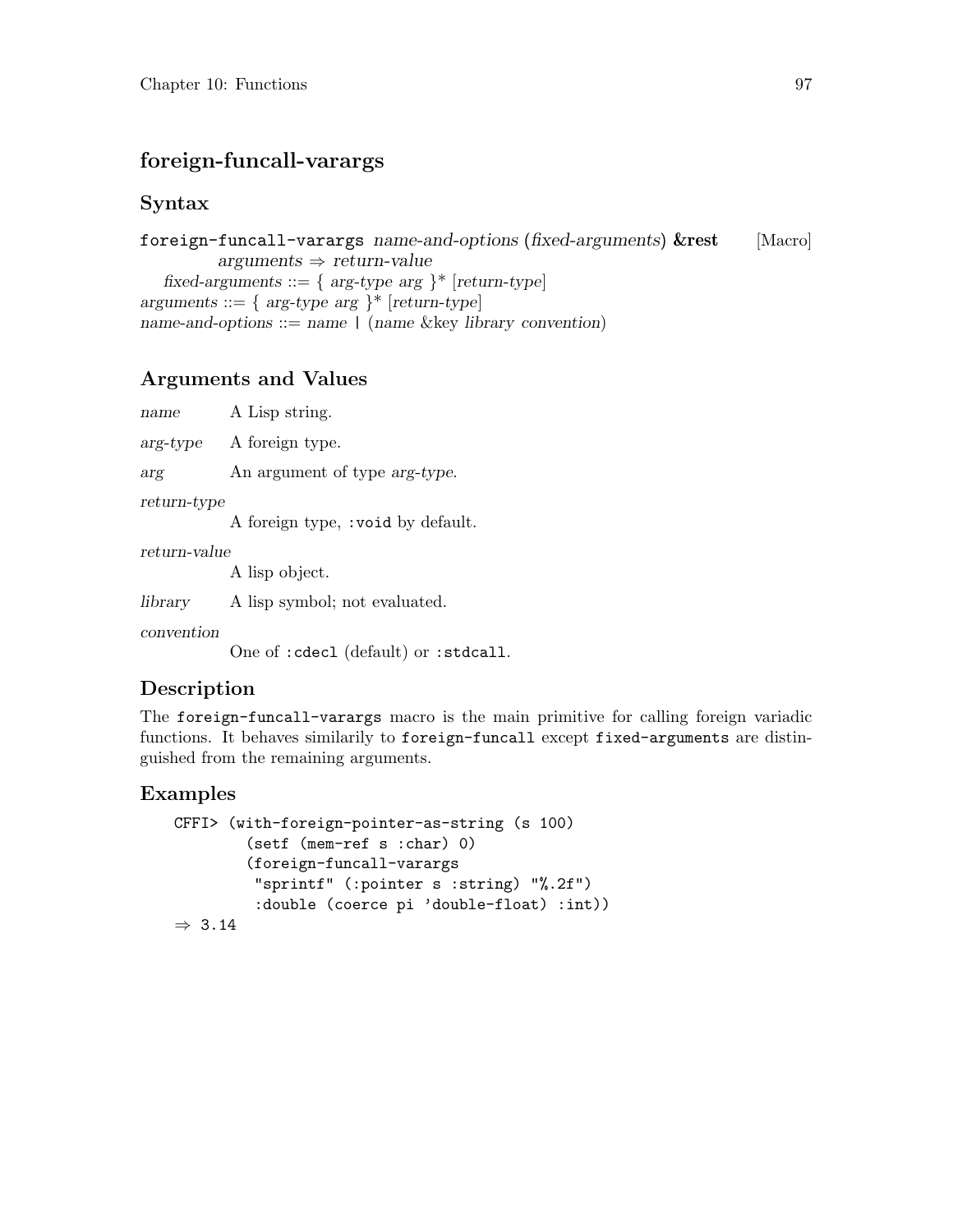## foreign-funcall-varargs

### Syntax

`foreign-funcall-varargs` *name-and-options* (*fixed-arguments*) **&rest** *arguments* ⇒ *return-value* [Macro]

*fixed-arguments* ::= { *arg-type arg* }* [*return-type*]
*arguments* ::= { *arg-type arg* }* [*return-type*]
*name-and-options* ::= *name* | (*name* &key *library convention*)

### Arguments and Values

*name* A Lisp string.

*arg-type* A foreign type.

*arg* An argument of type *arg-type*.

*return-type*
A foreign type, `:void` by default.

*return-value*
A lisp object.

*library* A lisp symbol; not evaluated.

*convention*
One of `:cdecl` (default) or `:stdcall`.

### Description

The `foreign-funcall-varargs` macro is the main primitive for calling foreign variadic functions. It behaves similarily to `foreign-funcall` except `fixed-arguments` are distinguished from the remaining arguments.

### Examples

```
CFFI> (with-foreign-pointer-as-string (s 100)
        (setf (mem-ref s :char) 0)
        (foreign-funcall-varargs
         "sprintf" (:pointer s :string) "%.2f")
         :double (coerce pi 'double-float) :int))
⇒ 3.14
```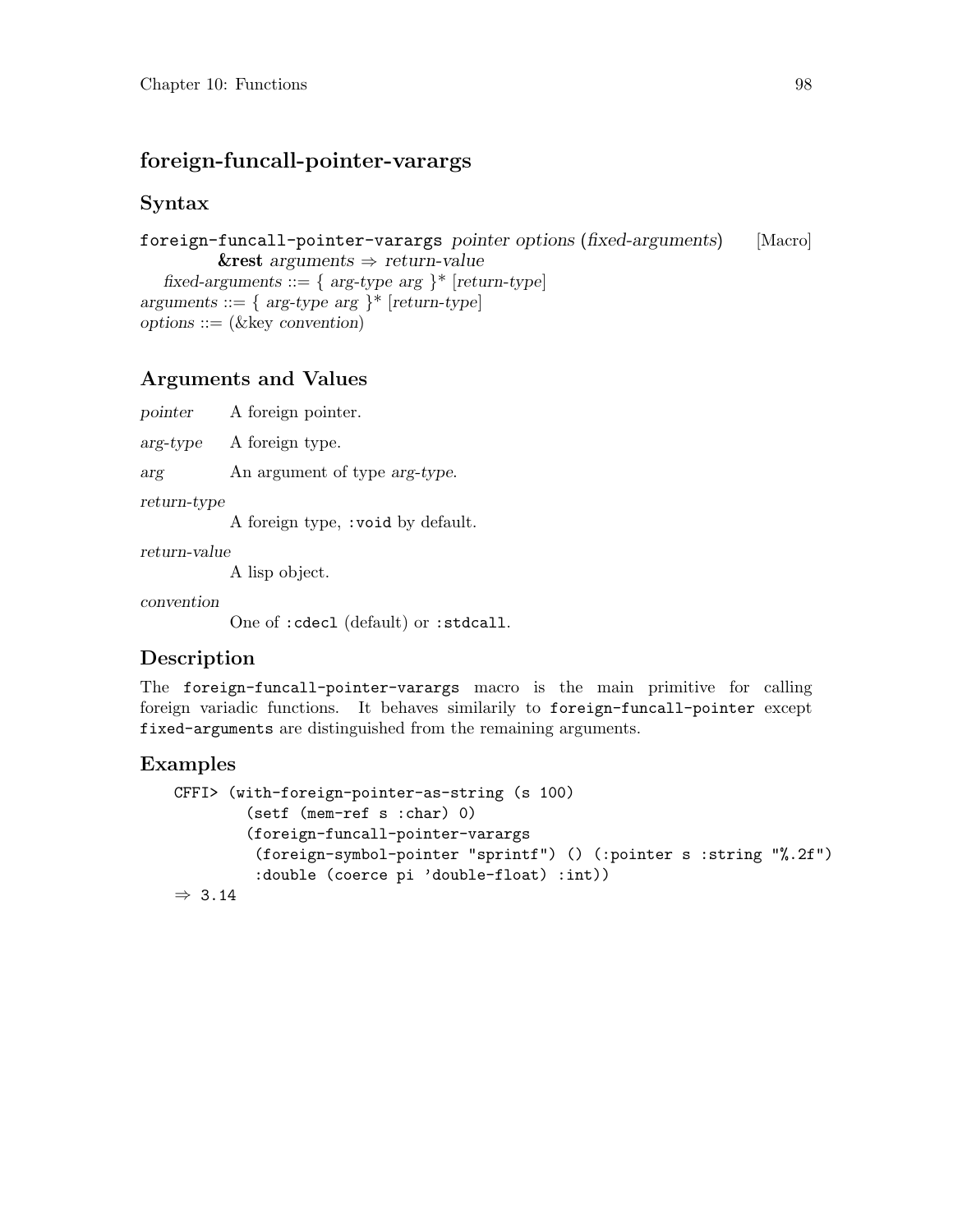## foreign-funcall-pointer-varargs

### Syntax

foreign-funcall-pointer-varargs *pointer options* (*fixed-arguments*) **&rest** *arguments* ⇒ *return-value* [Macro]

*fixed-arguments* ::= { *arg-type arg* }* [*return-type*]
*arguments* ::= { *arg-type arg* }* [*return-type*]
*options* ::= (&key *convention*)

### Arguments and Values

*pointer* A foreign pointer.

*arg-type* A foreign type.

*arg* An argument of type *arg-type*.

*return-type*
A foreign type, `:void` by default.

*return-value*
A lisp object.

*convention*
One of `:cdecl` (default) or `:stdcall`.

### Description

The `foreign-funcall-pointer-varargs` macro is the main primitive for calling foreign variadic functions. It behaves similarily to `foreign-funcall-pointer` except `fixed-arguments` are distinguished from the remaining arguments.

### Examples

```
CFFI> (with-foreign-pointer-as-string (s 100)
        (setf (mem-ref s :char) 0)
        (foreign-funcall-pointer-varargs
         (foreign-symbol-pointer "sprintf") () (:pointer s :string "%.2f")
         :double (coerce pi 'double-float) :int))
⇒ 3.14
```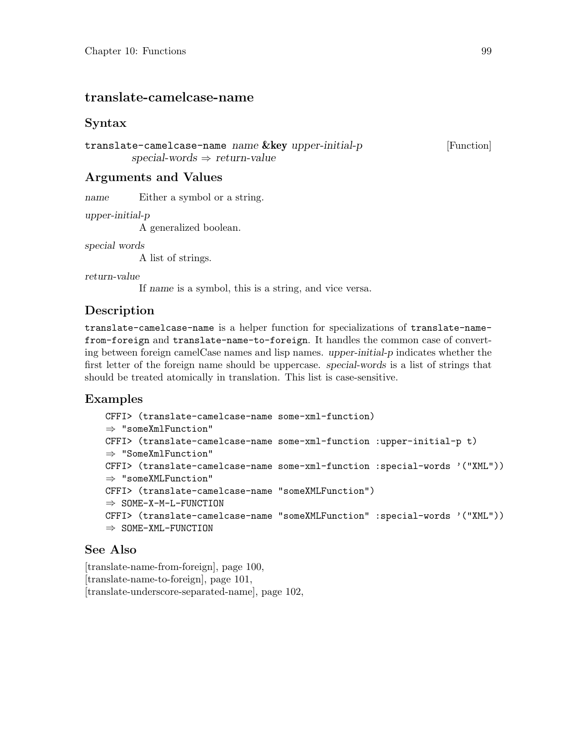## translate-camelcase-name

### Syntax

`translate-camelcase-name` *name* **&key** *upper-initial-p special-words* ⇒ *return-value* [Function]

### Arguments and Values

*name* Either a symbol or a string.

*upper-initial-p*
A generalized boolean.

*special words*
A list of strings.

*return-value*
If *name* is a symbol, this is a string, and vice versa.

### Description

`translate-camelcase-name` is a helper function for specializations of `translate-name-from-foreign` and `translate-name-to-foreign`. It handles the common case of converting between foreign camelCase names and lisp names. *upper-initial-p* indicates whether the first letter of the foreign name should be uppercase. *special-words* is a list of strings that should be treated atomically in translation. This list is case-sensitive.

### Examples

```
CFFI> (translate-camelcase-name some-xml-function)
⇒ "someXmlFunction"
CFFI> (translate-camelcase-name some-xml-function :upper-initial-p t)
⇒ "SomeXmlFunction"
CFFI> (translate-camelcase-name some-xml-function :special-words '("XML"))
⇒ "someXMLFunction"
CFFI> (translate-camelcase-name "someXMLFunction")
⇒ SOME-X-M-L-FUNCTION
CFFI> (translate-camelcase-name "someXMLFunction" :special-words '("XML"))
⇒ SOME-XML-FUNCTION
```

### See Also

[translate-name-from-foreign], page 100,
[translate-name-to-foreign], page 101,
[translate-underscore-separated-name], page 102,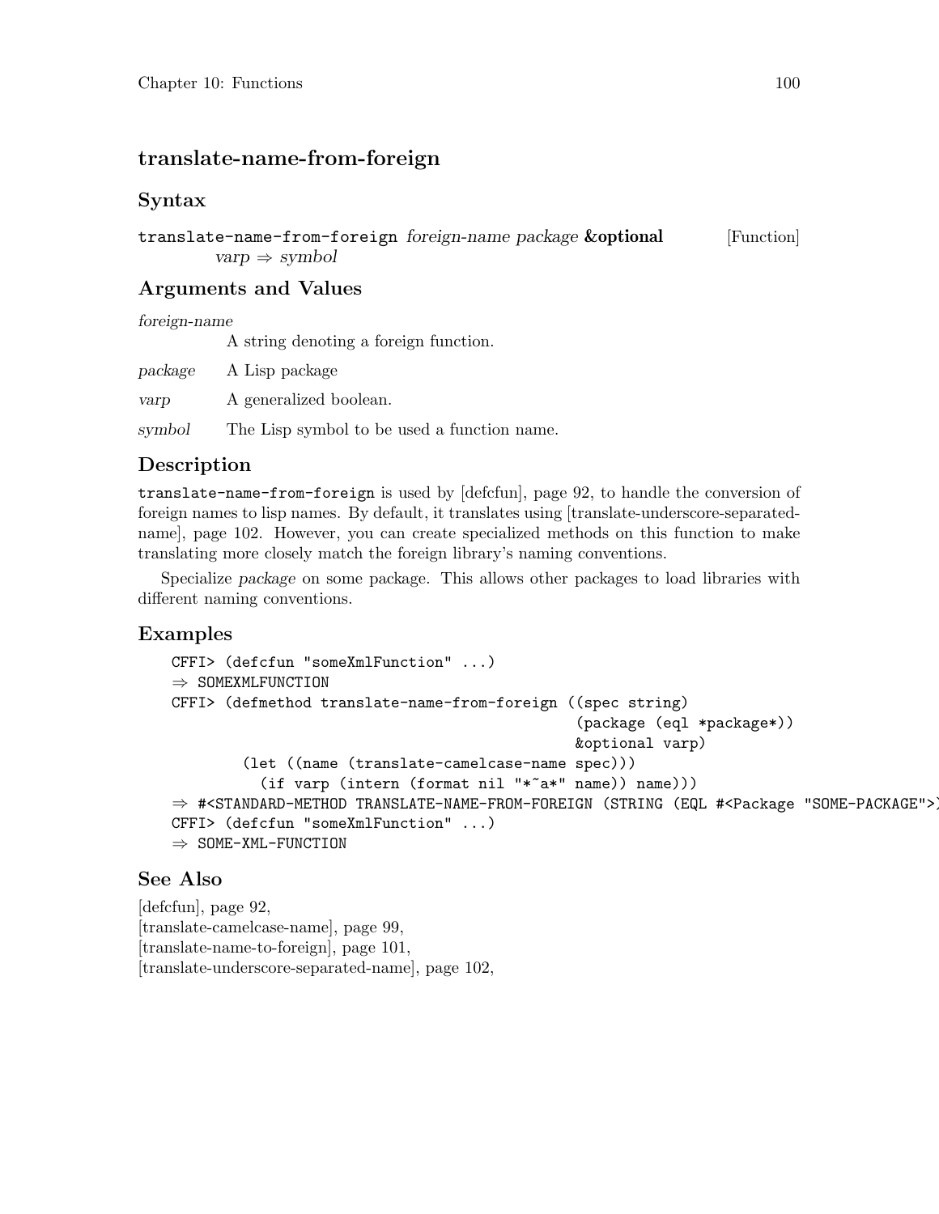## translate-name-from-foreign

### Syntax

translate-name-from-foreign *foreign-name package* **&optional** *varp* ⇒ *symbol* [Function]

### Arguments and Values

*foreign-name*
A string denoting a foreign function.

*package* A Lisp package

*varp* A generalized boolean.

*symbol* The Lisp symbol to be used a function name.

### Description

`translate-name-from-foreign` is used by [defcfun], page 92, to handle the conversion of foreign names to lisp names. By default, it translates using [translate-underscore-separated-name], page 102. However, you can create specialized methods on this function to make translating more closely match the foreign library's naming conventions.

Specialize *package* on some package. This allows other packages to load libraries with different naming conventions.

### Examples

```
CFFI> (defcfun "someXmlFunction" ...)
⇒ SOMEXMLFUNCTION
CFFI> (defmethod translate-name-from-foreign ((spec string)
                                              (package (eql *package*))
                                              &optional varp)
        (let ((name (translate-camelcase-name spec)))
          (if varp (intern (format nil "*~a*" name)) name)))
⇒ #<STANDARD-METHOD TRANSLATE-NAME-FROM-FOREIGN (STRING (EQL #<Package "SOME-PACKAGE">)
CFFI> (defcfun "someXmlFunction" ...)
⇒ SOME-XML-FUNCTION
```

### See Also

[defcfun], page 92,
[translate-camelcase-name], page 99,
[translate-name-to-foreign], page 101,
[translate-underscore-separated-name], page 102,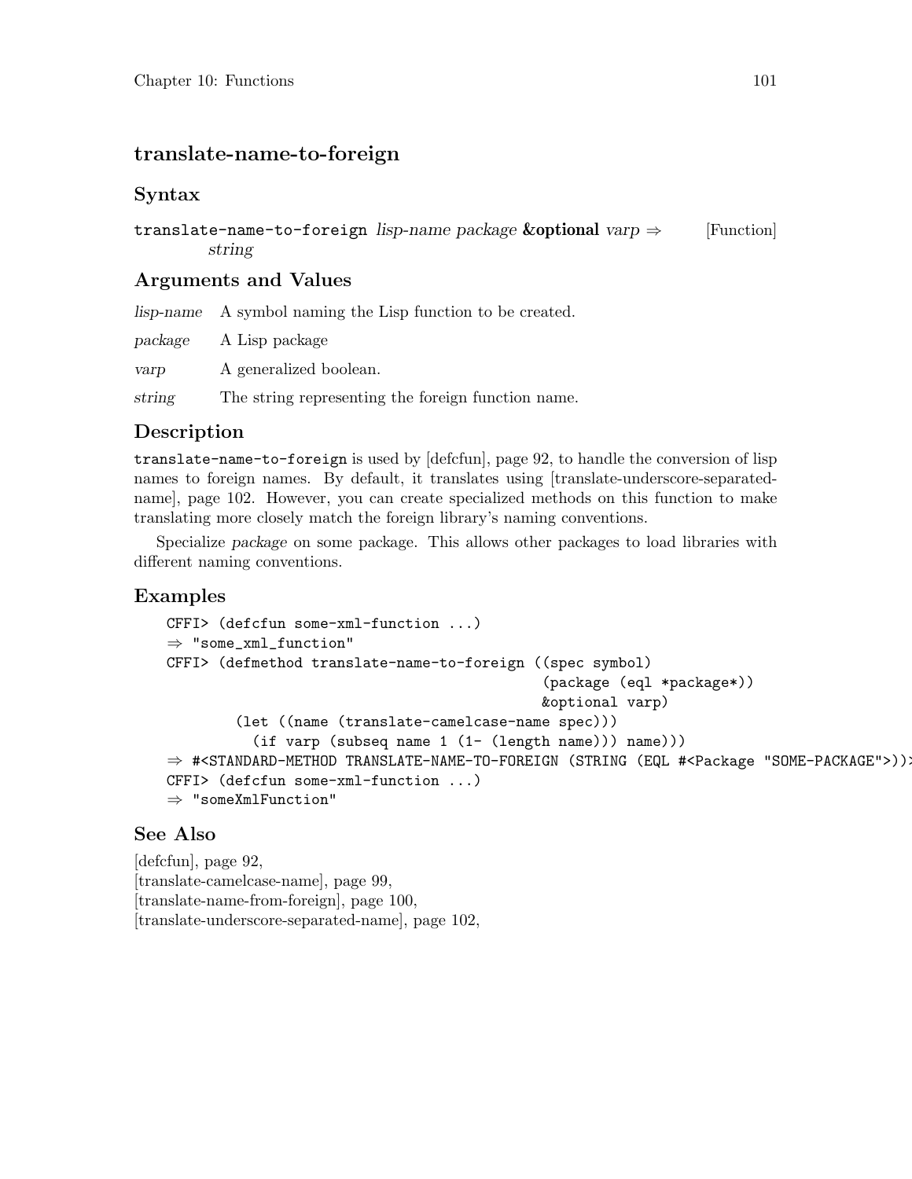## translate-name-to-foreign

### Syntax

**translate-name-to-foreign** *lisp-name package* **&optional** *varp* ⇒ *string* [Function]

### Arguments and Values

*lisp-name* A symbol naming the Lisp function to be created.

*package* A Lisp package

*varp* A generalized boolean.

*string* The string representing the foreign function name.

### Description

`translate-name-to-foreign` is used by [defcfun], page 92, to handle the conversion of lisp names to foreign names. By default, it translates using [translate-underscore-separated-name], page 102. However, you can create specialized methods on this function to make translating more closely match the foreign library's naming conventions.

Specialize *package* on some package. This allows other packages to load libraries with different naming conventions.

### Examples

```
CFFI> (defcfun some-xml-function ...)
⇒ "some_xml_function"
CFFI> (defmethod translate-name-to-foreign ((spec symbol)
                                            (package (eql *package*))
                                             &optional varp)
        (let ((name (translate-camelcase-name spec)))
          (if varp (subseq name 1 (1- (length name))) name)))
⇒ #<STANDARD-METHOD TRANSLATE-NAME-TO-FOREIGN (STRING (EQL #<Package "SOME-PACKAGE">))>
CFFI> (defcfun some-xml-function ...)
⇒ "someXmlFunction"
```

### See Also

[defcfun], page 92,
[translate-camelcase-name], page 99,
[translate-name-from-foreign], page 100,
[translate-underscore-separated-name], page 102,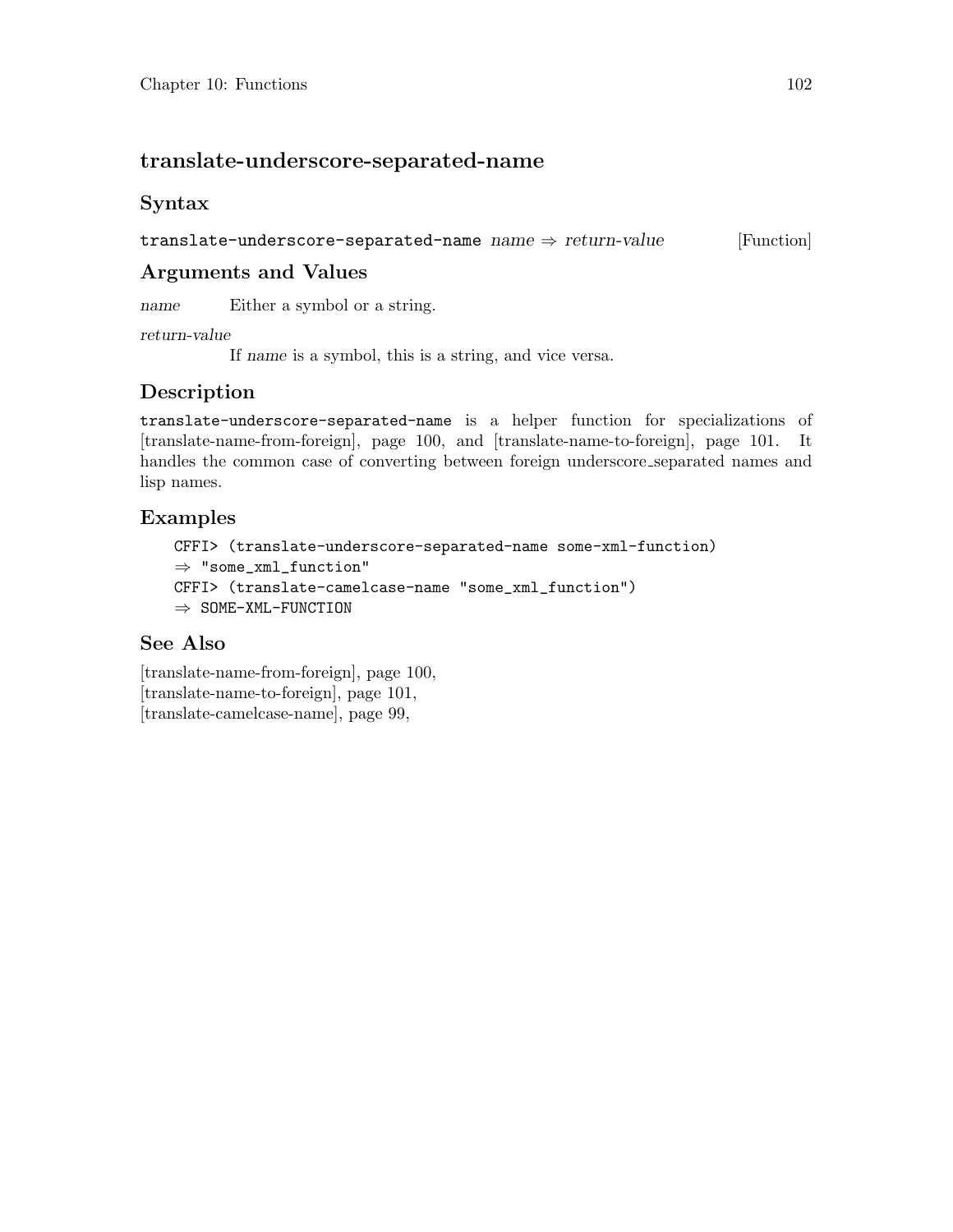## translate-underscore-separated-name

### Syntax

`translate-underscore-separated-name` *name* ⇒ *return-value* [Function]

### Arguments and Values

*name* Either a symbol or a string.

*return-value*
If *name* is a symbol, this is a string, and vice versa.

### Description

`translate-underscore-separated-name` is a helper function for specializations of [translate-name-from-foreign], page 100, and [translate-name-to-foreign], page 101. It handles the common case of converting between foreign underscore_separated names and lisp names.

### Examples

```
CFFI> (translate-underscore-separated-name some-xml-function)
⇒ "some_xml_function"
CFFI> (translate-camelcase-name "some_xml_function")
⇒ SOME-XML-FUNCTION
```

### See Also

[translate-name-from-foreign], page 100,
[translate-name-to-foreign], page 101,
[translate-camelcase-name], page 99,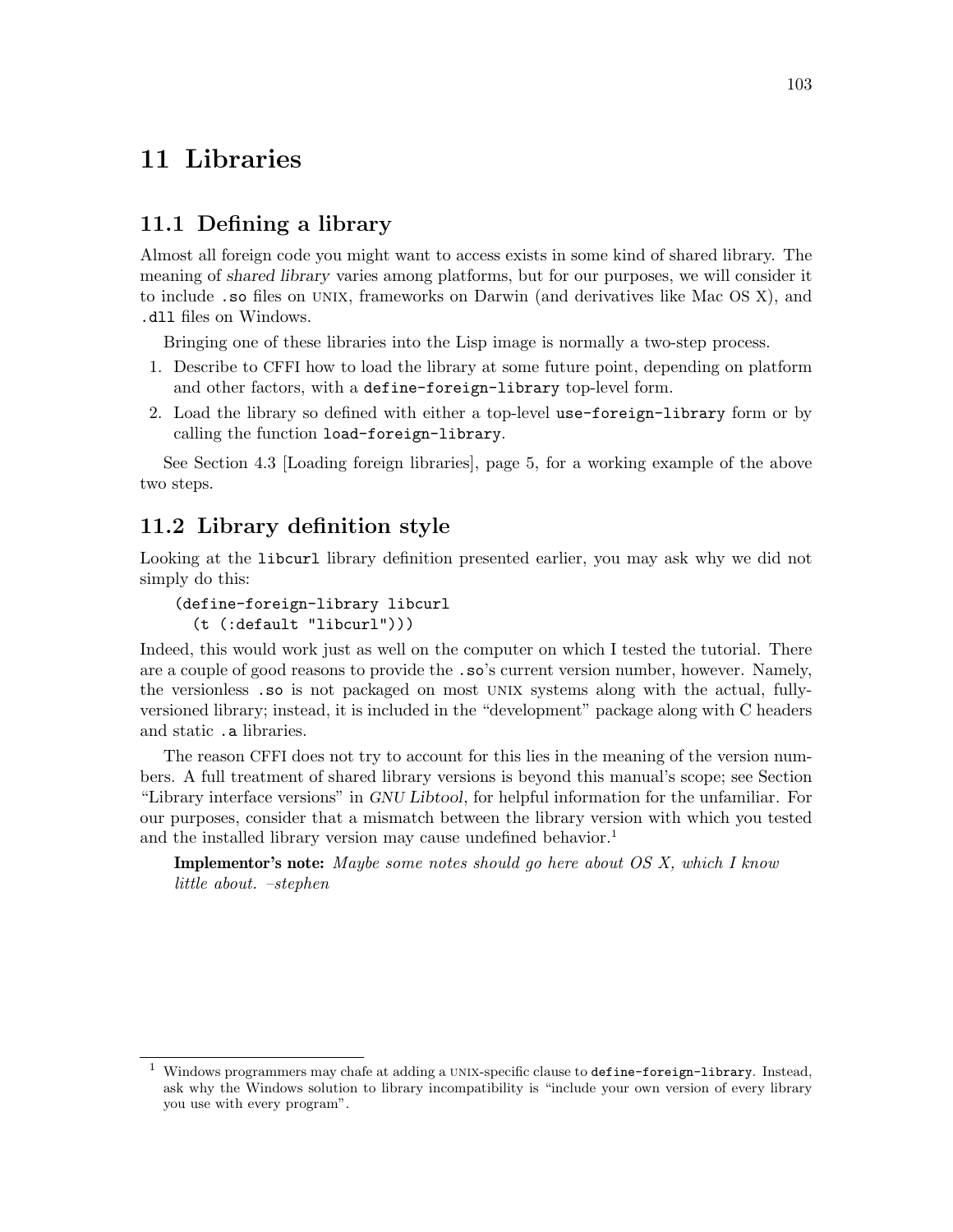# 11 Libraries

## 11.1 Defining a library

Almost all foreign code you might want to access exists in some kind of shared library. The meaning of *shared library* varies among platforms, but for our purposes, we will consider it to include `.so` files on UNIX, frameworks on Darwin (and derivatives like Mac OS X), and `.dll` files on Windows.

Bringing one of these libraries into the Lisp image is normally a two-step process.

1. Describe to CFFI how to load the library at some future point, depending on platform and other factors, with a `define-foreign-library` top-level form.
2. Load the library so defined with either a top-level `use-foreign-library` form or by calling the function `load-foreign-library`.

See Section 4.3 [Loading foreign libraries], page 5, for a working example of the above two steps.

## 11.2 Library definition style

Looking at the `libcurl` library definition presented earlier, you may ask why we did not simply do this:

```
(define-foreign-library libcurl
  (t (:default "libcurl")))
```

Indeed, this would work just as well on the computer on which I tested the tutorial. There are a couple of good reasons to provide the `.so`'s current version number, however. Namely, the versionless `.so` is not packaged on most UNIX systems along with the actual, fully-versioned library; instead, it is included in the "development" package along with C headers and static `.a` libraries.

The reason CFFI does not try to account for this lies in the meaning of the version numbers. A full treatment of shared library versions is beyond this manual's scope; see Section "Library interface versions" in *GNU Libtool*, for helpful information for the unfamiliar. For our purposes, consider that a mismatch between the library version with which you tested and the installed library version may cause undefined behavior.[1]

> **Implementor's note:** *Maybe some notes should go here about OS X, which I know little about. –stephen*

---

[1] Windows programmers may chafe at adding a UNIX-specific clause to `define-foreign-library`. Instead, ask why the Windows solution to library incompatibility is "include your own version of every library you use with every program".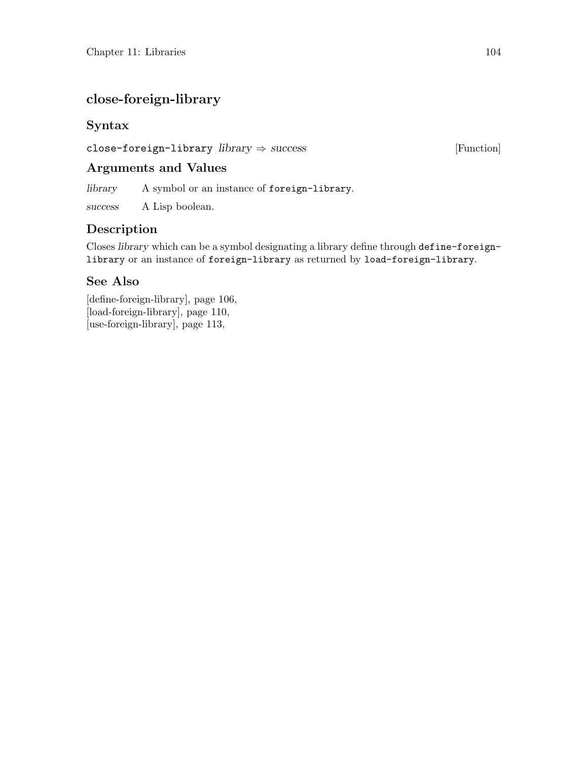## close-foreign-library

### Syntax

`close-foreign-library` *library* ⇒ *success* [Function]

### Arguments and Values

*library* A symbol or an instance of `foreign-library`.

*success* A Lisp boolean.

### Description

Closes *library* which can be a symbol designating a library define through `define-foreign-library` or an instance of `foreign-library` as returned by `load-foreign-library`.

### See Also

[define-foreign-library], page 106,
[load-foreign-library], page 110,
[use-foreign-library], page 113,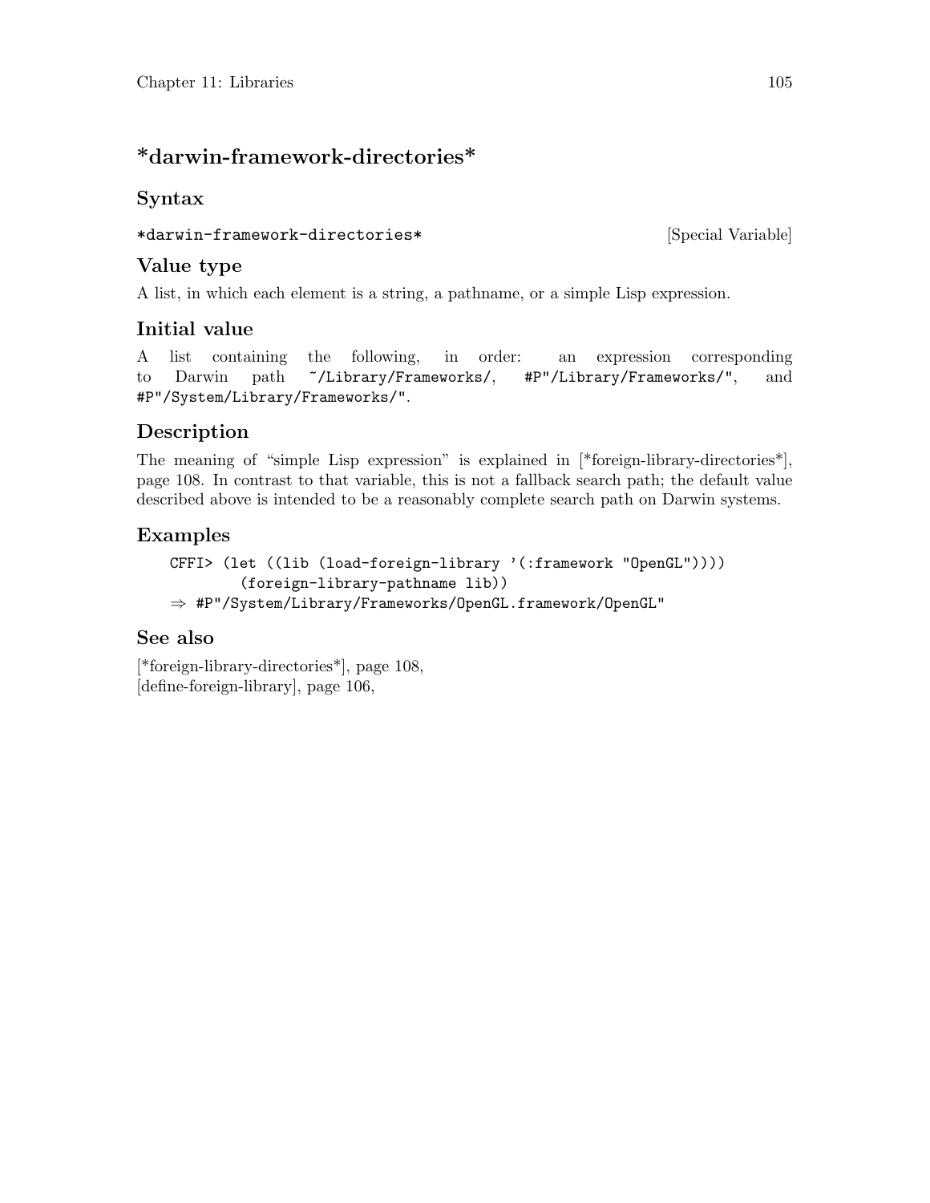## *darwin-framework-directories*

### Syntax

`*darwin-framework-directories*` [Special Variable]

### Value type

A list, in which each element is a string, a pathname, or a simple Lisp expression.

### Initial value

A list containing the following, in order: an expression corresponding to Darwin path `~/Library/Frameworks/`, `#P"/Library/Frameworks/"`, and `#P"/System/Library/Frameworks/"`.

### Description

The meaning of "simple Lisp expression" is explained in [*foreign-library-directories*], page 108. In contrast to that variable, this is not a fallback search path; the default value described above is intended to be a reasonably complete search path on Darwin systems.

### Examples

```
CFFI> (let ((lib (load-foreign-library '(:framework "OpenGL"))))
        (foreign-library-pathname lib))
⇒ #P"/System/Library/Frameworks/OpenGL.framework/OpenGL"
```

### See also

[*foreign-library-directories*], page 108,
[define-foreign-library], page 106,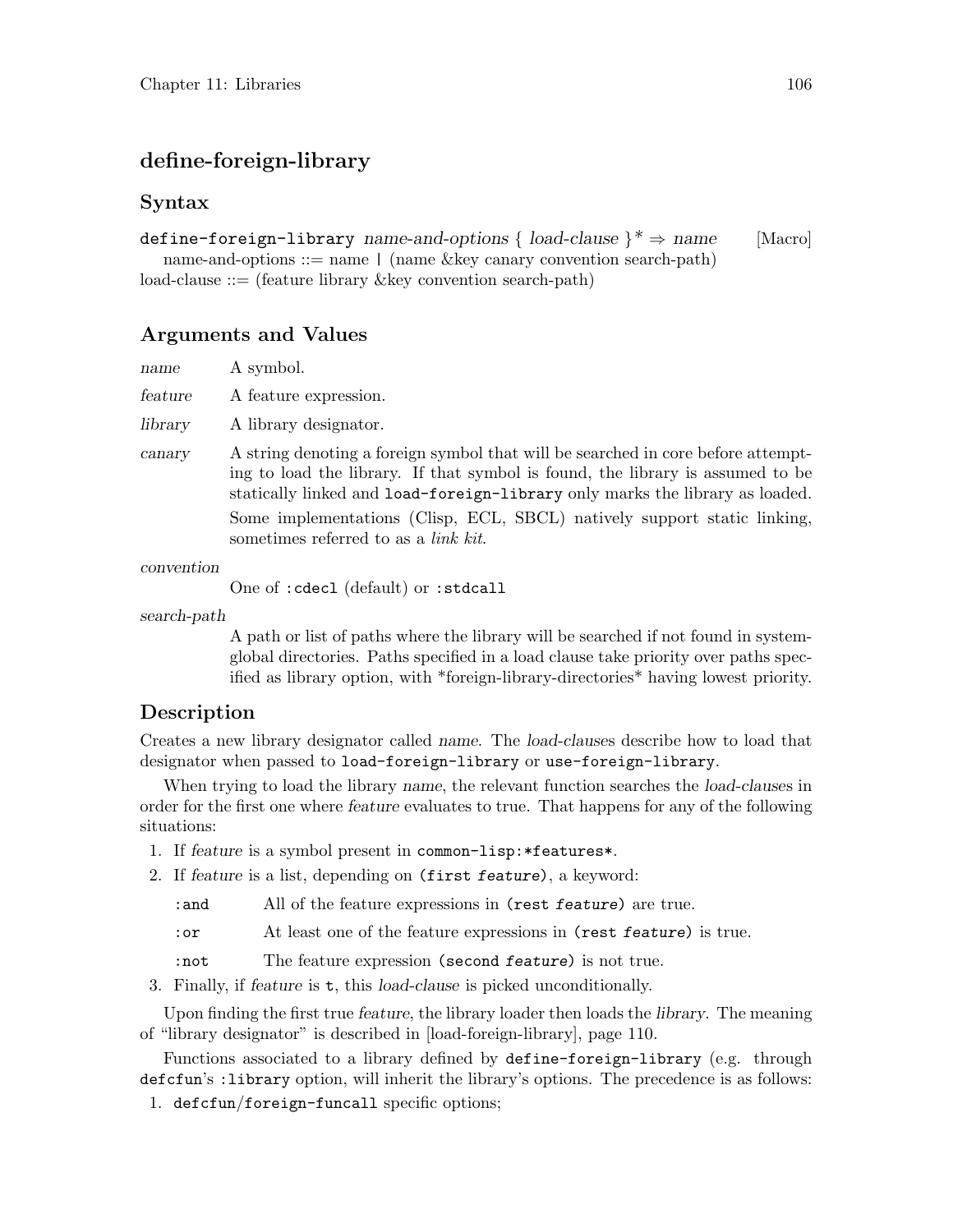## define-foreign-library

### Syntax

**define-foreign-library** *name-and-options* { *load-clause* }* ⇒ *name* [Macro]

name-and-options ::= name | (name &key canary convention search-path)
load-clause ::= (feature library &key convention search-path)

### Arguments and Values

*name* A symbol.

*feature* A feature expression.

*library* A library designator.

*canary* A string denoting a foreign symbol that will be searched in core before attempting to load the library. If that symbol is found, the library is assumed to be statically linked and `load-foreign-library` only marks the library as loaded.

Some implementations (Clisp, ECL, SBCL) natively support static linking, sometimes referred to as a *link kit*.

*convention*

One of `:cdecl` (default) or `:stdcall`

*search-path*

A path or list of paths where the library will be searched if not found in system-global directories. Paths specified in a load clause take priority over paths specified as library option, with *foreign-library-directories* having lowest priority.

### Description

Creates a new library designator called *name*. The *load-clauses* describe how to load that designator when passed to `load-foreign-library` or `use-foreign-library`.

When trying to load the library *name*, the relevant function searches the *load-clauses* in order for the first one where *feature* evaluates to true. That happens for any of the following situations:

1. If *feature* is a symbol present in `common-lisp:*features*`.
2. If *feature* is a list, depending on `(first feature)`, a keyword:

   `:and` All of the feature expressions in `(rest feature)` are true.

   `:or` At least one of the feature expressions in `(rest feature)` is true.

   `:not` The feature expression `(second feature)` is not true.
3. Finally, if *feature* is `t`, this *load-clause* is picked unconditionally.

Upon finding the first true *feature*, the library loader then loads the *library*. The meaning of "library designator" is described in [load-foreign-library], page 110.

Functions associated to a library defined by `define-foreign-library` (e.g. through `defcfun`'s `:library` option, will inherit the library's options. The precedence is as follows:

1. `defcfun`/`foreign-funcall` specific options;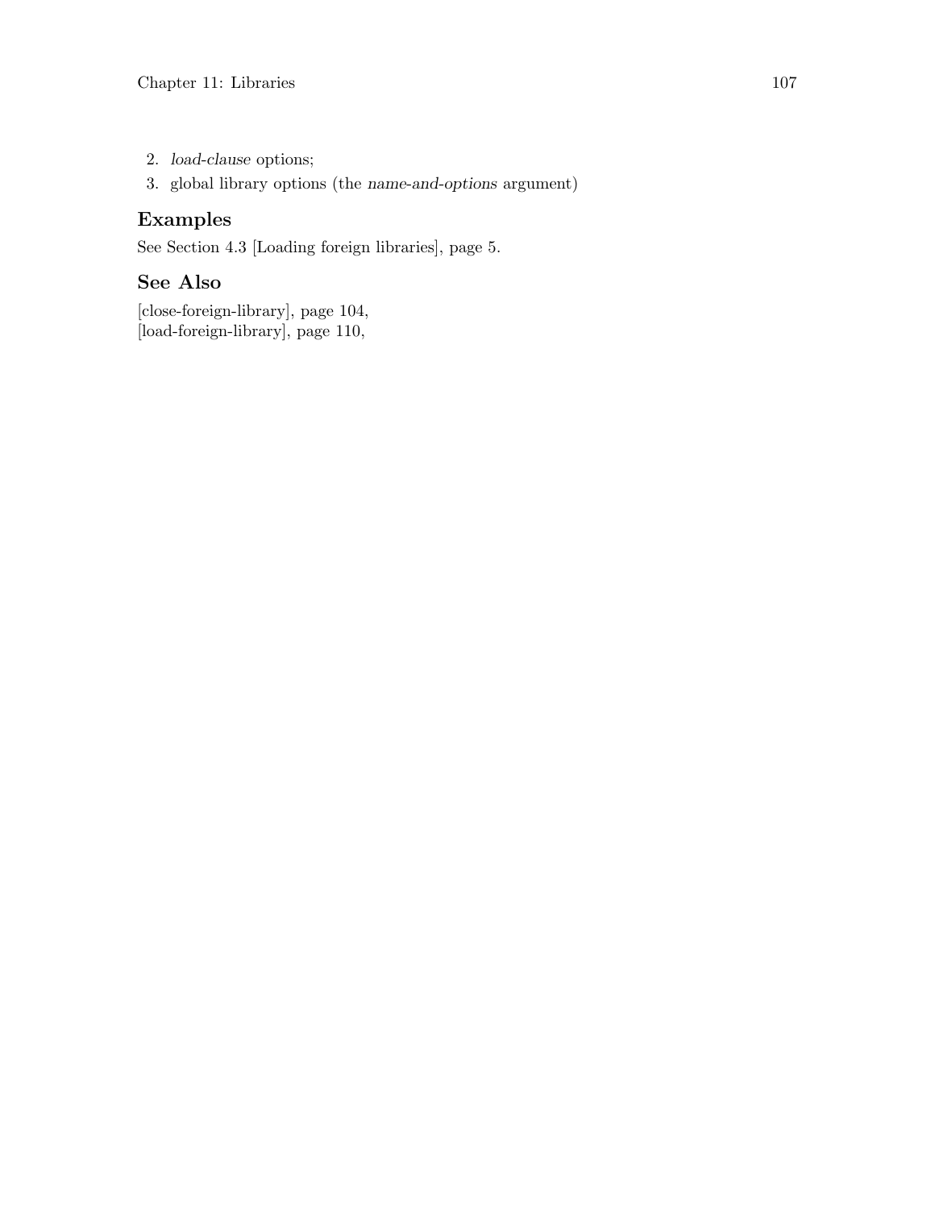2. *load-clause* options;
3. global library options (the *name-and-options* argument)

## Examples

See Section 4.3 [Loading foreign libraries], page 5.

## See Also

[close-foreign-library], page 104,
[load-foreign-library], page 110,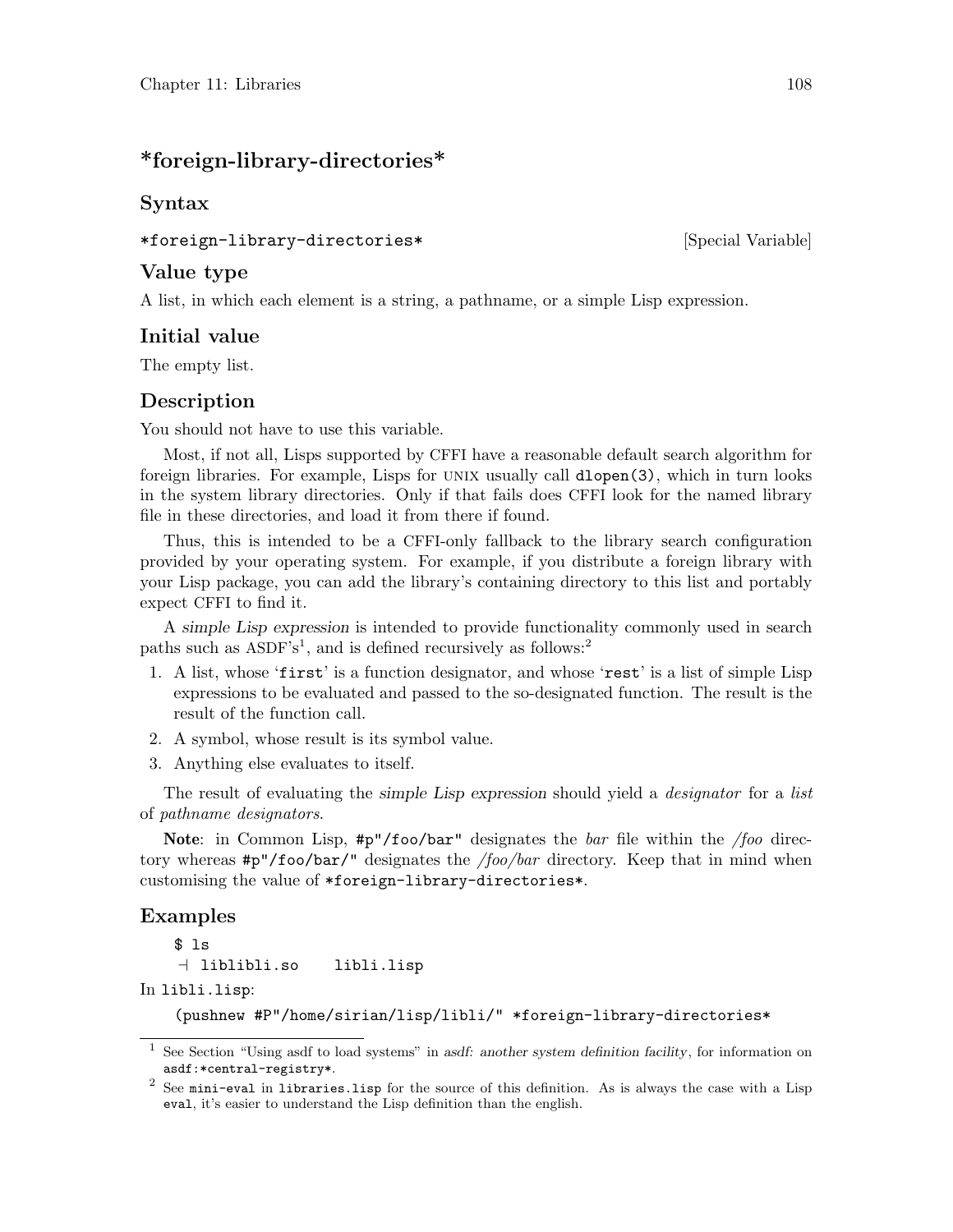## *foreign-library-directories*

### Syntax

`*foreign-library-directories*` [Special Variable]

### Value type

A list, in which each element is a string, a pathname, or a simple Lisp expression.

### Initial value

The empty list.

### Description

You should not have to use this variable.

Most, if not all, Lisps supported by CFFI have a reasonable default search algorithm for foreign libraries. For example, Lisps for UNIX usually call `dlopen(3)`, which in turn looks in the system library directories. Only if that fails does CFFI look for the named library file in these directories, and load it from there if found.

Thus, this is intended to be a CFFI-only fallback to the library search configuration provided by your operating system. For example, if you distribute a foreign library with your Lisp package, you can add the library's containing directory to this list and portably expect CFFI to find it.

A *simple Lisp expression* is intended to provide functionality commonly used in search paths such as ASDF's[1], and is defined recursively as follows:[2]

1. A list, whose '`first`' is a function designator, and whose '`rest`' is a list of simple Lisp expressions to be evaluated and passed to the so-designated function. The result is the result of the function call.
2. A symbol, whose result is its symbol value.
3. Anything else evaluates to itself.

The result of evaluating the *simple Lisp expression* should yield a *designator* for a *list* of *pathname designators*.

**Note**: in Common Lisp, `#p"/foo/bar"` designates the *bar* file within the */foo* directory whereas `#p"/foo/bar/"` designates the */foo/bar* directory. Keep that in mind when customising the value of `*foreign-library-directories*`.

### Examples

```
$ ls
 ⊣ liblibli.so    libli.lisp
```

In `libli.lisp`:

```
(pushnew #P"/home/sirian/lisp/libli/" *foreign-library-directories*
```

---

[1] See Section "Using asdf to load systems" in *asdf: another system definition facility*, for information on `asdf:*central-registry*`.

[2] See `mini-eval` in `libraries.lisp` for the source of this definition. As is always the case with a Lisp `eval`, it's easier to understand the Lisp definition than the english.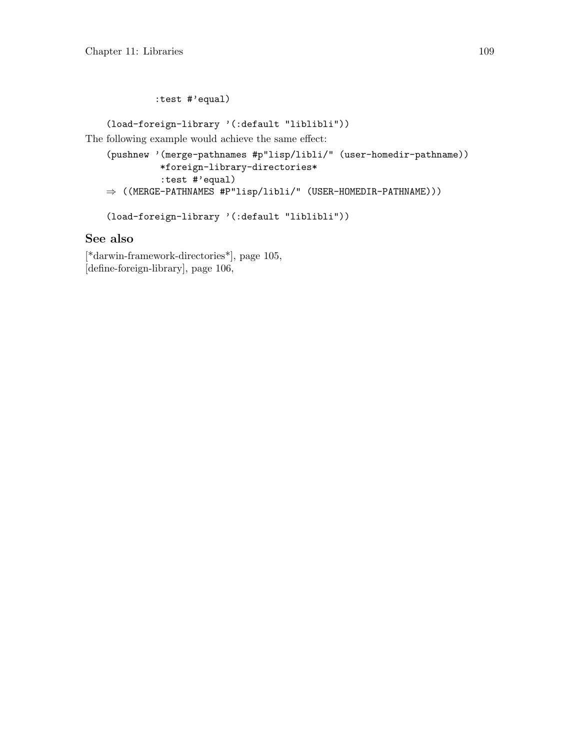```
            :test #'equal)

(load-foreign-library '(:default "liblibli"))
```

The following example would achieve the same effect:

```
(pushnew '(merge-pathnames #p"lisp/libli/" (user-homedir-pathname))
          *foreign-library-directories*
          :test #'equal)
⇒ ((MERGE-PATHNAMES #P"lisp/libli/" (USER-HOMEDIR-PATHNAME)))

(load-foreign-library '(:default "liblibli"))
```

## See also

[*darwin-framework-directories*], page 105,
[define-foreign-library], page 106,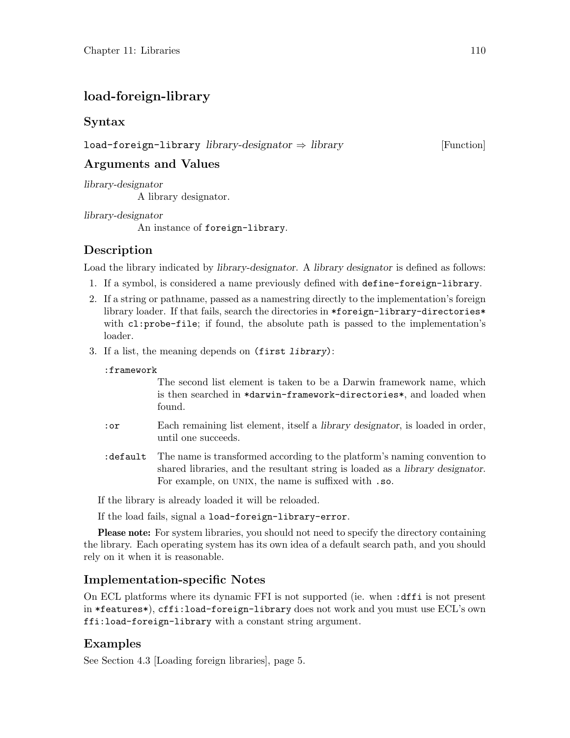## load-foreign-library

### Syntax

`load-foreign-library` *library-designator* ⇒ *library* [Function]

### Arguments and Values

*library-designator*
: A library designator.

*library-designator*
: An instance of `foreign-library`.

### Description

Load the library indicated by *library-designator*. A *library designator* is defined as follows:

1. If a symbol, is considered a name previously defined with `define-foreign-library`.
2. If a string or pathname, passed as a namestring directly to the implementation's foreign library loader. If that fails, search the directories in `*foreign-library-directories*` with `cl:probe-file`; if found, the absolute path is passed to the implementation's loader.
3. If a list, the meaning depends on `(first library)`:

   `:framework`
   : The second list element is taken to be a Darwin framework name, which is then searched in `*darwin-framework-directories*`, and loaded when found.

   `:or`
   : Each remaining list element, itself a *library designator*, is loaded in order, until one succeeds.

   `:default`
   : The name is transformed according to the platform's naming convention to shared libraries, and the resultant string is loaded as a *library designator*. For example, on UNIX, the name is suffixed with `.so`.

If the library is already loaded it will be reloaded.

If the load fails, signal a `load-foreign-library-error`.

**Please note:** For system libraries, you should not need to specify the directory containing the library. Each operating system has its own idea of a default search path, and you should rely on it when it is reasonable.

### Implementation-specific Notes

On ECL platforms where its dynamic FFI is not supported (ie. when `:dffi` is not present in `*features*`), `cffi:load-foreign-library` does not work and you must use ECL's own `ffi:load-foreign-library` with a constant string argument.

### Examples

See Section 4.3 [Loading foreign libraries], page 5.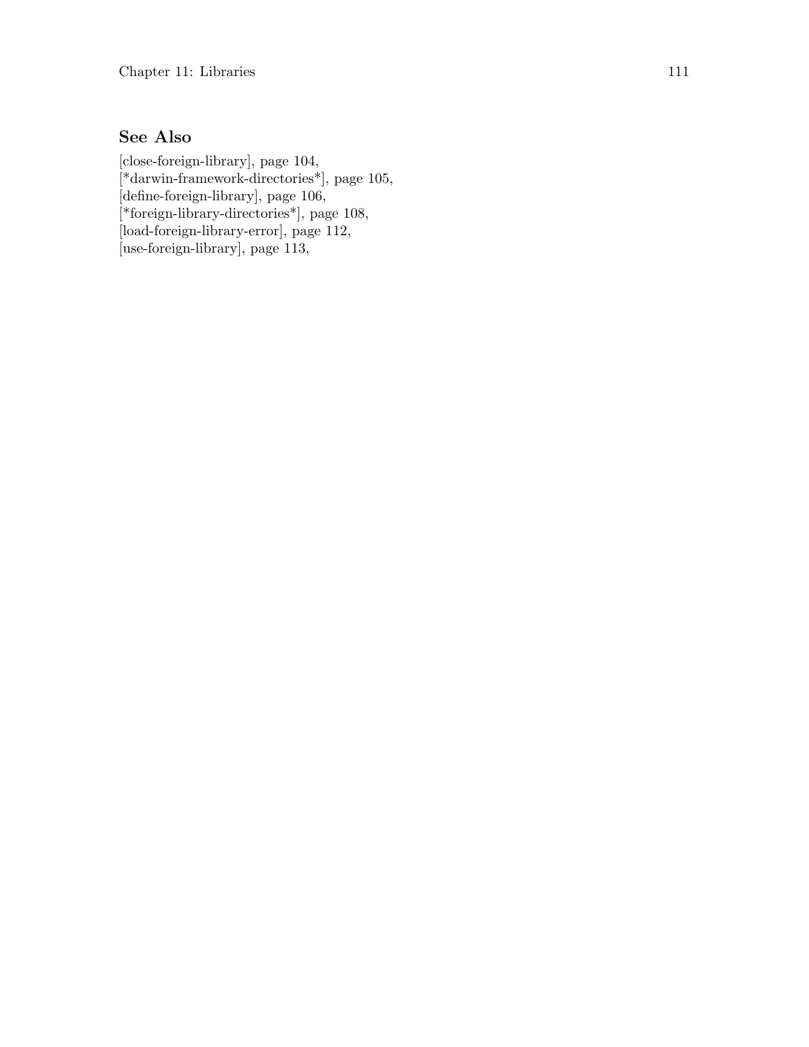## See Also

[close-foreign-library], page 104,
[*darwin-framework-directories*], page 105,
[define-foreign-library], page 106,
[*foreign-library-directories*], page 108,
[load-foreign-library-error], page 112,
[use-foreign-library], page 113,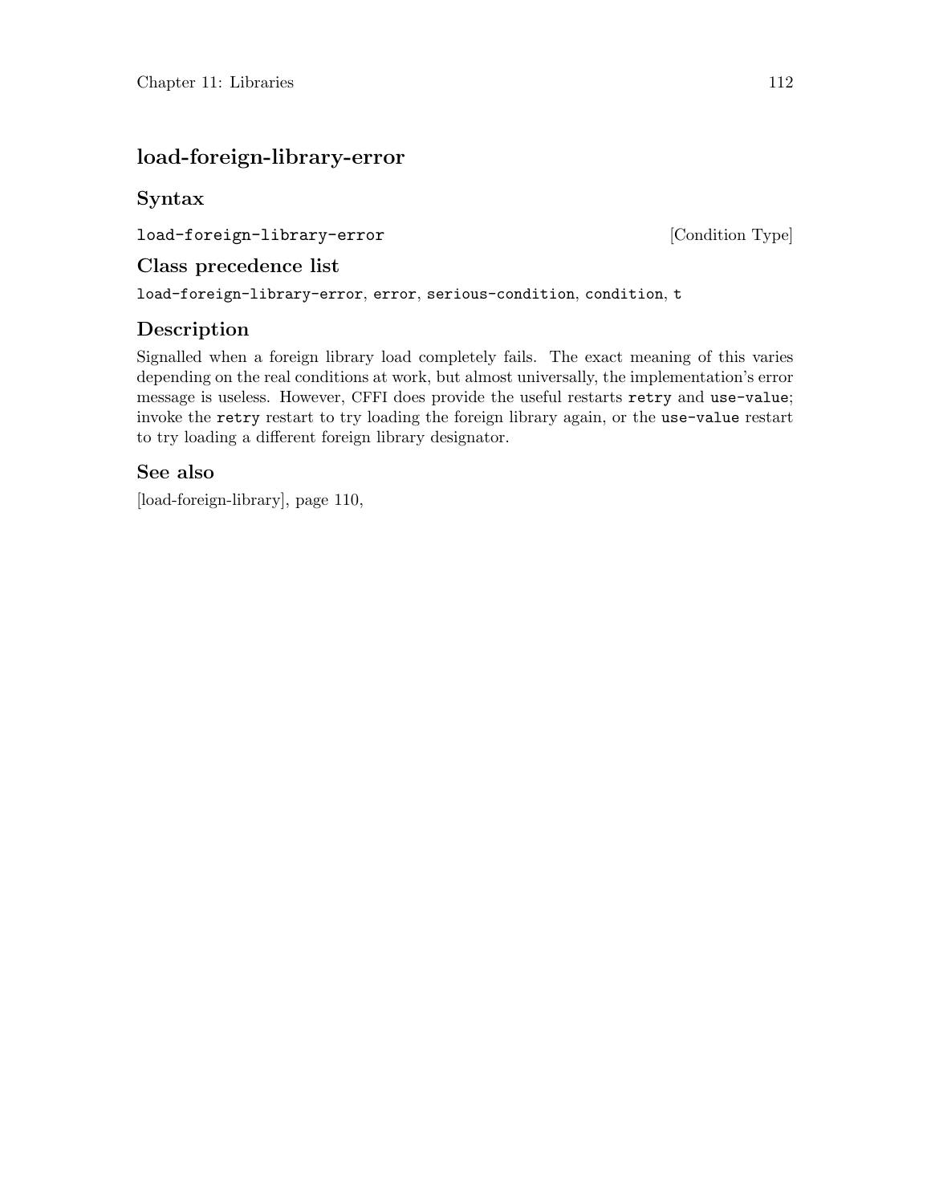## load-foreign-library-error

### Syntax

`load-foreign-library-error` [Condition Type]

### Class precedence list

`load-foreign-library-error`, `error`, `serious-condition`, `condition`, `t`

### Description

Signalled when a foreign library load completely fails. The exact meaning of this varies depending on the real conditions at work, but almost universally, the implementation's error message is useless. However, CFFI does provide the useful restarts `retry` and `use-value`; invoke the `retry` restart to try loading the foreign library again, or the `use-value` restart to try loading a different foreign library designator.

### See also

[load-foreign-library], page 110,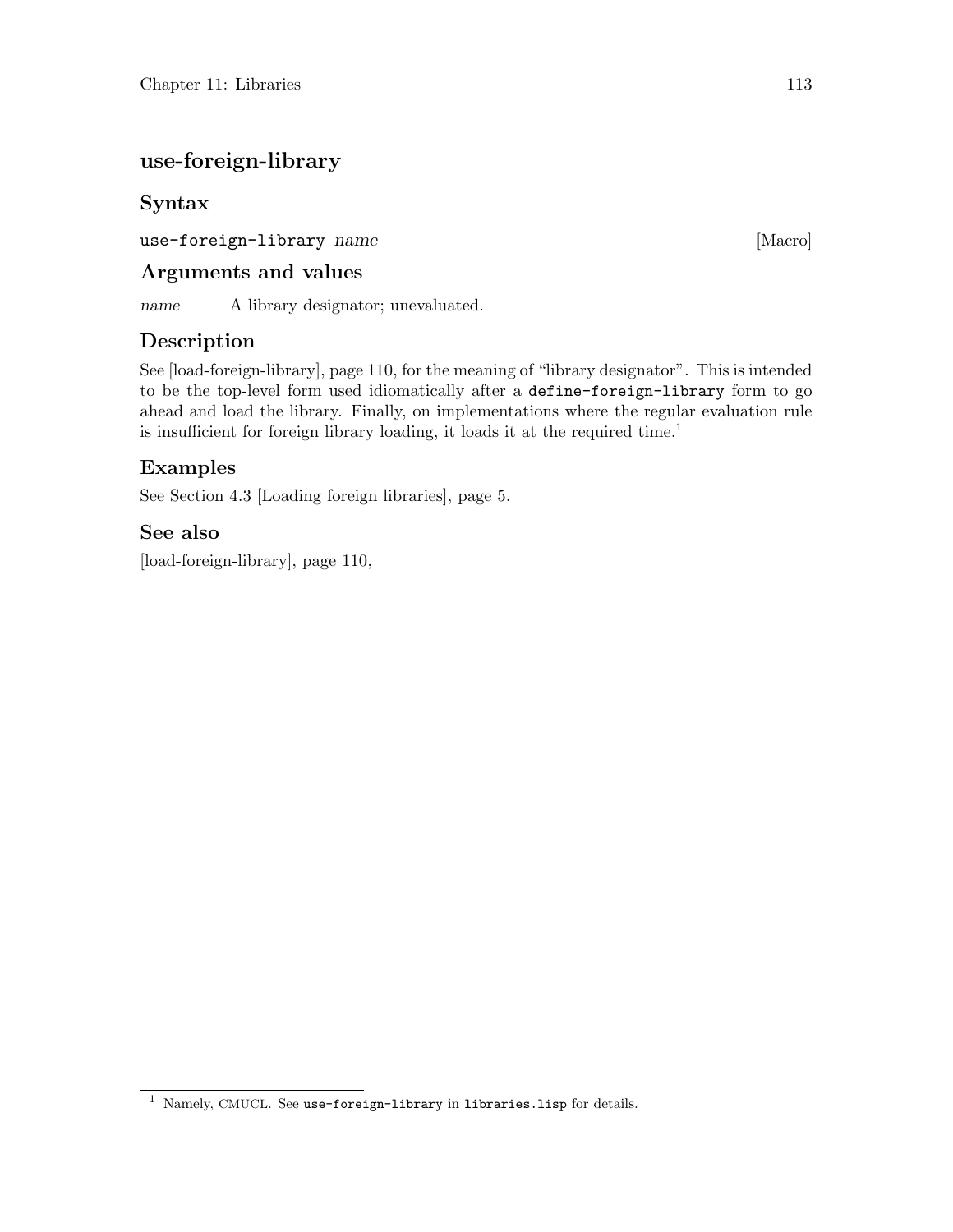## use-foreign-library

### Syntax

`use-foreign-library` *name* [Macro]

### Arguments and values

*name* A library designator; unevaluated.

### Description

See [load-foreign-library], page 110, for the meaning of "library designator". This is intended to be the top-level form used idiomatically after a `define-foreign-library` form to go ahead and load the library. Finally, on implementations where the regular evaluation rule is insufficient for foreign library loading, it loads it at the required time.[1]

### Examples

See Section 4.3 [Loading foreign libraries], page 5.

### See also

[load-foreign-library], page 110,

---

[1] Namely, CMUCL. See `use-foreign-library` in `libraries.lisp` for details.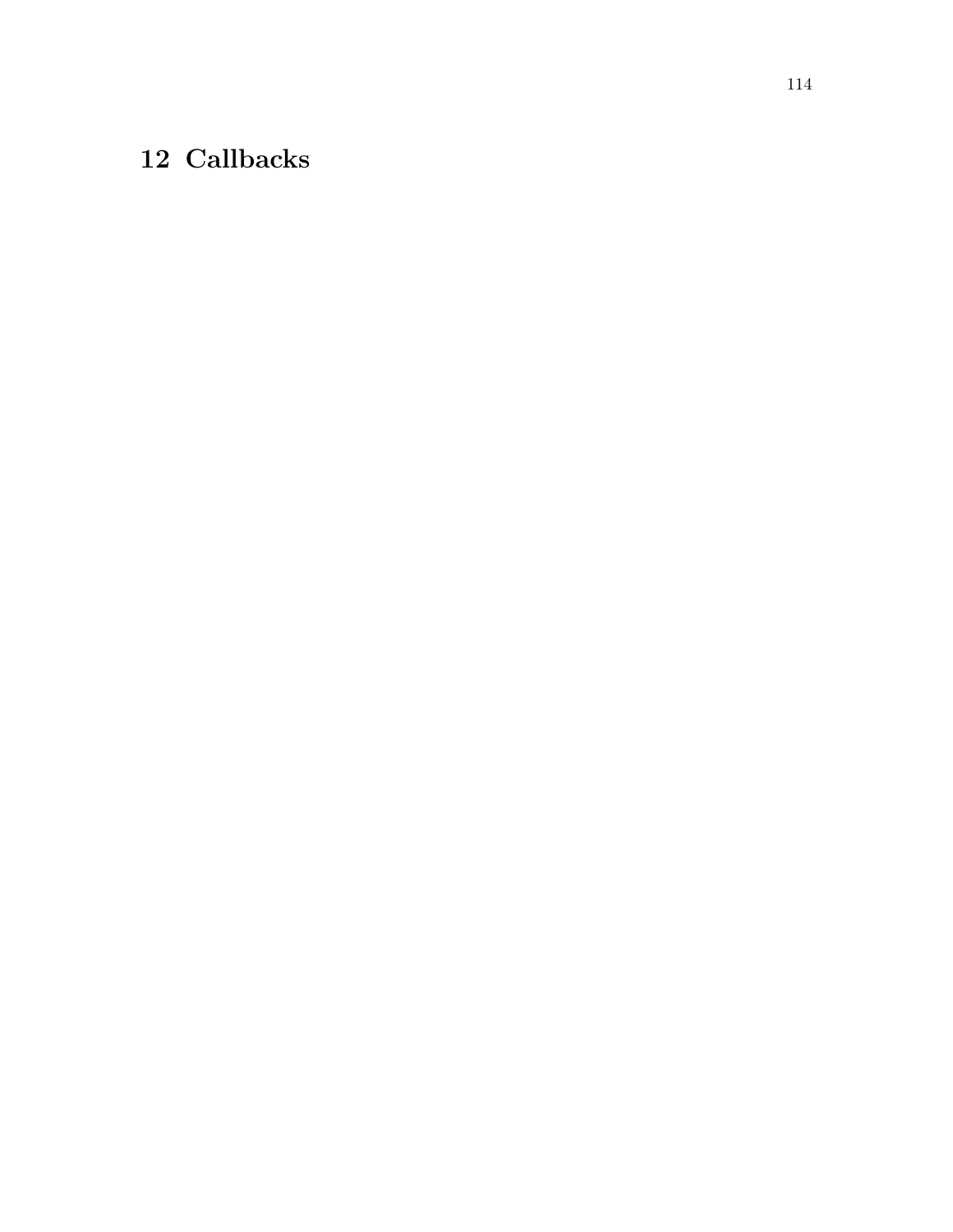# 12 Callbacks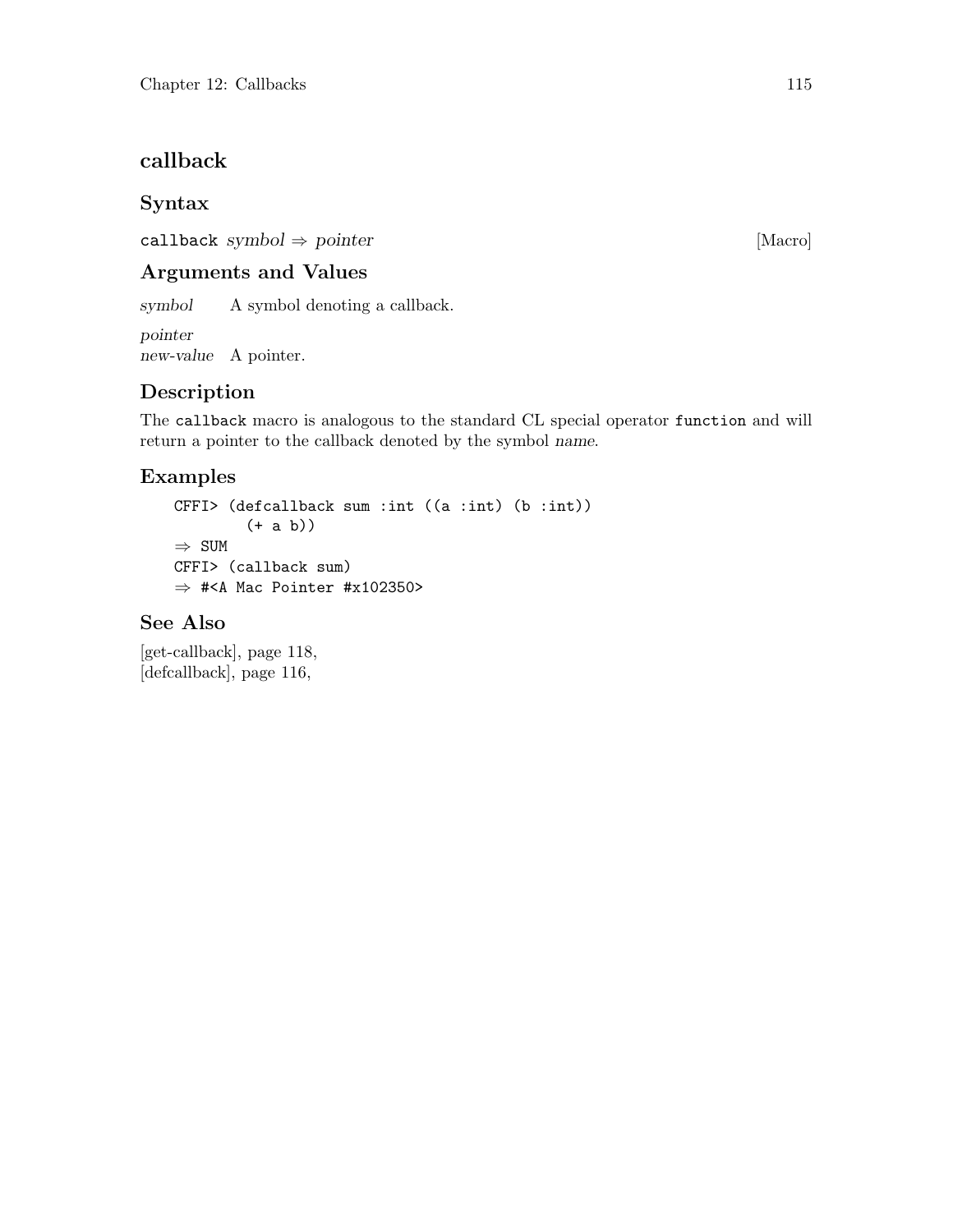## callback

### Syntax

`callback` *symbol* ⇒ *pointer* [Macro]

### Arguments and Values

*symbol* A symbol denoting a callback.

*pointer*
*new-value* A pointer.

### Description

The `callback` macro is analogous to the standard CL special operator `function` and will return a pointer to the callback denoted by the symbol *name*.

### Examples

```
CFFI> (defcallback sum :int ((a :int) (b :int))
        (+ a b))
⇒ SUM
CFFI> (callback sum)
⇒ #<A Mac Pointer #x102350>
```

### See Also

[get-callback], page 118,
[defcallback], page 116,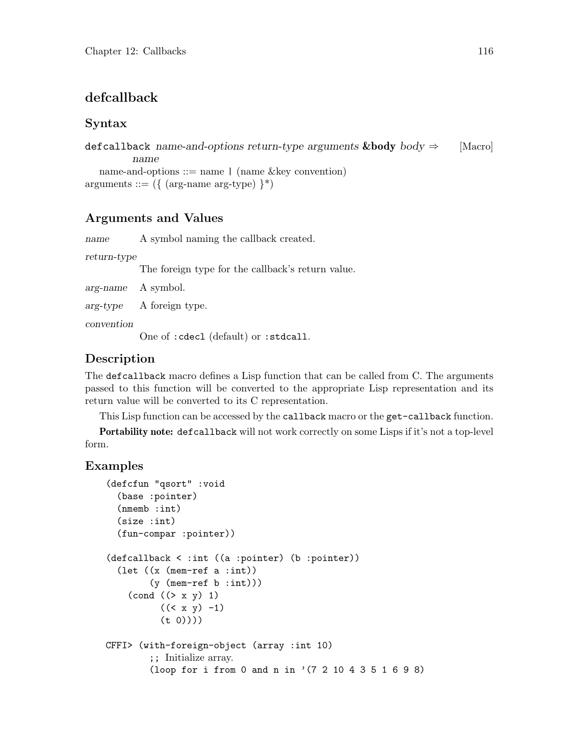## defcallback

### Syntax

`defcallback` *name-and-options return-type arguments* **&body** *body* ⇒ *name* [Macro]

name-and-options ::= name | (name &key convention)
arguments ::= ({ (arg-name arg-type) }*)

### Arguments and Values

*name* A symbol naming the callback created.

*return-type*
The foreign type for the callback's return value.

*arg-name* A symbol.

*arg-type* A foreign type.

*convention*
One of `:cdecl` (default) or `:stdcall`.

### Description

The `defcallback` macro defines a Lisp function that can be called from C. The arguments passed to this function will be converted to the appropriate Lisp representation and its return value will be converted to its C representation.

This Lisp function can be accessed by the `callback` macro or the `get-callback` function.

**Portability note:** `defcallback` will not work correctly on some Lisps if it's not a top-level form.

### Examples

```
(defcfun "qsort" :void
  (base :pointer)
  (nmemb :int)
  (size :int)
  (fun-compar :pointer))

(defcallback < :int ((a :pointer) (b :pointer))
  (let ((x (mem-ref a :int))
        (y (mem-ref b :int)))
    (cond ((> x y) 1)
          ((< x y) -1)
          (t 0))))

CFFI> (with-foreign-object (array :int 10)
        ;; Initialize array.
        (loop for i from 0 and n in '(7 2 10 4 3 5 1 6 9 8)
```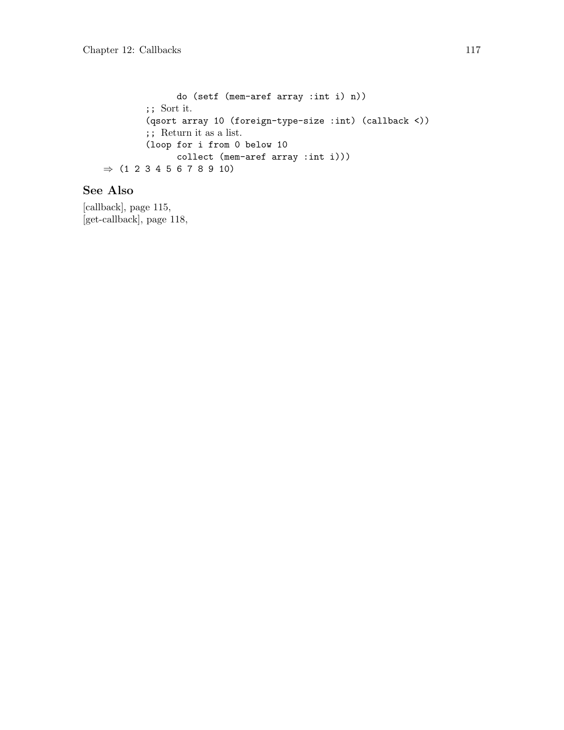```
                do (setf (mem-aref array :int i) n))
          ;; Sort it.
          (qsort array 10 (foreign-type-size :int) (callback <))
          ;; Return it as a list.
          (loop for i from 0 below 10
                collect (mem-aref array :int i)))
  ⇒ (1 2 3 4 5 6 7 8 9 10)
```

## See Also

[callback], page 115,
[get-callback], page 118,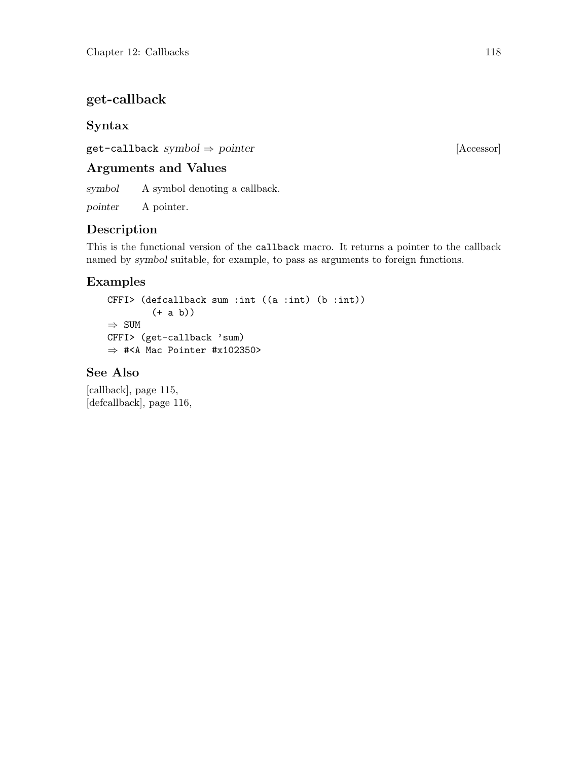## get-callback

### Syntax

`get-callback` *symbol* ⇒ *pointer* [Accessor]

### Arguments and Values

*symbol* A symbol denoting a callback.

*pointer* A pointer.

### Description

This is the functional version of the `callback` macro. It returns a pointer to the callback named by *symbol* suitable, for example, to pass as arguments to foreign functions.

### Examples

```
CFFI> (defcallback sum :int ((a :int) (b :int))
        (+ a b))
⇒ SUM
CFFI> (get-callback 'sum)
⇒ #<A Mac Pointer #x102350>
```

### See Also

[callback], page 115,
[defcallback], page 116,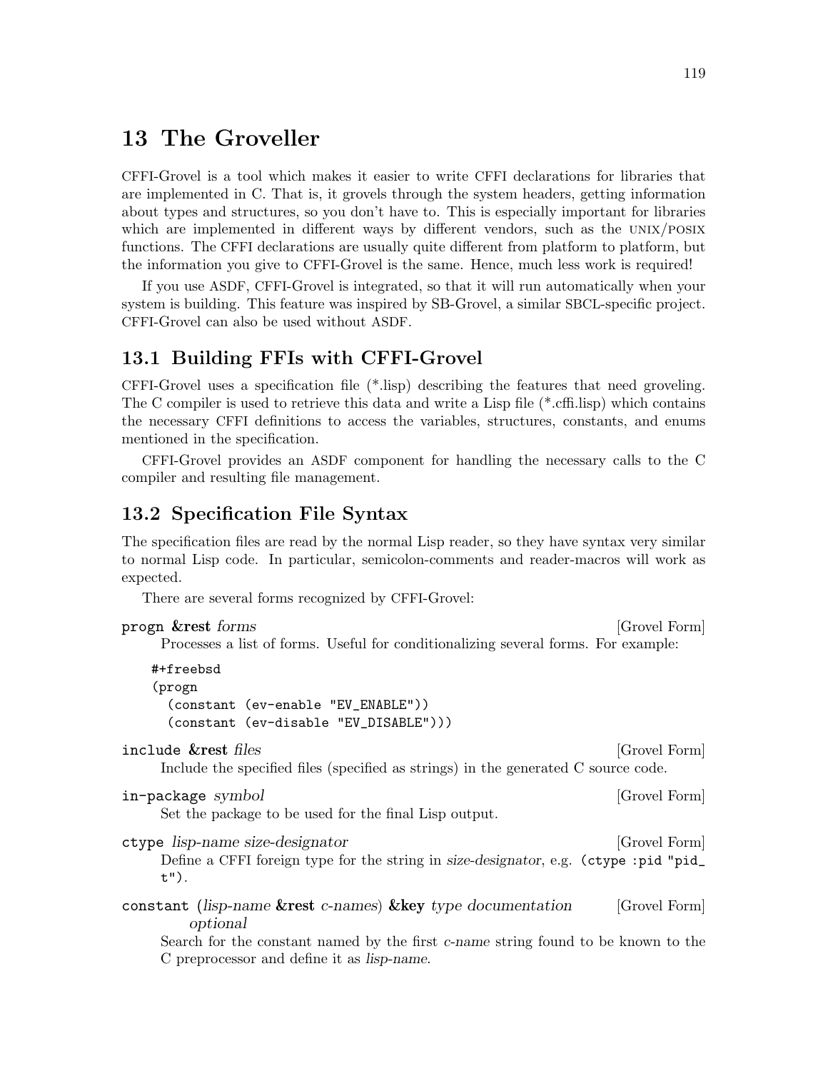# 13 The Groveller

CFFI-Grovel is a tool which makes it easier to write CFFI declarations for libraries that are implemented in C. That is, it grovels through the system headers, getting information about types and structures, so you don't have to. This is especially important for libraries which are implemented in different ways by different vendors, such as the UNIX/POSIX functions. The CFFI declarations are usually quite different from platform to platform, but the information you give to CFFI-Grovel is the same. Hence, much less work is required!

If you use ASDF, CFFI-Grovel is integrated, so that it will run automatically when your system is building. This feature was inspired by SB-Grovel, a similar SBCL-specific project. CFFI-Grovel can also be used without ASDF.

## 13.1 Building FFIs with CFFI-Grovel

CFFI-Grovel uses a specification file (*.lisp) describing the features that need groveling. The C compiler is used to retrieve this data and write a Lisp file (*.cffi.lisp) which contains the necessary CFFI definitions to access the variables, structures, constants, and enums mentioned in the specification.

CFFI-Grovel provides an ASDF component for handling the necessary calls to the C compiler and resulting file management.

## 13.2 Specification File Syntax

The specification files are read by the normal Lisp reader, so they have syntax very similar to normal Lisp code. In particular, semicolon-comments and reader-macros will work as expected.

There are several forms recognized by CFFI-Grovel:

`progn` **&rest** *forms* [Grovel Form]

Processes a list of forms. Useful for conditionalizing several forms. For example:

```
#+freebsd
(progn
  (constant (ev-enable "EV_ENABLE"))
  (constant (ev-disable "EV_DISABLE")))
```

`include` **&rest** *files* [Grovel Form]

Include the specified files (specified as strings) in the generated C source code.

`in-package` *symbol* [Grovel Form]

Set the package to be used for the final Lisp output.

`ctype` *lisp-name size-designator* [Grovel Form]

Define a CFFI foreign type for the string in *size-designator*, e.g. `(ctype :pid "pid_t")`.

`constant` (*lisp-name* **&rest** *c-names*) **&key** *type documentation optional* [Grovel Form]

Search for the constant named by the first *c-name* string found to be known to the C preprocessor and define it as *lisp-name*.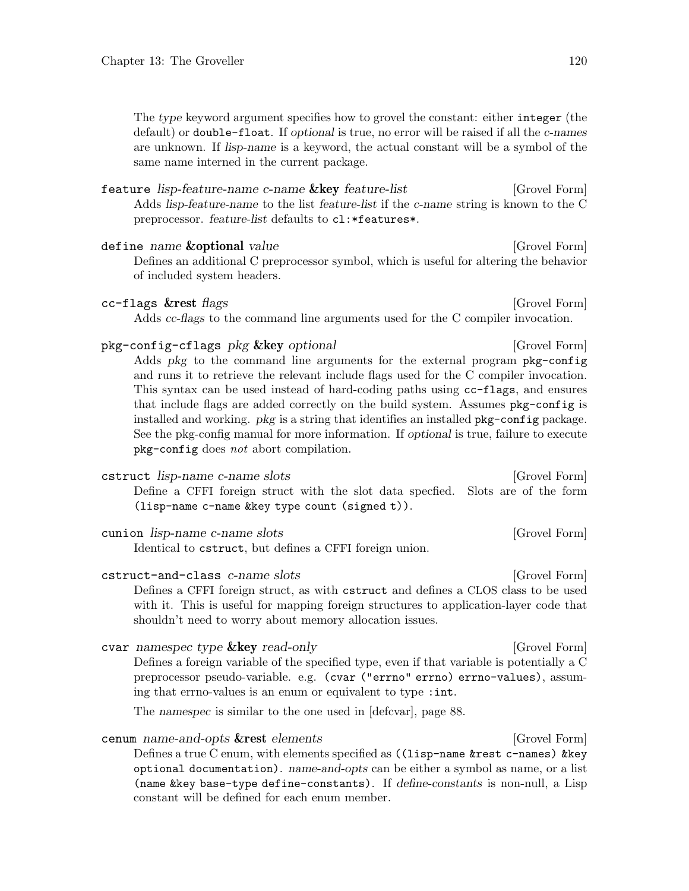The *type* keyword argument specifies how to grovel the constant: either `integer` (the default) or `double-float`. If *optional* is true, no error will be raised if all the *c-names* are unknown. If *lisp-name* is a keyword, the actual constant will be a symbol of the same name interned in the current package.

`feature` *lisp-feature-name c-name* **&key** *feature-list* [Grovel Form]

Adds *lisp-feature-name* to the list *feature-list* if the *c-name* string is known to the C preprocessor. *feature-list* defaults to `cl:*features*`.

`define` *name* **&optional** *value* [Grovel Form]

Defines an additional C preprocessor symbol, which is useful for altering the behavior of included system headers.

`cc-flags` **&rest** *flags* [Grovel Form]

Adds *cc-flags* to the command line arguments used for the C compiler invocation.

`pkg-config-cflags` *pkg* **&key** *optional* [Grovel Form]

Adds *pkg* to the command line arguments for the external program `pkg-config` and runs it to retrieve the relevant include flags used for the C compiler invocation. This syntax can be used instead of hard-coding paths using `cc-flags`, and ensures that include flags are added correctly on the build system. Assumes `pkg-config` is installed and working. *pkg* is a string that identifies an installed `pkg-config` package. See the pkg-config manual for more information. If *optional* is true, failure to execute `pkg-config` does *not* abort compilation.

`cstruct` *lisp-name c-name slots* [Grovel Form]

Define a CFFI foreign struct with the slot data specfied. Slots are of the form `(lisp-name c-name &key type count (signed t))`.

`cunion` *lisp-name c-name slots* [Grovel Form]

Identical to `cstruct`, but defines a CFFI foreign union.

`cstruct-and-class` *c-name slots* [Grovel Form]

Defines a CFFI foreign struct, as with `cstruct` and defines a CLOS class to be used with it. This is useful for mapping foreign structures to application-layer code that shouldn't need to worry about memory allocation issues.

`cvar` *namespec type* **&key** *read-only* [Grovel Form]

Defines a foreign variable of the specified type, even if that variable is potentially a C preprocessor pseudo-variable. e.g. `(cvar ("errno" errno) errno-values)`, assuming that errno-values is an enum or equivalent to type `:int`.

The *namespec* is similar to the one used in [defcvar], page 88.

`cenum` *name-and-opts* **&rest** *elements* [Grovel Form]

Defines a true C enum, with elements specified as `((lisp-name &rest c-names) &key optional documentation)`. *name-and-opts* can be either a symbol as name, or a list `(name &key base-type define-constants)`. If *define-constants* is non-null, a Lisp constant will be defined for each enum member.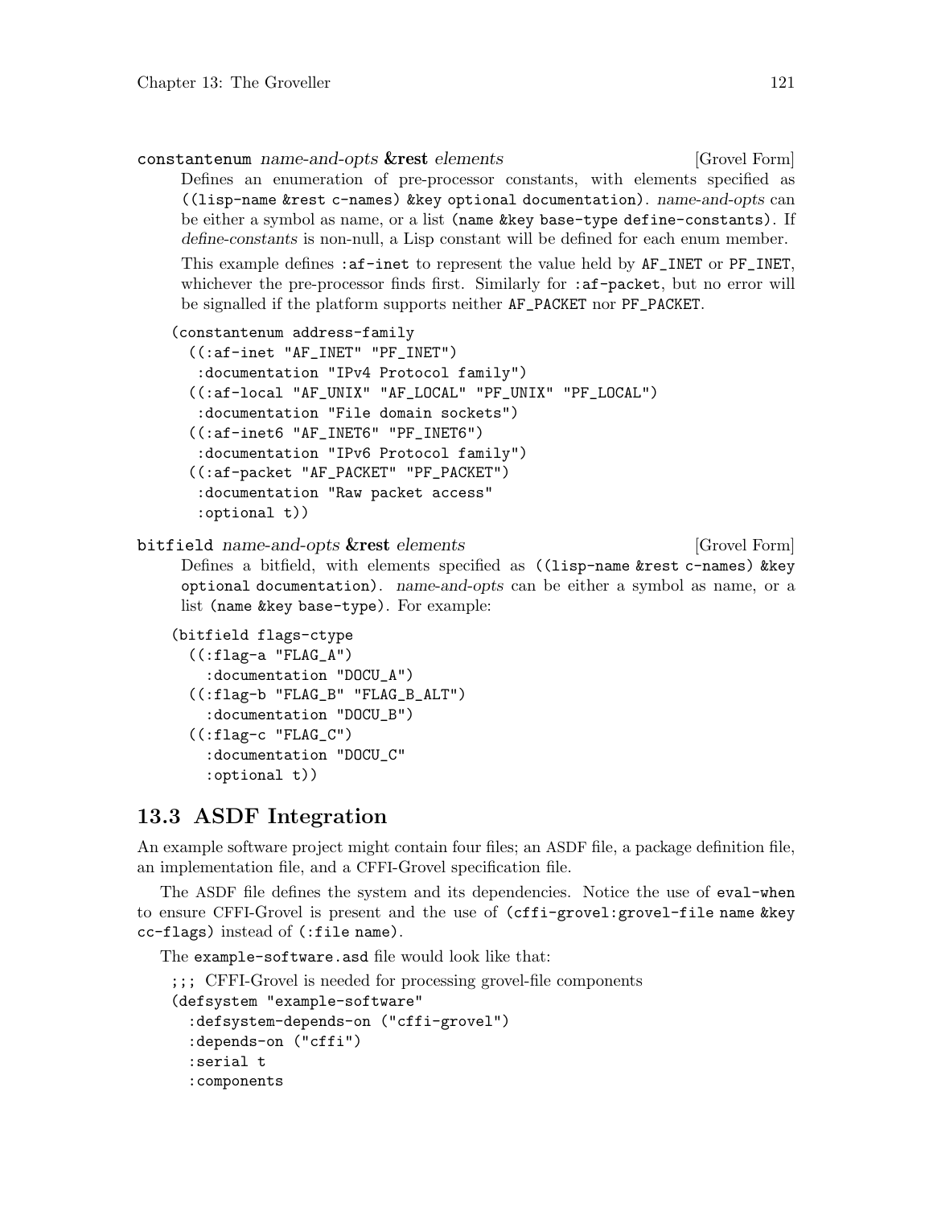`constantenum` *name-and-opts* **&rest** *elements* [Grovel Form]

Defines an enumeration of pre-processor constants, with elements specified as `((lisp-name &rest c-names) &key optional documentation)`. *name-and-opts* can be either a symbol as name, or a list `(name &key base-type define-constants)`. If *define-constants* is non-null, a Lisp constant will be defined for each enum member.

This example defines `:af-inet` to represent the value held by `AF_INET` or `PF_INET`, whichever the pre-processor finds first. Similarly for `:af-packet`, but no error will be signalled if the platform supports neither `AF_PACKET` nor `PF_PACKET`.

```
(constantenum address-family
  ((:af-inet "AF_INET" "PF_INET")
   :documentation "IPv4 Protocol family")
  ((:af-local "AF_UNIX" "AF_LOCAL" "PF_UNIX" "PF_LOCAL")
   :documentation "File domain sockets")
  ((:af-inet6 "AF_INET6" "PF_INET6")
   :documentation "IPv6 Protocol family")
  ((:af-packet "AF_PACKET" "PF_PACKET")
   :documentation "Raw packet access"
   :optional t))
```

`bitfield` *name-and-opts* **&rest** *elements* [Grovel Form]

Defines a bitfield, with elements specified as `((lisp-name &rest c-names) &key optional documentation)`. *name-and-opts* can be either a symbol as name, or a list `(name &key base-type)`. For example:

```
(bitfield flags-ctype
  ((:flag-a "FLAG_A")
    :documentation "DOCU_A")
  ((:flag-b "FLAG_B" "FLAG_B_ALT")
    :documentation "DOCU_B")
  ((:flag-c "FLAG_C")
    :documentation "DOCU_C"
    :optional t))
```

## 13.3 ASDF Integration

An example software project might contain four files; an ASDF file, a package definition file, an implementation file, and a CFFI-Grovel specification file.

The ASDF file defines the system and its dependencies. Notice the use of `eval-when` to ensure CFFI-Grovel is present and the use of `(cffi-grovel:grovel-file name &key cc-flags)` instead of `(:file name)`.

The `example-software.asd` file would look like that:

```
;;; CFFI-Grovel is needed for processing grovel-file components
(defsystem "example-software"
  :defsystem-depends-on ("cffi-grovel")
  :depends-on ("cffi")
  :serial t
  :components
```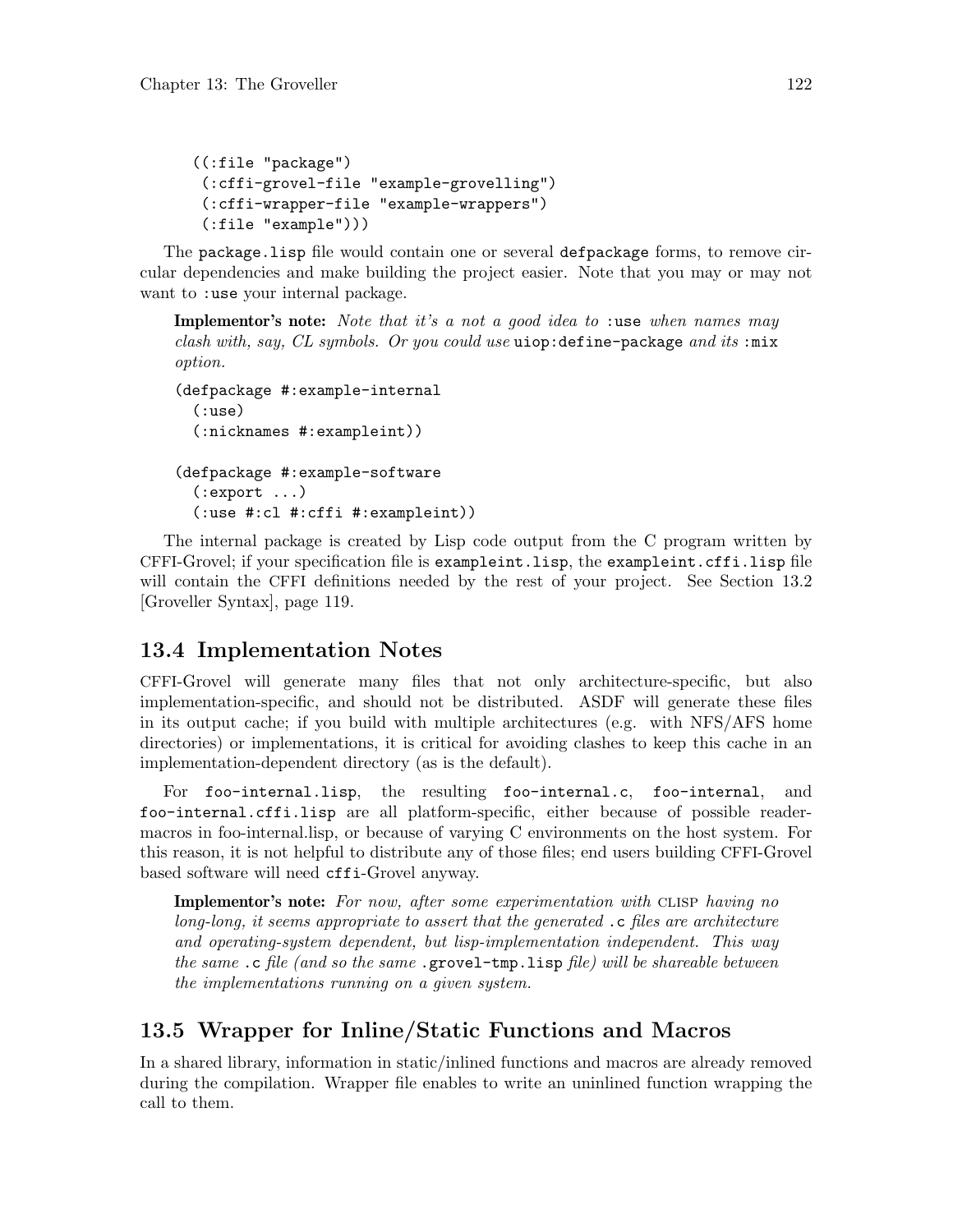```
((:file "package")
 (:cffi-grovel-file "example-grovelling")
 (:cffi-wrapper-file "example-wrappers")
 (:file "example")))
```

The `package.lisp` file would contain one or several `defpackage` forms, to remove circular dependencies and make building the project easier. Note that you may or may not want to `:use` your internal package.

> **Implementor's note:** *Note that it's a not a good idea to* `:use` *when names may clash with, say, CL symbols. Or you could use* `uiop:define-package` *and its* `:mix` *option.*

```
(defpackage #:example-internal
  (:use)
  (:nicknames #:exampleint))

(defpackage #:example-software
  (:export ...)
  (:use #:cl #:cffi #:exampleint))
```

The internal package is created by Lisp code output from the C program written by CFFI-Grovel; if your specification file is `exampleint.lisp`, the `exampleint.cffi.lisp` file will contain the CFFI definitions needed by the rest of your project. See Section 13.2 [Groveller Syntax], page 119.

## 13.4 Implementation Notes

CFFI-Grovel will generate many files that not only architecture-specific, but also implementation-specific, and should not be distributed. ASDF will generate these files in its output cache; if you build with multiple architectures (e.g. with NFS/AFS home directories) or implementations, it is critical for avoiding clashes to keep this cache in an implementation-dependent directory (as is the default).

For `foo-internal.lisp`, the resulting `foo-internal.c`, `foo-internal`, and `foo-internal.cffi.lisp` are all platform-specific, either because of possible reader-macros in foo-internal.lisp, or because of varying C environments on the host system. For this reason, it is not helpful to distribute any of those files; end users building CFFI-Grovel based software will need `cffi`-Grovel anyway.

> **Implementor's note:** *For now, after some experimentation with* CLISP *having no long-long, it seems appropriate to assert that the generated* `.c` *files are architecture and operating-system dependent, but lisp-implementation independent. This way the same* `.c` *file (and so the same* `.grovel-tmp.lisp` *file) will be shareable between the implementations running on a given system.*

## 13.5 Wrapper for Inline/Static Functions and Macros

In a shared library, information in static/inlined functions and macros are already removed during the compilation. Wrapper file enables to write an uninlined function wrapping the call to them.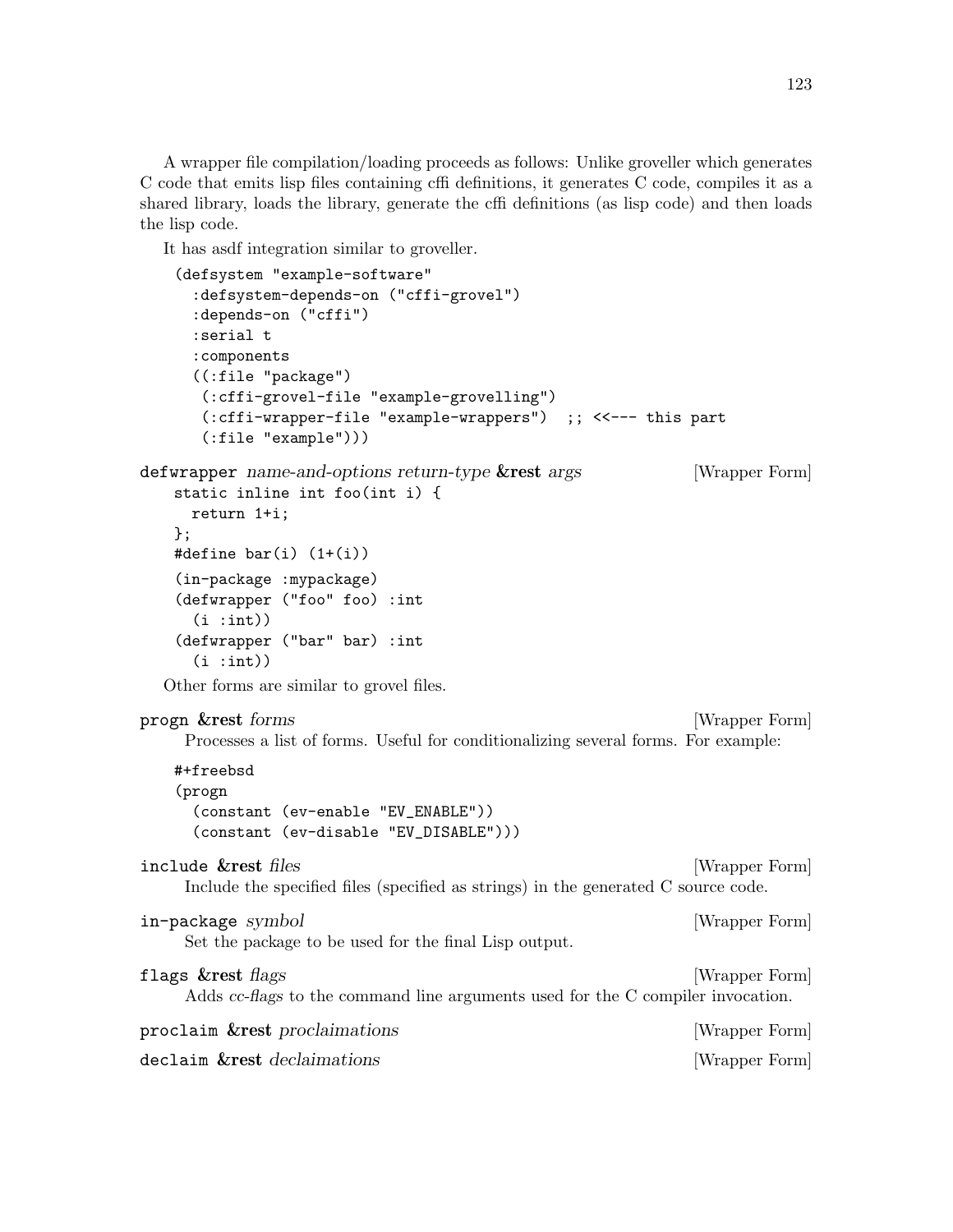A wrapper file compilation/loading proceeds as follows: Unlike groveller which generates C code that emits lisp files containing cffi definitions, it generates C code, compiles it as a shared library, loads the library, generate the cffi definitions (as lisp code) and then loads the lisp code.

It has asdf integration similar to groveller.

```
(defsystem "example-software"
  :defsystem-depends-on ("cffi-grovel")
  :depends-on ("cffi")
  :serial t
  :components
  ((:file "package")
   (:cffi-grovel-file "example-grovelling")
   (:cffi-wrapper-file "example-wrappers")  ;; <<--- this part
   (:file "example")))
```

`defwrapper` *name-and-options return-type* **&rest** *args* [Wrapper Form]

```
static inline int foo(int i) {
  return 1+i;
};
#define bar(i) (1+(i))
```

```
(in-package :mypackage)
(defwrapper ("foo" foo) :int
  (i :int))
(defwrapper ("bar" bar) :int
  (i :int))
```

Other forms are similar to grovel files.

`progn` **&rest** *forms* [Wrapper Form]

Processes a list of forms. Useful for conditionalizing several forms. For example:

```
#+freebsd
(progn
  (constant (ev-enable "EV_ENABLE"))
  (constant (ev-disable "EV_DISABLE")))
```

`include` **&rest** *files* [Wrapper Form]

Include the specified files (specified as strings) in the generated C source code.

`in-package` *symbol* [Wrapper Form]

Set the package to be used for the final Lisp output.

`flags` **&rest** *flags* [Wrapper Form]

Adds *cc-flags* to the command line arguments used for the C compiler invocation.

`proclaim` **&rest** *proclaimations* [Wrapper Form]

`declaim` **&rest** *declaimations* [Wrapper Form]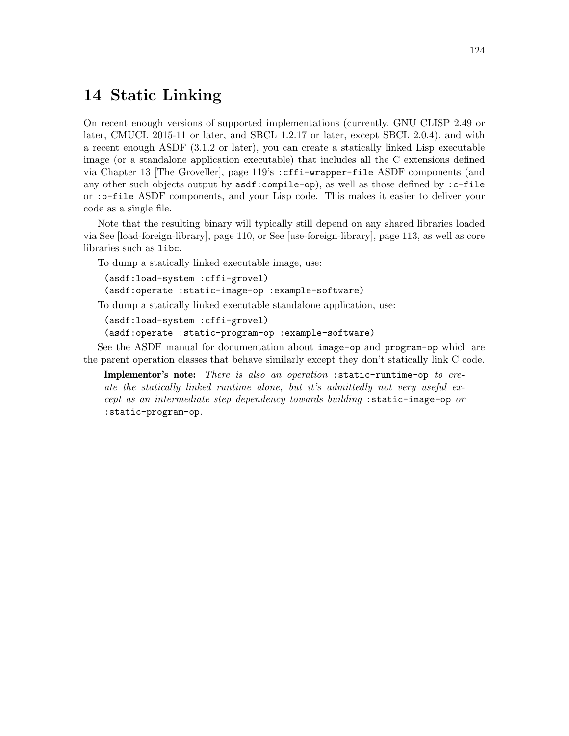# 14 Static Linking

On recent enough versions of supported implementations (currently, GNU CLISP 2.49 or later, CMUCL 2015-11 or later, and SBCL 1.2.17 or later, except SBCL 2.0.4), and with a recent enough ASDF (3.1.2 or later), you can create a statically linked Lisp executable image (or a standalone application executable) that includes all the C extensions defined via Chapter 13 [The Groveller], page 119's `:cffi-wrapper-file` ASDF components (and any other such objects output by `asdf:compile-op`), as well as those defined by `:c-file` or `:o-file` ASDF components, and your Lisp code. This makes it easier to deliver your code as a single file.

Note that the resulting binary will typically still depend on any shared libraries loaded via See [load-foreign-library], page 110, or See [use-foreign-library], page 113, as well as core libraries such as `libc`.

To dump a statically linked executable image, use:

```
(asdf:load-system :cffi-grovel)
(asdf:operate :static-image-op :example-software)
```

To dump a statically linked executable standalone application, use:

```
(asdf:load-system :cffi-grovel)
(asdf:operate :static-program-op :example-software)
```

See the ASDF manual for documentation about `image-op` and `program-op` which are the parent operation classes that behave similarly except they don't statically link C code.

> **Implementor's note:** *There is also an operation* `:static-runtime-op` *to create the statically linked runtime alone, but it's admittedly not very useful except as an intermediate step dependency towards building* `:static-image-op` *or* `:static-program-op`.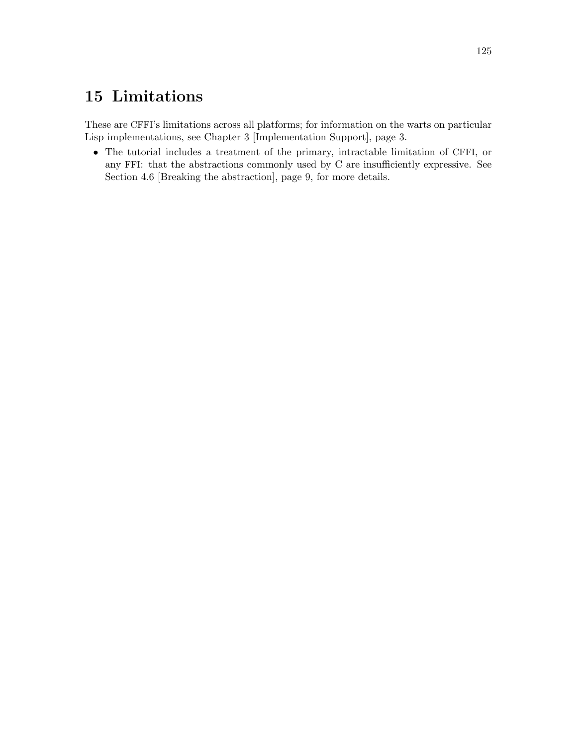# 15 Limitations

These are CFFI's limitations across all platforms; for information on the warts on particular Lisp implementations, see Chapter 3 [Implementation Support], page 3.

- The tutorial includes a treatment of the primary, intractable limitation of CFFI, or any FFI: that the abstractions commonly used by C are insufficiently expressive. See Section 4.6 [Breaking the abstraction], page 9, for more details.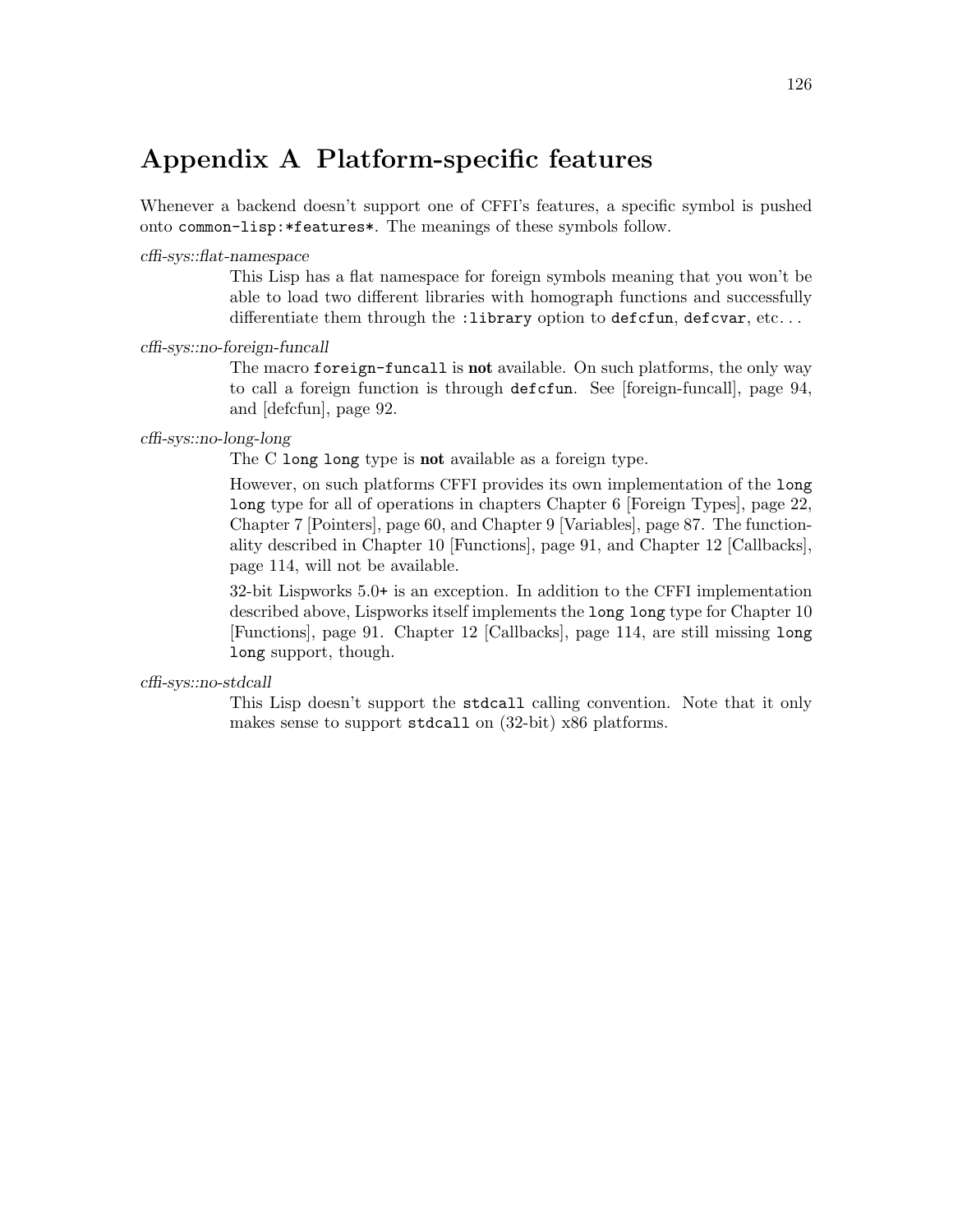# Appendix A Platform-specific features

Whenever a backend doesn't support one of CFFI's features, a specific symbol is pushed onto `common-lisp:*features*`. The meanings of these symbols follow.

*cffi-sys::flat-namespace*

This Lisp has a flat namespace for foreign symbols meaning that you won't be able to load two different libraries with homograph functions and successfully differentiate them through the `:library` option to `defcfun`, `defcvar`, etc...

*cffi-sys::no-foreign-funcall*

The macro `foreign-funcall` is **not** available. On such platforms, the only way to call a foreign function is through `defcfun`. See [foreign-funcall], page 94, and [defcfun], page 92.

*cffi-sys::no-long-long*

The C `long long` type is **not** available as a foreign type.

However, on such platforms CFFI provides its own implementation of the `long long` type for all of operations in chapters Chapter 6 [Foreign Types], page 22, Chapter 7 [Pointers], page 60, and Chapter 9 [Variables], page 87. The functionality described in Chapter 10 [Functions], page 91, and Chapter 12 [Callbacks], page 114, will not be available.

32-bit Lispworks 5.0+ is an exception. In addition to the CFFI implementation described above, Lispworks itself implements the `long long` type for Chapter 10 [Functions], page 91. Chapter 12 [Callbacks], page 114, are still missing `long long` support, though.

*cffi-sys::no-stdcall*

This Lisp doesn't support the `stdcall` calling convention. Note that it only makes sense to support `stdcall` on (32-bit) x86 platforms.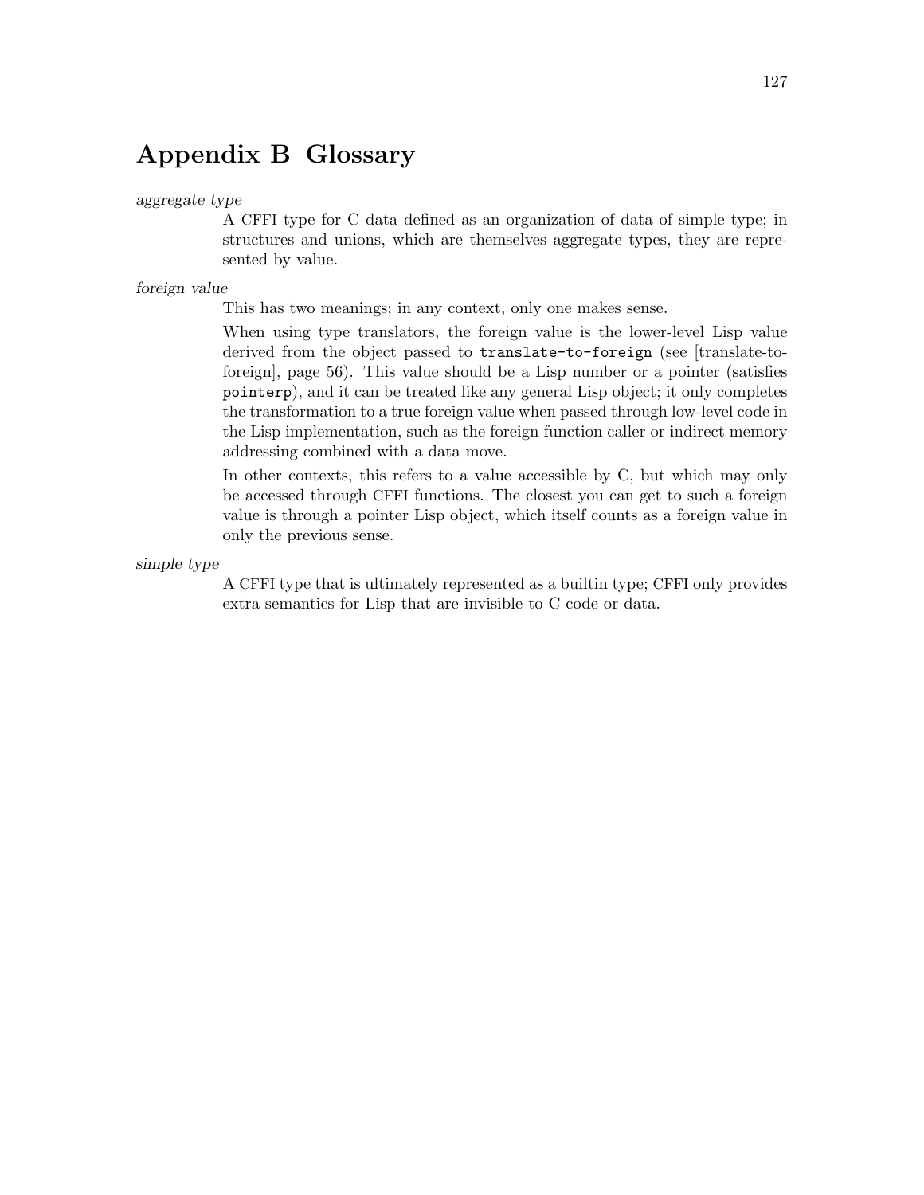# Appendix B Glossary

*aggregate type*

A CFFI type for C data defined as an organization of data of simple type; in structures and unions, which are themselves aggregate types, they are represented by value.

*foreign value*

This has two meanings; in any context, only one makes sense.

When using type translators, the foreign value is the lower-level Lisp value derived from the object passed to `translate-to-foreign` (see [translate-to-foreign], page 56). This value should be a Lisp number or a pointer (satisfies `pointerp`), and it can be treated like any general Lisp object; it only completes the transformation to a true foreign value when passed through low-level code in the Lisp implementation, such as the foreign function caller or indirect memory addressing combined with a data move.

In other contexts, this refers to a value accessible by C, but which may only be accessed through CFFI functions. The closest you can get to such a foreign value is through a pointer Lisp object, which itself counts as a foreign value in only the previous sense.

*simple type*

A CFFI type that is ultimately represented as a builtin type; CFFI only provides extra semantics for Lisp that are invisible to C code or data.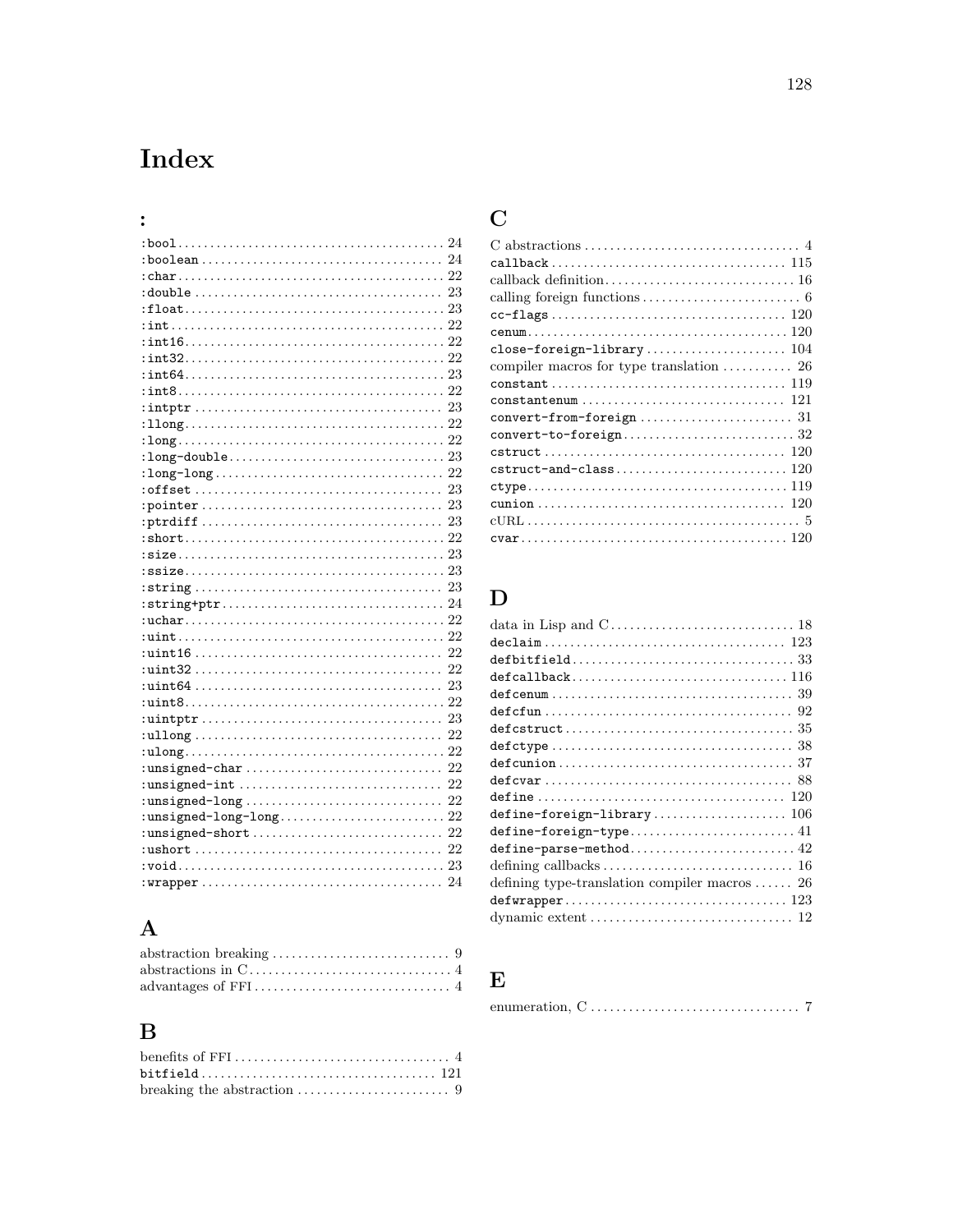# Index

## :

- `:bool` ... 24
- `:boolean` ... 24
- `:char` ... 22
- `:double` ... 23
- `:float` ... 23
- `:int` ... 22
- `:int16` ... 22
- `:int32` ... 22
- `:int64` ... 23
- `:int8` ... 22
- `:intptr` ... 23
- `:llong` ... 22
- `:long` ... 22
- `:long-double` ... 23
- `:long-long` ... 22
- `:offset` ... 23
- `:pointer` ... 23
- `:ptrdiff` ... 23
- `:short` ... 22
- `:size` ... 23
- `:ssize` ... 23
- `:string` ... 23
- `:string+ptr` ... 24
- `:uchar` ... 22
- `:uint` ... 22
- `:uint16` ... 22
- `:uint32` ... 22
- `:uint64` ... 23
- `:uint8` ... 22
- `:uintptr` ... 23
- `:ullong` ... 22
- `:ulong` ... 22
- `:unsigned-char` ... 22
- `:unsigned-int` ... 22
- `:unsigned-long` ... 22
- `:unsigned-long-long` ... 22
- `:unsigned-short` ... 22
- `:ushort` ... 22
- `:void` ... 23
- `:wrapper` ... 24

## A

- abstraction breaking ... 9
- abstractions in C ... 4
- advantages of FFI ... 4

## B

- benefits of FFI ... 4
- `bitfield` ... 121
- breaking the abstraction ... 9

## C

- C abstractions ... 4
- `callback` ... 115
- callback definition ... 16
- calling foreign functions ... 6
- `cc-flags` ... 120
- `cenum` ... 120
- `close-foreign-library` ... 104
- compiler macros for type translation ... 26
- `constant` ... 119
- `constantenum` ... 121
- `convert-from-foreign` ... 31
- `convert-to-foreign` ... 32
- `cstruct` ... 120
- `cstruct-and-class` ... 120
- `ctype` ... 119
- `cunion` ... 120
- cURL ... 5
- `cvar` ... 120

## D

- data in Lisp and C ... 18
- `declaim` ... 123
- `defbitfield` ... 33
- `defcallback` ... 116
- `defcenum` ... 39
- `defcfun` ... 92
- `defcstruct` ... 35
- `defctype` ... 38
- `defcunion` ... 37
- `defcvar` ... 88
- `define` ... 120
- `define-foreign-library` ... 106
- `define-foreign-type` ... 41
- `define-parse-method` ... 42
- defining callbacks ... 16
- defining type-translation compiler macros ... 26
- `defwrapper` ... 123
- dynamic extent ... 12

## E

- enumeration, C ... 7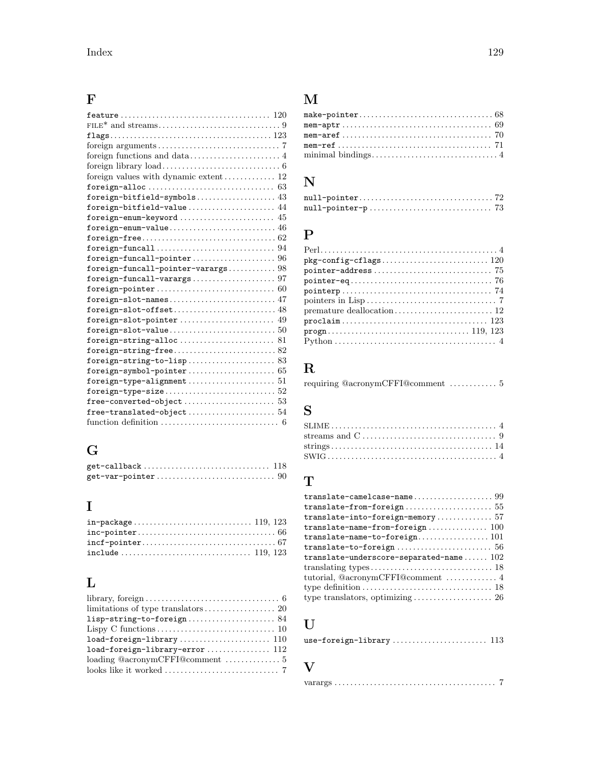## F

- `feature` .......... 120
- FILE* and streams .......... 9
- `flags` .......... 123
- foreign arguments .......... 7
- foreign functions and data .......... 4
- foreign library load .......... 6
- foreign values with dynamic extent .......... 12
- `foreign-alloc` .......... 63
- `foreign-bitfield-symbols` .......... 43
- `foreign-bitfield-value` .......... 44
- `foreign-enum-keyword` .......... 45
- `foreign-enum-value` .......... 46
- `foreign-free` .......... 62
- `foreign-funcall` .......... 94
- `foreign-funcall-pointer` .......... 96
- `foreign-funcall-pointer-varargs` .......... 98
- `foreign-funcall-varargs` .......... 97
- `foreign-pointer` .......... 60
- `foreign-slot-names` .......... 47
- `foreign-slot-offset` .......... 48
- `foreign-slot-pointer` .......... 49
- `foreign-slot-value` .......... 50
- `foreign-string-alloc` .......... 81
- `foreign-string-free` .......... 82
- `foreign-string-to-lisp` .......... 83
- `foreign-symbol-pointer` .......... 65
- `foreign-type-alignment` .......... 51
- `foreign-type-size` .......... 52
- `free-converted-object` .......... 53
- `free-translated-object` .......... 54
- function definition .......... 6

## G

- `get-callback` .......... 118
- `get-var-pointer` .......... 90

## I

- `in-package` .......... 119, 123
- `inc-pointer` .......... 66
- `incf-pointer` .......... 67
- `include` .......... 119, 123

## L

- library, foreign .......... 6
- limitations of type translators .......... 20
- `lisp-string-to-foreign` .......... 84
- Lispy C functions .......... 10
- `load-foreign-library` .......... 110
- `load-foreign-library-error` .......... 112
- loading @acronymCFFI@comment .......... 5
- looks like it worked .......... 7

## M

- `make-pointer` .......... 68
- `mem-aptr` .......... 69
- `mem-aref` .......... 70
- `mem-ref` .......... 71
- minimal bindings .......... 4

## N

- `null-pointer` .......... 72
- `null-pointer-p` .......... 73

## P

- Perl .......... 4
- `pkg-config-cflags` .......... 120
- `pointer-address` .......... 75
- `pointer-eq` .......... 76
- `pointerp` .......... 74
- pointers in Lisp .......... 7
- premature deallocation .......... 12
- `proclaim` .......... 123
- `progn` .......... 119, 123
- Python .......... 4

## R

- requiring @acronymCFFI@comment .......... 5

## S

- SLIME .......... 4
- streams and C .......... 9
- strings .......... 14
- SWIG .......... 4

## T

- `translate-camelcase-name` .......... 99
- `translate-from-foreign` .......... 55
- `translate-into-foreign-memory` .......... 57
- `translate-name-from-foreign` .......... 100
- `translate-name-to-foreign` .......... 101
- `translate-to-foreign` .......... 56
- `translate-underscore-separated-name` .......... 102
- translating types .......... 18
- tutorial, @acronymCFFI@comment .......... 4
- type definition .......... 18
- type translators, optimizing .......... 26

## U

- `use-foreign-library` .......... 113

## V

- varargs .......... 7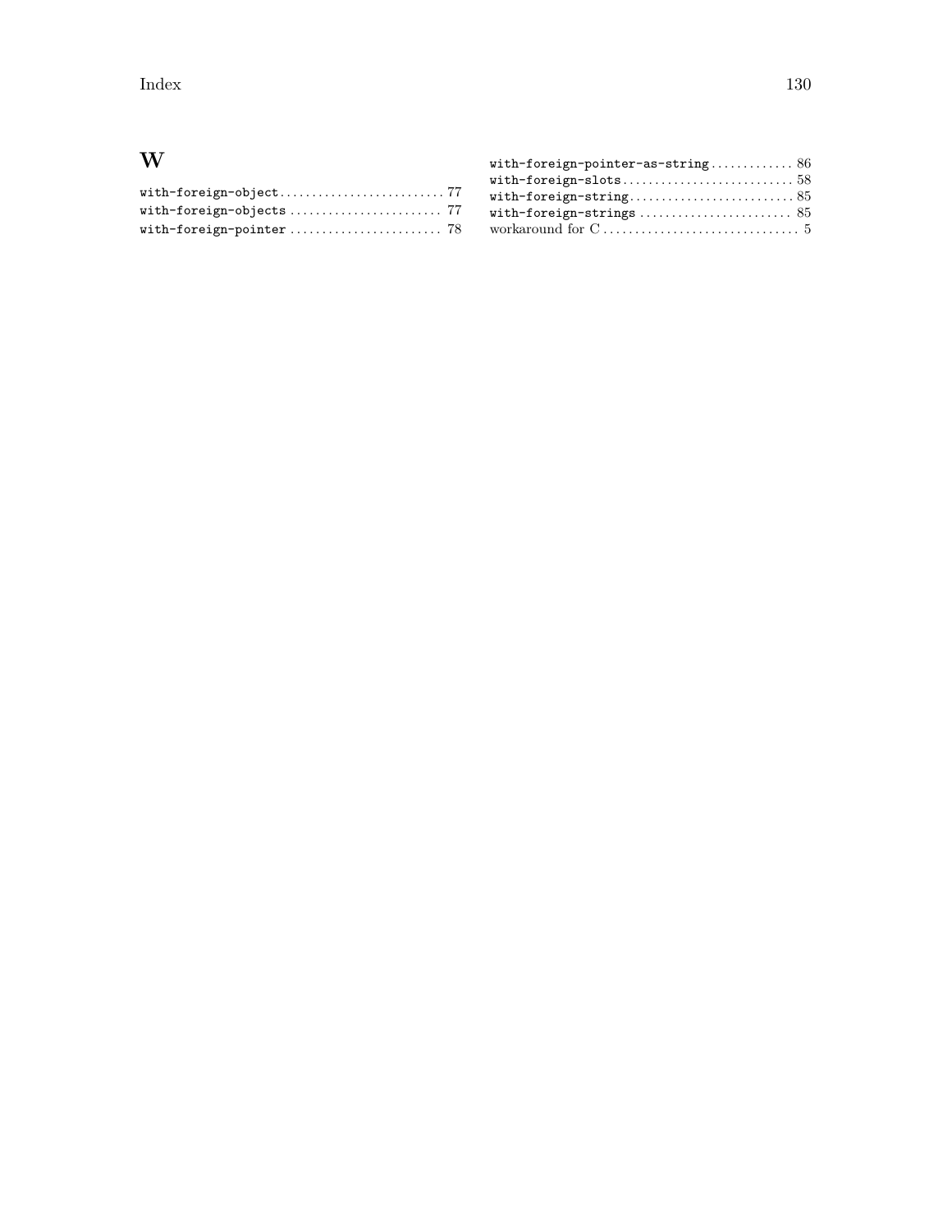## W

with-foreign-object .......................... 77
with-foreign-objects .......................... 77
with-foreign-pointer .......................... 78
with-foreign-pointer-as-string .......................... 86
with-foreign-slots .......................... 58
with-foreign-string .......................... 85
with-foreign-strings .......................... 85
workaround for C .......................... 5